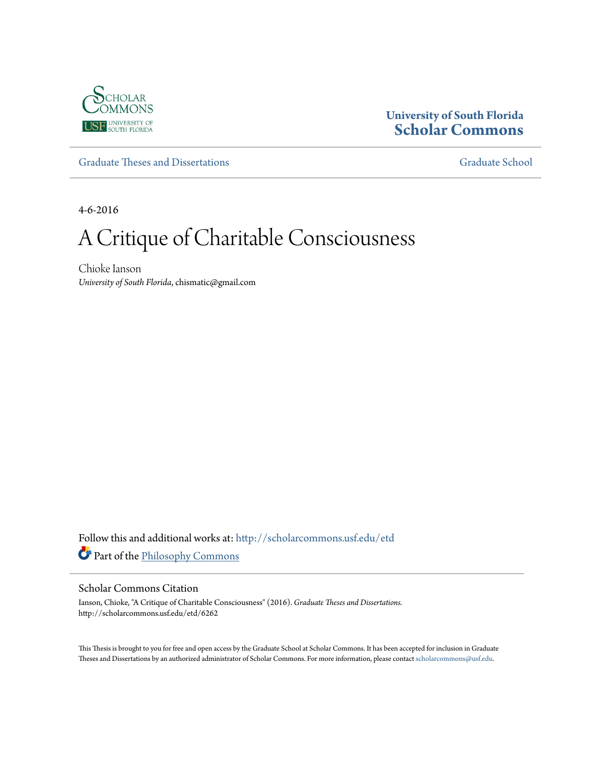University of South Florida
Scholar Commons

Graduate Theses and Dissertations

Graduate School

4-6-2016

# A Critique of Charitable Consciousness

Chioke Ianson
*University of South Florida*, chismatic@gmail.com

Follow this and additional works at: http://scholarcommons.usf.edu/etd

Part of the Philosophy Commons

## Scholar Commons Citation

Ianson, Chioke, "A Critique of Charitable Consciousness" (2016). *Graduate Theses and Dissertations.*
http://scholarcommons.usf.edu/etd/6262

This Thesis is brought to you for free and open access by the Graduate School at Scholar Commons. It has been accepted for inclusion in Graduate Theses and Dissertations by an authorized administrator of Scholar Commons. For more information, please contact scholarcommons@usf.edu.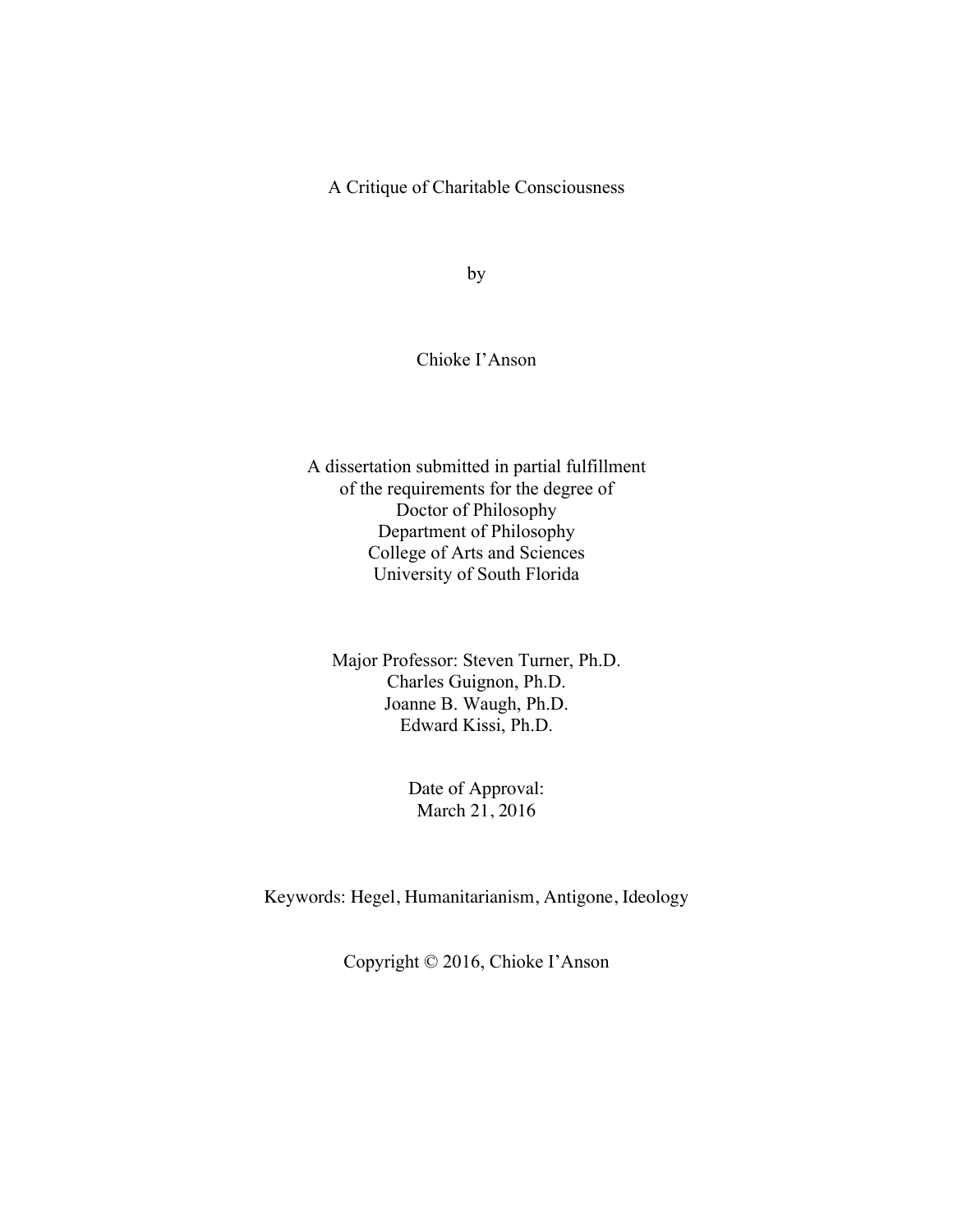# A Critique of Charitable Consciousness

by

Chioke I'Anson

A dissertation submitted in partial fulfillment
of the requirements for the degree of
Doctor of Philosophy
Department of Philosophy
College of Arts and Sciences
University of South Florida

Major Professor: Steven Turner, Ph.D.
Charles Guignon, Ph.D.
Joanne B. Waugh, Ph.D.
Edward Kissi, Ph.D.

Date of Approval:
March 21, 2016

Keywords: Hegel, Humanitarianism, Antigone, Ideology

Copyright © 2016, Chioke I'Anson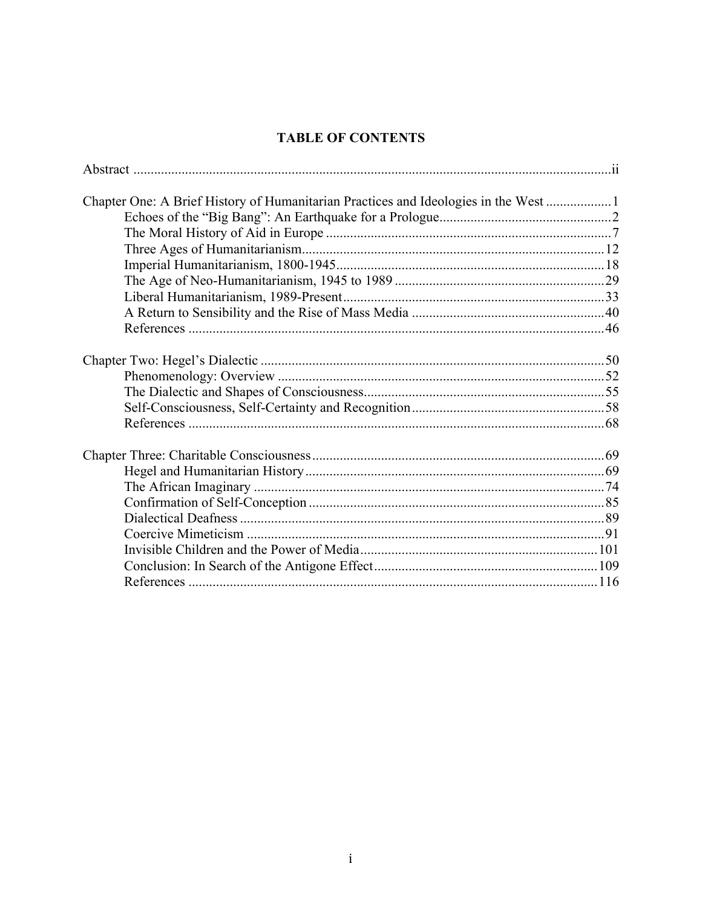# TABLE OF CONTENTS

Abstract ..... ii

Chapter One: A Brief History of Humanitarian Practices and Ideologies in the West ..... 1
- Echoes of the "Big Bang": An Earthquake for a Prologue ..... 2
- The Moral History of Aid in Europe ..... 7
- Three Ages of Humanitarianism ..... 12
- Imperial Humanitarianism, 1800-1945 ..... 18
- The Age of Neo-Humanitarianism, 1945 to 1989 ..... 29
- Liberal Humanitarianism, 1989-Present ..... 33
- A Return to Sensibility and the Rise of Mass Media ..... 40
- References ..... 46

Chapter Two: Hegel's Dialectic ..... 50
- Phenomenology: Overview ..... 52
- The Dialectic and Shapes of Consciousness ..... 55
- Self-Consciousness, Self-Certainty and Recognition ..... 58
- References ..... 68

Chapter Three: Charitable Consciousness ..... 69
- Hegel and Humanitarian History ..... 69
- The African Imaginary ..... 74
- Confirmation of Self-Conception ..... 85
- Dialectical Deafness ..... 89
- Coercive Mimeticism ..... 91
- Invisible Children and the Power of Media ..... 101
- Conclusion: In Search of the Antigone Effect ..... 109
- References ..... 116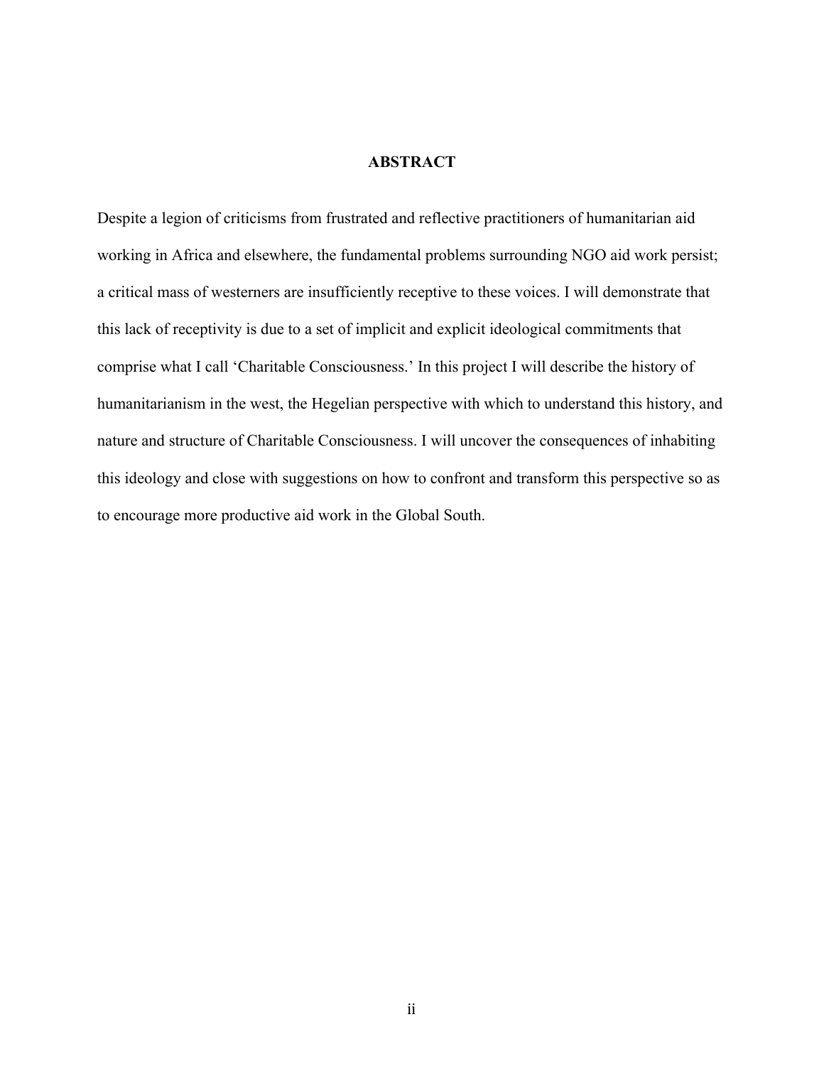# ABSTRACT

Despite a legion of criticisms from frustrated and reflective practitioners of humanitarian aid working in Africa and elsewhere, the fundamental problems surrounding NGO aid work persist; a critical mass of westerners are insufficiently receptive to these voices. I will demonstrate that this lack of receptivity is due to a set of implicit and explicit ideological commitments that comprise what I call 'Charitable Consciousness.' In this project I will describe the history of humanitarianism in the west, the Hegelian perspective with which to understand this history, and nature and structure of Charitable Consciousness. I will uncover the consequences of inhabiting this ideology and close with suggestions on how to confront and transform this perspective so as to encourage more productive aid work in the Global South.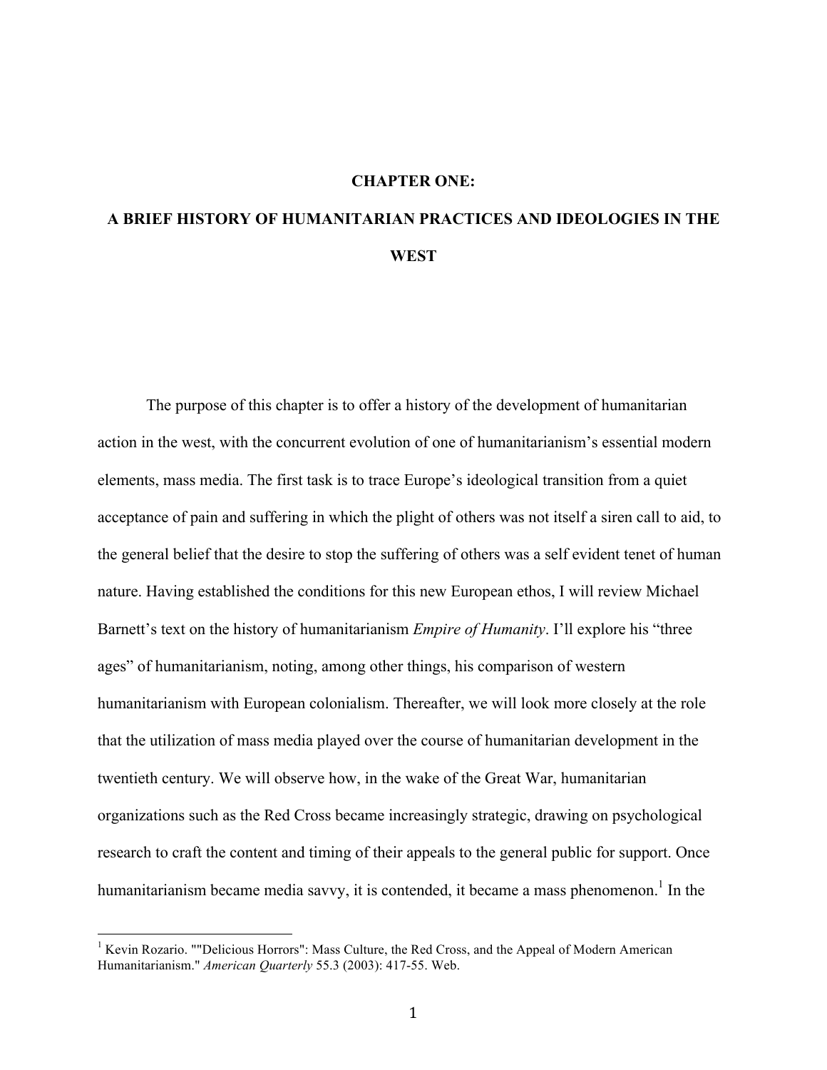# CHAPTER ONE:

# A BRIEF HISTORY OF HUMANITARIAN PRACTICES AND IDEOLOGIES IN THE WEST

The purpose of this chapter is to offer a history of the development of humanitarian action in the west, with the concurrent evolution of one of humanitarianism's essential modern elements, mass media. The first task is to trace Europe's ideological transition from a quiet acceptance of pain and suffering in which the plight of others was not itself a siren call to aid, to the general belief that the desire to stop the suffering of others was a self evident tenet of human nature. Having established the conditions for this new European ethos, I will review Michael Barnett's text on the history of humanitarianism *Empire of Humanity*. I'll explore his "three ages" of humanitarianism, noting, among other things, his comparison of western humanitarianism with European colonialism. Thereafter, we will look more closely at the role that the utilization of mass media played over the course of humanitarian development in the twentieth century. We will observe how, in the wake of the Great War, humanitarian organizations such as the Red Cross became increasingly strategic, drawing on psychological research to craft the content and timing of their appeals to the general public for support. Once humanitarianism became media savvy, it is contended, it became a mass phenomenon.[1] In the

---

[1] Kevin Rozario. ""Delicious Horrors": Mass Culture, the Red Cross, and the Appeal of Modern American Humanitarianism." *American Quarterly* 55.3 (2003): 417-55. Web.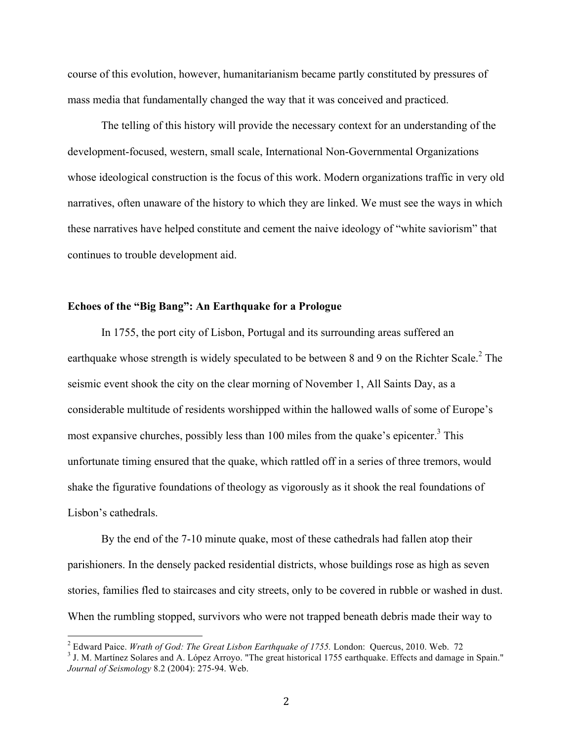course of this evolution, however, humanitarianism became partly constituted by pressures of mass media that fundamentally changed the way that it was conceived and practiced.

The telling of this history will provide the necessary context for an understanding of the development-focused, western, small scale, International Non-Governmental Organizations whose ideological construction is the focus of this work. Modern organizations traffic in very old narratives, often unaware of the history to which they are linked. We must see the ways in which these narratives have helped constitute and cement the naive ideology of "white saviorism" that continues to trouble development aid.

**Echoes of the "Big Bang": An Earthquake for a Prologue**

In 1755, the port city of Lisbon, Portugal and its surrounding areas suffered an earthquake whose strength is widely speculated to be between 8 and 9 on the Richter Scale.[2] The seismic event shook the city on the clear morning of November 1, All Saints Day, as a considerable multitude of residents worshipped within the hallowed walls of some of Europe's most expansive churches, possibly less than 100 miles from the quake's epicenter.[3] This unfortunate timing ensured that the quake, which rattled off in a series of three tremors, would shake the figurative foundations of theology as vigorously as it shook the real foundations of Lisbon's cathedrals.

By the end of the 7-10 minute quake, most of these cathedrals had fallen atop their parishioners. In the densely packed residential districts, whose buildings rose as high as seven stories, families fled to staircases and city streets, only to be covered in rubble or washed in dust. When the rumbling stopped, survivors who were not trapped beneath debris made their way to

---

[2] Edward Paice. *Wrath of God: The Great Lisbon Earthquake of 1755.* London: Quercus, 2010. Web. 72

[3] J. M. Martínez Solares and A. López Arroyo. "The great historical 1755 earthquake. Effects and damage in Spain." *Journal of Seismology* 8.2 (2004): 275-94. Web.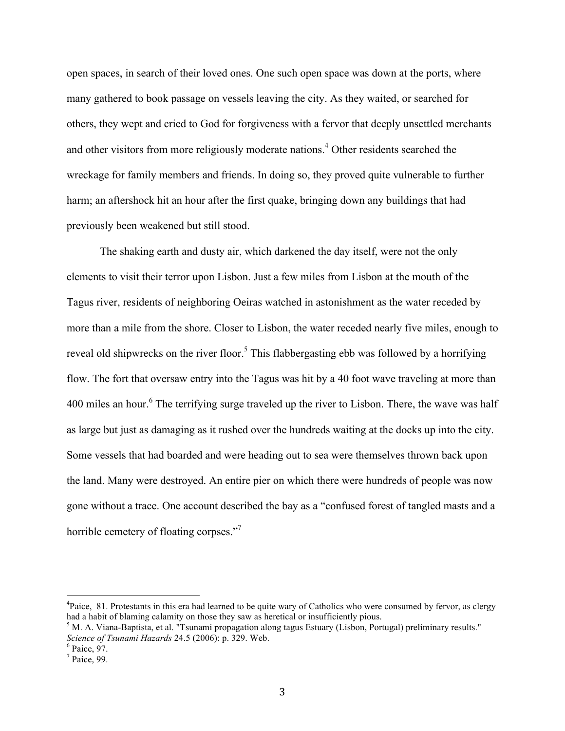open spaces, in search of their loved ones. One such open space was down at the ports, where many gathered to book passage on vessels leaving the city. As they waited, or searched for others, they wept and cried to God for forgiveness with a fervor that deeply unsettled merchants and other visitors from more religiously moderate nations.[4] Other residents searched the wreckage for family members and friends. In doing so, they proved quite vulnerable to further harm; an aftershock hit an hour after the first quake, bringing down any buildings that had previously been weakened but still stood.

The shaking earth and dusty air, which darkened the day itself, were not the only elements to visit their terror upon Lisbon. Just a few miles from Lisbon at the mouth of the Tagus river, residents of neighboring Oeiras watched in astonishment as the water receded by more than a mile from the shore. Closer to Lisbon, the water receded nearly five miles, enough to reveal old shipwrecks on the river floor.[5] This flabbergasting ebb was followed by a horrifying flow. The fort that oversaw entry into the Tagus was hit by a 40 foot wave traveling at more than 400 miles an hour.[6] The terrifying surge traveled up the river to Lisbon. There, the wave was half as large but just as damaging as it rushed over the hundreds waiting at the docks up into the city. Some vessels that had boarded and were heading out to sea were themselves thrown back upon the land. Many were destroyed. An entire pier on which there were hundreds of people was now gone without a trace. One account described the bay as a "confused forest of tangled masts and a horrible cemetery of floating corpses."[7]

---

[4] Paice, 81. Protestants in this era had learned to be quite wary of Catholics who were consumed by fervor, as clergy had a habit of blaming calamity on those they saw as heretical or insufficiently pious.

[5] M. A. Viana-Baptista, et al. "Tsunami propagation along tagus Estuary (Lisbon, Portugal) preliminary results." *Science of Tsunami Hazards* 24.5 (2006): p. 329. Web.

[6] Paice, 97.

[7] Paice, 99.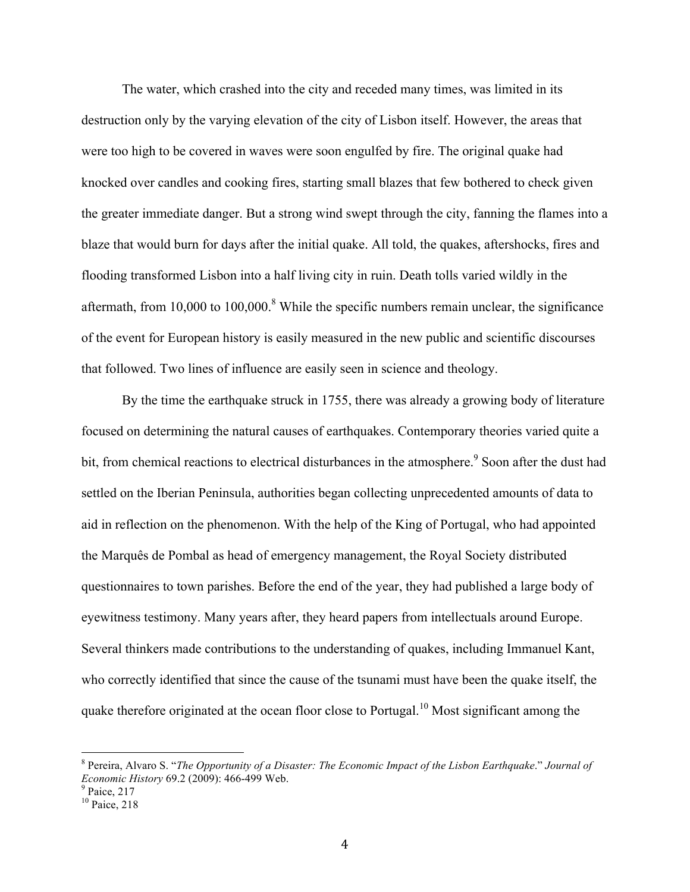The water, which crashed into the city and receded many times, was limited in its destruction only by the varying elevation of the city of Lisbon itself. However, the areas that were too high to be covered in waves were soon engulfed by fire. The original quake had knocked over candles and cooking fires, starting small blazes that few bothered to check given the greater immediate danger. But a strong wind swept through the city, fanning the flames into a blaze that would burn for days after the initial quake. All told, the quakes, aftershocks, fires and flooding transformed Lisbon into a half living city in ruin. Death tolls varied wildly in the aftermath, from 10,000 to 100,000.[8] While the specific numbers remain unclear, the significance of the event for European history is easily measured in the new public and scientific discourses that followed. Two lines of influence are easily seen in science and theology.

By the time the earthquake struck in 1755, there was already a growing body of literature focused on determining the natural causes of earthquakes. Contemporary theories varied quite a bit, from chemical reactions to electrical disturbances in the atmosphere.[9] Soon after the dust had settled on the Iberian Peninsula, authorities began collecting unprecedented amounts of data to aid in reflection on the phenomenon. With the help of the King of Portugal, who had appointed the Marquês de Pombal as head of emergency management, the Royal Society distributed questionnaires to town parishes. Before the end of the year, they had published a large body of eyewitness testimony. Many years after, they heard papers from intellectuals around Europe. Several thinkers made contributions to the understanding of quakes, including Immanuel Kant, who correctly identified that since the cause of the tsunami must have been the quake itself, the quake therefore originated at the ocean floor close to Portugal.[10] Most significant among the

---

[8] Pereira, Alvaro S. "*The Opportunity of a Disaster: The Economic Impact of the Lisbon Earthquake*." *Journal of Economic History* 69.2 (2009): 466-499 Web.

[9] Paice, 217

[10] Paice, 218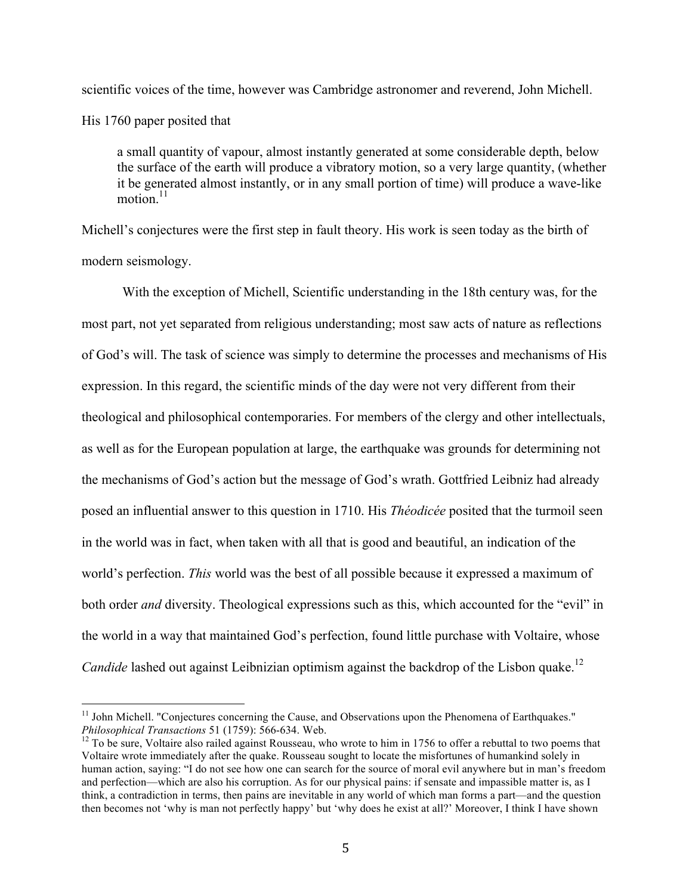scientific voices of the time, however was Cambridge astronomer and reverend, John Michell. His 1760 paper posited that

> a small quantity of vapour, almost instantly generated at some considerable depth, below the surface of the earth will produce a vibratory motion, so a very large quantity, (whether it be generated almost instantly, or in any small portion of time) will produce a wave-like motion.[11]

Michell's conjectures were the first step in fault theory. His work is seen today as the birth of modern seismology.

With the exception of Michell, Scientific understanding in the 18th century was, for the most part, not yet separated from religious understanding; most saw acts of nature as reflections of God's will. The task of science was simply to determine the processes and mechanisms of His expression. In this regard, the scientific minds of the day were not very different from their theological and philosophical contemporaries. For members of the clergy and other intellectuals, as well as for the European population at large, the earthquake was grounds for determining not the mechanisms of God's action but the message of God's wrath. Gottfried Leibniz had already posed an influential answer to this question in 1710. His *Théodicée* posited that the turmoil seen in the world was in fact, when taken with all that is good and beautiful, an indication of the world's perfection. *This* world was the best of all possible because it expressed a maximum of both order *and* diversity. Theological expressions such as this, which accounted for the "evil" in the world in a way that maintained God's perfection, found little purchase with Voltaire, whose *Candide* lashed out against Leibnizian optimism against the backdrop of the Lisbon quake.[12]

---

[11] John Michell. "Conjectures concerning the Cause, and Observations upon the Phenomena of Earthquakes." *Philosophical Transactions* 51 (1759): 566-634. Web.

[12] To be sure, Voltaire also railed against Rousseau, who wrote to him in 1756 to offer a rebuttal to two poems that Voltaire wrote immediately after the quake. Rousseau sought to locate the misfortunes of humankind solely in human action, saying: "I do not see how one can search for the source of moral evil anywhere but in man's freedom and perfection—which are also his corruption. As for our physical pains: if sensate and impassible matter is, as I think, a contradiction in terms, then pains are inevitable in any world of which man forms a part—and the question then becomes not 'why is man not perfectly happy' but 'why does he exist at all?' Moreover, I think I have shown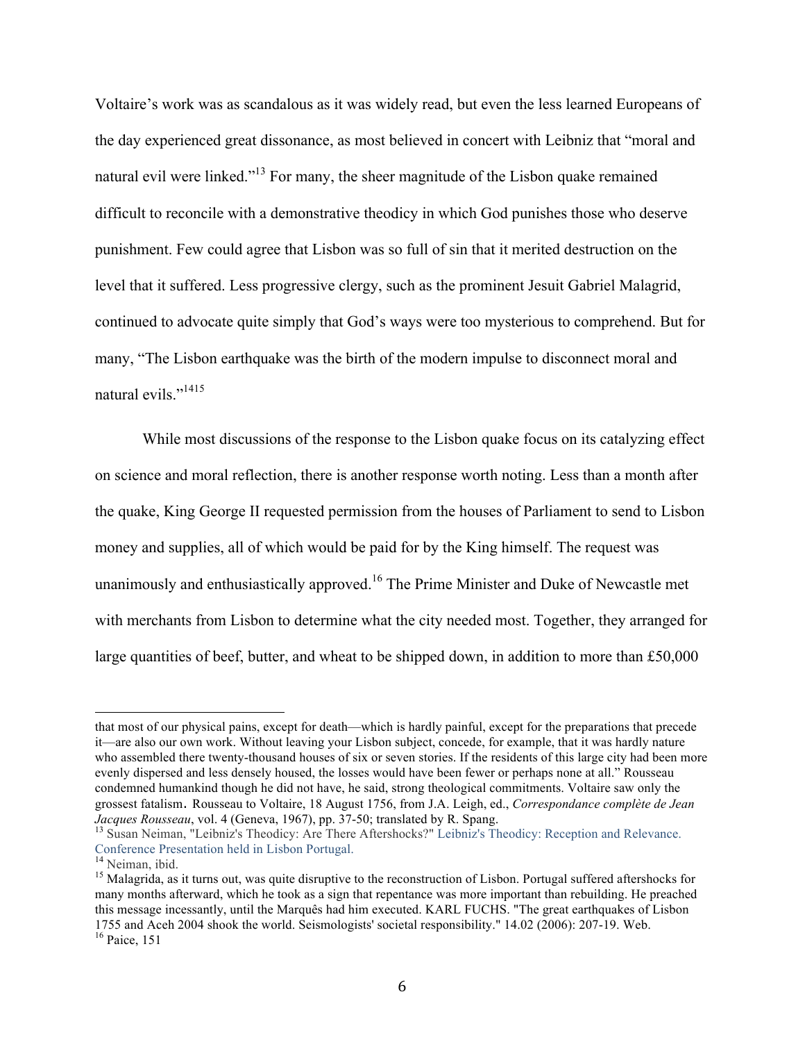Voltaire's work was as scandalous as it was widely read, but even the less learned Europeans of the day experienced great dissonance, as most believed in concert with Leibniz that "moral and natural evil were linked."[13] For many, the sheer magnitude of the Lisbon quake remained difficult to reconcile with a demonstrative theodicy in which God punishes those who deserve punishment. Few could agree that Lisbon was so full of sin that it merited destruction on the level that it suffered. Less progressive clergy, such as the prominent Jesuit Gabriel Malagrid, continued to advocate quite simply that God's ways were too mysterious to comprehend. But for many, "The Lisbon earthquake was the birth of the modern impulse to disconnect moral and natural evils."[14][15]

While most discussions of the response to the Lisbon quake focus on its catalyzing effect on science and moral reflection, there is another response worth noting. Less than a month after the quake, King George II requested permission from the houses of Parliament to send to Lisbon money and supplies, all of which would be paid for by the King himself. The request was unanimously and enthusiastically approved.[16] The Prime Minister and Duke of Newcastle met with merchants from Lisbon to determine what the city needed most. Together, they arranged for large quantities of beef, butter, and wheat to be shipped down, in addition to more than £50,000

---

that most of our physical pains, except for death—which is hardly painful, except for the preparations that precede it—are also our own work. Without leaving your Lisbon subject, concede, for example, that it was hardly nature who assembled there twenty-thousand houses of six or seven stories. If the residents of this large city had been more evenly dispersed and less densely housed, the losses would have been fewer or perhaps none at all." Rousseau condemned humankind though he did not have, he said, strong theological commitments. Voltaire saw only the grossest fatalism. Rousseau to Voltaire, 18 August 1756, from J.A. Leigh, ed., *Correspondance complète de Jean Jacques Rousseau*, vol. 4 (Geneva, 1967), pp. 37-50; translated by R. Spang.

[13] Susan Neiman, "Leibniz's Theodicy: Are There Aftershocks?" Leibniz's Theodicy: Reception and Relevance. Conference Presentation held in Lisbon Portugal.

[14] Neiman, ibid.

[15] Malagrida, as it turns out, was quite disruptive to the reconstruction of Lisbon. Portugal suffered aftershocks for many months afterward, which he took as a sign that repentance was more important than rebuilding. He preached this message incessantly, until the Marquês had him executed. KARL FUCHS. "The great earthquakes of Lisbon 1755 and Aceh 2004 shook the world. Seismologists' societal responsibility." 14.02 (2006): 207-19. Web.

[16] Paice, 151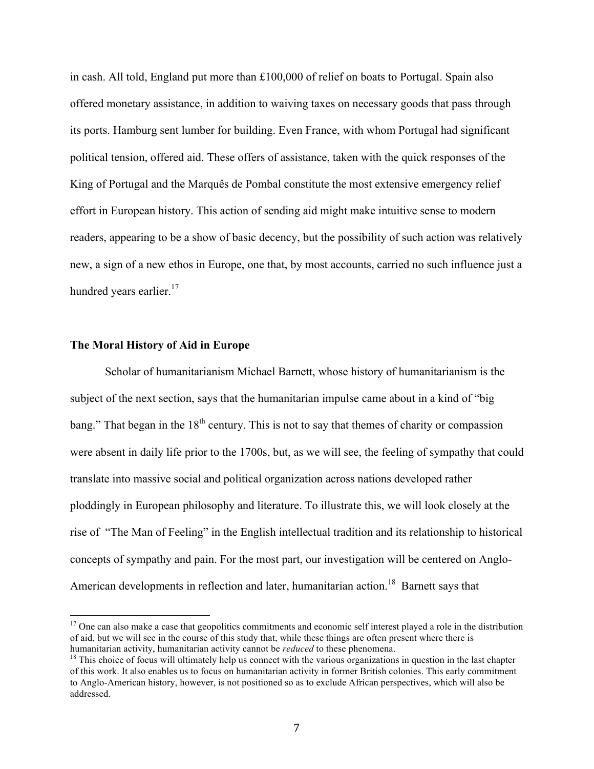in cash. All told, England put more than £100,000 of relief on boats to Portugal. Spain also offered monetary assistance, in addition to waiving taxes on necessary goods that pass through its ports. Hamburg sent lumber for building. Even France, with whom Portugal had significant political tension, offered aid. These offers of assistance, taken with the quick responses of the King of Portugal and the Marquês de Pombal constitute the most extensive emergency relief effort in European history. This action of sending aid might make intuitive sense to modern readers, appearing to be a show of basic decency, but the possibility of such action was relatively new, a sign of a new ethos in Europe, one that, by most accounts, carried no such influence just a hundred years earlier.[17]

### The Moral History of Aid in Europe

Scholar of humanitarianism Michael Barnett, whose history of humanitarianism is the subject of the next section, says that the humanitarian impulse came about in a kind of "big bang." That began in the 18th century. This is not to say that themes of charity or compassion were absent in daily life prior to the 1700s, but, as we will see, the feeling of sympathy that could translate into massive social and political organization across nations developed rather ploddingly in European philosophy and literature. To illustrate this, we will look closely at the rise of "The Man of Feeling" in the English intellectual tradition and its relationship to historical concepts of sympathy and pain. For the most part, our investigation will be centered on Anglo-American developments in reflection and later, humanitarian action.[18] Barnett says that

---

[17] One can also make a case that geopolitics commitments and economic self interest played a role in the distribution of aid, but we will see in the course of this study that, while these things are often present where there is humanitarian activity, humanitarian activity cannot be *reduced* to these phenomena.

[18] This choice of focus will ultimately help us connect with the various organizations in question in the last chapter of this work. It also enables us to focus on humanitarian activity in former British colonies. This early commitment to Anglo-American history, however, is not positioned so as to exclude African perspectives, which will also be addressed.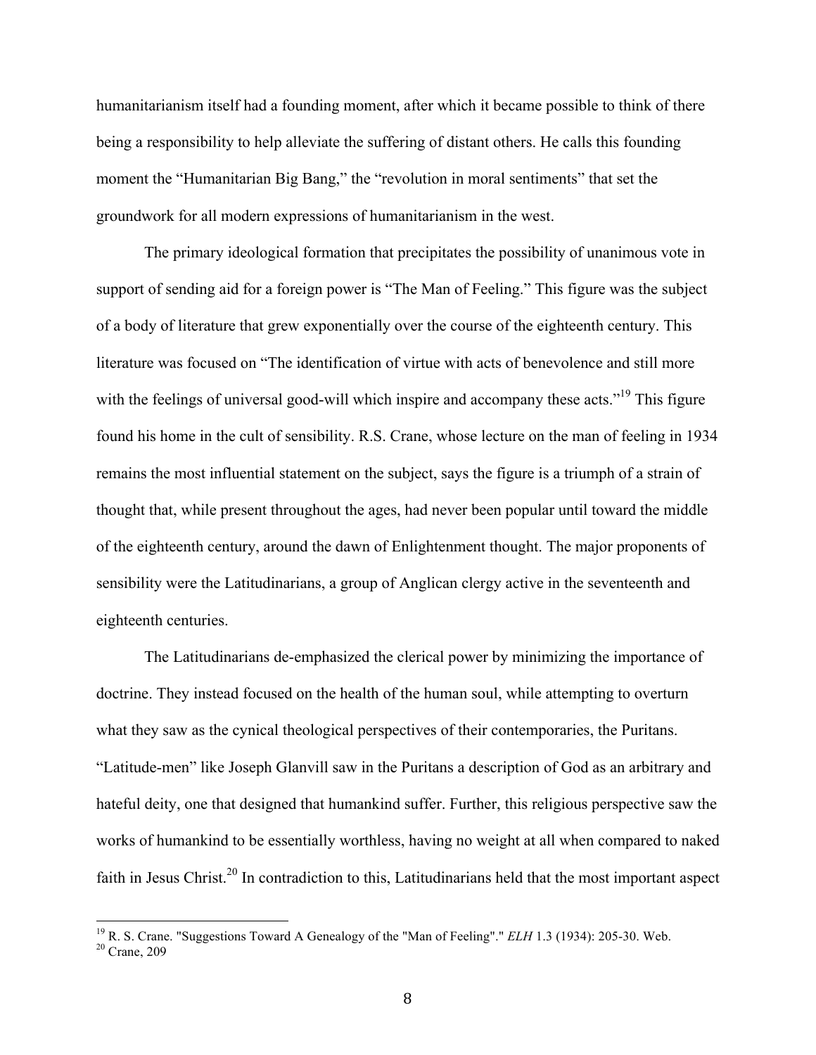humanitarianism itself had a founding moment, after which it became possible to think of there being a responsibility to help alleviate the suffering of distant others. He calls this founding moment the "Humanitarian Big Bang," the "revolution in moral sentiments" that set the groundwork for all modern expressions of humanitarianism in the west.

The primary ideological formation that precipitates the possibility of unanimous vote in support of sending aid for a foreign power is "The Man of Feeling." This figure was the subject of a body of literature that grew exponentially over the course of the eighteenth century. This literature was focused on "The identification of virtue with acts of benevolence and still more with the feelings of universal good-will which inspire and accompany these acts."[19] This figure found his home in the cult of sensibility. R.S. Crane, whose lecture on the man of feeling in 1934 remains the most influential statement on the subject, says the figure is a triumph of a strain of thought that, while present throughout the ages, had never been popular until toward the middle of the eighteenth century, around the dawn of Enlightenment thought. The major proponents of sensibility were the Latitudinarians, a group of Anglican clergy active in the seventeenth and eighteenth centuries.

The Latitudinarians de-emphasized the clerical power by minimizing the importance of doctrine. They instead focused on the health of the human soul, while attempting to overturn what they saw as the cynical theological perspectives of their contemporaries, the Puritans. "Latitude-men" like Joseph Glanvill saw in the Puritans a description of God as an arbitrary and hateful deity, one that designed that humankind suffer. Further, this religious perspective saw the works of humankind to be essentially worthless, having no weight at all when compared to naked faith in Jesus Christ.[20] In contradiction to this, Latitudinarians held that the most important aspect

---

[19] R. S. Crane. "Suggestions Toward A Genealogy of the "Man of Feeling"." *ELH* 1.3 (1934): 205-30. Web.

[20] Crane, 209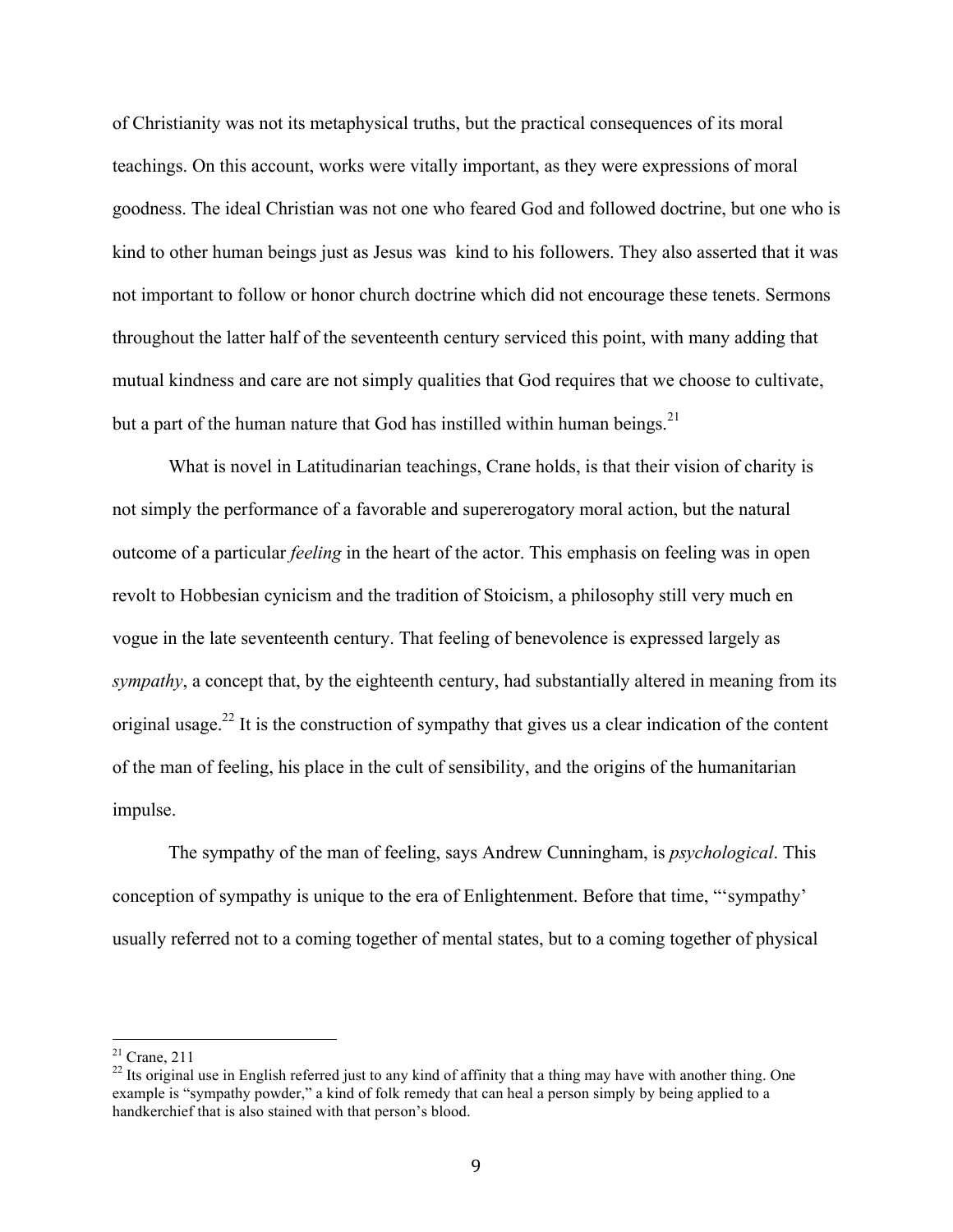of Christianity was not its metaphysical truths, but the practical consequences of its moral teachings. On this account, works were vitally important, as they were expressions of moral goodness. The ideal Christian was not one who feared God and followed doctrine, but one who is kind to other human beings just as Jesus was kind to his followers. They also asserted that it was not important to follow or honor church doctrine which did not encourage these tenets. Sermons throughout the latter half of the seventeenth century serviced this point, with many adding that mutual kindness and care are not simply qualities that God requires that we choose to cultivate, but a part of the human nature that God has instilled within human beings.[21]

What is novel in Latitudinarian teachings, Crane holds, is that their vision of charity is not simply the performance of a favorable and supererogatory moral action, but the natural outcome of a particular *feeling* in the heart of the actor. This emphasis on feeling was in open revolt to Hobbesian cynicism and the tradition of Stoicism, a philosophy still very much en vogue in the late seventeenth century. That feeling of benevolence is expressed largely as *sympathy*, a concept that, by the eighteenth century, had substantially altered in meaning from its original usage.[22] It is the construction of sympathy that gives us a clear indication of the content of the man of feeling, his place in the cult of sensibility, and the origins of the humanitarian impulse.

The sympathy of the man of feeling, says Andrew Cunningham, is *psychological*. This conception of sympathy is unique to the era of Enlightenment. Before that time, "'sympathy' usually referred not to a coming together of mental states, but to a coming together of physical

---

[21] Crane, 211

[22] Its original use in English referred just to any kind of affinity that a thing may have with another thing. One example is "sympathy powder," a kind of folk remedy that can heal a person simply by being applied to a handkerchief that is also stained with that person's blood.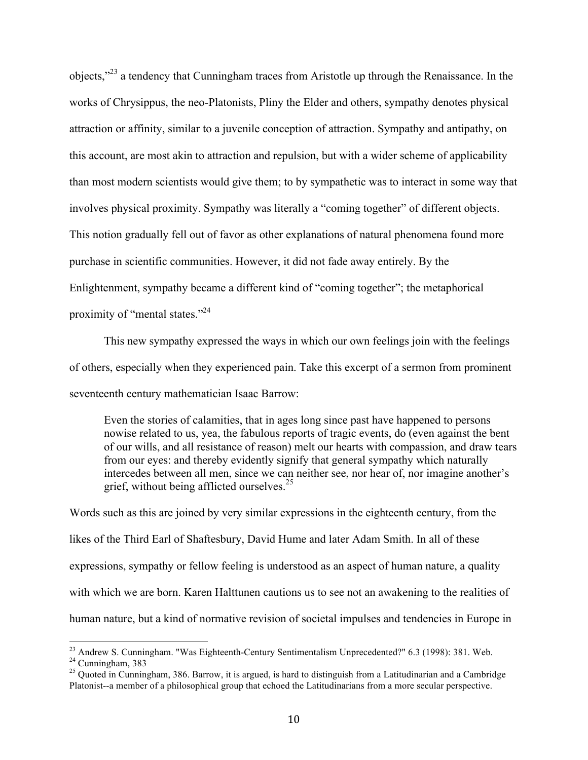objects,"[23] a tendency that Cunningham traces from Aristotle up through the Renaissance. In the works of Chrysippus, the neo-Platonists, Pliny the Elder and others, sympathy denotes physical attraction or affinity, similar to a juvenile conception of attraction. Sympathy and antipathy, on this account, are most akin to attraction and repulsion, but with a wider scheme of applicability than most modern scientists would give them; to by sympathetic was to interact in some way that involves physical proximity. Sympathy was literally a "coming together" of different objects. This notion gradually fell out of favor as other explanations of natural phenomena found more purchase in scientific communities. However, it did not fade away entirely. By the Enlightenment, sympathy became a different kind of "coming together"; the metaphorical proximity of "mental states."[24]

This new sympathy expressed the ways in which our own feelings join with the feelings of others, especially when they experienced pain. Take this excerpt of a sermon from prominent seventeenth century mathematician Isaac Barrow:

> Even the stories of calamities, that in ages long since past have happened to persons nowise related to us, yea, the fabulous reports of tragic events, do (even against the bent of our wills, and all resistance of reason) melt our hearts with compassion, and draw tears from our eyes: and thereby evidently signify that general sympathy which naturally intercedes between all men, since we can neither see, nor hear of, nor imagine another's grief, without being afflicted ourselves.[25]

Words such as this are joined by very similar expressions in the eighteenth century, from the likes of the Third Earl of Shaftesbury, David Hume and later Adam Smith. In all of these expressions, sympathy or fellow feeling is understood as an aspect of human nature, a quality with which we are born. Karen Halttunen cautions us to see not an awakening to the realities of human nature, but a kind of normative revision of societal impulses and tendencies in Europe in

---

[23] Andrew S. Cunningham. "Was Eighteenth-Century Sentimentalism Unprecedented?" 6.3 (1998): 381. Web.

[24] Cunningham, 383

[25] Quoted in Cunningham, 386. Barrow, it is argued, is hard to distinguish from a Latitudinarian and a Cambridge Platonist--a member of a philosophical group that echoed the Latitudinarians from a more secular perspective.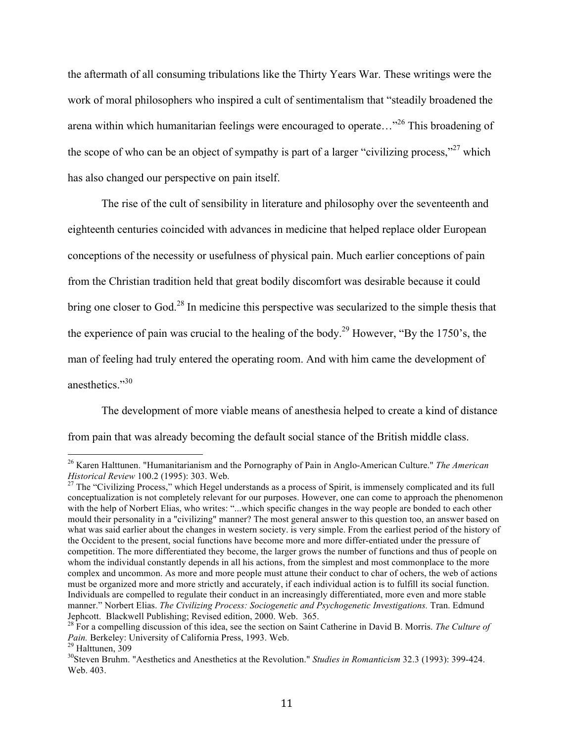the aftermath of all consuming tribulations like the Thirty Years War. These writings were the work of moral philosophers who inspired a cult of sentimentalism that "steadily broadened the arena within which humanitarian feelings were encouraged to operate…"[26] This broadening of the scope of who can be an object of sympathy is part of a larger "civilizing process,"[27] which has also changed our perspective on pain itself.

The rise of the cult of sensibility in literature and philosophy over the seventeenth and eighteenth centuries coincided with advances in medicine that helped replace older European conceptions of the necessity or usefulness of physical pain. Much earlier conceptions of pain from the Christian tradition held that great bodily discomfort was desirable because it could bring one closer to God.[28] In medicine this perspective was secularized to the simple thesis that the experience of pain was crucial to the healing of the body.[29] However, "By the 1750's, the man of feeling had truly entered the operating room. And with him came the development of anesthetics."[30]

The development of more viable means of anesthesia helped to create a kind of distance from pain that was already becoming the default social stance of the British middle class.

---

[26] Karen Halttunen. "Humanitarianism and the Pornography of Pain in Anglo-American Culture." *The American Historical Review* 100.2 (1995): 303. Web.

[27] The "Civilizing Process," which Hegel understands as a process of Spirit, is immensely complicated and its full conceptualization is not completely relevant for our purposes. However, one can come to approach the phenomenon with the help of Norbert Elias, who writes: "...which specific changes in the way people are bonded to each other mould their personality in a "civilizing" manner? The most general answer to this question too, an answer based on what was said earlier about the changes in western society. is very simple. From the earliest period of the history of the Occident to the present, social functions have become more and more differ-entiated under the pressure of competition. The more differentiated they become, the larger grows the number of functions and thus of people on whom the individual constantly depends in all his actions, from the simplest and most commonplace to the more complex and uncommon. As more and more people must attune their conduct to char of ochers, the web of actions must be organized more and more strictly and accurately, if each individual action is to fulfill its social function. Individuals are compelled to regulate their conduct in an increasingly differentiated, more even and more stable manner." Norbert Elias. *The Civilizing Process: Sociogenetic and Psychogenetic Investigations.* Tran. Edmund Jephcott. Blackwell Publishing; Revised edition, 2000. Web. 365.

[28] For a compelling discussion of this idea, see the section on Saint Catherine in David B. Morris. *The Culture of Pain.* Berkeley: University of California Press, 1993. Web.

[29] Halttunen, 309

[30] Steven Bruhm. "Aesthetics and Anesthetics at the Revolution." *Studies in Romanticism* 32.3 (1993): 399-424. Web. 403.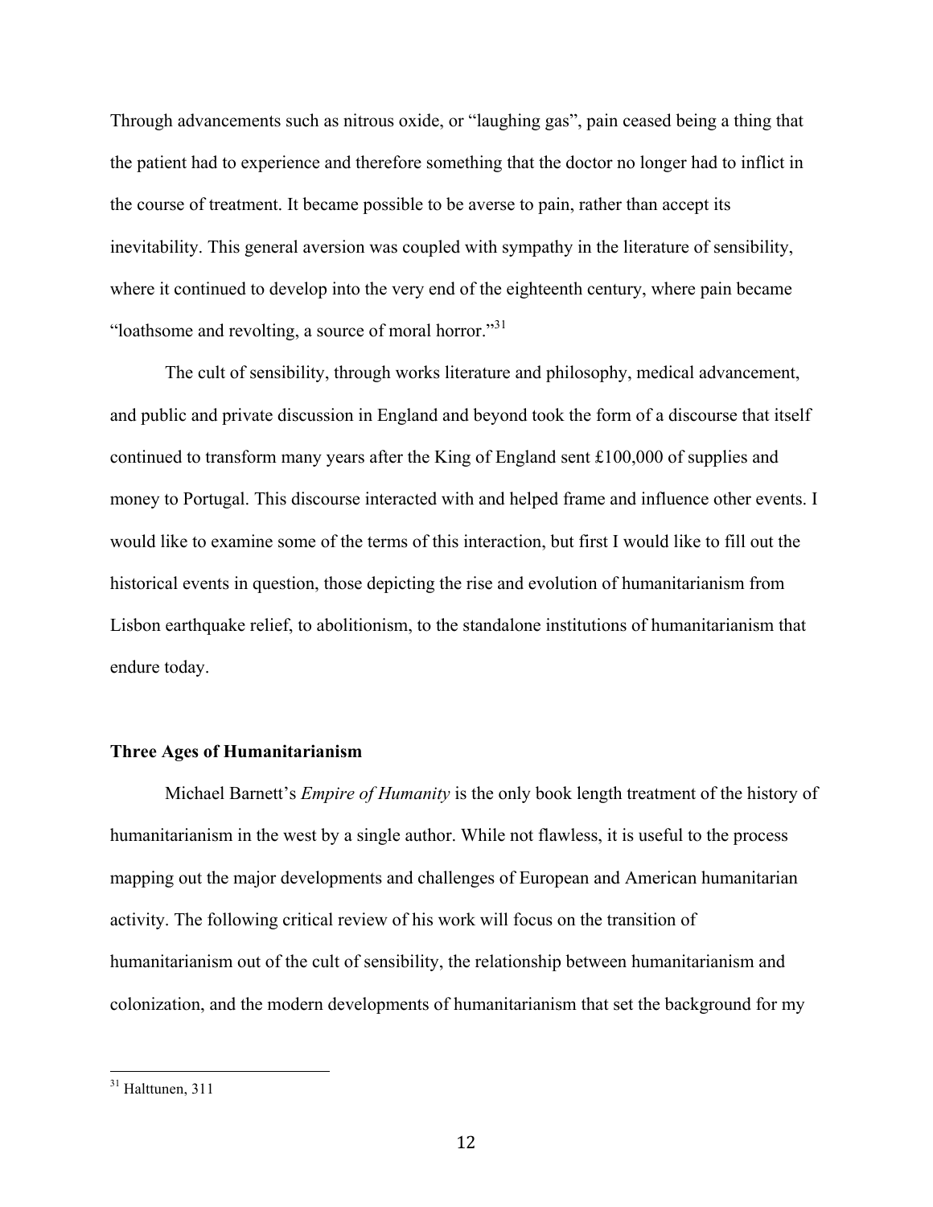Through advancements such as nitrous oxide, or "laughing gas", pain ceased being a thing that the patient had to experience and therefore something that the doctor no longer had to inflict in the course of treatment. It became possible to be averse to pain, rather than accept its inevitability. This general aversion was coupled with sympathy in the literature of sensibility, where it continued to develop into the very end of the eighteenth century, where pain became "loathsome and revolting, a source of moral horror."[31]

The cult of sensibility, through works literature and philosophy, medical advancement, and public and private discussion in England and beyond took the form of a discourse that itself continued to transform many years after the King of England sent £100,000 of supplies and money to Portugal. This discourse interacted with and helped frame and influence other events. I would like to examine some of the terms of this interaction, but first I would like to fill out the historical events in question, those depicting the rise and evolution of humanitarianism from Lisbon earthquake relief, to abolitionism, to the standalone institutions of humanitarianism that endure today.

### Three Ages of Humanitarianism

Michael Barnett's *Empire of Humanity* is the only book length treatment of the history of humanitarianism in the west by a single author. While not flawless, it is useful to the process mapping out the major developments and challenges of European and American humanitarian activity. The following critical review of his work will focus on the transition of humanitarianism out of the cult of sensibility, the relationship between humanitarianism and colonization, and the modern developments of humanitarianism that set the background for my

---

[31] Halttunen, 311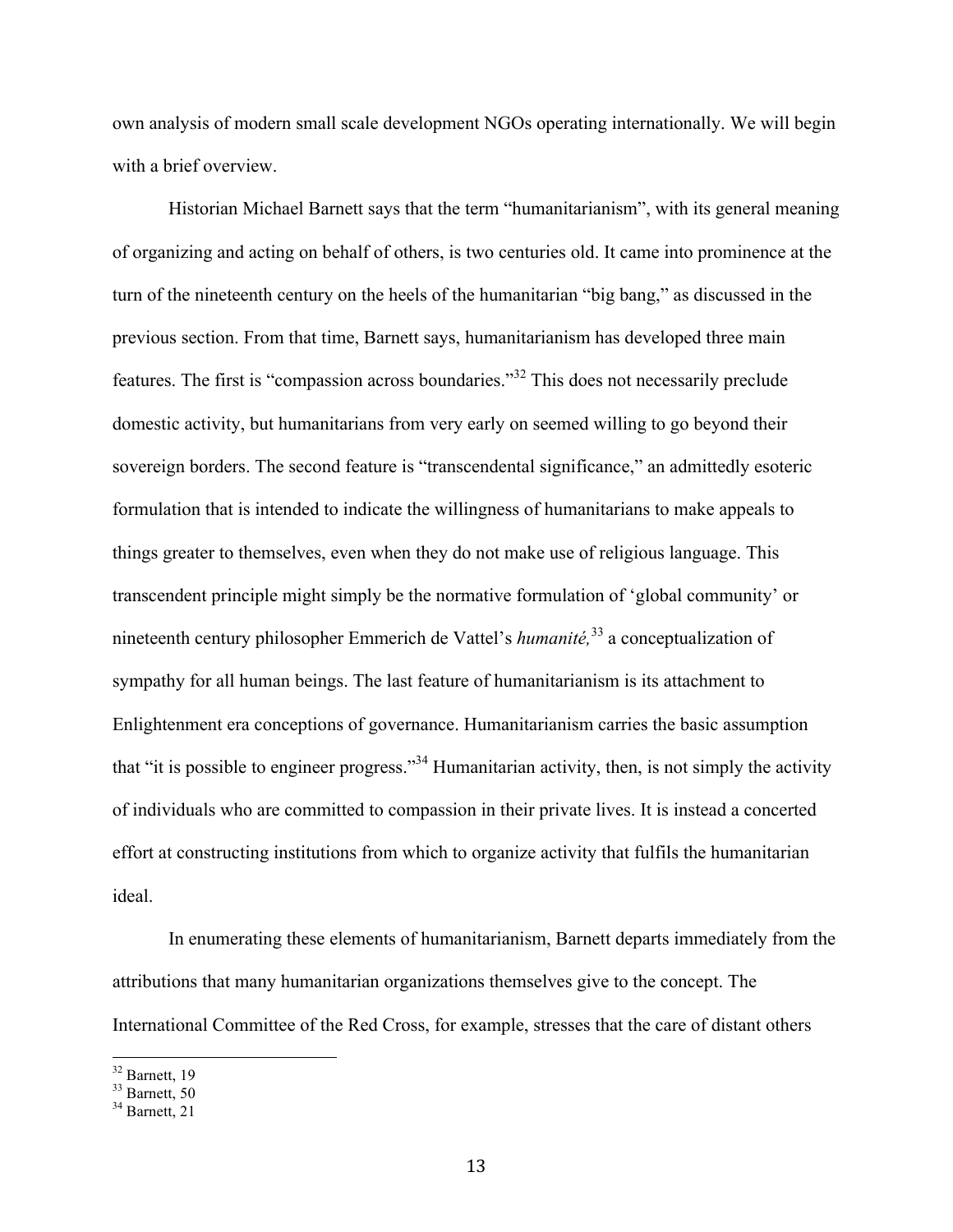own analysis of modern small scale development NGOs operating internationally. We will begin with a brief overview.

Historian Michael Barnett says that the term "humanitarianism", with its general meaning of organizing and acting on behalf of others, is two centuries old. It came into prominence at the turn of the nineteenth century on the heels of the humanitarian "big bang," as discussed in the previous section. From that time, Barnett says, humanitarianism has developed three main features. The first is "compassion across boundaries."[32] This does not necessarily preclude domestic activity, but humanitarians from very early on seemed willing to go beyond their sovereign borders. The second feature is "transcendental significance," an admittedly esoteric formulation that is intended to indicate the willingness of humanitarians to make appeals to things greater to themselves, even when they do not make use of religious language. This transcendent principle might simply be the normative formulation of 'global community' or nineteenth century philosopher Emmerich de Vattel's *humanité,*[33] a conceptualization of sympathy for all human beings. The last feature of humanitarianism is its attachment to Enlightenment era conceptions of governance. Humanitarianism carries the basic assumption that "it is possible to engineer progress."[34] Humanitarian activity, then, is not simply the activity of individuals who are committed to compassion in their private lives. It is instead a concerted effort at constructing institutions from which to organize activity that fulfils the humanitarian ideal.

In enumerating these elements of humanitarianism, Barnett departs immediately from the attributions that many humanitarian organizations themselves give to the concept. The International Committee of the Red Cross, for example, stresses that the care of distant others

---

[32] Barnett, 19
[33] Barnett, 50
[34] Barnett, 21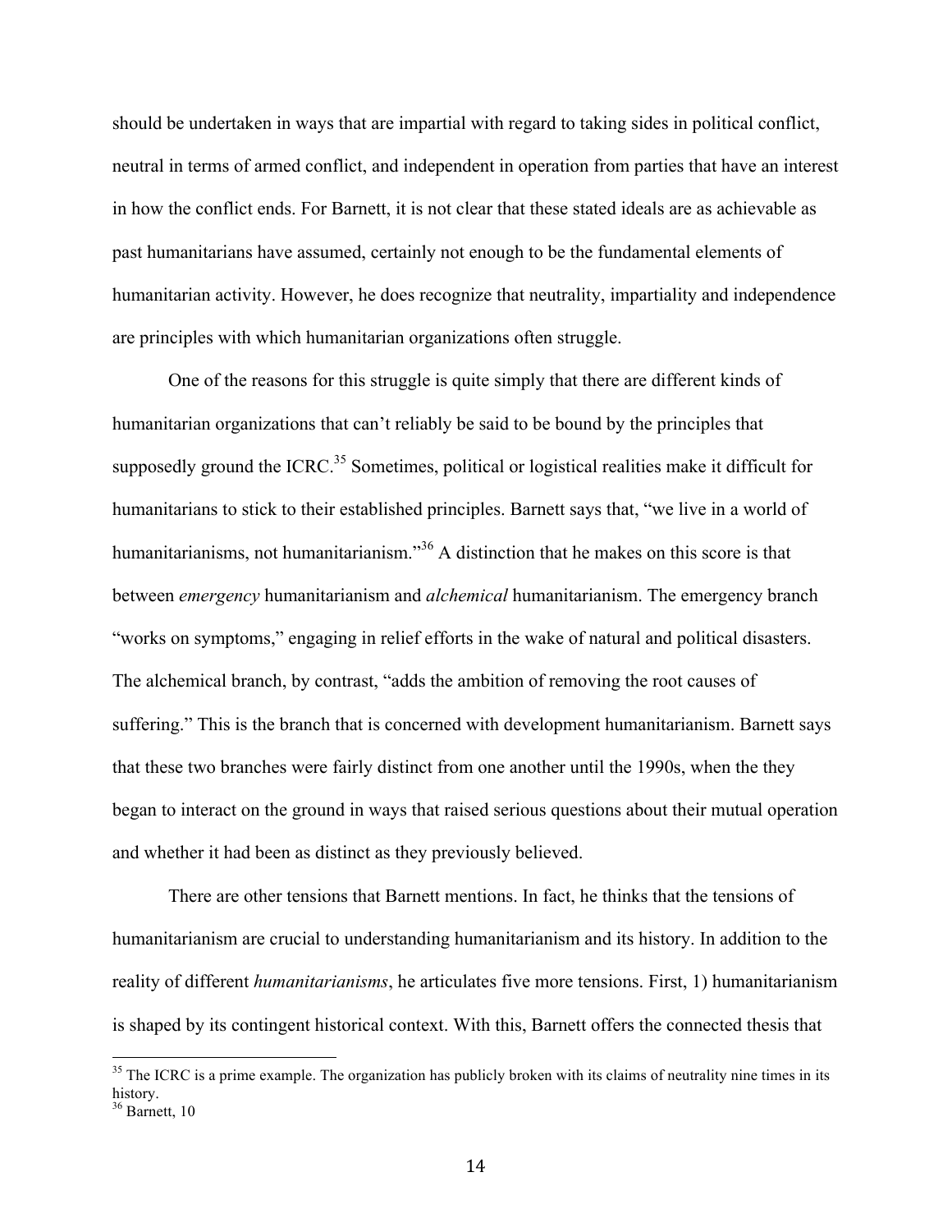should be undertaken in ways that are impartial with regard to taking sides in political conflict, neutral in terms of armed conflict, and independent in operation from parties that have an interest in how the conflict ends. For Barnett, it is not clear that these stated ideals are as achievable as past humanitarians have assumed, certainly not enough to be the fundamental elements of humanitarian activity. However, he does recognize that neutrality, impartiality and independence are principles with which humanitarian organizations often struggle.

One of the reasons for this struggle is quite simply that there are different kinds of humanitarian organizations that can't reliably be said to be bound by the principles that supposedly ground the ICRC.[35] Sometimes, political or logistical realities make it difficult for humanitarians to stick to their established principles. Barnett says that, "we live in a world of humanitarianisms, not humanitarianism."[36] A distinction that he makes on this score is that between *emergency* humanitarianism and *alchemical* humanitarianism. The emergency branch "works on symptoms," engaging in relief efforts in the wake of natural and political disasters. The alchemical branch, by contrast, "adds the ambition of removing the root causes of suffering." This is the branch that is concerned with development humanitarianism. Barnett says that these two branches were fairly distinct from one another until the 1990s, when the they began to interact on the ground in ways that raised serious questions about their mutual operation and whether it had been as distinct as they previously believed.

There are other tensions that Barnett mentions. In fact, he thinks that the tensions of humanitarianism are crucial to understanding humanitarianism and its history. In addition to the reality of different *humanitarianisms*, he articulates five more tensions. First, 1) humanitarianism is shaped by its contingent historical context. With this, Barnett offers the connected thesis that

[35] The ICRC is a prime example. The organization has publicly broken with its claims of neutrality nine times in its history.

[36] Barnett, 10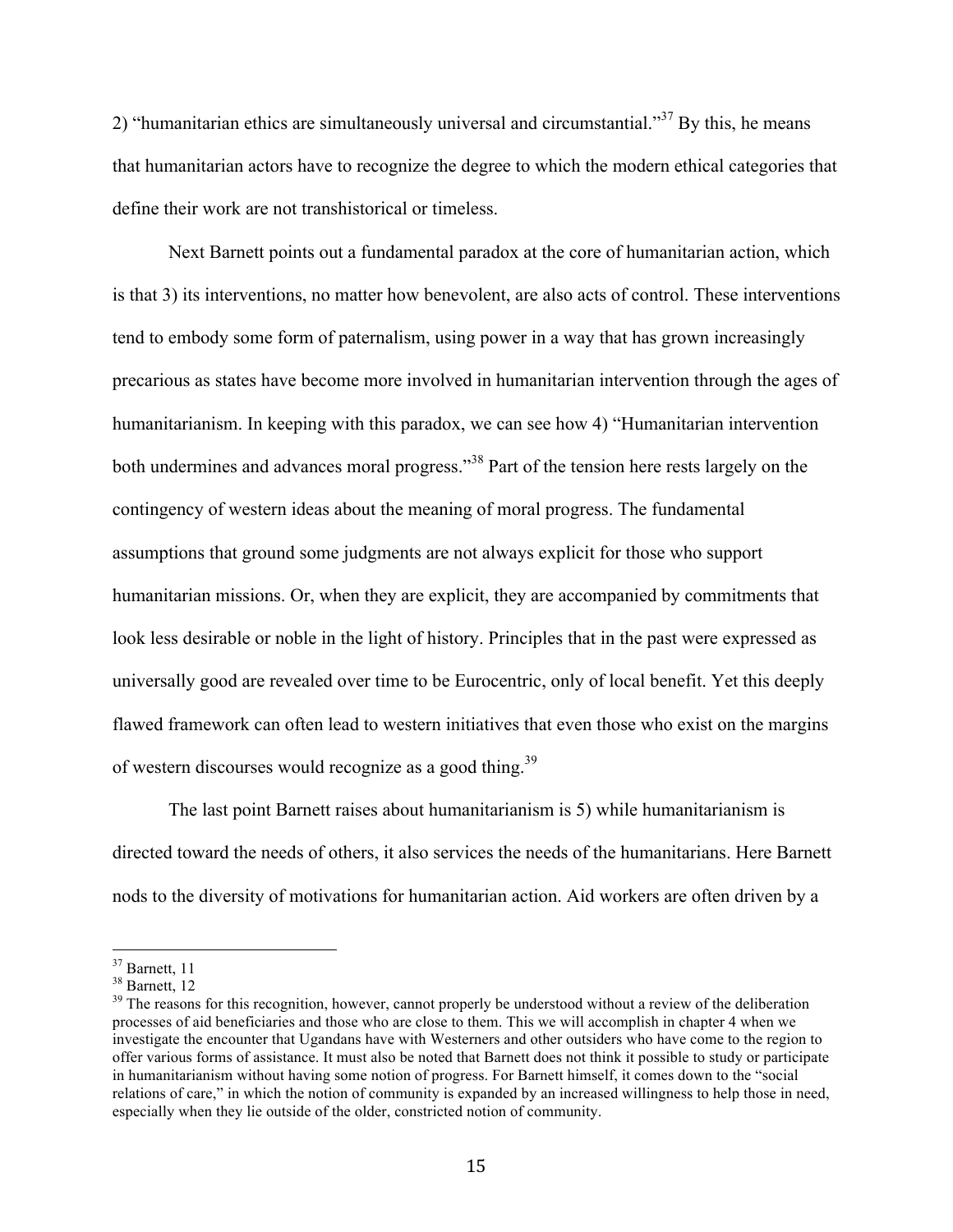2) "humanitarian ethics are simultaneously universal and circumstantial."[37] By this, he means that humanitarian actors have to recognize the degree to which the modern ethical categories that define their work are not transhistorical or timeless.

Next Barnett points out a fundamental paradox at the core of humanitarian action, which is that 3) its interventions, no matter how benevolent, are also acts of control. These interventions tend to embody some form of paternalism, using power in a way that has grown increasingly precarious as states have become more involved in humanitarian intervention through the ages of humanitarianism. In keeping with this paradox, we can see how 4) "Humanitarian intervention both undermines and advances moral progress."[38] Part of the tension here rests largely on the contingency of western ideas about the meaning of moral progress. The fundamental assumptions that ground some judgments are not always explicit for those who support humanitarian missions. Or, when they are explicit, they are accompanied by commitments that look less desirable or noble in the light of history. Principles that in the past were expressed as universally good are revealed over time to be Eurocentric, only of local benefit. Yet this deeply flawed framework can often lead to western initiatives that even those who exist on the margins of western discourses would recognize as a good thing.[39]

The last point Barnett raises about humanitarianism is 5) while humanitarianism is directed toward the needs of others, it also services the needs of the humanitarians. Here Barnett nods to the diversity of motivations for humanitarian action. Aid workers are often driven by a

---

[37] Barnett, 11

[38] Barnett, 12

[39] The reasons for this recognition, however, cannot properly be understood without a review of the deliberation processes of aid beneficiaries and those who are close to them. This we will accomplish in chapter 4 when we investigate the encounter that Ugandans have with Westerners and other outsiders who have come to the region to offer various forms of assistance. It must also be noted that Barnett does not think it possible to study or participate in humanitarianism without having some notion of progress. For Barnett himself, it comes down to the "social relations of care," in which the notion of community is expanded by an increased willingness to help those in need, especially when they lie outside of the older, constricted notion of community.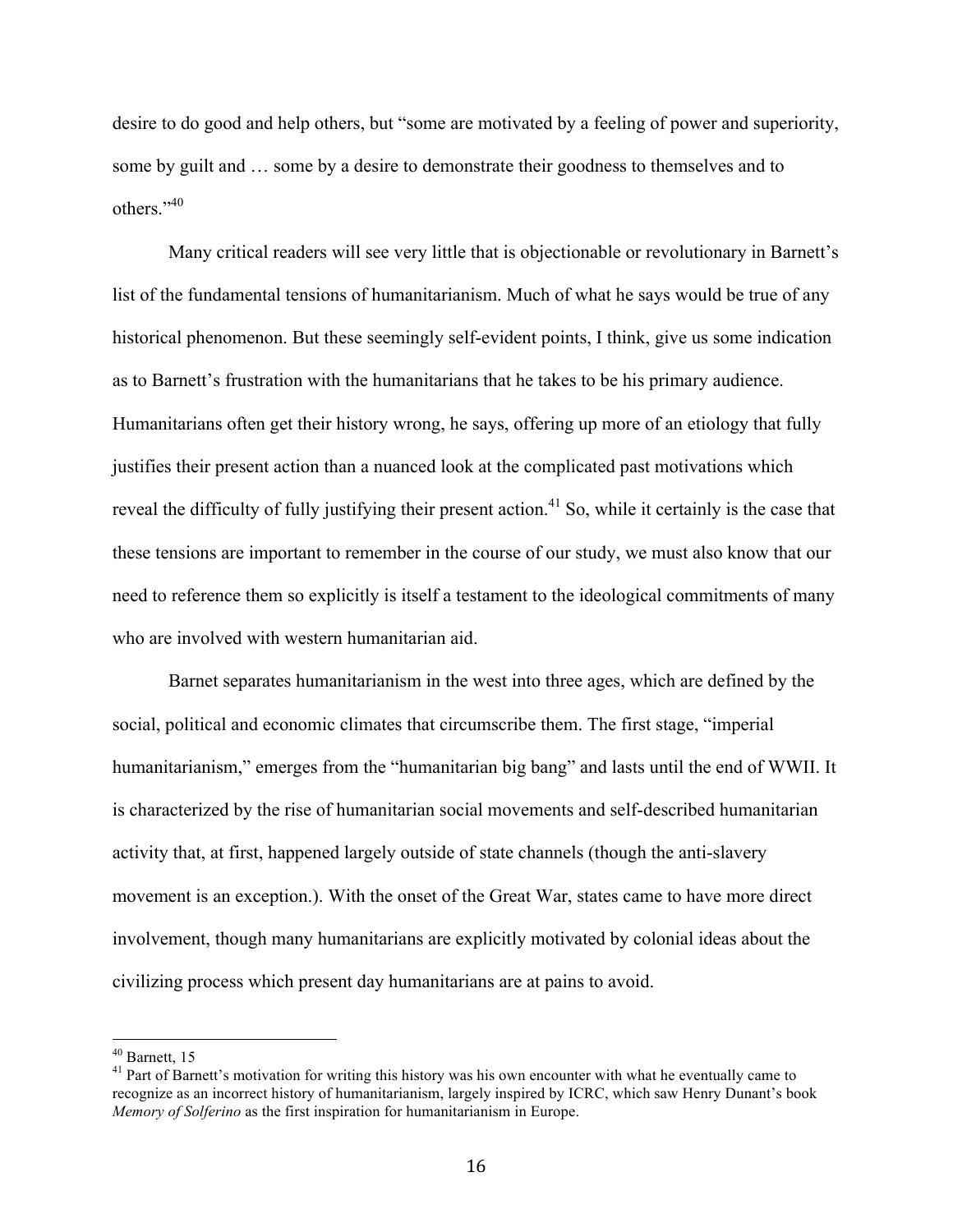desire to do good and help others, but "some are motivated by a feeling of power and superiority, some by guilt and … some by a desire to demonstrate their goodness to themselves and to others."[40]

Many critical readers will see very little that is objectionable or revolutionary in Barnett's list of the fundamental tensions of humanitarianism. Much of what he says would be true of any historical phenomenon. But these seemingly self-evident points, I think, give us some indication as to Barnett's frustration with the humanitarians that he takes to be his primary audience. Humanitarians often get their history wrong, he says, offering up more of an etiology that fully justifies their present action than a nuanced look at the complicated past motivations which reveal the difficulty of fully justifying their present action.[41] So, while it certainly is the case that these tensions are important to remember in the course of our study, we must also know that our need to reference them so explicitly is itself a testament to the ideological commitments of many who are involved with western humanitarian aid.

Barnet separates humanitarianism in the west into three ages, which are defined by the social, political and economic climates that circumscribe them. The first stage, "imperial humanitarianism," emerges from the "humanitarian big bang" and lasts until the end of WWII. It is characterized by the rise of humanitarian social movements and self-described humanitarian activity that, at first, happened largely outside of state channels (though the anti-slavery movement is an exception.). With the onset of the Great War, states came to have more direct involvement, though many humanitarians are explicitly motivated by colonial ideas about the civilizing process which present day humanitarians are at pains to avoid.

---

[40] Barnett, 15

[41] Part of Barnett's motivation for writing this history was his own encounter with what he eventually came to recognize as an incorrect history of humanitarianism, largely inspired by ICRC, which saw Henry Dunant's book *Memory of Solferino* as the first inspiration for humanitarianism in Europe.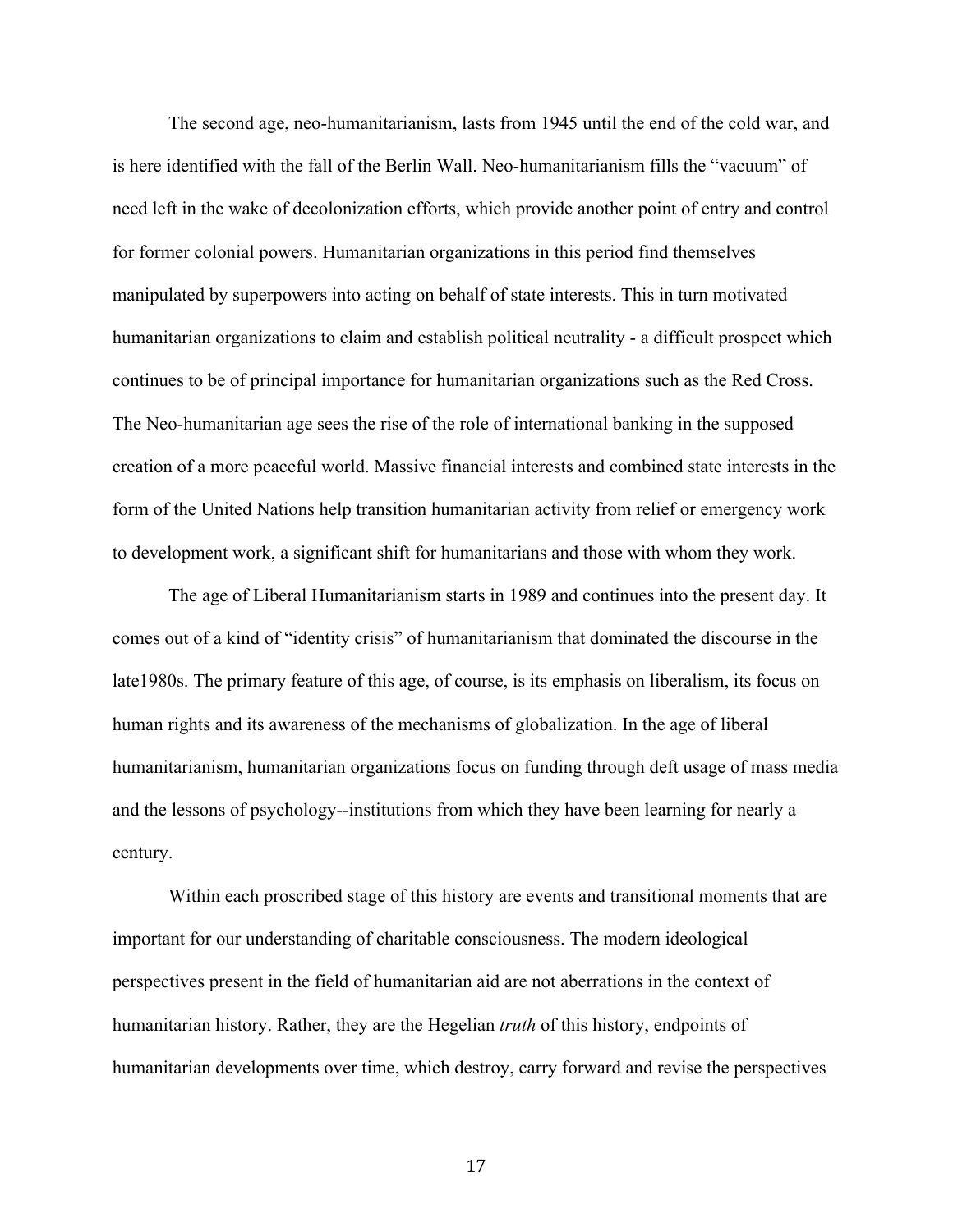The second age, neo-humanitarianism, lasts from 1945 until the end of the cold war, and is here identified with the fall of the Berlin Wall. Neo-humanitarianism fills the "vacuum" of need left in the wake of decolonization efforts, which provide another point of entry and control for former colonial powers. Humanitarian organizations in this period find themselves manipulated by superpowers into acting on behalf of state interests. This in turn motivated humanitarian organizations to claim and establish political neutrality - a difficult prospect which continues to be of principal importance for humanitarian organizations such as the Red Cross. The Neo-humanitarian age sees the rise of the role of international banking in the supposed creation of a more peaceful world. Massive financial interests and combined state interests in the form of the United Nations help transition humanitarian activity from relief or emergency work to development work, a significant shift for humanitarians and those with whom they work.

The age of Liberal Humanitarianism starts in 1989 and continues into the present day. It comes out of a kind of "identity crisis" of humanitarianism that dominated the discourse in the late1980s. The primary feature of this age, of course, is its emphasis on liberalism, its focus on human rights and its awareness of the mechanisms of globalization. In the age of liberal humanitarianism, humanitarian organizations focus on funding through deft usage of mass media and the lessons of psychology--institutions from which they have been learning for nearly a century.

Within each proscribed stage of this history are events and transitional moments that are important for our understanding of charitable consciousness. The modern ideological perspectives present in the field of humanitarian aid are not aberrations in the context of humanitarian history. Rather, they are the Hegelian *truth* of this history, endpoints of humanitarian developments over time, which destroy, carry forward and revise the perspectives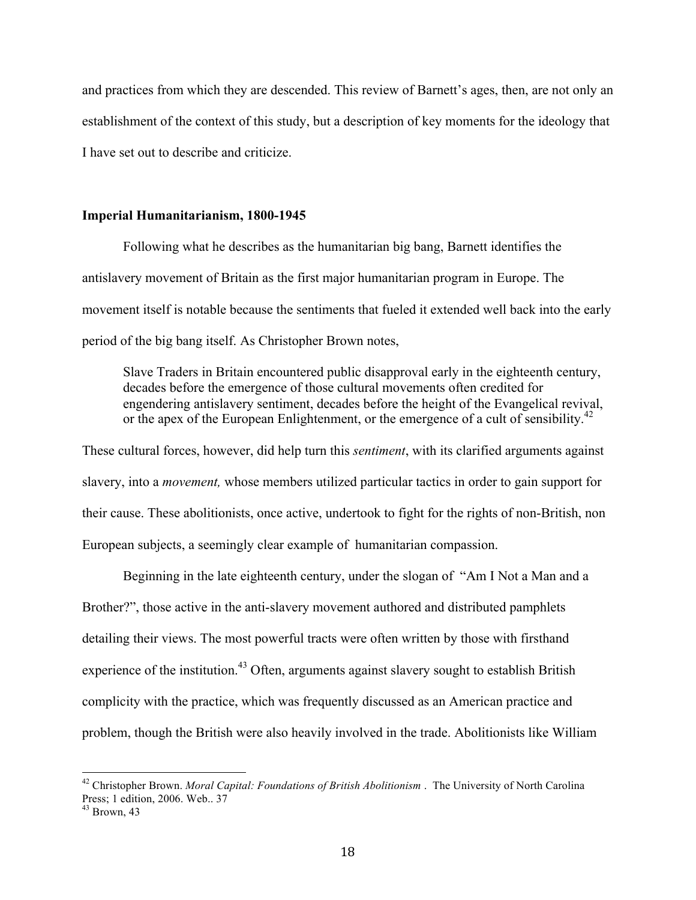and practices from which they are descended. This review of Barnett's ages, then, are not only an establishment of the context of this study, but a description of key moments for the ideology that I have set out to describe and criticize.

**Imperial Humanitarianism, 1800-1945**

Following what he describes as the humanitarian big bang, Barnett identifies the antislavery movement of Britain as the first major humanitarian program in Europe. The movement itself is notable because the sentiments that fueled it extended well back into the early period of the big bang itself. As Christopher Brown notes,

> Slave Traders in Britain encountered public disapproval early in the eighteenth century, decades before the emergence of those cultural movements often credited for engendering antislavery sentiment, decades before the height of the Evangelical revival, or the apex of the European Enlightenment, or the emergence of a cult of sensibility.[42]

These cultural forces, however, did help turn this *sentiment*, with its clarified arguments against slavery, into a *movement,* whose members utilized particular tactics in order to gain support for their cause. These abolitionists, once active, undertook to fight for the rights of non-British, non European subjects, a seemingly clear example of humanitarian compassion.

Beginning in the late eighteenth century, under the slogan of "Am I Not a Man and a Brother?", those active in the anti-slavery movement authored and distributed pamphlets detailing their views. The most powerful tracts were often written by those with firsthand experience of the institution.[43] Often, arguments against slavery sought to establish British complicity with the practice, which was frequently discussed as an American practice and problem, though the British were also heavily involved in the trade. Abolitionists like William

---

[42] Christopher Brown. *Moral Capital: Foundations of British Abolitionism* . The University of North Carolina Press; 1 edition, 2006. Web.. 37

[43] Brown, 43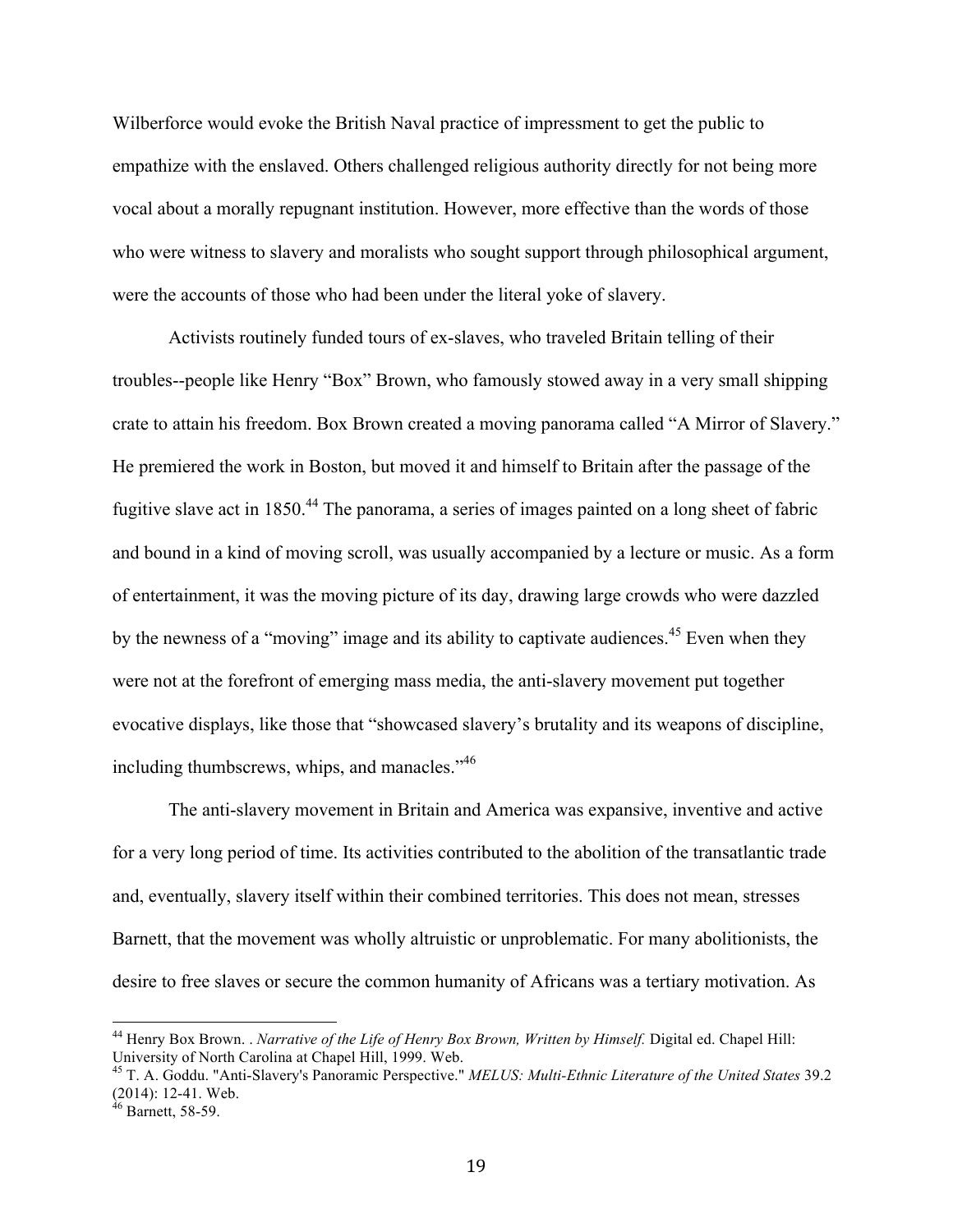Wilberforce would evoke the British Naval practice of impressment to get the public to empathize with the enslaved. Others challenged religious authority directly for not being more vocal about a morally repugnant institution. However, more effective than the words of those who were witness to slavery and moralists who sought support through philosophical argument, were the accounts of those who had been under the literal yoke of slavery.

Activists routinely funded tours of ex-slaves, who traveled Britain telling of their troubles--people like Henry "Box" Brown, who famously stowed away in a very small shipping crate to attain his freedom. Box Brown created a moving panorama called "A Mirror of Slavery." He premiered the work in Boston, but moved it and himself to Britain after the passage of the fugitive slave act in 1850.[44] The panorama, a series of images painted on a long sheet of fabric and bound in a kind of moving scroll, was usually accompanied by a lecture or music. As a form of entertainment, it was the moving picture of its day, drawing large crowds who were dazzled by the newness of a "moving" image and its ability to captivate audiences.[45] Even when they were not at the forefront of emerging mass media, the anti-slavery movement put together evocative displays, like those that "showcased slavery's brutality and its weapons of discipline, including thumbscrews, whips, and manacles."[46]

The anti-slavery movement in Britain and America was expansive, inventive and active for a very long period of time. Its activities contributed to the abolition of the transatlantic trade and, eventually, slavery itself within their combined territories. This does not mean, stresses Barnett, that the movement was wholly altruistic or unproblematic. For many abolitionists, the desire to free slaves or secure the common humanity of Africans was a tertiary motivation. As

---

[44] Henry Box Brown. . *Narrative of the Life of Henry Box Brown, Written by Himself.* Digital ed. Chapel Hill: University of North Carolina at Chapel Hill, 1999. Web.

[45] T. A. Goddu. "Anti-Slavery's Panoramic Perspective." *MELUS: Multi-Ethnic Literature of the United States* 39.2 (2014): 12-41. Web.

[46] Barnett, 58-59.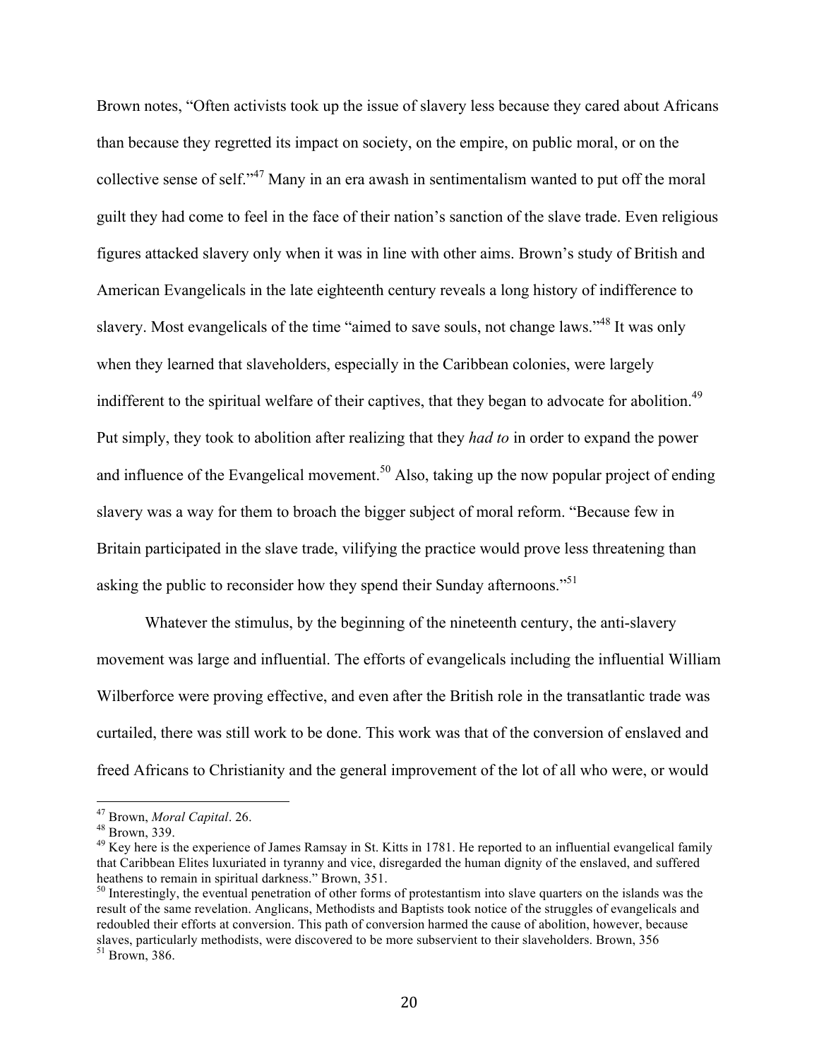Brown notes, "Often activists took up the issue of slavery less because they cared about Africans than because they regretted its impact on society, on the empire, on public moral, or on the collective sense of self."[47] Many in an era awash in sentimentalism wanted to put off the moral guilt they had come to feel in the face of their nation's sanction of the slave trade. Even religious figures attacked slavery only when it was in line with other aims. Brown's study of British and American Evangelicals in the late eighteenth century reveals a long history of indifference to slavery. Most evangelicals of the time "aimed to save souls, not change laws."[48] It was only when they learned that slaveholders, especially in the Caribbean colonies, were largely indifferent to the spiritual welfare of their captives, that they began to advocate for abolition.[49] Put simply, they took to abolition after realizing that they *had to* in order to expand the power and influence of the Evangelical movement.[50] Also, taking up the now popular project of ending slavery was a way for them to broach the bigger subject of moral reform. "Because few in Britain participated in the slave trade, vilifying the practice would prove less threatening than asking the public to reconsider how they spend their Sunday afternoons."[51]

Whatever the stimulus, by the beginning of the nineteenth century, the anti-slavery movement was large and influential. The efforts of evangelicals including the influential William Wilberforce were proving effective, and even after the British role in the transatlantic trade was curtailed, there was still work to be done. This work was that of the conversion of enslaved and freed Africans to Christianity and the general improvement of the lot of all who were, or would

---

[47] Brown, *Moral Capital*. 26.

[48] Brown, 339.

[49] Key here is the experience of James Ramsay in St. Kitts in 1781. He reported to an influential evangelical family that Caribbean Elites luxuriated in tyranny and vice, disregarded the human dignity of the enslaved, and suffered heathens to remain in spiritual darkness." Brown, 351.

[50] Interestingly, the eventual penetration of other forms of protestantism into slave quarters on the islands was the result of the same revelation. Anglicans, Methodists and Baptists took notice of the struggles of evangelicals and redoubled their efforts at conversion. This path of conversion harmed the cause of abolition, however, because slaves, particularly methodists, were discovered to be more subservient to their slaveholders. Brown, 356

[51] Brown, 386.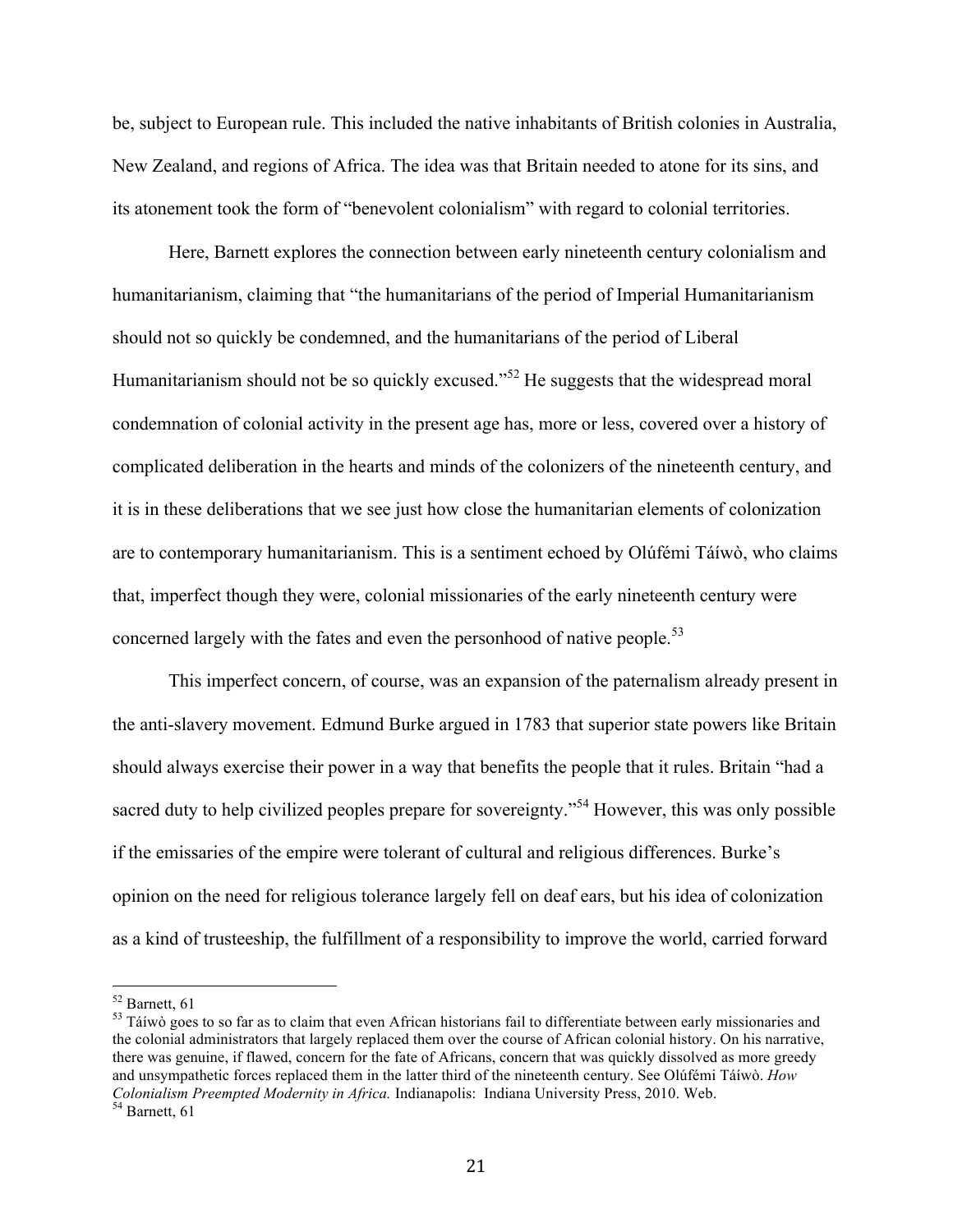be, subject to European rule. This included the native inhabitants of British colonies in Australia, New Zealand, and regions of Africa. The idea was that Britain needed to atone for its sins, and its atonement took the form of "benevolent colonialism" with regard to colonial territories.

Here, Barnett explores the connection between early nineteenth century colonialism and humanitarianism, claiming that "the humanitarians of the period of Imperial Humanitarianism should not so quickly be condemned, and the humanitarians of the period of Liberal Humanitarianism should not be so quickly excused."[52] He suggests that the widespread moral condemnation of colonial activity in the present age has, more or less, covered over a history of complicated deliberation in the hearts and minds of the colonizers of the nineteenth century, and it is in these deliberations that we see just how close the humanitarian elements of colonization are to contemporary humanitarianism. This is a sentiment echoed by Olúfémi Táíwò, who claims that, imperfect though they were, colonial missionaries of the early nineteenth century were concerned largely with the fates and even the personhood of native people.[53]

This imperfect concern, of course, was an expansion of the paternalism already present in the anti-slavery movement. Edmund Burke argued in 1783 that superior state powers like Britain should always exercise their power in a way that benefits the people that it rules. Britain "had a sacred duty to help civilized peoples prepare for sovereignty."[54] However, this was only possible if the emissaries of the empire were tolerant of cultural and religious differences. Burke's opinion on the need for religious tolerance largely fell on deaf ears, but his idea of colonization as a kind of trusteeship, the fulfillment of a responsibility to improve the world, carried forward

---

[52] Barnett, 61

[53] Táíwò goes to so far as to claim that even African historians fail to differentiate between early missionaries and the colonial administrators that largely replaced them over the course of African colonial history. On his narrative, there was genuine, if flawed, concern for the fate of Africans, concern that was quickly dissolved as more greedy and unsympathetic forces replaced them in the latter third of the nineteenth century. See Olúfémi Táíwò. *How Colonialism Preempted Modernity in Africa.* Indianapolis: Indiana University Press, 2010. Web.

[54] Barnett, 61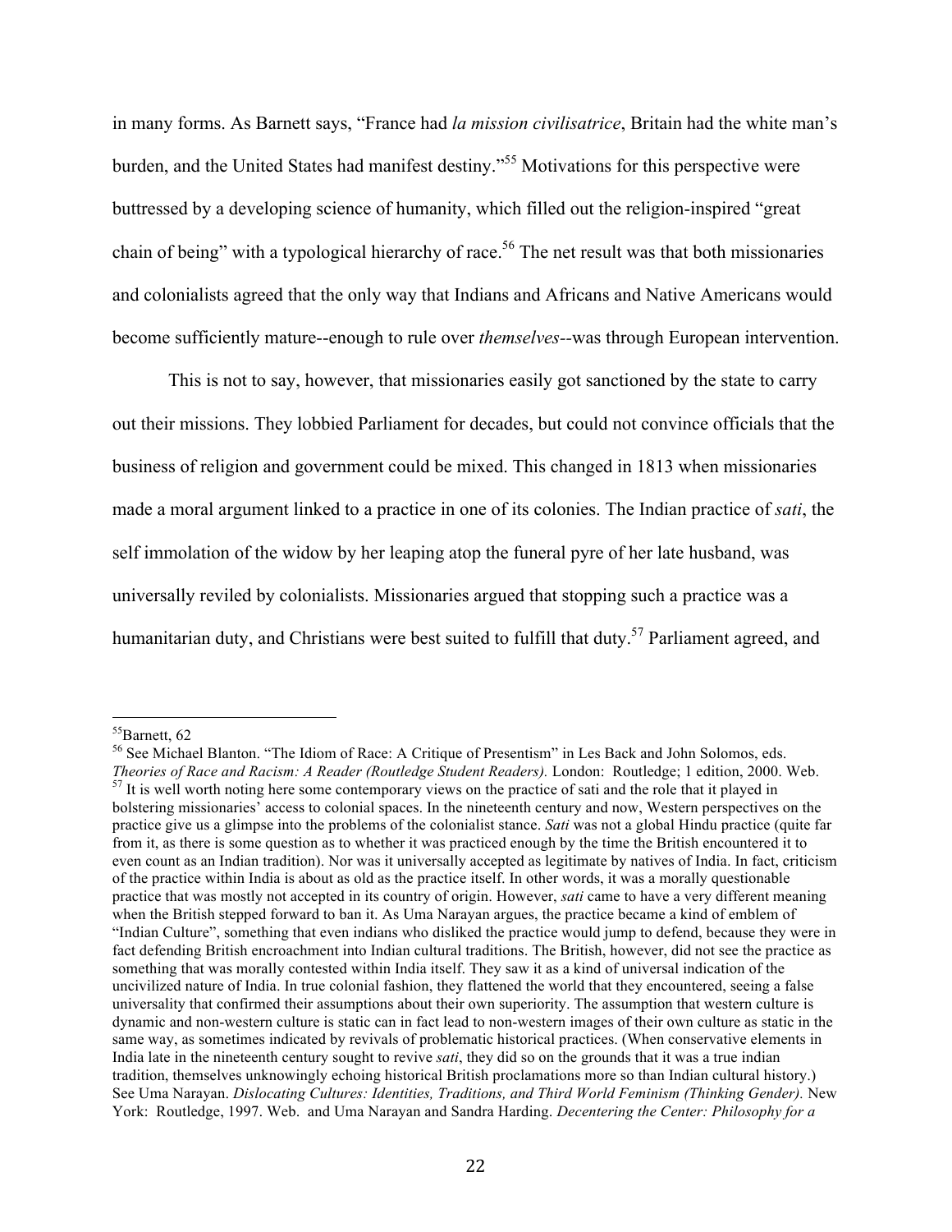in many forms. As Barnett says, "France had *la mission civilisatrice*, Britain had the white man's burden, and the United States had manifest destiny."[55] Motivations for this perspective were buttressed by a developing science of humanity, which filled out the religion-inspired "great chain of being" with a typological hierarchy of race.[56] The net result was that both missionaries and colonialists agreed that the only way that Indians and Africans and Native Americans would become sufficiently mature--enough to rule over *themselves*--was through European intervention.

This is not to say, however, that missionaries easily got sanctioned by the state to carry out their missions. They lobbied Parliament for decades, but could not convince officials that the business of religion and government could be mixed. This changed in 1813 when missionaries made a moral argument linked to a practice in one of its colonies. The Indian practice of *sati*, the self immolation of the widow by her leaping atop the funeral pyre of her late husband, was universally reviled by colonialists. Missionaries argued that stopping such a practice was a humanitarian duty, and Christians were best suited to fulfill that duty.[57] Parliament agreed, and

---

[55] Barnett, 62

[56] See Michael Blanton. "The Idiom of Race: A Critique of Presentism" in Les Back and John Solomos, eds. *Theories of Race and Racism: A Reader (Routledge Student Readers).* London: Routledge; 1 edition, 2000. Web.

[57] It is well worth noting here some contemporary views on the practice of sati and the role that it played in bolstering missionaries' access to colonial spaces. In the nineteenth century and now, Western perspectives on the practice give us a glimpse into the problems of the colonialist stance. *Sati* was not a global Hindu practice (quite far from it, as there is some question as to whether it was practiced enough by the time the British encountered it to even count as an Indian tradition). Nor was it universally accepted as legitimate by natives of India. In fact, criticism of the practice within India is about as old as the practice itself. In other words, it was a morally questionable practice that was mostly not accepted in its country of origin. However, *sati* came to have a very different meaning when the British stepped forward to ban it. As Uma Narayan argues, the practice became a kind of emblem of "Indian Culture", something that even indians who disliked the practice would jump to defend, because they were in fact defending British encroachment into Indian cultural traditions. The British, however, did not see the practice as something that was morally contested within India itself. They saw it as a kind of universal indication of the uncivilized nature of India. In true colonial fashion, they flattened the world that they encountered, seeing a false universality that confirmed their assumptions about their own superiority. The assumption that western culture is dynamic and non-western culture is static can in fact lead to non-western images of their own culture as static in the same way, as sometimes indicated by revivals of problematic historical practices. (When conservative elements in India late in the nineteenth century sought to revive *sati*, they did so on the grounds that it was a true indian tradition, themselves unknowingly echoing historical British proclamations more so than Indian cultural history.) See Uma Narayan. *Dislocating Cultures: Identities, Traditions, and Third World Feminism (Thinking Gender).* New York: Routledge, 1997. Web. and Uma Narayan and Sandra Harding. *Decentering the Center: Philosophy for a*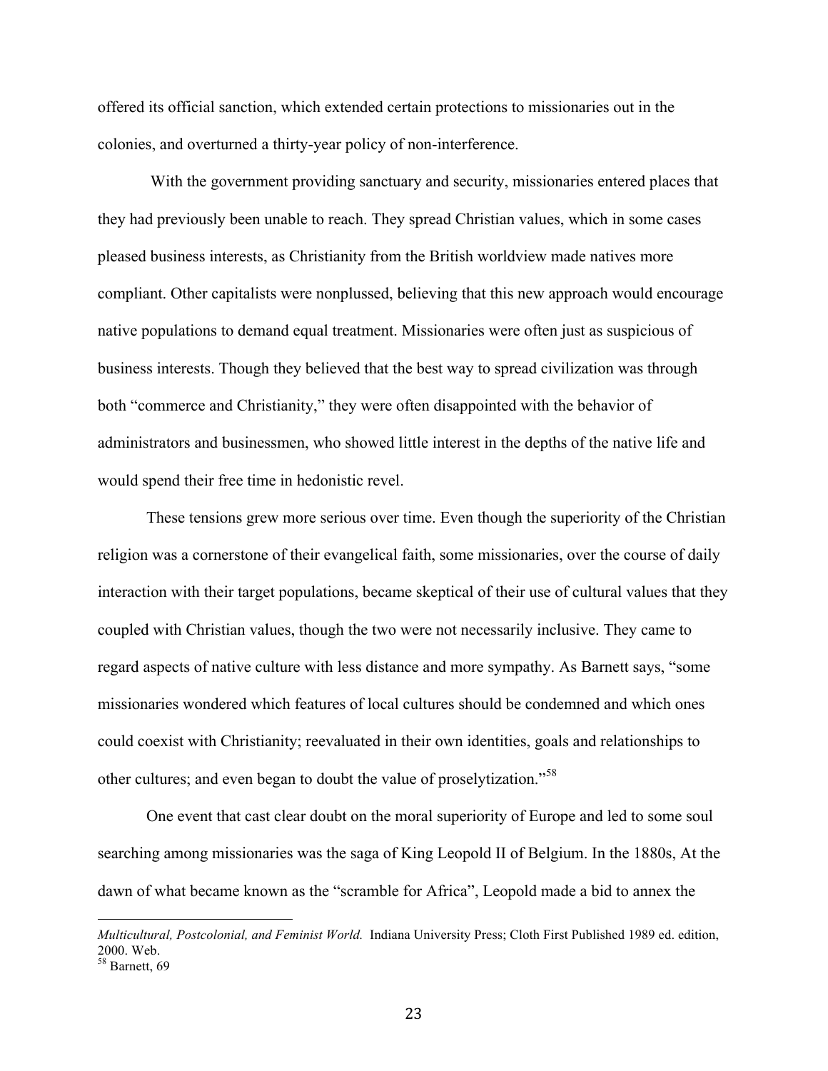offered its official sanction, which extended certain protections to missionaries out in the colonies, and overturned a thirty-year policy of non-interference.

With the government providing sanctuary and security, missionaries entered places that they had previously been unable to reach. They spread Christian values, which in some cases pleased business interests, as Christianity from the British worldview made natives more compliant. Other capitalists were nonplussed, believing that this new approach would encourage native populations to demand equal treatment. Missionaries were often just as suspicious of business interests. Though they believed that the best way to spread civilization was through both "commerce and Christianity," they were often disappointed with the behavior of administrators and businessmen, who showed little interest in the depths of the native life and would spend their free time in hedonistic revel.

These tensions grew more serious over time. Even though the superiority of the Christian religion was a cornerstone of their evangelical faith, some missionaries, over the course of daily interaction with their target populations, became skeptical of their use of cultural values that they coupled with Christian values, though the two were not necessarily inclusive. They came to regard aspects of native culture with less distance and more sympathy. As Barnett says, "some missionaries wondered which features of local cultures should be condemned and which ones could coexist with Christianity; reevaluated in their own identities, goals and relationships to other cultures; and even began to doubt the value of proselytization."[58]

One event that cast clear doubt on the moral superiority of Europe and led to some soul searching among missionaries was the saga of King Leopold II of Belgium. In the 1880s, At the dawn of what became known as the "scramble for Africa", Leopold made a bid to annex the

---

*Multicultural, Postcolonial, and Feminist World.* Indiana University Press; Cloth First Published 1989 ed. edition, 2000. Web.

[58] Barnett, 69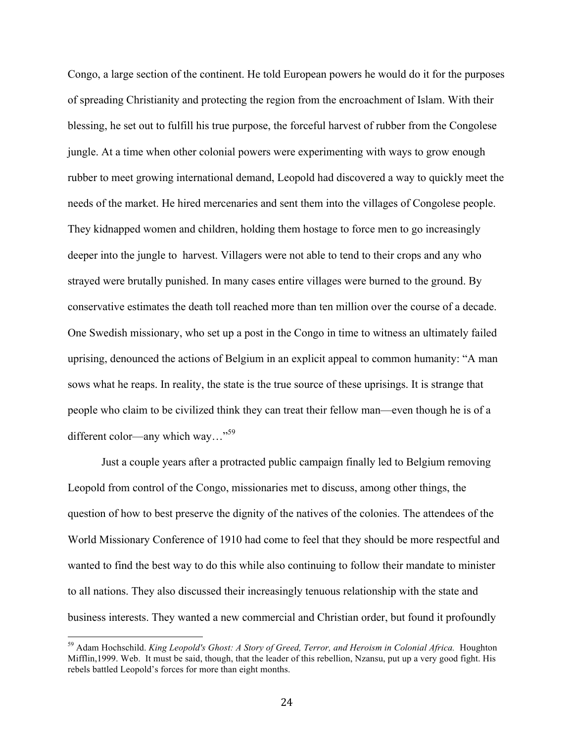Congo, a large section of the continent. He told European powers he would do it for the purposes of spreading Christianity and protecting the region from the encroachment of Islam. With their blessing, he set out to fulfill his true purpose, the forceful harvest of rubber from the Congolese jungle. At a time when other colonial powers were experimenting with ways to grow enough rubber to meet growing international demand, Leopold had discovered a way to quickly meet the needs of the market. He hired mercenaries and sent them into the villages of Congolese people. They kidnapped women and children, holding them hostage to force men to go increasingly deeper into the jungle to harvest. Villagers were not able to tend to their crops and any who strayed were brutally punished. In many cases entire villages were burned to the ground. By conservative estimates the death toll reached more than ten million over the course of a decade. One Swedish missionary, who set up a post in the Congo in time to witness an ultimately failed uprising, denounced the actions of Belgium in an explicit appeal to common humanity: "A man sows what he reaps. In reality, the state is the true source of these uprisings. It is strange that people who claim to be civilized think they can treat their fellow man—even though he is of a different color—any which way…"[59]

Just a couple years after a protracted public campaign finally led to Belgium removing Leopold from control of the Congo, missionaries met to discuss, among other things, the question of how to best preserve the dignity of the natives of the colonies. The attendees of the World Missionary Conference of 1910 had come to feel that they should be more respectful and wanted to find the best way to do this while also continuing to follow their mandate to minister to all nations. They also discussed their increasingly tenuous relationship with the state and business interests. They wanted a new commercial and Christian order, but found it profoundly

---

[59] Adam Hochschild. *King Leopold's Ghost: A Story of Greed, Terror, and Heroism in Colonial Africa.* Houghton Mifflin,1999. Web. It must be said, though, that the leader of this rebellion, Nzansu, put up a very good fight. His rebels battled Leopold's forces for more than eight months.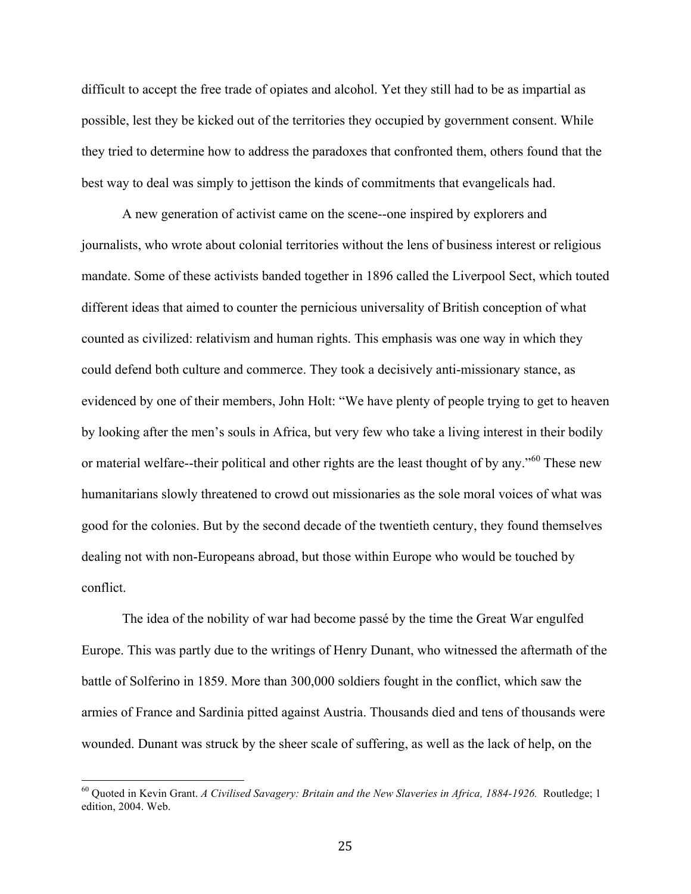difficult to accept the free trade of opiates and alcohol. Yet they still had to be as impartial as possible, lest they be kicked out of the territories they occupied by government consent. While they tried to determine how to address the paradoxes that confronted them, others found that the best way to deal was simply to jettison the kinds of commitments that evangelicals had.

A new generation of activist came on the scene--one inspired by explorers and journalists, who wrote about colonial territories without the lens of business interest or religious mandate. Some of these activists banded together in 1896 called the Liverpool Sect, which touted different ideas that aimed to counter the pernicious universality of British conception of what counted as civilized: relativism and human rights. This emphasis was one way in which they could defend both culture and commerce. They took a decisively anti-missionary stance, as evidenced by one of their members, John Holt: "We have plenty of people trying to get to heaven by looking after the men's souls in Africa, but very few who take a living interest in their bodily or material welfare--their political and other rights are the least thought of by any."[60] These new humanitarians slowly threatened to crowd out missionaries as the sole moral voices of what was good for the colonies. But by the second decade of the twentieth century, they found themselves dealing not with non-Europeans abroad, but those within Europe who would be touched by conflict.

The idea of the nobility of war had become passé by the time the Great War engulfed Europe. This was partly due to the writings of Henry Dunant, who witnessed the aftermath of the battle of Solferino in 1859. More than 300,000 soldiers fought in the conflict, which saw the armies of France and Sardinia pitted against Austria. Thousands died and tens of thousands were wounded. Dunant was struck by the sheer scale of suffering, as well as the lack of help, on the

---

[60] Quoted in Kevin Grant. *A Civilised Savagery: Britain and the New Slaveries in Africa, 1884-1926.* Routledge; 1 edition, 2004. Web.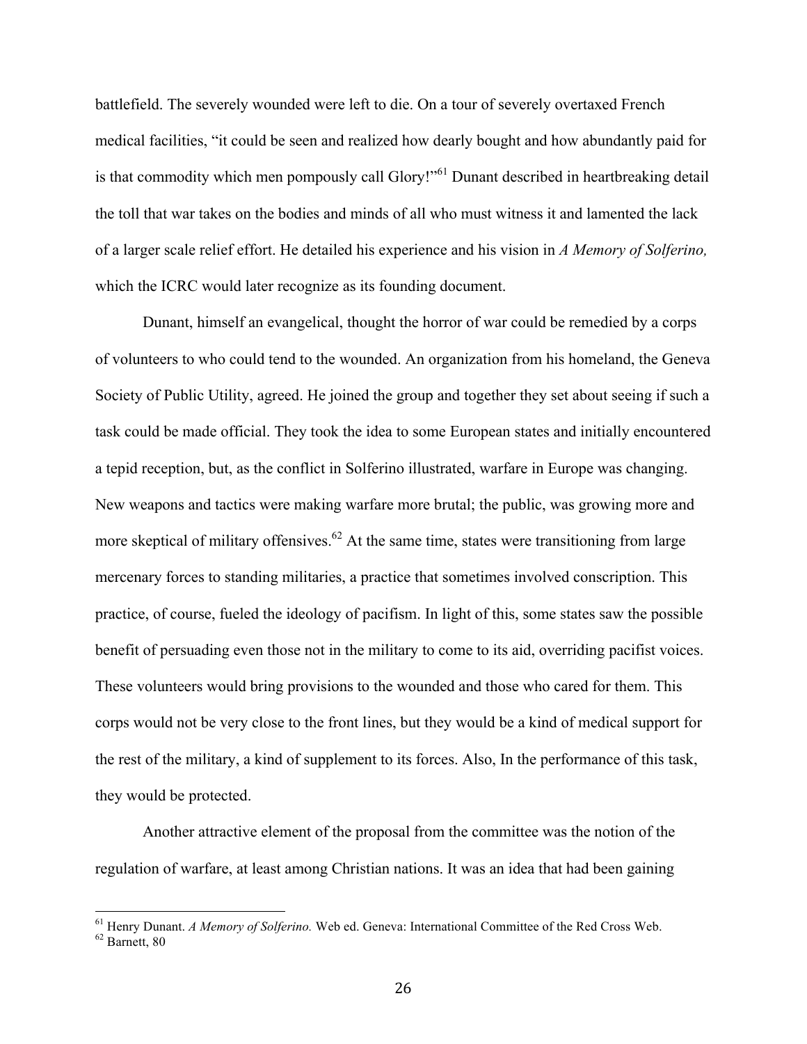battlefield. The severely wounded were left to die. On a tour of severely overtaxed French medical facilities, "it could be seen and realized how dearly bought and how abundantly paid for is that commodity which men pompously call Glory!"[61] Dunant described in heartbreaking detail the toll that war takes on the bodies and minds of all who must witness it and lamented the lack of a larger scale relief effort. He detailed his experience and his vision in *A Memory of Solferino,* which the ICRC would later recognize as its founding document.

Dunant, himself an evangelical, thought the horror of war could be remedied by a corps of volunteers to who could tend to the wounded. An organization from his homeland, the Geneva Society of Public Utility, agreed. He joined the group and together they set about seeing if such a task could be made official. They took the idea to some European states and initially encountered a tepid reception, but, as the conflict in Solferino illustrated, warfare in Europe was changing. New weapons and tactics were making warfare more brutal; the public, was growing more and more skeptical of military offensives.[62] At the same time, states were transitioning from large mercenary forces to standing militaries, a practice that sometimes involved conscription. This practice, of course, fueled the ideology of pacifism. In light of this, some states saw the possible benefit of persuading even those not in the military to come to its aid, overriding pacifist voices. These volunteers would bring provisions to the wounded and those who cared for them. This corps would not be very close to the front lines, but they would be a kind of medical support for the rest of the military, a kind of supplement to its forces. Also, In the performance of this task, they would be protected.

Another attractive element of the proposal from the committee was the notion of the regulation of warfare, at least among Christian nations. It was an idea that had been gaining

---

[61] Henry Dunant. *A Memory of Solferino.* Web ed. Geneva: International Committee of the Red Cross Web.

[62] Barnett, 80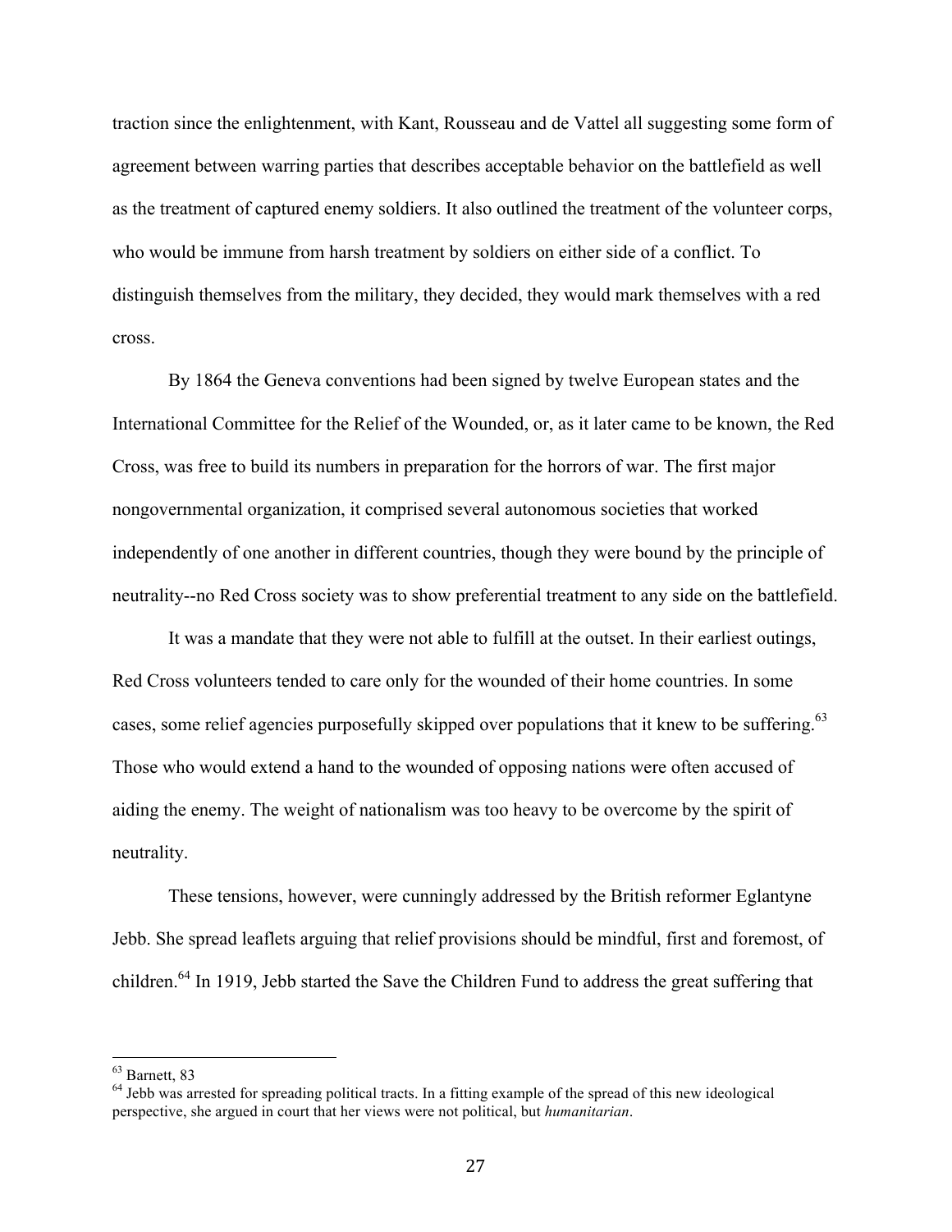traction since the enlightenment, with Kant, Rousseau and de Vattel all suggesting some form of agreement between warring parties that describes acceptable behavior on the battlefield as well as the treatment of captured enemy soldiers. It also outlined the treatment of the volunteer corps, who would be immune from harsh treatment by soldiers on either side of a conflict. To distinguish themselves from the military, they decided, they would mark themselves with a red cross.

By 1864 the Geneva conventions had been signed by twelve European states and the International Committee for the Relief of the Wounded, or, as it later came to be known, the Red Cross, was free to build its numbers in preparation for the horrors of war. The first major nongovernmental organization, it comprised several autonomous societies that worked independently of one another in different countries, though they were bound by the principle of neutrality--no Red Cross society was to show preferential treatment to any side on the battlefield.

It was a mandate that they were not able to fulfill at the outset. In their earliest outings, Red Cross volunteers tended to care only for the wounded of their home countries. In some cases, some relief agencies purposefully skipped over populations that it knew to be suffering.[63] Those who would extend a hand to the wounded of opposing nations were often accused of aiding the enemy. The weight of nationalism was too heavy to be overcome by the spirit of neutrality.

These tensions, however, were cunningly addressed by the British reformer Eglantyne Jebb. She spread leaflets arguing that relief provisions should be mindful, first and foremost, of children.[64] In 1919, Jebb started the Save the Children Fund to address the great suffering that

---

[63] Barnett, 83

[64] Jebb was arrested for spreading political tracts. In a fitting example of the spread of this new ideological perspective, she argued in court that her views were not political, but *humanitarian*.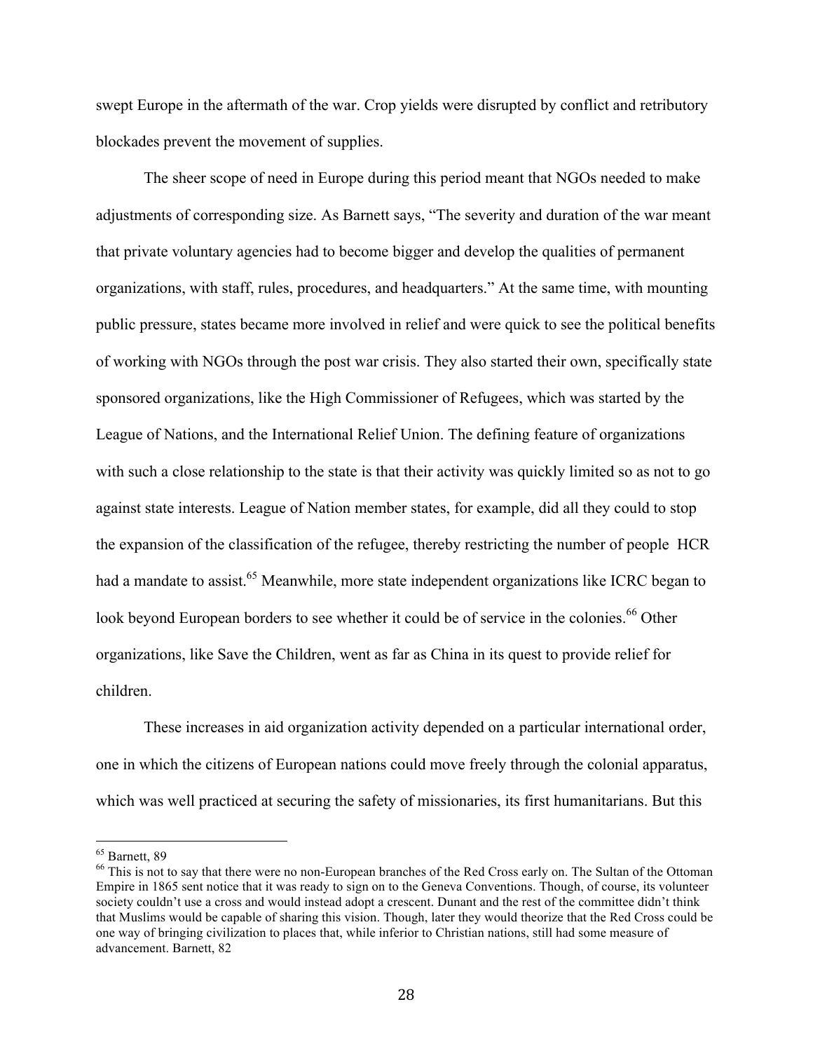swept Europe in the aftermath of the war. Crop yields were disrupted by conflict and retributory blockades prevent the movement of supplies.

The sheer scope of need in Europe during this period meant that NGOs needed to make adjustments of corresponding size. As Barnett says, "The severity and duration of the war meant that private voluntary agencies had to become bigger and develop the qualities of permanent organizations, with staff, rules, procedures, and headquarters." At the same time, with mounting public pressure, states became more involved in relief and were quick to see the political benefits of working with NGOs through the post war crisis. They also started their own, specifically state sponsored organizations, like the High Commissioner of Refugees, which was started by the League of Nations, and the International Relief Union. The defining feature of organizations with such a close relationship to the state is that their activity was quickly limited so as not to go against state interests. League of Nation member states, for example, did all they could to stop the expansion of the classification of the refugee, thereby restricting the number of people HCR had a mandate to assist.[65] Meanwhile, more state independent organizations like ICRC began to look beyond European borders to see whether it could be of service in the colonies.[66] Other organizations, like Save the Children, went as far as China in its quest to provide relief for children.

These increases in aid organization activity depended on a particular international order, one in which the citizens of European nations could move freely through the colonial apparatus, which was well practiced at securing the safety of missionaries, its first humanitarians. But this

---

[65] Barnett, 89

[66] This is not to say that there were no non-European branches of the Red Cross early on. The Sultan of the Ottoman Empire in 1865 sent notice that it was ready to sign on to the Geneva Conventions. Though, of course, its volunteer society couldn't use a cross and would instead adopt a crescent. Dunant and the rest of the committee didn't think that Muslims would be capable of sharing this vision. Though, later they would theorize that the Red Cross could be one way of bringing civilization to places that, while inferior to Christian nations, still had some measure of advancement. Barnett, 82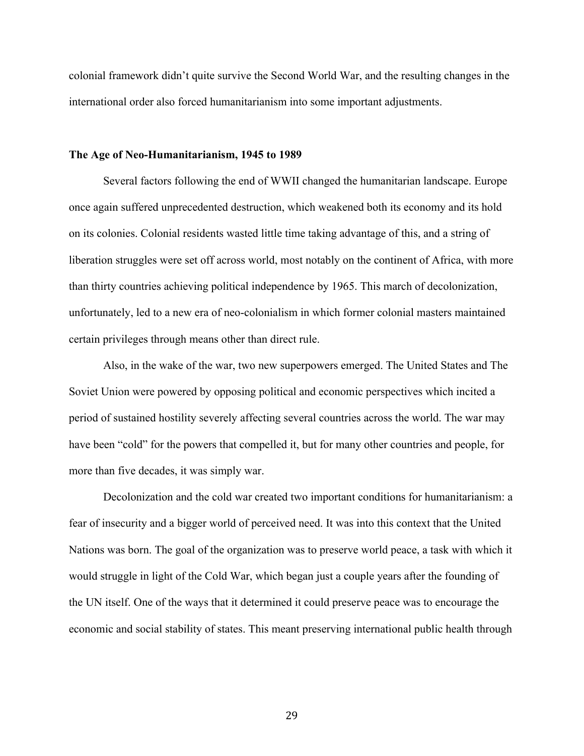colonial framework didn't quite survive the Second World War, and the resulting changes in the international order also forced humanitarianism into some important adjustments.

### The Age of Neo-Humanitarianism, 1945 to 1989

Several factors following the end of WWII changed the humanitarian landscape. Europe once again suffered unprecedented destruction, which weakened both its economy and its hold on its colonies. Colonial residents wasted little time taking advantage of this, and a string of liberation struggles were set off across world, most notably on the continent of Africa, with more than thirty countries achieving political independence by 1965. This march of decolonization, unfortunately, led to a new era of neo-colonialism in which former colonial masters maintained certain privileges through means other than direct rule.

Also, in the wake of the war, two new superpowers emerged. The United States and The Soviet Union were powered by opposing political and economic perspectives which incited a period of sustained hostility severely affecting several countries across the world. The war may have been "cold" for the powers that compelled it, but for many other countries and people, for more than five decades, it was simply war.

Decolonization and the cold war created two important conditions for humanitarianism: a fear of insecurity and a bigger world of perceived need. It was into this context that the United Nations was born. The goal of the organization was to preserve world peace, a task with which it would struggle in light of the Cold War, which began just a couple years after the founding of the UN itself. One of the ways that it determined it could preserve peace was to encourage the economic and social stability of states. This meant preserving international public health through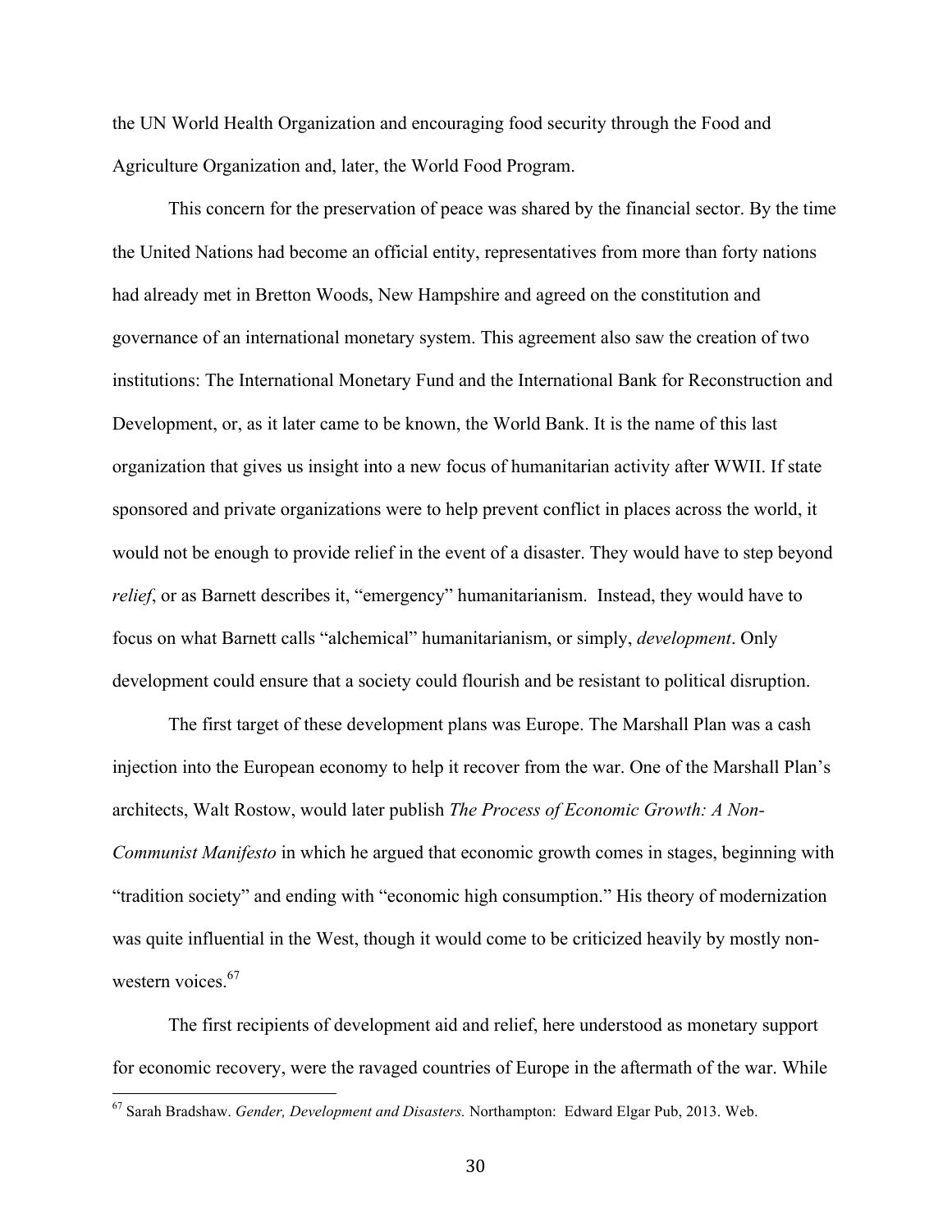the UN World Health Organization and encouraging food security through the Food and Agriculture Organization and, later, the World Food Program.

This concern for the preservation of peace was shared by the financial sector. By the time the United Nations had become an official entity, representatives from more than forty nations had already met in Bretton Woods, New Hampshire and agreed on the constitution and governance of an international monetary system. This agreement also saw the creation of two institutions: The International Monetary Fund and the International Bank for Reconstruction and Development, or, as it later came to be known, the World Bank. It is the name of this last organization that gives us insight into a new focus of humanitarian activity after WWII. If state sponsored and private organizations were to help prevent conflict in places across the world, it would not be enough to provide relief in the event of a disaster. They would have to step beyond *relief*, or as Barnett describes it, "emergency" humanitarianism. Instead, they would have to focus on what Barnett calls "alchemical" humanitarianism, or simply, *development*. Only development could ensure that a society could flourish and be resistant to political disruption.

The first target of these development plans was Europe. The Marshall Plan was a cash injection into the European economy to help it recover from the war. One of the Marshall Plan's architects, Walt Rostow, would later publish *The Process of Economic Growth: A Non-Communist Manifesto* in which he argued that economic growth comes in stages, beginning with "tradition society" and ending with "economic high consumption." His theory of modernization was quite influential in the West, though it would come to be criticized heavily by mostly non-western voices.[67]

The first recipients of development aid and relief, here understood as monetary support for economic recovery, were the ravaged countries of Europe in the aftermath of the war. While

[67] Sarah Bradshaw. *Gender, Development and Disasters.* Northampton: Edward Elgar Pub, 2013. Web.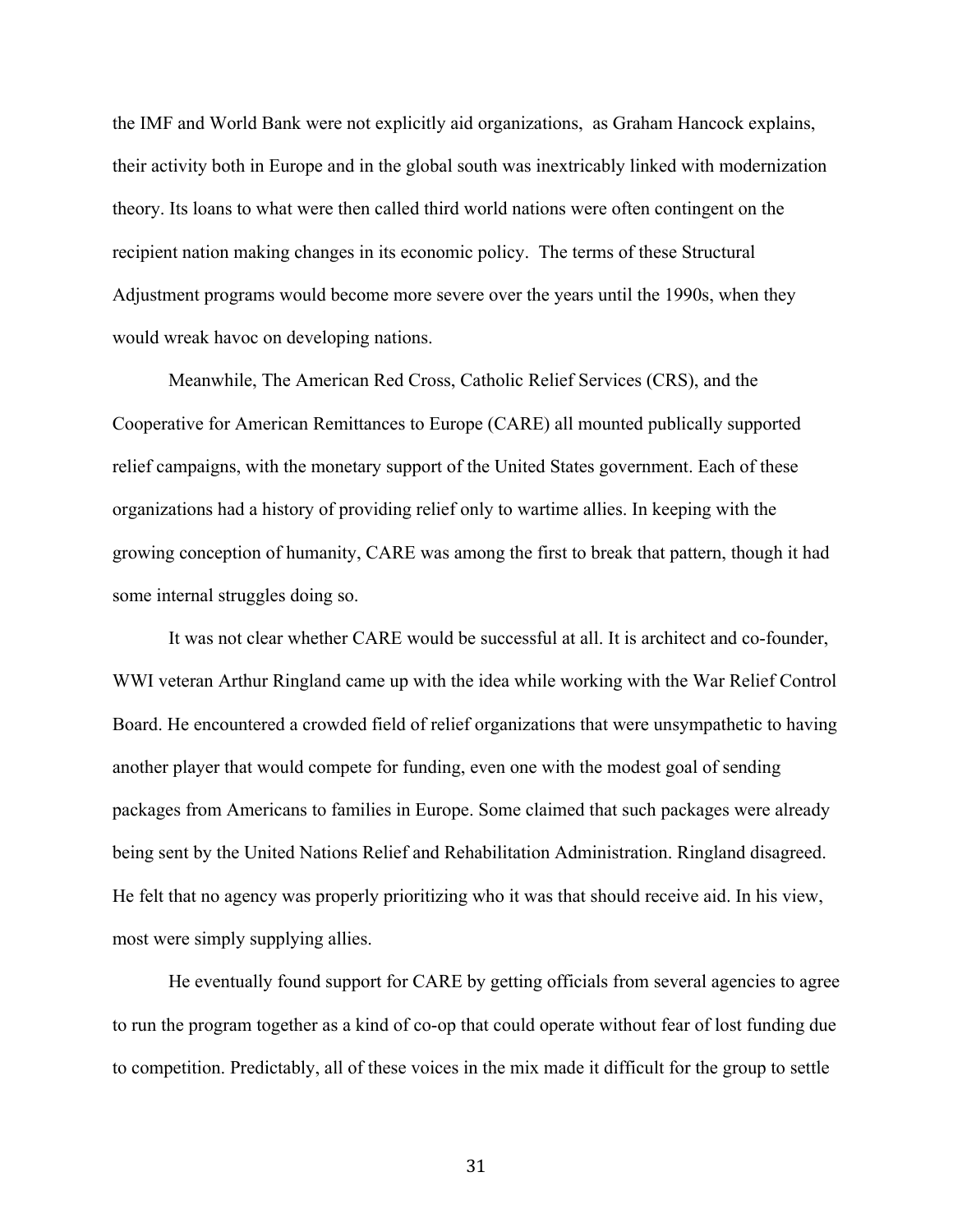the IMF and World Bank were not explicitly aid organizations,  as Graham Hancock explains, their activity both in Europe and in the global south was inextricably linked with modernization theory. Its loans to what were then called third world nations were often contingent on the recipient nation making changes in its economic policy.  The terms of these Structural Adjustment programs would become more severe over the years until the 1990s, when they would wreak havoc on developing nations.

Meanwhile, The American Red Cross, Catholic Relief Services (CRS), and the Cooperative for American Remittances to Europe (CARE) all mounted publically supported relief campaigns, with the monetary support of the United States government. Each of these organizations had a history of providing relief only to wartime allies. In keeping with the growing conception of humanity, CARE was among the first to break that pattern, though it had some internal struggles doing so.

It was not clear whether CARE would be successful at all. It is architect and co-founder, WWI veteran Arthur Ringland came up with the idea while working with the War Relief Control Board. He encountered a crowded field of relief organizations that were unsympathetic to having another player that would compete for funding, even one with the modest goal of sending packages from Americans to families in Europe. Some claimed that such packages were already being sent by the United Nations Relief and Rehabilitation Administration. Ringland disagreed. He felt that no agency was properly prioritizing who it was that should receive aid. In his view, most were simply supplying allies.

He eventually found support for CARE by getting officials from several agencies to agree to run the program together as a kind of co-op that could operate without fear of lost funding due to competition. Predictably, all of these voices in the mix made it difficult for the group to settle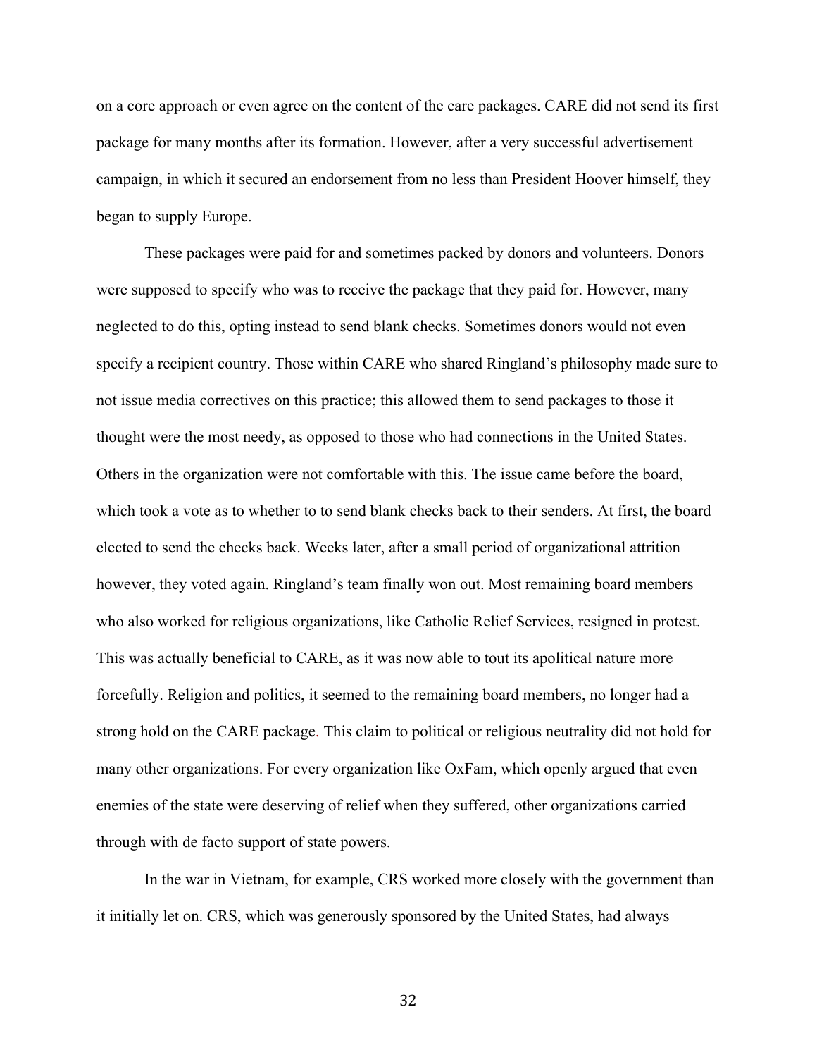on a core approach or even agree on the content of the care packages. CARE did not send its first package for many months after its formation. However, after a very successful advertisement campaign, in which it secured an endorsement from no less than President Hoover himself, they began to supply Europe.

These packages were paid for and sometimes packed by donors and volunteers. Donors were supposed to specify who was to receive the package that they paid for. However, many neglected to do this, opting instead to send blank checks. Sometimes donors would not even specify a recipient country. Those within CARE who shared Ringland's philosophy made sure to not issue media correctives on this practice; this allowed them to send packages to those it thought were the most needy, as opposed to those who had connections in the United States. Others in the organization were not comfortable with this. The issue came before the board, which took a vote as to whether to to send blank checks back to their senders. At first, the board elected to send the checks back. Weeks later, after a small period of organizational attrition however, they voted again. Ringland's team finally won out. Most remaining board members who also worked for religious organizations, like Catholic Relief Services, resigned in protest. This was actually beneficial to CARE, as it was now able to tout its apolitical nature more forcefully. Religion and politics, it seemed to the remaining board members, no longer had a strong hold on the CARE package. This claim to political or religious neutrality did not hold for many other organizations. For every organization like OxFam, which openly argued that even enemies of the state were deserving of relief when they suffered, other organizations carried through with de facto support of state powers.

In the war in Vietnam, for example, CRS worked more closely with the government than it initially let on. CRS, which was generously sponsored by the United States, had always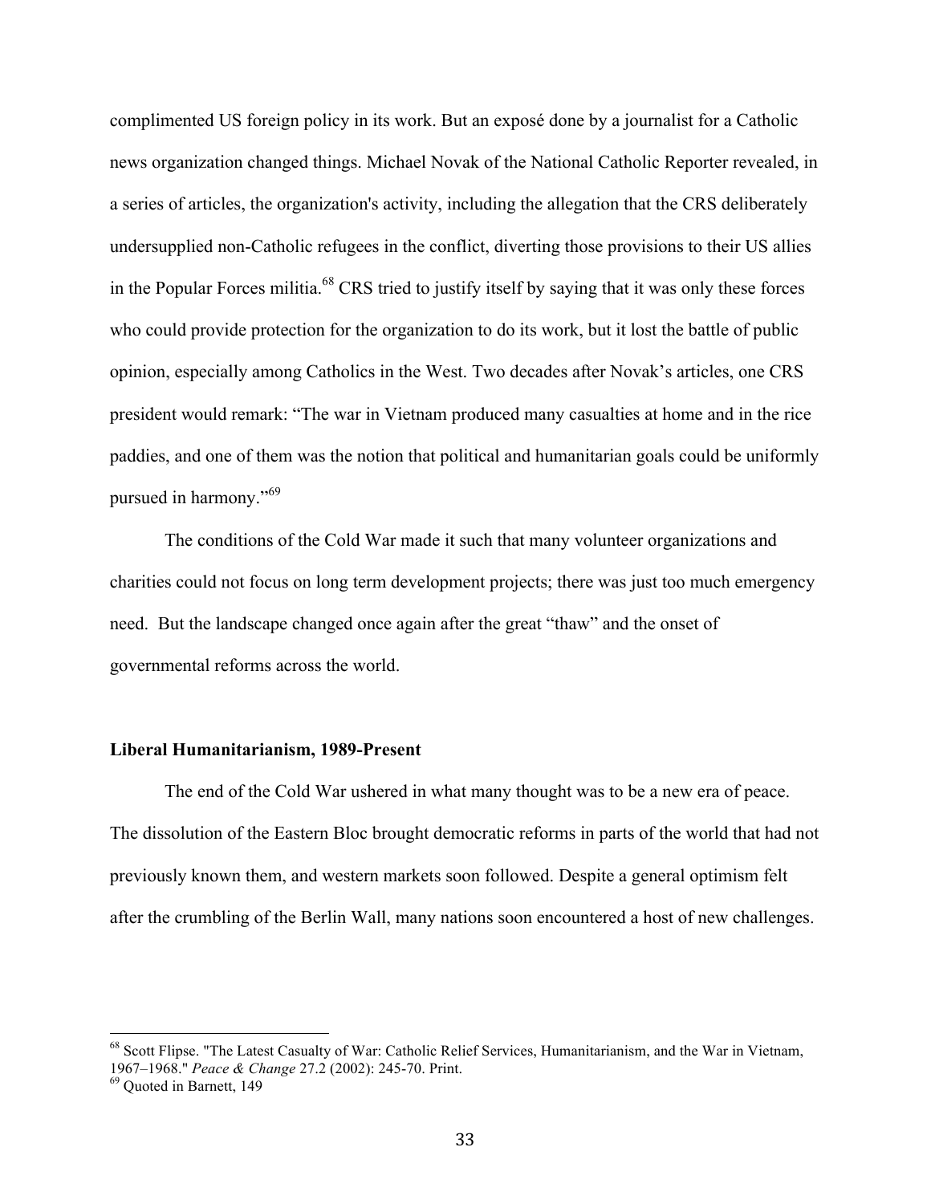complimented US foreign policy in its work. But an exposé done by a journalist for a Catholic news organization changed things. Michael Novak of the National Catholic Reporter revealed, in a series of articles, the organization's activity, including the allegation that the CRS deliberately undersupplied non-Catholic refugees in the conflict, diverting those provisions to their US allies in the Popular Forces militia.[68] CRS tried to justify itself by saying that it was only these forces who could provide protection for the organization to do its work, but it lost the battle of public opinion, especially among Catholics in the West. Two decades after Novak's articles, one CRS president would remark: "The war in Vietnam produced many casualties at home and in the rice paddies, and one of them was the notion that political and humanitarian goals could be uniformly pursued in harmony."[69]

The conditions of the Cold War made it such that many volunteer organizations and charities could not focus on long term development projects; there was just too much emergency need. But the landscape changed once again after the great "thaw" and the onset of governmental reforms across the world.

**Liberal Humanitarianism, 1989-Present**

The end of the Cold War ushered in what many thought was to be a new era of peace. The dissolution of the Eastern Bloc brought democratic reforms in parts of the world that had not previously known them, and western markets soon followed. Despite a general optimism felt after the crumbling of the Berlin Wall, many nations soon encountered a host of new challenges.

---

[68] Scott Flipse. "The Latest Casualty of War: Catholic Relief Services, Humanitarianism, and the War in Vietnam, 1967–1968." *Peace & Change* 27.2 (2002): 245-70. Print.

[69] Quoted in Barnett, 149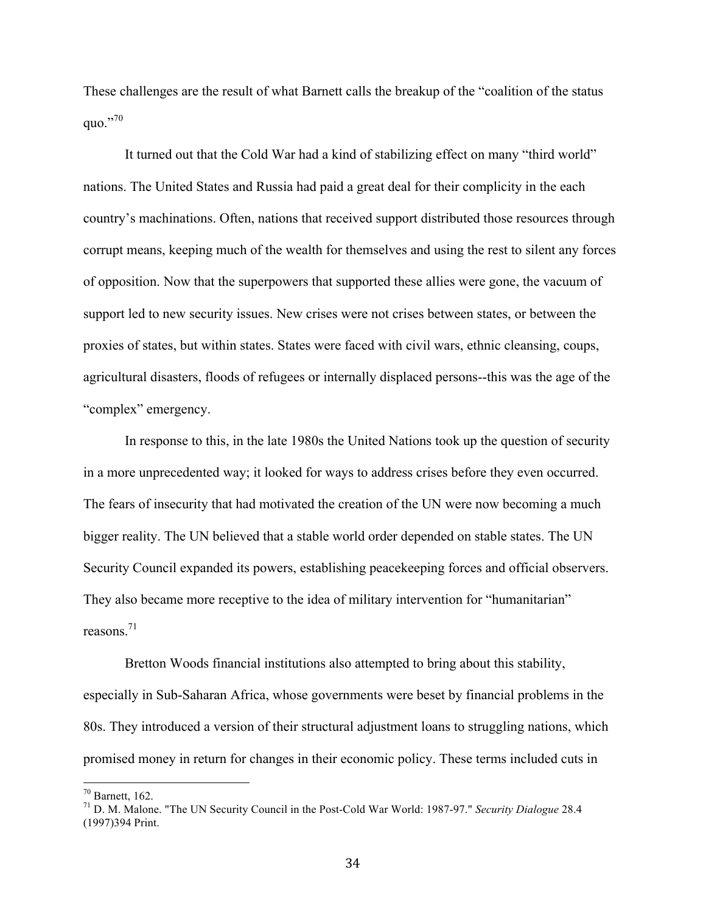These challenges are the result of what Barnett calls the breakup of the "coalition of the status quo."[70]

It turned out that the Cold War had a kind of stabilizing effect on many "third world" nations. The United States and Russia had paid a great deal for their complicity in the each country's machinations. Often, nations that received support distributed those resources through corrupt means, keeping much of the wealth for themselves and using the rest to silent any forces of opposition. Now that the superpowers that supported these allies were gone, the vacuum of support led to new security issues. New crises were not crises between states, or between the proxies of states, but within states. States were faced with civil wars, ethnic cleansing, coups, agricultural disasters, floods of refugees or internally displaced persons--this was the age of the "complex" emergency.

In response to this, in the late 1980s the United Nations took up the question of security in a more unprecedented way; it looked for ways to address crises before they even occurred. The fears of insecurity that had motivated the creation of the UN were now becoming a much bigger reality. The UN believed that a stable world order depended on stable states. The UN Security Council expanded its powers, establishing peacekeeping forces and official observers. They also became more receptive to the idea of military intervention for "humanitarian" reasons.[71]

Bretton Woods financial institutions also attempted to bring about this stability, especially in Sub-Saharan Africa, whose governments were beset by financial problems in the 80s. They introduced a version of their structural adjustment loans to struggling nations, which promised money in return for changes in their economic policy. These terms included cuts in

---

[70] Barnett, 162.

[71] D. M. Malone. "The UN Security Council in the Post-Cold War World: 1987-97." *Security Dialogue* 28.4 (1997)394 Print.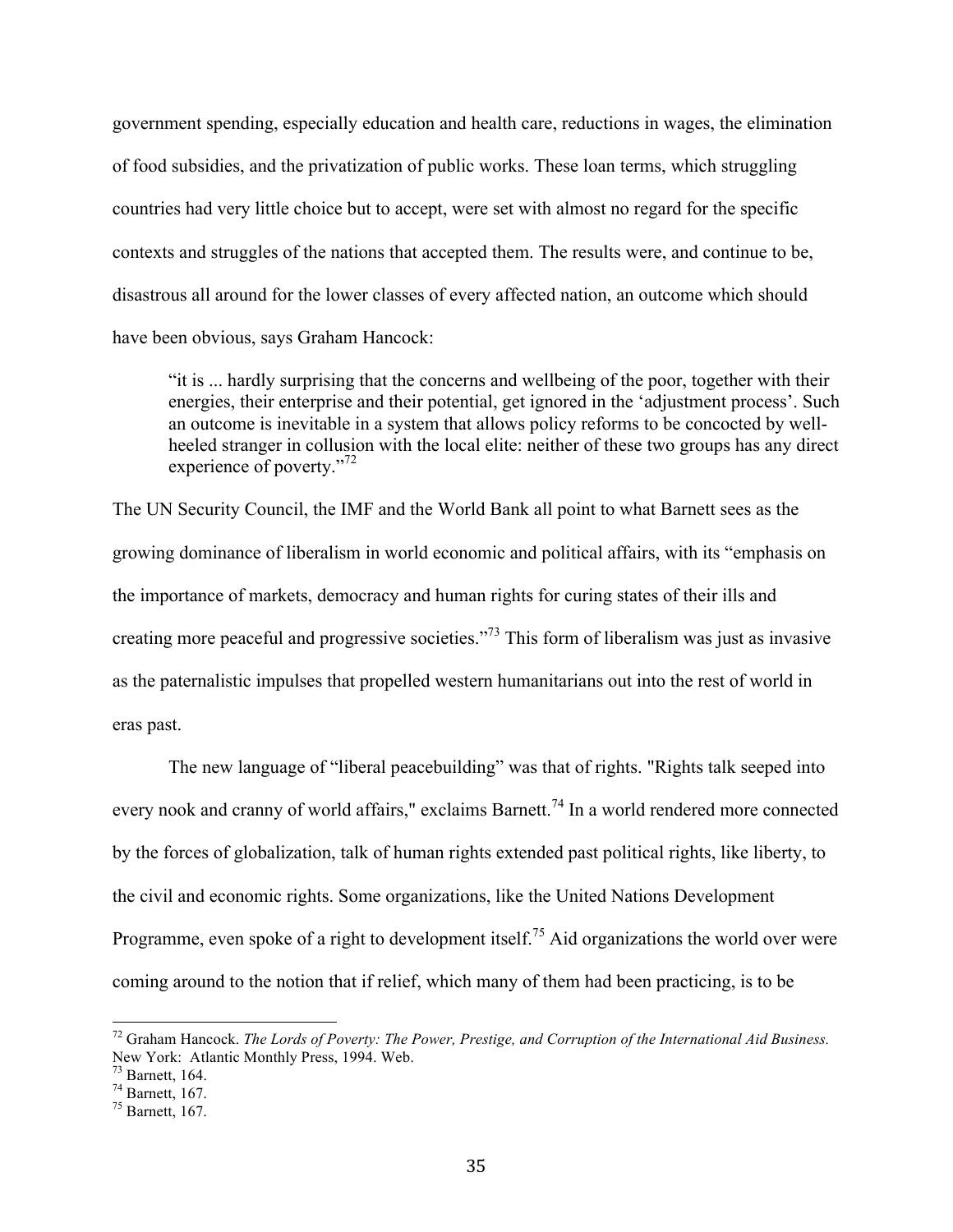government spending, especially education and health care, reductions in wages, the elimination of food subsidies, and the privatization of public works. These loan terms, which struggling countries had very little choice but to accept, were set with almost no regard for the specific contexts and struggles of the nations that accepted them. The results were, and continue to be, disastrous all around for the lower classes of every affected nation, an outcome which should have been obvious, says Graham Hancock:

> "it is ... hardly surprising that the concerns and wellbeing of the poor, together with their energies, their enterprise and their potential, get ignored in the 'adjustment process'. Such an outcome is inevitable in a system that allows policy reforms to be concocted by well-heeled stranger in collusion with the local elite: neither of these two groups has any direct experience of poverty."[72]

The UN Security Council, the IMF and the World Bank all point to what Barnett sees as the growing dominance of liberalism in world economic and political affairs, with its "emphasis on the importance of markets, democracy and human rights for curing states of their ills and creating more peaceful and progressive societies."[73] This form of liberalism was just as invasive as the paternalistic impulses that propelled western humanitarians out into the rest of world in eras past.

The new language of "liberal peacebuilding" was that of rights. "Rights talk seeped into every nook and cranny of world affairs," exclaims Barnett.[74] In a world rendered more connected by the forces of globalization, talk of human rights extended past political rights, like liberty, to the civil and economic rights. Some organizations, like the United Nations Development Programme, even spoke of a right to development itself.[75] Aid organizations the world over were coming around to the notion that if relief, which many of them had been practicing, is to be

---

[72] Graham Hancock. *The Lords of Poverty: The Power, Prestige, and Corruption of the International Aid Business.* New York: Atlantic Monthly Press, 1994. Web.

[73] Barnett, 164.

[74] Barnett, 167.

[75] Barnett, 167.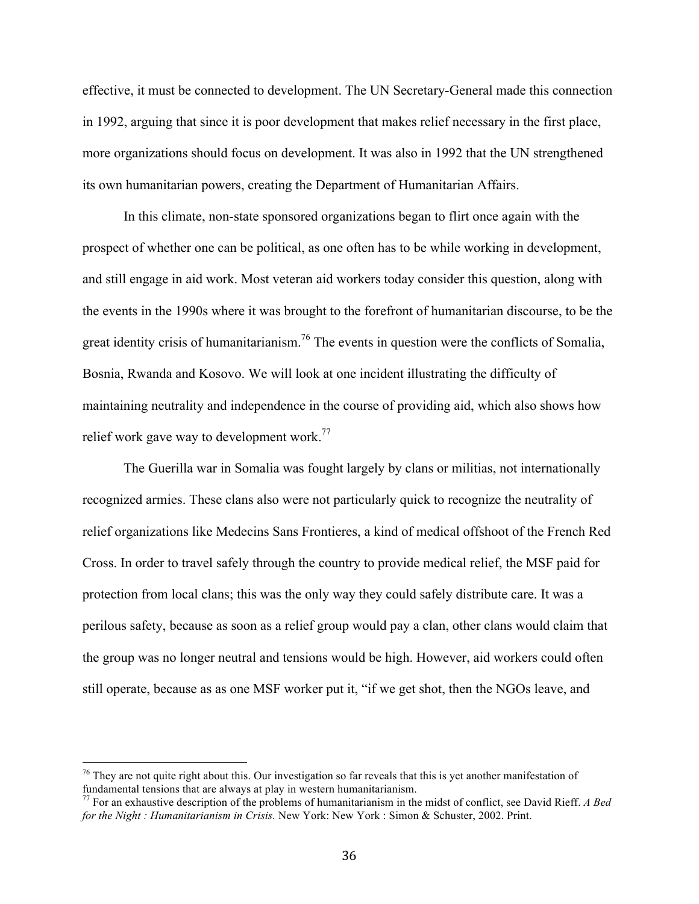effective, it must be connected to development. The UN Secretary-General made this connection in 1992, arguing that since it is poor development that makes relief necessary in the first place, more organizations should focus on development. It was also in 1992 that the UN strengthened its own humanitarian powers, creating the Department of Humanitarian Affairs.

In this climate, non-state sponsored organizations began to flirt once again with the prospect of whether one can be political, as one often has to be while working in development, and still engage in aid work. Most veteran aid workers today consider this question, along with the events in the 1990s where it was brought to the forefront of humanitarian discourse, to be the great identity crisis of humanitarianism.[76] The events in question were the conflicts of Somalia, Bosnia, Rwanda and Kosovo. We will look at one incident illustrating the difficulty of maintaining neutrality and independence in the course of providing aid, which also shows how relief work gave way to development work.[77]

The Guerilla war in Somalia was fought largely by clans or militias, not internationally recognized armies. These clans also were not particularly quick to recognize the neutrality of relief organizations like Medecins Sans Frontieres, a kind of medical offshoot of the French Red Cross. In order to travel safely through the country to provide medical relief, the MSF paid for protection from local clans; this was the only way they could safely distribute care. It was a perilous safety, because as soon as a relief group would pay a clan, other clans would claim that the group was no longer neutral and tensions would be high. However, aid workers could often still operate, because as as one MSF worker put it, "if we get shot, then the NGOs leave, and

---

[76] They are not quite right about this. Our investigation so far reveals that this is yet another manifestation of fundamental tensions that are always at play in western humanitarianism.

[77] For an exhaustive description of the problems of humanitarianism in the midst of conflict, see David Rieff. *A Bed for the Night : Humanitarianism in Crisis.* New York: New York : Simon & Schuster, 2002. Print.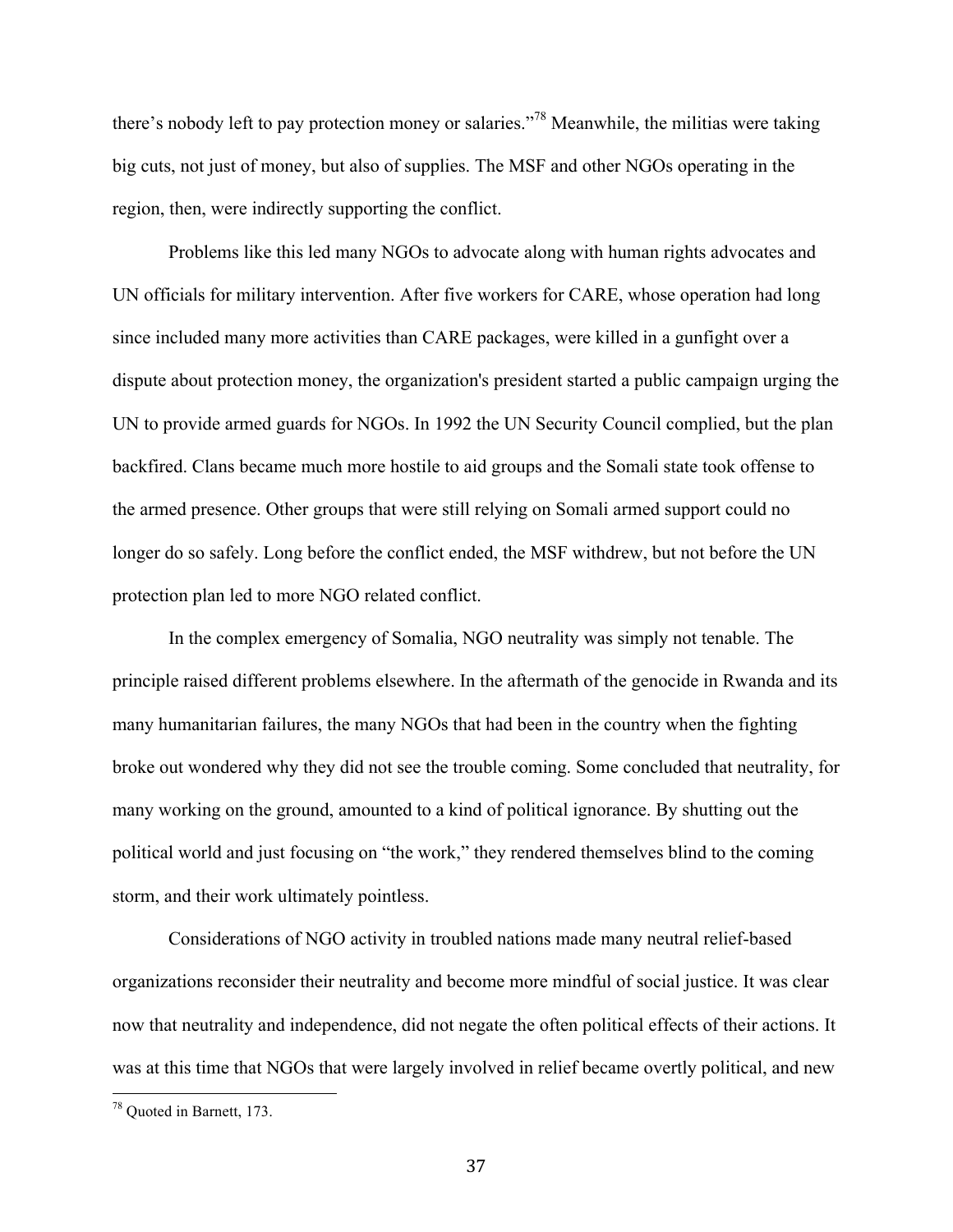there's nobody left to pay protection money or salaries."[78] Meanwhile, the militias were taking big cuts, not just of money, but also of supplies. The MSF and other NGOs operating in the region, then, were indirectly supporting the conflict.

Problems like this led many NGOs to advocate along with human rights advocates and UN officials for military intervention. After five workers for CARE, whose operation had long since included many more activities than CARE packages, were killed in a gunfight over a dispute about protection money, the organization's president started a public campaign urging the UN to provide armed guards for NGOs. In 1992 the UN Security Council complied, but the plan backfired. Clans became much more hostile to aid groups and the Somali state took offense to the armed presence. Other groups that were still relying on Somali armed support could no longer do so safely. Long before the conflict ended, the MSF withdrew, but not before the UN protection plan led to more NGO related conflict.

In the complex emergency of Somalia, NGO neutrality was simply not tenable. The principle raised different problems elsewhere. In the aftermath of the genocide in Rwanda and its many humanitarian failures, the many NGOs that had been in the country when the fighting broke out wondered why they did not see the trouble coming. Some concluded that neutrality, for many working on the ground, amounted to a kind of political ignorance. By shutting out the political world and just focusing on "the work," they rendered themselves blind to the coming storm, and their work ultimately pointless.

Considerations of NGO activity in troubled nations made many neutral relief-based organizations reconsider their neutrality and become more mindful of social justice. It was clear now that neutrality and independence, did not negate the often political effects of their actions. It was at this time that NGOs that were largely involved in relief became overtly political, and new

[78] Quoted in Barnett, 173.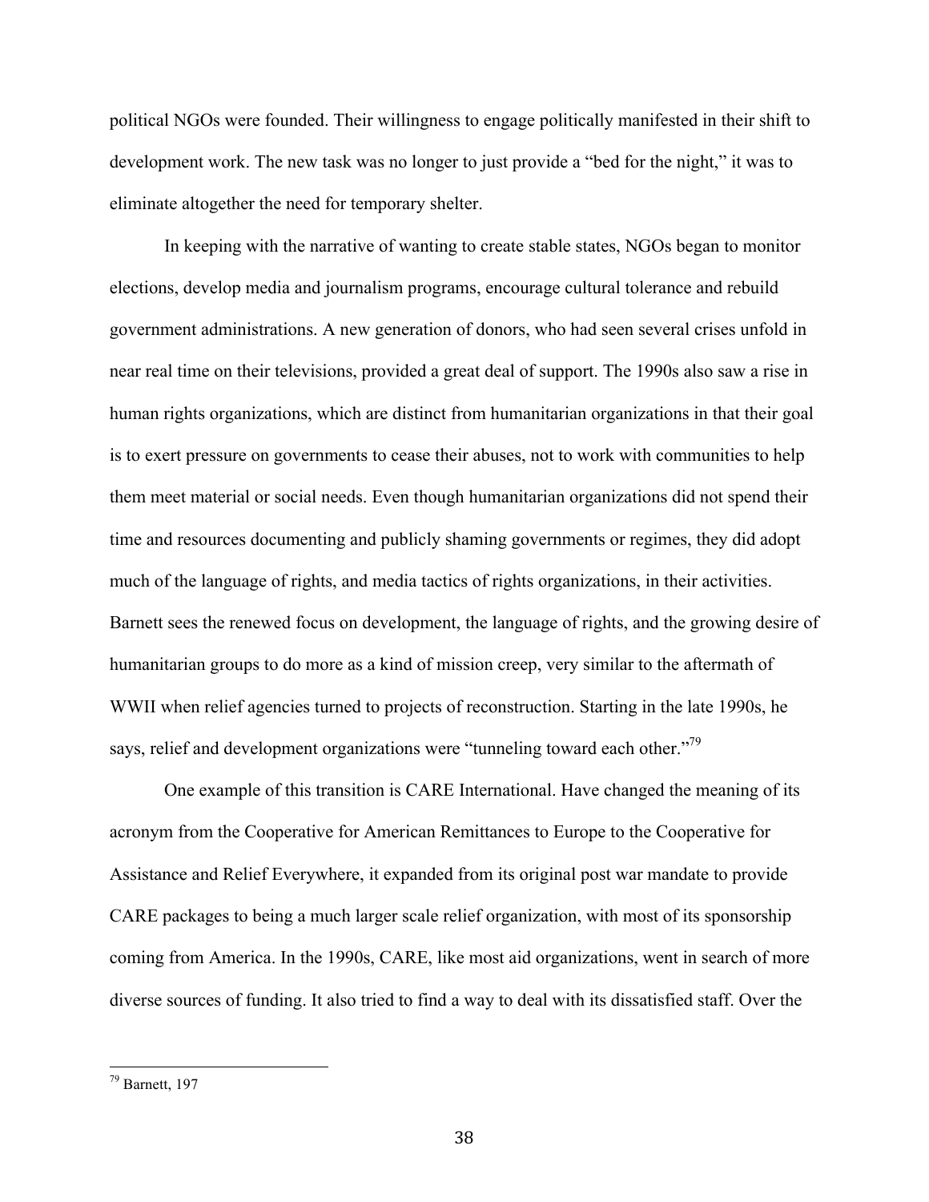political NGOs were founded. Their willingness to engage politically manifested in their shift to development work. The new task was no longer to just provide a "bed for the night," it was to eliminate altogether the need for temporary shelter.

In keeping with the narrative of wanting to create stable states, NGOs began to monitor elections, develop media and journalism programs, encourage cultural tolerance and rebuild government administrations. A new generation of donors, who had seen several crises unfold in near real time on their televisions, provided a great deal of support. The 1990s also saw a rise in human rights organizations, which are distinct from humanitarian organizations in that their goal is to exert pressure on governments to cease their abuses, not to work with communities to help them meet material or social needs. Even though humanitarian organizations did not spend their time and resources documenting and publicly shaming governments or regimes, they did adopt much of the language of rights, and media tactics of rights organizations, in their activities. Barnett sees the renewed focus on development, the language of rights, and the growing desire of humanitarian groups to do more as a kind of mission creep, very similar to the aftermath of WWII when relief agencies turned to projects of reconstruction. Starting in the late 1990s, he says, relief and development organizations were "tunneling toward each other."[79]

One example of this transition is CARE International. Have changed the meaning of its acronym from the Cooperative for American Remittances to Europe to the Cooperative for Assistance and Relief Everywhere, it expanded from its original post war mandate to provide CARE packages to being a much larger scale relief organization, with most of its sponsorship coming from America. In the 1990s, CARE, like most aid organizations, went in search of more diverse sources of funding. It also tried to find a way to deal with its dissatisfied staff. Over the

[79] Barnett, 197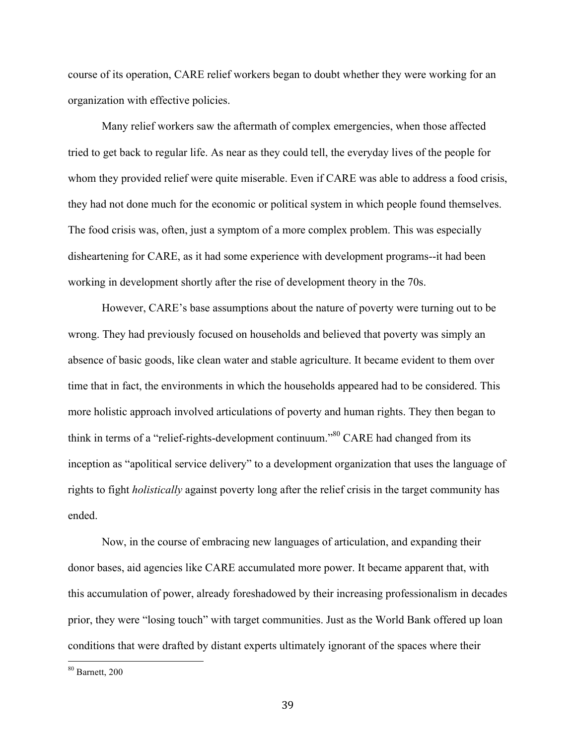course of its operation, CARE relief workers began to doubt whether they were working for an organization with effective policies.

Many relief workers saw the aftermath of complex emergencies, when those affected tried to get back to regular life. As near as they could tell, the everyday lives of the people for whom they provided relief were quite miserable. Even if CARE was able to address a food crisis, they had not done much for the economic or political system in which people found themselves. The food crisis was, often, just a symptom of a more complex problem. This was especially disheartening for CARE, as it had some experience with development programs--it had been working in development shortly after the rise of development theory in the 70s.

However, CARE's base assumptions about the nature of poverty were turning out to be wrong. They had previously focused on households and believed that poverty was simply an absence of basic goods, like clean water and stable agriculture. It became evident to them over time that in fact, the environments in which the households appeared had to be considered. This more holistic approach involved articulations of poverty and human rights. They then began to think in terms of a "relief-rights-development continuum."[80] CARE had changed from its inception as "apolitical service delivery" to a development organization that uses the language of rights to fight *holistically* against poverty long after the relief crisis in the target community has ended.

Now, in the course of embracing new languages of articulation, and expanding their donor bases, aid agencies like CARE accumulated more power. It became apparent that, with this accumulation of power, already foreshadowed by their increasing professionalism in decades prior, they were "losing touch" with target communities. Just as the World Bank offered up loan conditions that were drafted by distant experts ultimately ignorant of the spaces where their

[80] Barnett, 200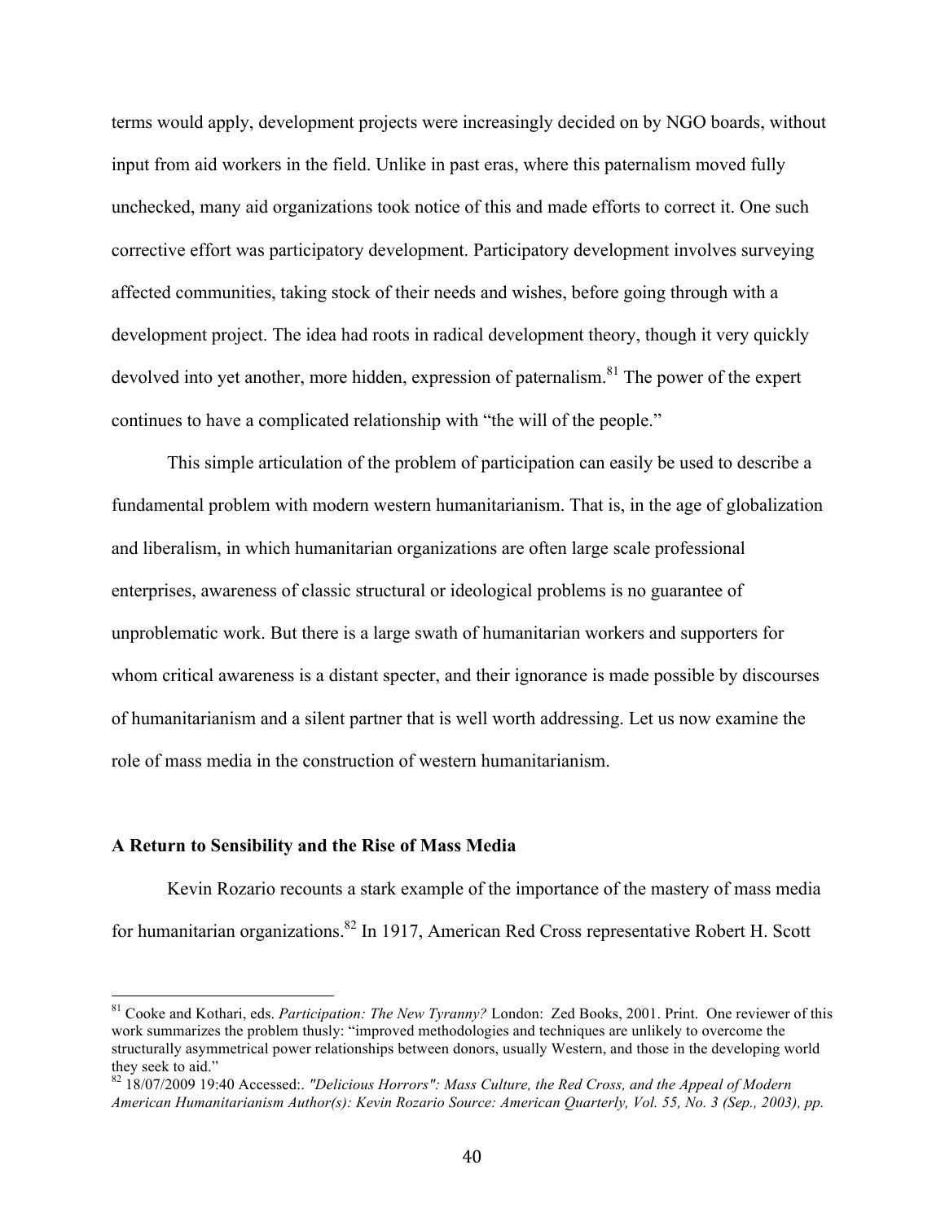terms would apply, development projects were increasingly decided on by NGO boards, without input from aid workers in the field. Unlike in past eras, where this paternalism moved fully unchecked, many aid organizations took notice of this and made efforts to correct it. One such corrective effort was participatory development. Participatory development involves surveying affected communities, taking stock of their needs and wishes, before going through with a development project. The idea had roots in radical development theory, though it very quickly devolved into yet another, more hidden, expression of paternalism.[81] The power of the expert continues to have a complicated relationship with "the will of the people."

This simple articulation of the problem of participation can easily be used to describe a fundamental problem with modern western humanitarianism. That is, in the age of globalization and liberalism, in which humanitarian organizations are often large scale professional enterprises, awareness of classic structural or ideological problems is no guarantee of unproblematic work. But there is a large swath of humanitarian workers and supporters for whom critical awareness is a distant specter, and their ignorance is made possible by discourses of humanitarianism and a silent partner that is well worth addressing. Let us now examine the role of mass media in the construction of western humanitarianism.

### A Return to Sensibility and the Rise of Mass Media

Kevin Rozario recounts a stark example of the importance of the mastery of mass media for humanitarian organizations.[82] In 1917, American Red Cross representative Robert H. Scott

---

[81] Cooke and Kothari, eds. *Participation: The New Tyranny?* London: Zed Books, 2001. Print. One reviewer of this work summarizes the problem thusly: "improved methodologies and techniques are unlikely to overcome the structurally asymmetrical power relationships between donors, usually Western, and those in the developing world they seek to aid."

[82] 18/07/2009 19:40 Accessed:. *"Delicious Horrors": Mass Culture, the Red Cross, and the Appeal of Modern American Humanitarianism Author(s): Kevin Rozario Source: American Quarterly, Vol. 55, No. 3 (Sep., 2003), pp.*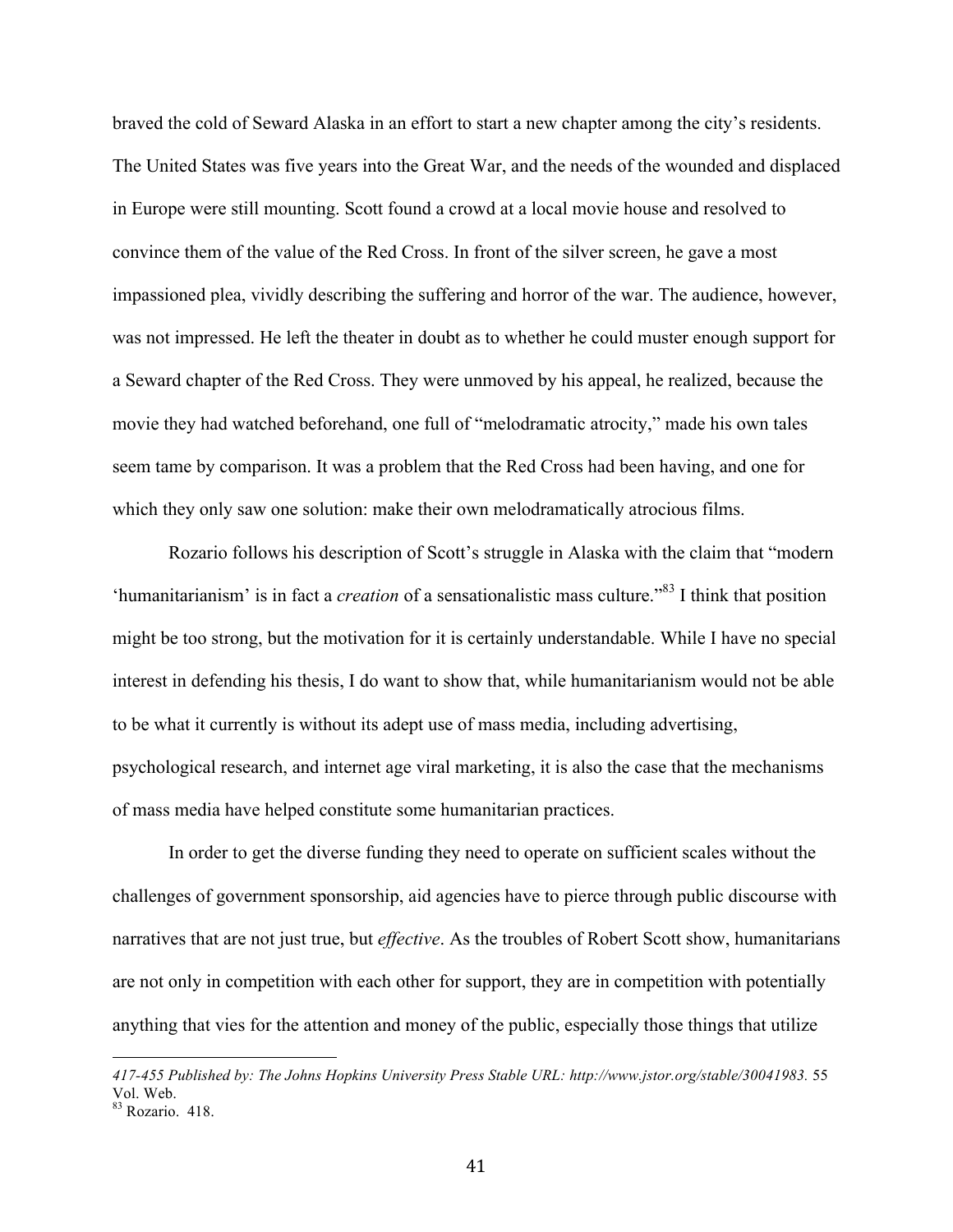braved the cold of Seward Alaska in an effort to start a new chapter among the city's residents. The United States was five years into the Great War, and the needs of the wounded and displaced in Europe were still mounting. Scott found a crowd at a local movie house and resolved to convince them of the value of the Red Cross. In front of the silver screen, he gave a most impassioned plea, vividly describing the suffering and horror of the war. The audience, however, was not impressed. He left the theater in doubt as to whether he could muster enough support for a Seward chapter of the Red Cross. They were unmoved by his appeal, he realized, because the movie they had watched beforehand, one full of "melodramatic atrocity," made his own tales seem tame by comparison. It was a problem that the Red Cross had been having, and one for which they only saw one solution: make their own melodramatically atrocious films.

Rozario follows his description of Scott's struggle in Alaska with the claim that "modern 'humanitarianism' is in fact a *creation* of a sensationalistic mass culture."[83] I think that position might be too strong, but the motivation for it is certainly understandable. While I have no special interest in defending his thesis, I do want to show that, while humanitarianism would not be able to be what it currently is without its adept use of mass media, including advertising, psychological research, and internet age viral marketing, it is also the case that the mechanisms of mass media have helped constitute some humanitarian practices.

In order to get the diverse funding they need to operate on sufficient scales without the challenges of government sponsorship, aid agencies have to pierce through public discourse with narratives that are not just true, but *effective*. As the troubles of Robert Scott show, humanitarians are not only in competition with each other for support, they are in competition with potentially anything that vies for the attention and money of the public, especially those things that utilize

---

*417-455 Published by: The Johns Hopkins University Press Stable URL: http://www.jstor.org/stable/30041983.* 55 Vol. Web.

[83] Rozario. 418.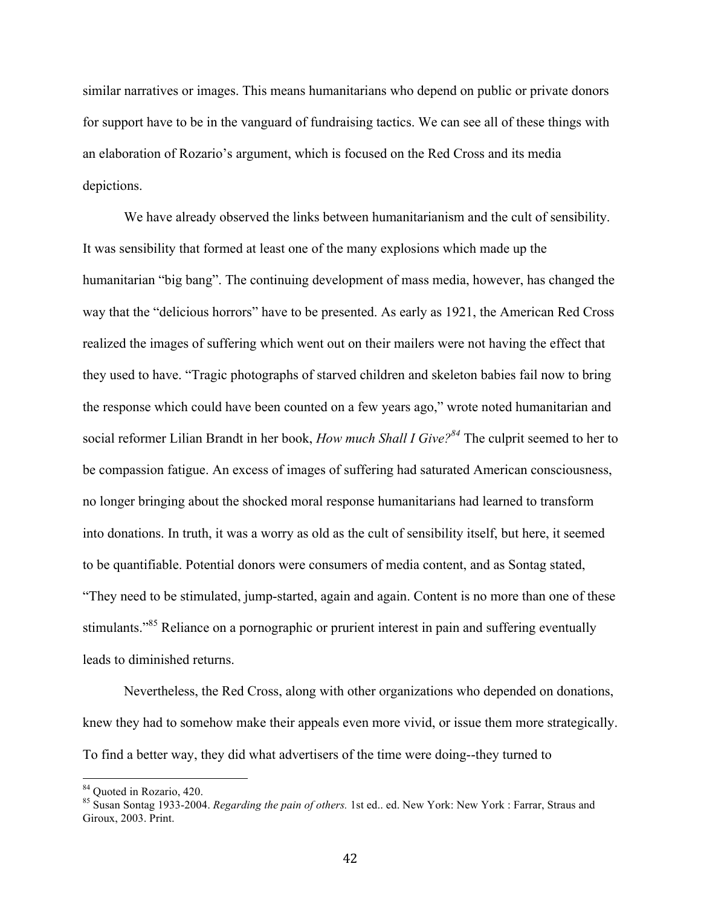similar narratives or images. This means humanitarians who depend on public or private donors for support have to be in the vanguard of fundraising tactics. We can see all of these things with an elaboration of Rozario's argument, which is focused on the Red Cross and its media depictions.

We have already observed the links between humanitarianism and the cult of sensibility. It was sensibility that formed at least one of the many explosions which made up the humanitarian "big bang". The continuing development of mass media, however, has changed the way that the "delicious horrors" have to be presented. As early as 1921, the American Red Cross realized the images of suffering which went out on their mailers were not having the effect that they used to have. "Tragic photographs of starved children and skeleton babies fail now to bring the response which could have been counted on a few years ago," wrote noted humanitarian and social reformer Lilian Brandt in her book, *How much Shall I Give?*[84] The culprit seemed to her to be compassion fatigue. An excess of images of suffering had saturated American consciousness, no longer bringing about the shocked moral response humanitarians had learned to transform into donations. In truth, it was a worry as old as the cult of sensibility itself, but here, it seemed to be quantifiable. Potential donors were consumers of media content, and as Sontag stated, "They need to be stimulated, jump-started, again and again. Content is no more than one of these stimulants."[85] Reliance on a pornographic or prurient interest in pain and suffering eventually leads to diminished returns.

Nevertheless, the Red Cross, along with other organizations who depended on donations, knew they had to somehow make their appeals even more vivid, or issue them more strategically. To find a better way, they did what advertisers of the time were doing--they turned to

---

[84] Quoted in Rozario, 420.

[85] Susan Sontag 1933-2004. *Regarding the pain of others.* 1st ed.. ed. New York: New York : Farrar, Straus and Giroux, 2003. Print.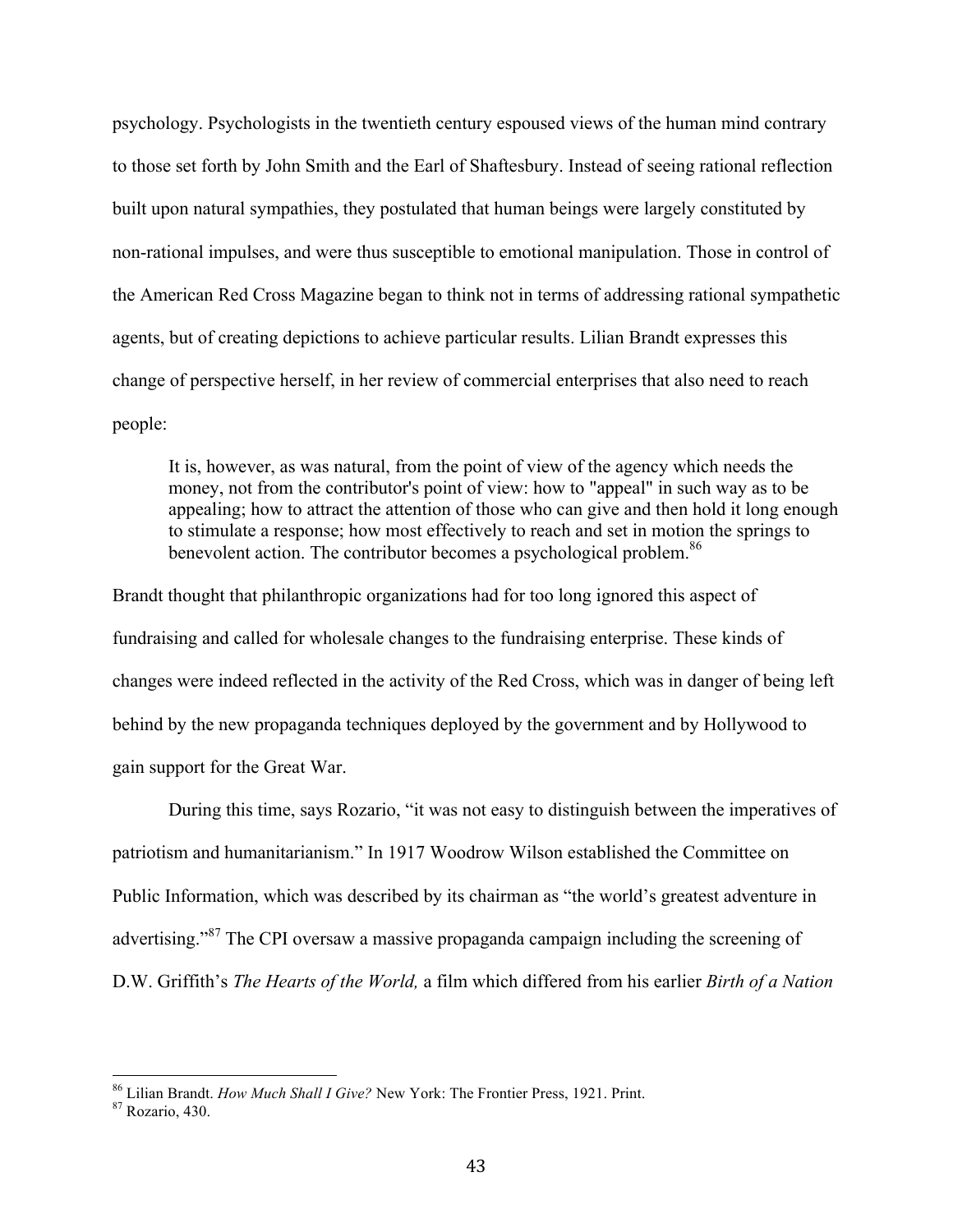psychology. Psychologists in the twentieth century espoused views of the human mind contrary to those set forth by John Smith and the Earl of Shaftesbury. Instead of seeing rational reflection built upon natural sympathies, they postulated that human beings were largely constituted by non-rational impulses, and were thus susceptible to emotional manipulation. Those in control of the American Red Cross Magazine began to think not in terms of addressing rational sympathetic agents, but of creating depictions to achieve particular results. Lilian Brandt expresses this change of perspective herself, in her review of commercial enterprises that also need to reach people:

> It is, however, as was natural, from the point of view of the agency which needs the money, not from the contributor's point of view: how to "appeal" in such way as to be appealing; how to attract the attention of those who can give and then hold it long enough to stimulate a response; how most effectively to reach and set in motion the springs to benevolent action. The contributor becomes a psychological problem.[86]

Brandt thought that philanthropic organizations had for too long ignored this aspect of fundraising and called for wholesale changes to the fundraising enterprise. These kinds of changes were indeed reflected in the activity of the Red Cross, which was in danger of being left behind by the new propaganda techniques deployed by the government and by Hollywood to gain support for the Great War.

During this time, says Rozario, "it was not easy to distinguish between the imperatives of patriotism and humanitarianism." In 1917 Woodrow Wilson established the Committee on Public Information, which was described by its chairman as "the world's greatest adventure in advertising."[87] The CPI oversaw a massive propaganda campaign including the screening of D.W. Griffith's *The Hearts of the World,* a film which differed from his earlier *Birth of a Nation*

---

[86] Lilian Brandt. *How Much Shall I Give?* New York: The Frontier Press, 1921. Print.

[87] Rozario, 430.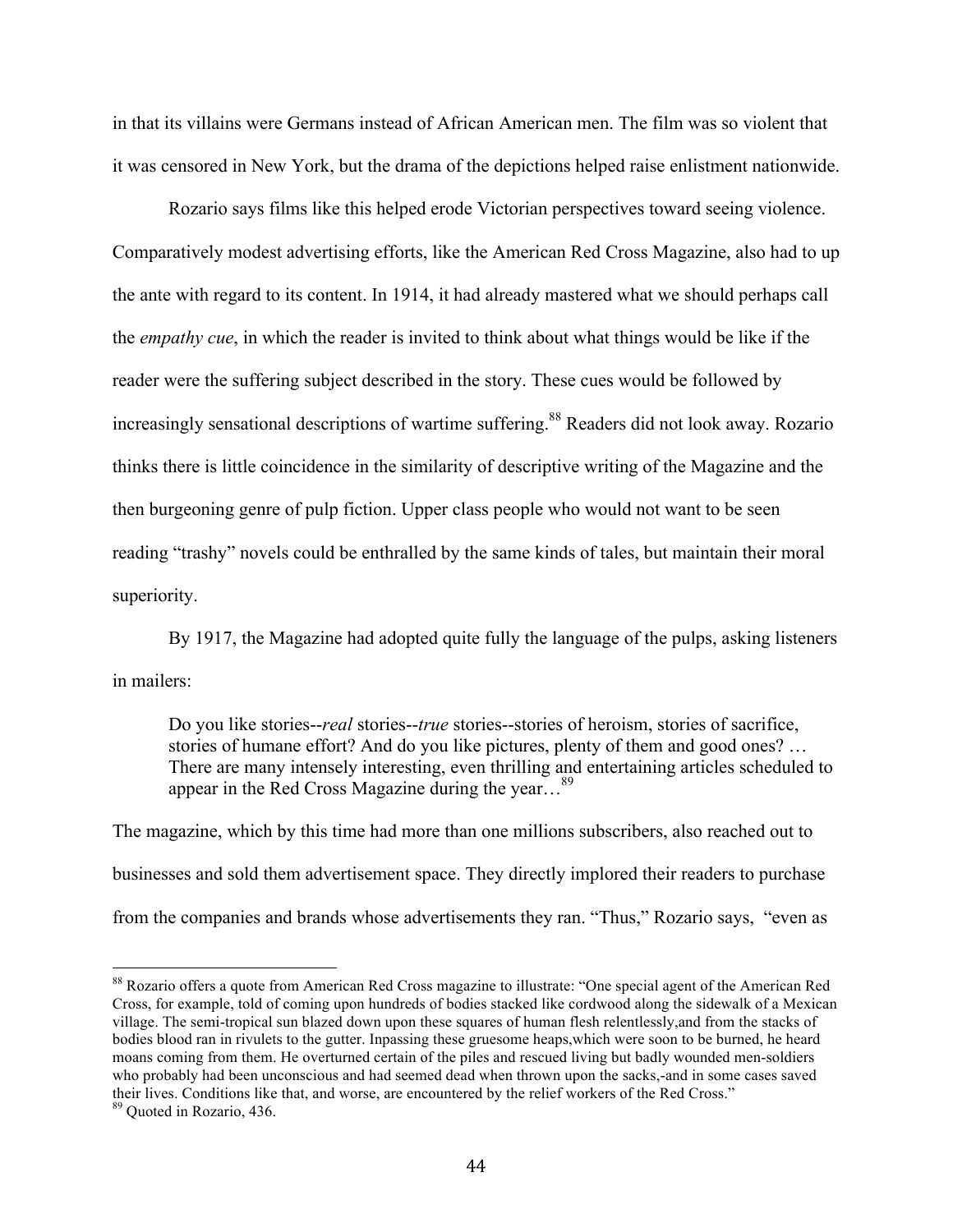in that its villains were Germans instead of African American men. The film was so violent that it was censored in New York, but the drama of the depictions helped raise enlistment nationwide.

Rozario says films like this helped erode Victorian perspectives toward seeing violence. Comparatively modest advertising efforts, like the American Red Cross Magazine, also had to up the ante with regard to its content. In 1914, it had already mastered what we should perhaps call the *empathy cue*, in which the reader is invited to think about what things would be like if the reader were the suffering subject described in the story. These cues would be followed by increasingly sensational descriptions of wartime suffering.[88] Readers did not look away. Rozario thinks there is little coincidence in the similarity of descriptive writing of the Magazine and the then burgeoning genre of pulp fiction. Upper class people who would not want to be seen reading "trashy" novels could be enthralled by the same kinds of tales, but maintain their moral superiority.

By 1917, the Magazine had adopted quite fully the language of the pulps, asking listeners in mailers:

> Do you like stories--*real* stories--*true* stories--stories of heroism, stories of sacrifice, stories of humane effort? And do you like pictures, plenty of them and good ones? … There are many intensely interesting, even thrilling and entertaining articles scheduled to appear in the Red Cross Magazine during the year…[89]

The magazine, which by this time had more than one millions subscribers, also reached out to businesses and sold them advertisement space. They directly implored their readers to purchase from the companies and brands whose advertisements they ran. "Thus," Rozario says, "even as

---

[88] Rozario offers a quote from American Red Cross magazine to illustrate: "One special agent of the American Red Cross, for example, told of coming upon hundreds of bodies stacked like cordwood along the sidewalk of a Mexican village. The semi-tropical sun blazed down upon these squares of human flesh relentlessly,and from the stacks of bodies blood ran in rivulets to the gutter. Inpassing these gruesome heaps,which were soon to be burned, he heard moans coming from them. He overturned certain of the piles and rescued living but badly wounded men-soldiers who probably had been unconscious and had seemed dead when thrown upon the sacks,-and in some cases saved their lives. Conditions like that, and worse, are encountered by the relief workers of the Red Cross."

[89] Quoted in Rozario, 436.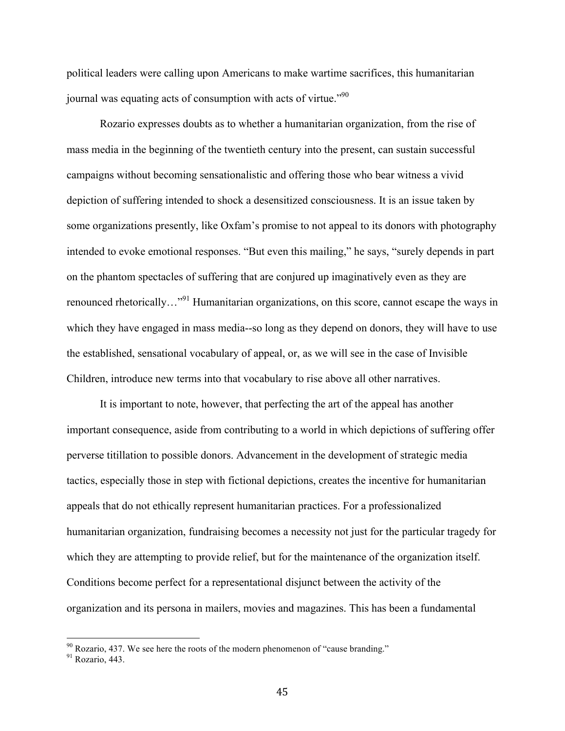political leaders were calling upon Americans to make wartime sacrifices, this humanitarian journal was equating acts of consumption with acts of virtue."[90]

Rozario expresses doubts as to whether a humanitarian organization, from the rise of mass media in the beginning of the twentieth century into the present, can sustain successful campaigns without becoming sensationalistic and offering those who bear witness a vivid depiction of suffering intended to shock a desensitized consciousness. It is an issue taken by some organizations presently, like Oxfam's promise to not appeal to its donors with photography intended to evoke emotional responses. "But even this mailing," he says, "surely depends in part on the phantom spectacles of suffering that are conjured up imaginatively even as they are renounced rhetorically…"[91] Humanitarian organizations, on this score, cannot escape the ways in which they have engaged in mass media--so long as they depend on donors, they will have to use the established, sensational vocabulary of appeal, or, as we will see in the case of Invisible Children, introduce new terms into that vocabulary to rise above all other narratives.

It is important to note, however, that perfecting the art of the appeal has another important consequence, aside from contributing to a world in which depictions of suffering offer perverse titillation to possible donors. Advancement in the development of strategic media tactics, especially those in step with fictional depictions, creates the incentive for humanitarian appeals that do not ethically represent humanitarian practices. For a professionalized humanitarian organization, fundraising becomes a necessity not just for the particular tragedy for which they are attempting to provide relief, but for the maintenance of the organization itself. Conditions become perfect for a representational disjunct between the activity of the organization and its persona in mailers, movies and magazines. This has been a fundamental

---

[90] Rozario, 437. We see here the roots of the modern phenomenon of "cause branding."

[91] Rozario, 443.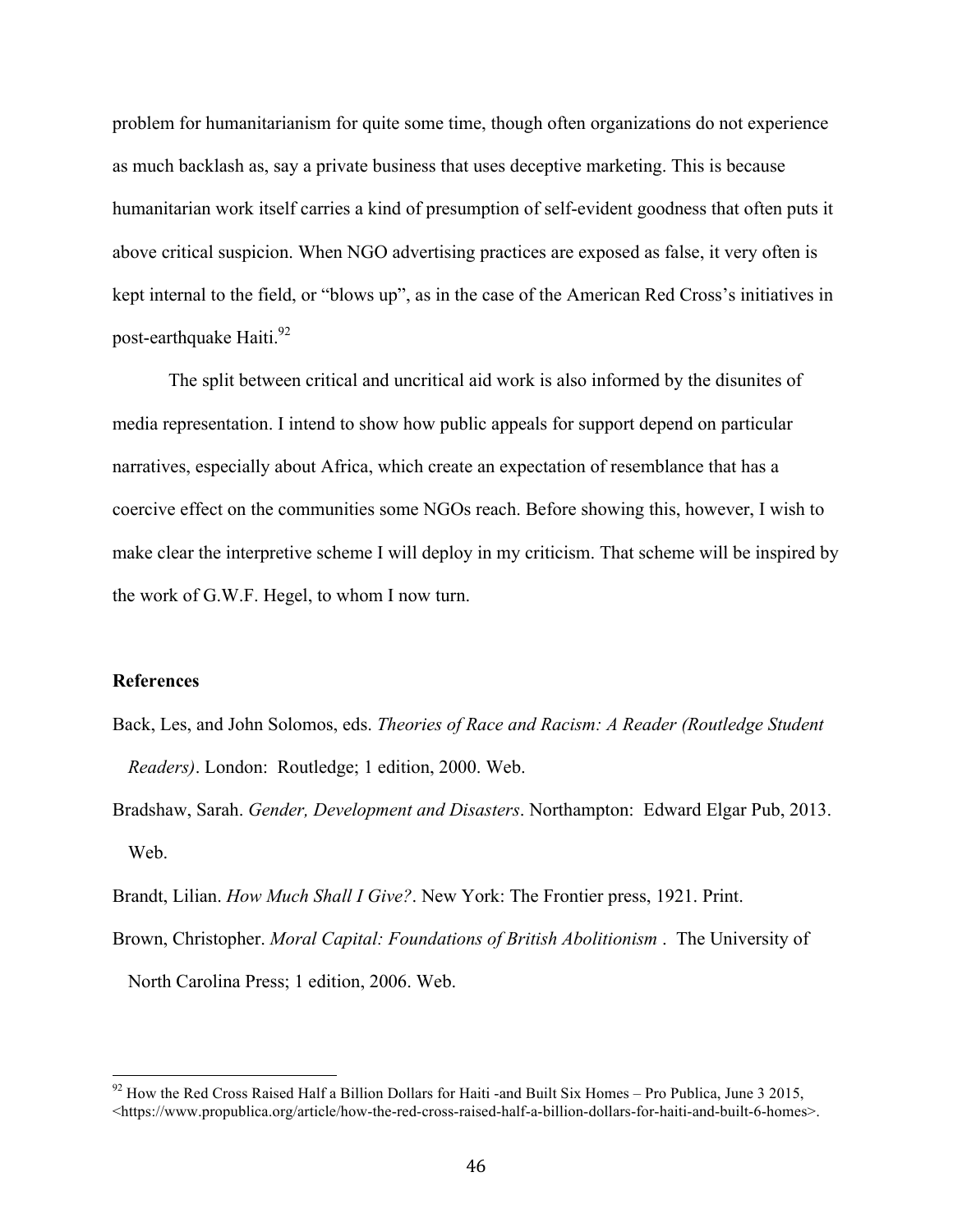problem for humanitarianism for quite some time, though often organizations do not experience as much backlash as, say a private business that uses deceptive marketing. This is because humanitarian work itself carries a kind of presumption of self-evident goodness that often puts it above critical suspicion. When NGO advertising practices are exposed as false, it very often is kept internal to the field, or "blows up", as in the case of the American Red Cross's initiatives in post-earthquake Haiti.[92]

The split between critical and uncritical aid work is also informed by the disunites of media representation. I intend to show how public appeals for support depend on particular narratives, especially about Africa, which create an expectation of resemblance that has a coercive effect on the communities some NGOs reach. Before showing this, however, I wish to make clear the interpretive scheme I will deploy in my criticism. That scheme will be inspired by the work of G.W.F. Hegel, to whom I now turn.

**References**

Back, Les, and John Solomos, eds. *Theories of Race and Racism: A Reader (Routledge Student Readers)*. London: Routledge; 1 edition, 2000. Web.

Bradshaw, Sarah. *Gender, Development and Disasters*. Northampton: Edward Elgar Pub, 2013. Web.

Brandt, Lilian. *How Much Shall I Give?*. New York: The Frontier press, 1921. Print.

Brown, Christopher. *Moral Capital: Foundations of British Abolitionism* . The University of North Carolina Press; 1 edition, 2006. Web.

---

[92] How the Red Cross Raised Half a Billion Dollars for Haiti -and Built Six Homes – Pro Publica, June 3 2015, <https://www.propublica.org/article/how-the-red-cross-raised-half-a-billion-dollars-for-haiti-and-built-6-homes>.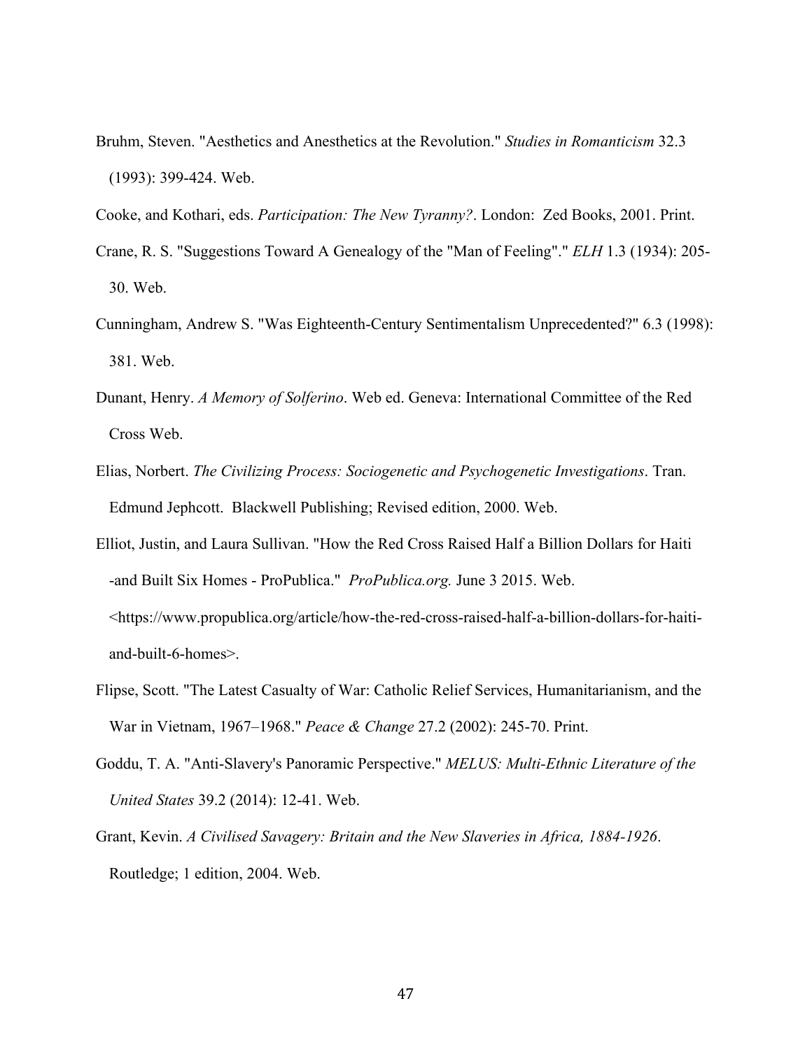Bruhm, Steven. "Aesthetics and Anesthetics at the Revolution." *Studies in Romanticism* 32.3 (1993): 399-424. Web.

Cooke, and Kothari, eds. *Participation: The New Tyranny?*. London: Zed Books, 2001. Print.

Crane, R. S. "Suggestions Toward A Genealogy of the "Man of Feeling"." *ELH* 1.3 (1934): 205-30. Web.

Cunningham, Andrew S. "Was Eighteenth-Century Sentimentalism Unprecedented?" 6.3 (1998): 381. Web.

Dunant, Henry. *A Memory of Solferino*. Web ed. Geneva: International Committee of the Red Cross Web.

Elias, Norbert. *The Civilizing Process: Sociogenetic and Psychogenetic Investigations*. Tran. Edmund Jephcott. Blackwell Publishing; Revised edition, 2000. Web.

Elliot, Justin, and Laura Sullivan. "How the Red Cross Raised Half a Billion Dollars for Haiti -and Built Six Homes - ProPublica." *ProPublica.org.* June 3 2015. Web. <https://www.propublica.org/article/how-the-red-cross-raised-half-a-billion-dollars-for-haiti-and-built-6-homes>.

Flipse, Scott. "The Latest Casualty of War: Catholic Relief Services, Humanitarianism, and the War in Vietnam, 1967–1968." *Peace & Change* 27.2 (2002): 245-70. Print.

Goddu, T. A. "Anti-Slavery's Panoramic Perspective." *MELUS: Multi-Ethnic Literature of the United States* 39.2 (2014): 12-41. Web.

Grant, Kevin. *A Civilised Savagery: Britain and the New Slaveries in Africa, 1884-1926*. Routledge; 1 edition, 2004. Web.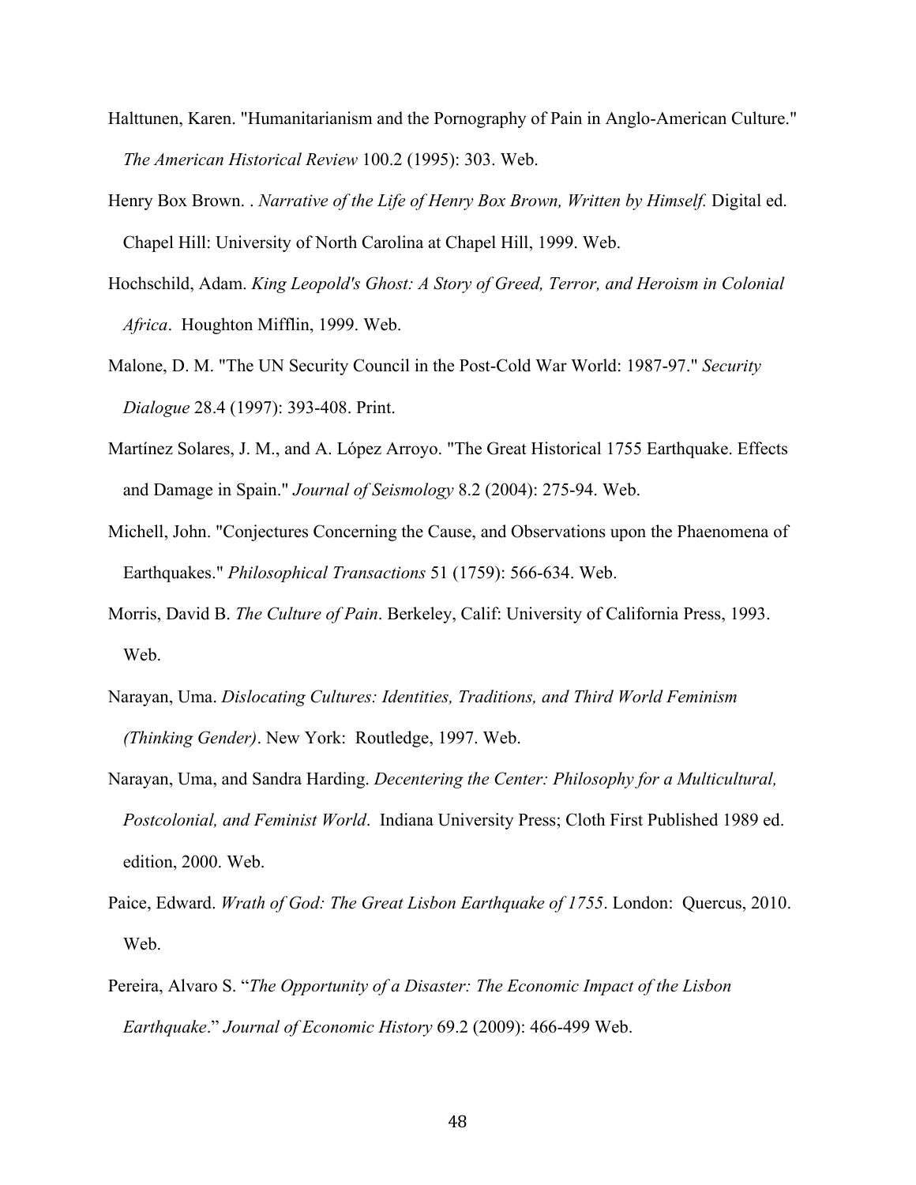Halttunen, Karen. "Humanitarianism and the Pornography of Pain in Anglo-American Culture." *The American Historical Review* 100.2 (1995): 303. Web.

Henry Box Brown. . *Narrative of the Life of Henry Box Brown, Written by Himself.* Digital ed. Chapel Hill: University of North Carolina at Chapel Hill, 1999. Web.

Hochschild, Adam. *King Leopold's Ghost: A Story of Greed, Terror, and Heroism in Colonial Africa*. Houghton Mifflin, 1999. Web.

Malone, D. M. "The UN Security Council in the Post-Cold War World: 1987-97." *Security Dialogue* 28.4 (1997): 393-408. Print.

Martínez Solares, J. M., and A. López Arroyo. "The Great Historical 1755 Earthquake. Effects and Damage in Spain." *Journal of Seismology* 8.2 (2004): 275-94. Web.

Michell, John. "Conjectures Concerning the Cause, and Observations upon the Phaenomena of Earthquakes." *Philosophical Transactions* 51 (1759): 566-634. Web.

Morris, David B. *The Culture of Pain*. Berkeley, Calif: University of California Press, 1993. Web.

Narayan, Uma. *Dislocating Cultures: Identities, Traditions, and Third World Feminism (Thinking Gender)*. New York: Routledge, 1997. Web.

Narayan, Uma, and Sandra Harding. *Decentering the Center: Philosophy for a Multicultural, Postcolonial, and Feminist World*. Indiana University Press; Cloth First Published 1989 ed. edition, 2000. Web.

Paice, Edward. *Wrath of God: The Great Lisbon Earthquake of 1755*. London: Quercus, 2010. Web.

Pereira, Alvaro S. "*The Opportunity of a Disaster: The Economic Impact of the Lisbon Earthquake*." *Journal of Economic History* 69.2 (2009): 466-499 Web.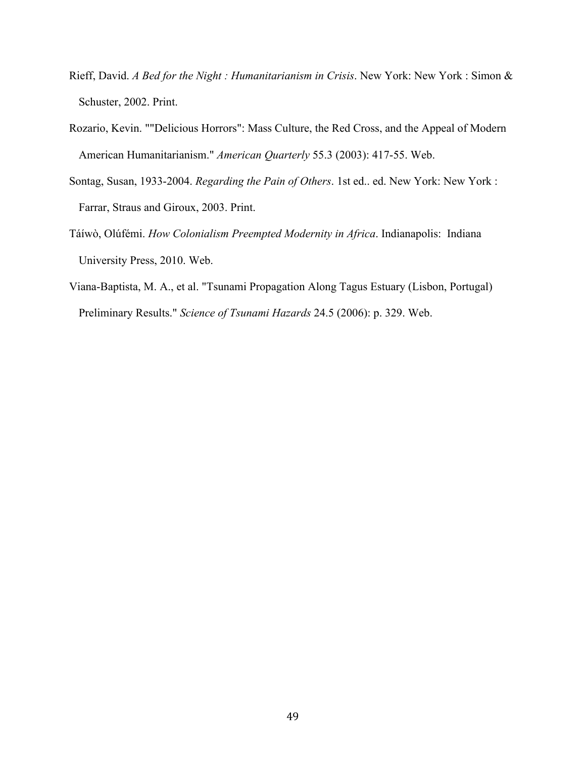Rieff, David. *A Bed for the Night : Humanitarianism in Crisis*. New York: New York : Simon & Schuster, 2002. Print.

Rozario, Kevin. ""Delicious Horrors": Mass Culture, the Red Cross, and the Appeal of Modern American Humanitarianism." *American Quarterly* 55.3 (2003): 417-55. Web.

Sontag, Susan, 1933-2004. *Regarding the Pain of Others*. 1st ed.. ed. New York: New York : Farrar, Straus and Giroux, 2003. Print.

Táíwò, Olúfémi. *How Colonialism Preempted Modernity in Africa*. Indianapolis: Indiana University Press, 2010. Web.

Viana-Baptista, M. A., et al. "Tsunami Propagation Along Tagus Estuary (Lisbon, Portugal) Preliminary Results." *Science of Tsunami Hazards* 24.5 (2006): p. 329. Web.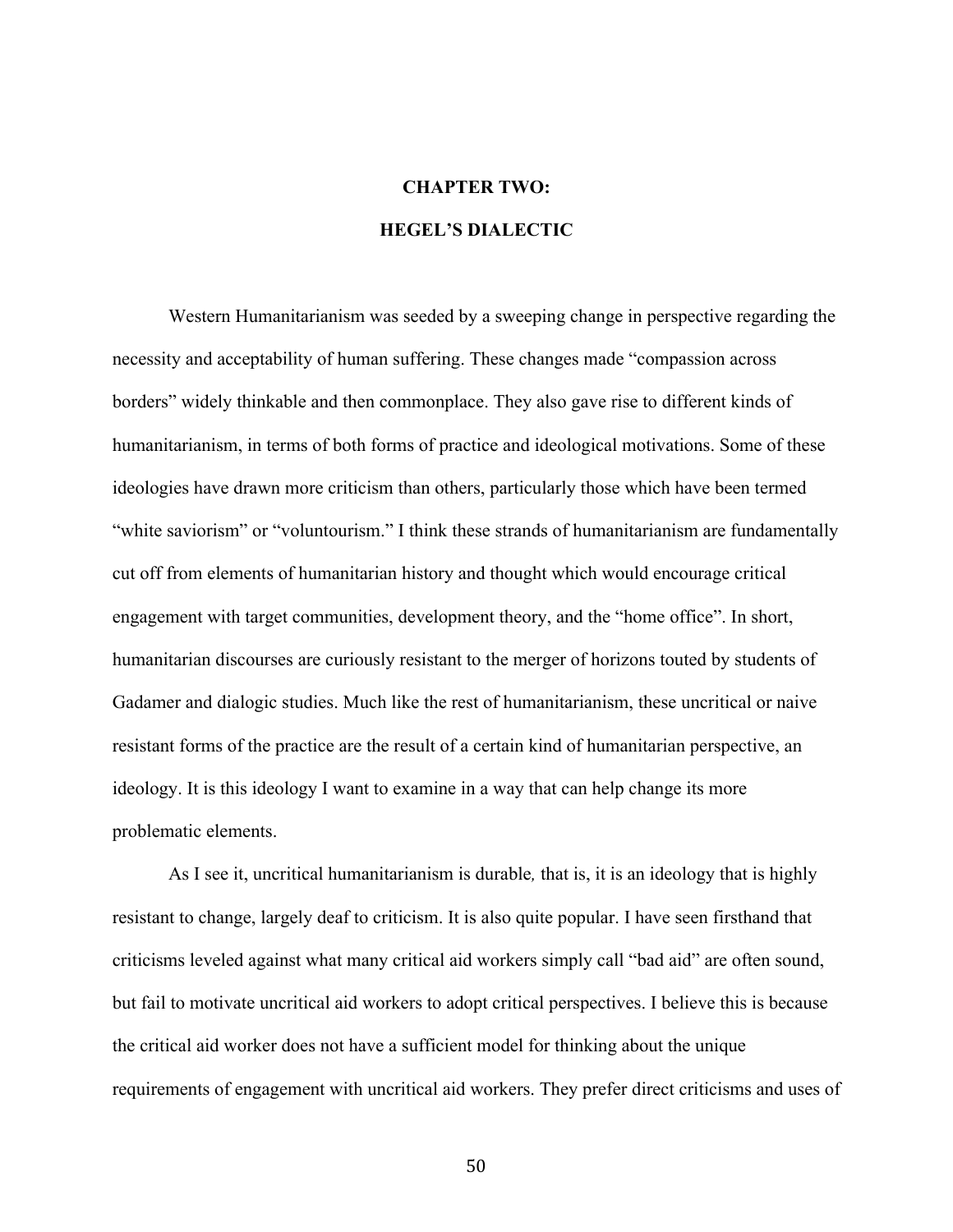# CHAPTER TWO:

# HEGEL'S DIALECTIC

Western Humanitarianism was seeded by a sweeping change in perspective regarding the necessity and acceptability of human suffering. These changes made "compassion across borders" widely thinkable and then commonplace. They also gave rise to different kinds of humanitarianism, in terms of both forms of practice and ideological motivations. Some of these ideologies have drawn more criticism than others, particularly those which have been termed "white saviorism" or "voluntourism." I think these strands of humanitarianism are fundamentally cut off from elements of humanitarian history and thought which would encourage critical engagement with target communities, development theory, and the "home office". In short, humanitarian discourses are curiously resistant to the merger of horizons touted by students of Gadamer and dialogic studies. Much like the rest of humanitarianism, these uncritical or naive resistant forms of the practice are the result of a certain kind of humanitarian perspective, an ideology. It is this ideology I want to examine in a way that can help change its more problematic elements.

As I see it, uncritical humanitarianism is durable*,* that is, it is an ideology that is highly resistant to change, largely deaf to criticism. It is also quite popular. I have seen firsthand that criticisms leveled against what many critical aid workers simply call "bad aid" are often sound, but fail to motivate uncritical aid workers to adopt critical perspectives. I believe this is because the critical aid worker does not have a sufficient model for thinking about the unique requirements of engagement with uncritical aid workers. They prefer direct criticisms and uses of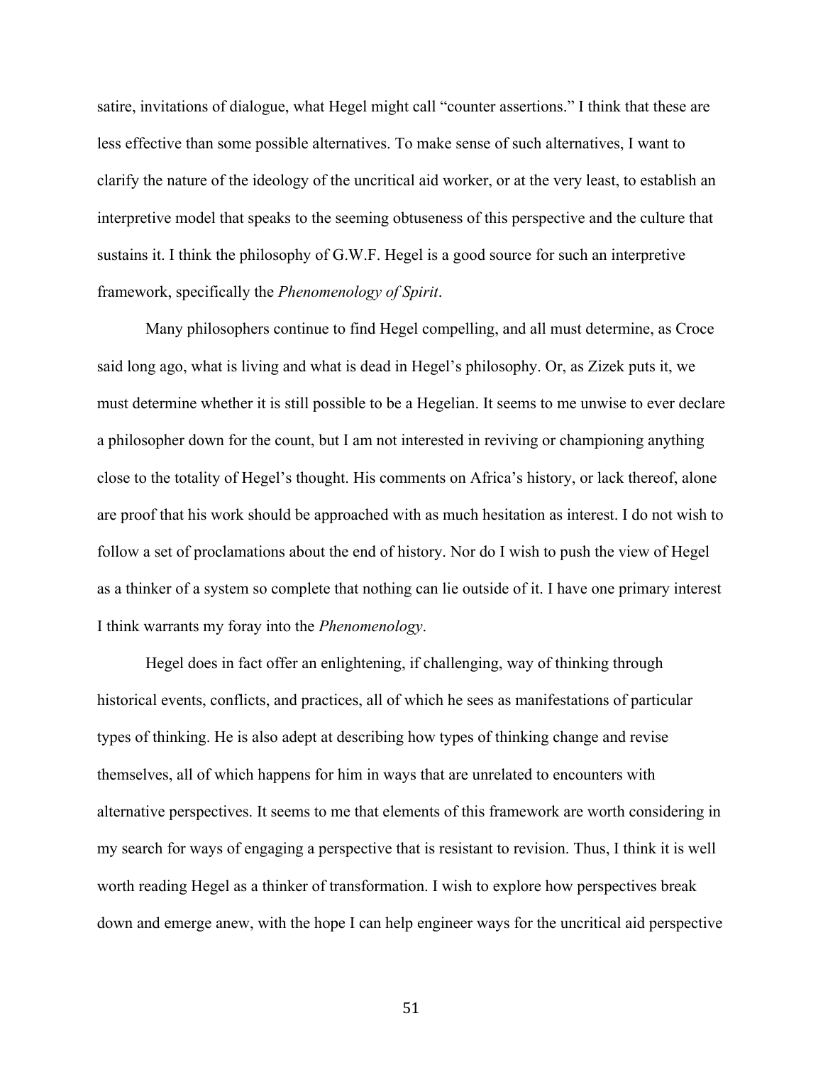satire, invitations of dialogue, what Hegel might call "counter assertions." I think that these are less effective than some possible alternatives. To make sense of such alternatives, I want to clarify the nature of the ideology of the uncritical aid worker, or at the very least, to establish an interpretive model that speaks to the seeming obtuseness of this perspective and the culture that sustains it. I think the philosophy of G.W.F. Hegel is a good source for such an interpretive framework, specifically the *Phenomenology of Spirit*.

Many philosophers continue to find Hegel compelling, and all must determine, as Croce said long ago, what is living and what is dead in Hegel's philosophy. Or, as Zizek puts it, we must determine whether it is still possible to be a Hegelian. It seems to me unwise to ever declare a philosopher down for the count, but I am not interested in reviving or championing anything close to the totality of Hegel's thought. His comments on Africa's history, or lack thereof, alone are proof that his work should be approached with as much hesitation as interest. I do not wish to follow a set of proclamations about the end of history. Nor do I wish to push the view of Hegel as a thinker of a system so complete that nothing can lie outside of it. I have one primary interest I think warrants my foray into the *Phenomenology*.

Hegel does in fact offer an enlightening, if challenging, way of thinking through historical events, conflicts, and practices, all of which he sees as manifestations of particular types of thinking. He is also adept at describing how types of thinking change and revise themselves, all of which happens for him in ways that are unrelated to encounters with alternative perspectives. It seems to me that elements of this framework are worth considering in my search for ways of engaging a perspective that is resistant to revision. Thus, I think it is well worth reading Hegel as a thinker of transformation. I wish to explore how perspectives break down and emerge anew, with the hope I can help engineer ways for the uncritical aid perspective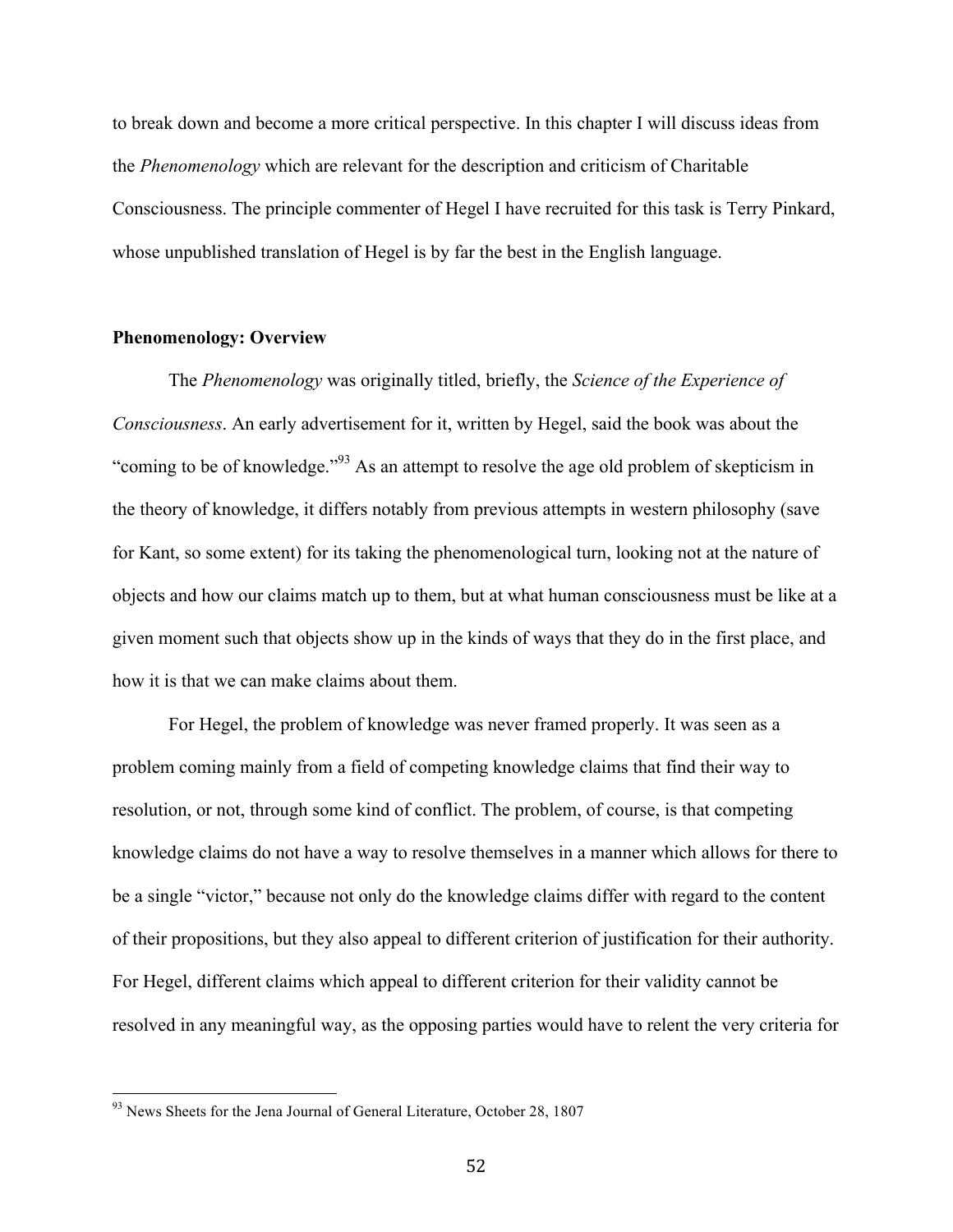to break down and become a more critical perspective. In this chapter I will discuss ideas from the *Phenomenology* which are relevant for the description and criticism of Charitable Consciousness. The principle commenter of Hegel I have recruited for this task is Terry Pinkard, whose unpublished translation of Hegel is by far the best in the English language.

**Phenomenology: Overview**

The *Phenomenology* was originally titled, briefly, the *Science of the Experience of Consciousness*. An early advertisement for it, written by Hegel, said the book was about the "coming to be of knowledge."[93] As an attempt to resolve the age old problem of skepticism in the theory of knowledge, it differs notably from previous attempts in western philosophy (save for Kant, so some extent) for its taking the phenomenological turn, looking not at the nature of objects and how our claims match up to them, but at what human consciousness must be like at a given moment such that objects show up in the kinds of ways that they do in the first place, and how it is that we can make claims about them.

For Hegel, the problem of knowledge was never framed properly. It was seen as a problem coming mainly from a field of competing knowledge claims that find their way to resolution, or not, through some kind of conflict. The problem, of course, is that competing knowledge claims do not have a way to resolve themselves in a manner which allows for there to be a single "victor," because not only do the knowledge claims differ with regard to the content of their propositions, but they also appeal to different criterion of justification for their authority. For Hegel, different claims which appeal to different criterion for their validity cannot be resolved in any meaningful way, as the opposing parties would have to relent the very criteria for

[93] News Sheets for the Jena Journal of General Literature, October 28, 1807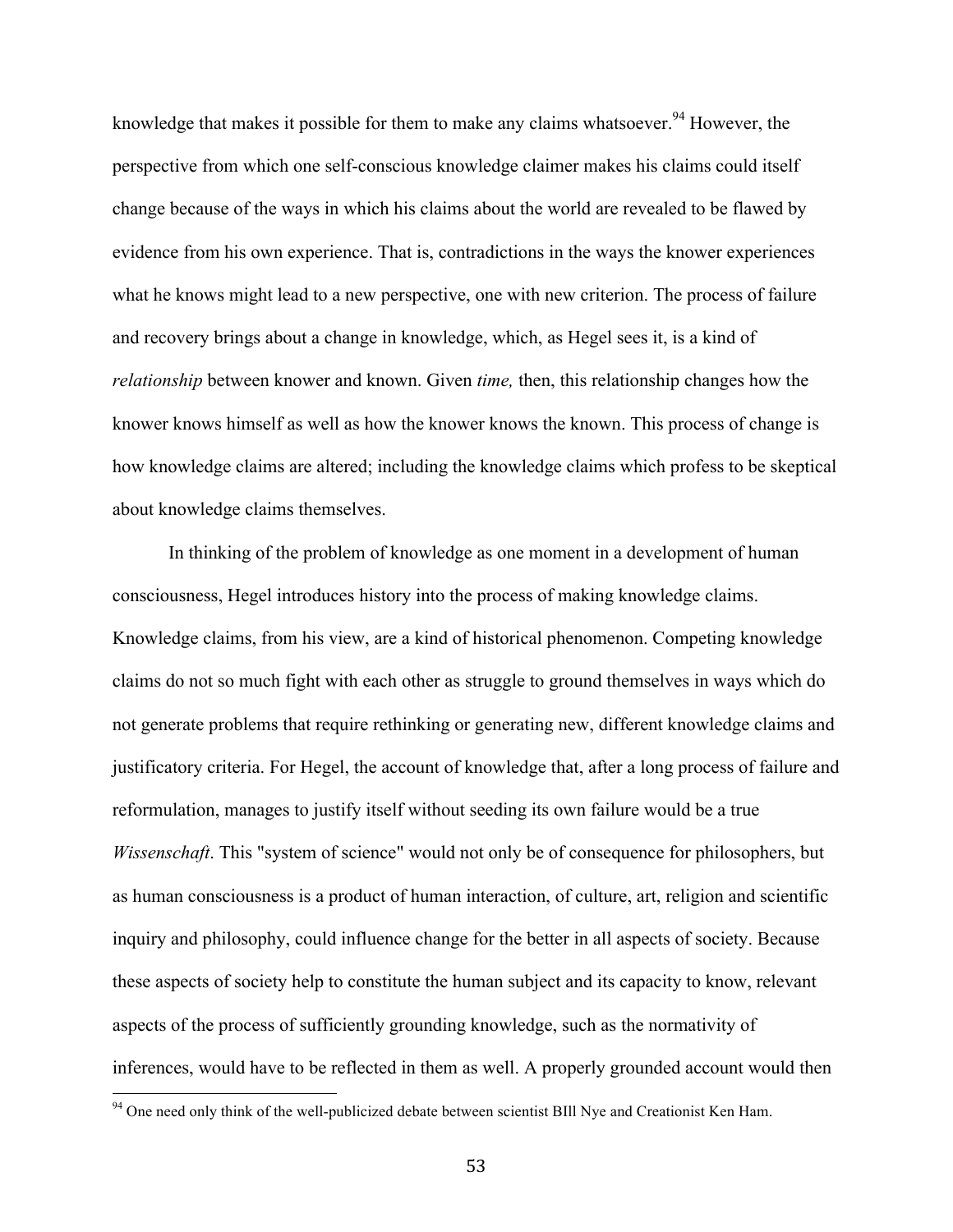knowledge that makes it possible for them to make any claims whatsoever.[94] However, the perspective from which one self-conscious knowledge claimer makes his claims could itself change because of the ways in which his claims about the world are revealed to be flawed by evidence from his own experience. That is, contradictions in the ways the knower experiences what he knows might lead to a new perspective, one with new criterion. The process of failure and recovery brings about a change in knowledge, which, as Hegel sees it, is a kind of *relationship* between knower and known. Given *time,* then, this relationship changes how the knower knows himself as well as how the knower knows the known. This process of change is how knowledge claims are altered; including the knowledge claims which profess to be skeptical about knowledge claims themselves.

In thinking of the problem of knowledge as one moment in a development of human consciousness, Hegel introduces history into the process of making knowledge claims. Knowledge claims, from his view, are a kind of historical phenomenon. Competing knowledge claims do not so much fight with each other as struggle to ground themselves in ways which do not generate problems that require rethinking or generating new, different knowledge claims and justificatory criteria. For Hegel, the account of knowledge that, after a long process of failure and reformulation, manages to justify itself without seeding its own failure would be a true *Wissenschaft*. This "system of science" would not only be of consequence for philosophers, but as human consciousness is a product of human interaction, of culture, art, religion and scientific inquiry and philosophy, could influence change for the better in all aspects of society. Because these aspects of society help to constitute the human subject and its capacity to know, relevant aspects of the process of sufficiently grounding knowledge, such as the normativity of inferences, would have to be reflected in them as well. A properly grounded account would then

[94] One need only think of the well-publicized debate between scientist BIll Nye and Creationist Ken Ham.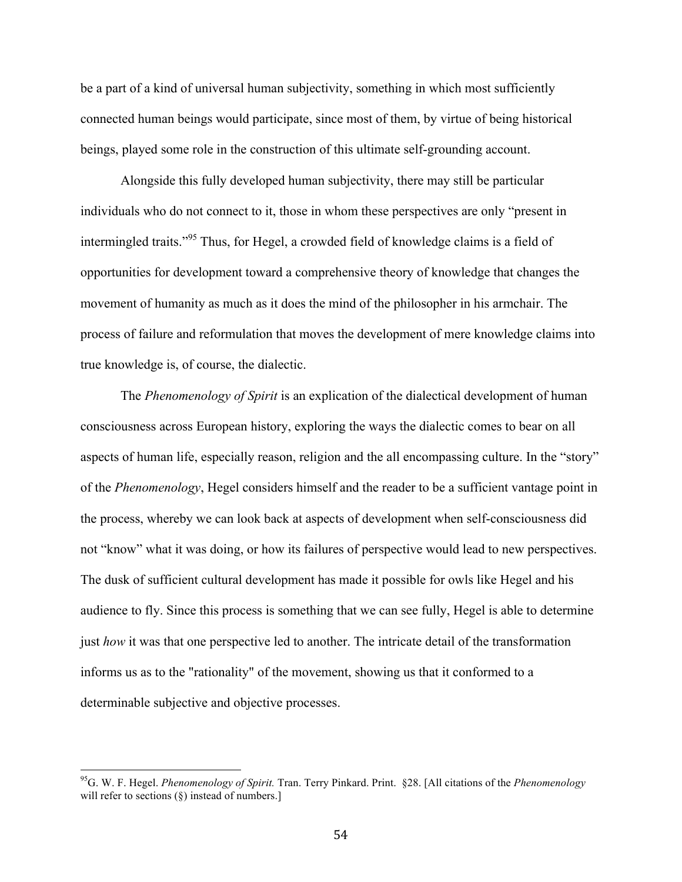be a part of a kind of universal human subjectivity, something in which most sufficiently connected human beings would participate, since most of them, by virtue of being historical beings, played some role in the construction of this ultimate self-grounding account.

Alongside this fully developed human subjectivity, there may still be particular individuals who do not connect to it, those in whom these perspectives are only "present in intermingled traits."[95] Thus, for Hegel, a crowded field of knowledge claims is a field of opportunities for development toward a comprehensive theory of knowledge that changes the movement of humanity as much as it does the mind of the philosopher in his armchair. The process of failure and reformulation that moves the development of mere knowledge claims into true knowledge is, of course, the dialectic.

The *Phenomenology of Spirit* is an explication of the dialectical development of human consciousness across European history, exploring the ways the dialectic comes to bear on all aspects of human life, especially reason, religion and the all encompassing culture. In the "story" of the *Phenomenology*, Hegel considers himself and the reader to be a sufficient vantage point in the process, whereby we can look back at aspects of development when self-consciousness did not "know" what it was doing, or how its failures of perspective would lead to new perspectives. The dusk of sufficient cultural development has made it possible for owls like Hegel and his audience to fly. Since this process is something that we can see fully, Hegel is able to determine just *how* it was that one perspective led to another. The intricate detail of the transformation informs us as to the "rationality" of the movement, showing us that it conformed to a determinable subjective and objective processes.

---

[95] G. W. F. Hegel. *Phenomenology of Spirit.* Tran. Terry Pinkard. Print. §28. [All citations of the *Phenomenology* will refer to sections (§) instead of numbers.]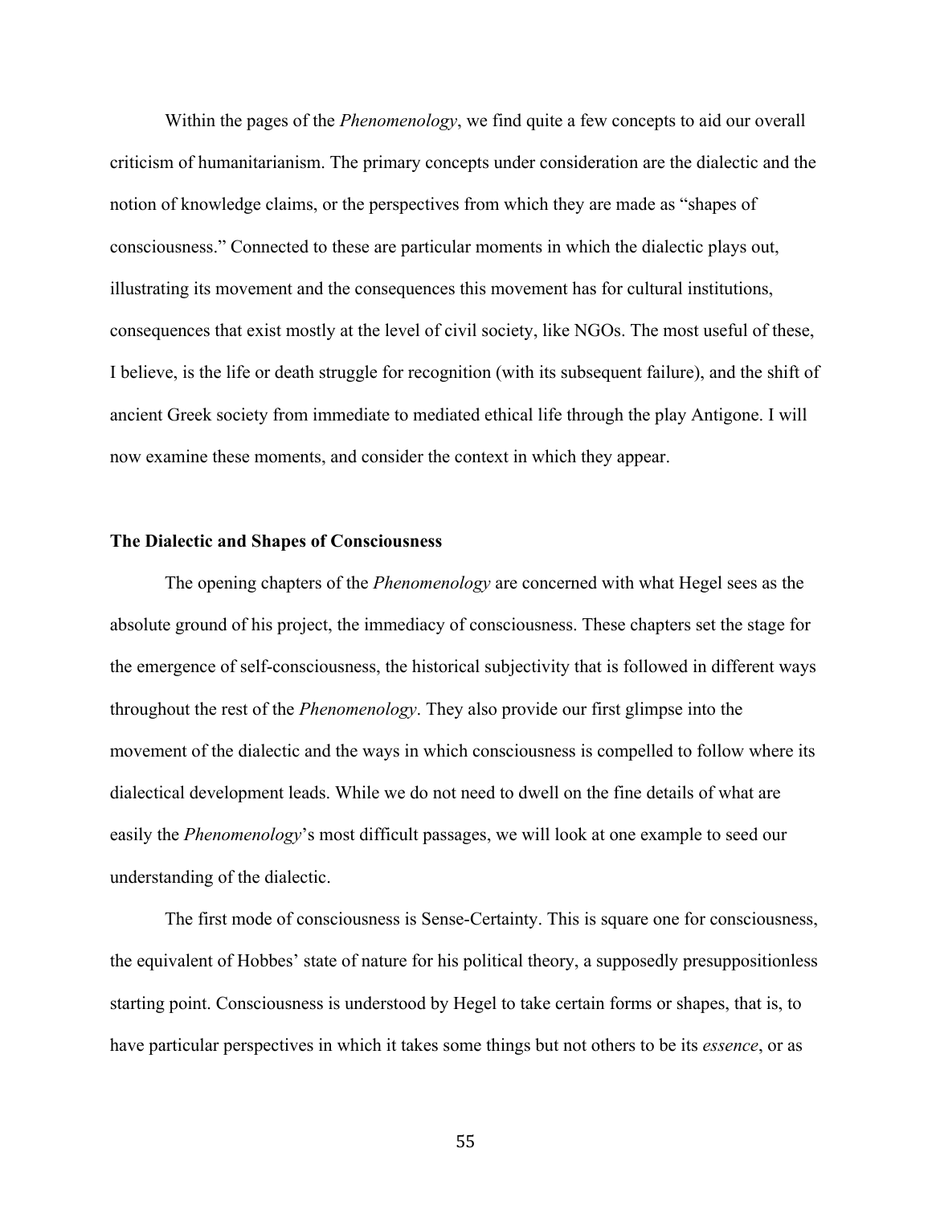Within the pages of the *Phenomenology*, we find quite a few concepts to aid our overall criticism of humanitarianism. The primary concepts under consideration are the dialectic and the notion of knowledge claims, or the perspectives from which they are made as "shapes of consciousness." Connected to these are particular moments in which the dialectic plays out, illustrating its movement and the consequences this movement has for cultural institutions, consequences that exist mostly at the level of civil society, like NGOs. The most useful of these, I believe, is the life or death struggle for recognition (with its subsequent failure), and the shift of ancient Greek society from immediate to mediated ethical life through the play Antigone. I will now examine these moments, and consider the context in which they appear.

### The Dialectic and Shapes of Consciousness

The opening chapters of the *Phenomenology* are concerned with what Hegel sees as the absolute ground of his project, the immediacy of consciousness. These chapters set the stage for the emergence of self-consciousness, the historical subjectivity that is followed in different ways throughout the rest of the *Phenomenology*. They also provide our first glimpse into the movement of the dialectic and the ways in which consciousness is compelled to follow where its dialectical development leads. While we do not need to dwell on the fine details of what are easily the *Phenomenology*'s most difficult passages, we will look at one example to seed our understanding of the dialectic.

The first mode of consciousness is Sense-Certainty. This is square one for consciousness, the equivalent of Hobbes' state of nature for his political theory, a supposedly presuppositionless starting point. Consciousness is understood by Hegel to take certain forms or shapes, that is, to have particular perspectives in which it takes some things but not others to be its *essence*, or as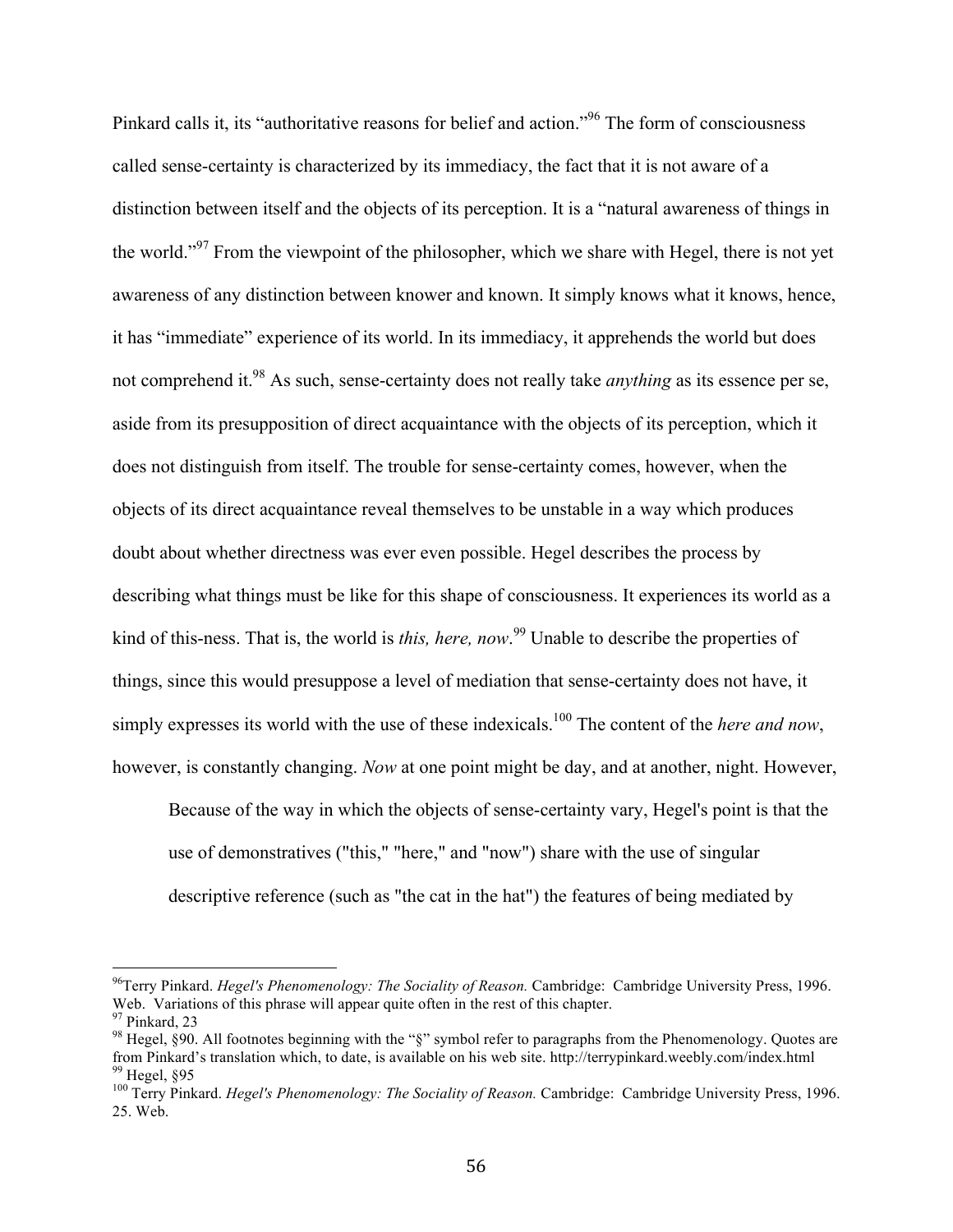Pinkard calls it, its "authoritative reasons for belief and action."[96] The form of consciousness called sense-certainty is characterized by its immediacy, the fact that it is not aware of a distinction between itself and the objects of its perception. It is a "natural awareness of things in the world."[97] From the viewpoint of the philosopher, which we share with Hegel, there is not yet awareness of any distinction between knower and known. It simply knows what it knows, hence, it has "immediate" experience of its world. In its immediacy, it apprehends the world but does not comprehend it.[98] As such, sense-certainty does not really take *anything* as its essence per se, aside from its presupposition of direct acquaintance with the objects of its perception, which it does not distinguish from itself. The trouble for sense-certainty comes, however, when the objects of its direct acquaintance reveal themselves to be unstable in a way which produces doubt about whether directness was ever even possible. Hegel describes the process by describing what things must be like for this shape of consciousness. It experiences its world as a kind of this-ness. That is, the world is *this, here, now*.[99] Unable to describe the properties of things, since this would presuppose a level of mediation that sense-certainty does not have, it simply expresses its world with the use of these indexicals.[100] The content of the *here and now*, however, is constantly changing. *Now* at one point might be day, and at another, night. However,

> Because of the way in which the objects of sense-certainty vary, Hegel's point is that the use of demonstratives ("this," "here," and "now") share with the use of singular descriptive reference (such as "the cat in the hat") the features of being mediated by

---

[96] Terry Pinkard. *Hegel's Phenomenology: The Sociality of Reason.* Cambridge: Cambridge University Press, 1996. Web. Variations of this phrase will appear quite often in the rest of this chapter.

[97] Pinkard, 23

[98] Hegel, §90. All footnotes beginning with the "§" symbol refer to paragraphs from the Phenomenology. Quotes are from Pinkard's translation which, to date, is available on his web site. http://terrypinkard.weebly.com/index.html

[99] Hegel, §95

[100] Terry Pinkard. *Hegel's Phenomenology: The Sociality of Reason.* Cambridge: Cambridge University Press, 1996. 25. Web.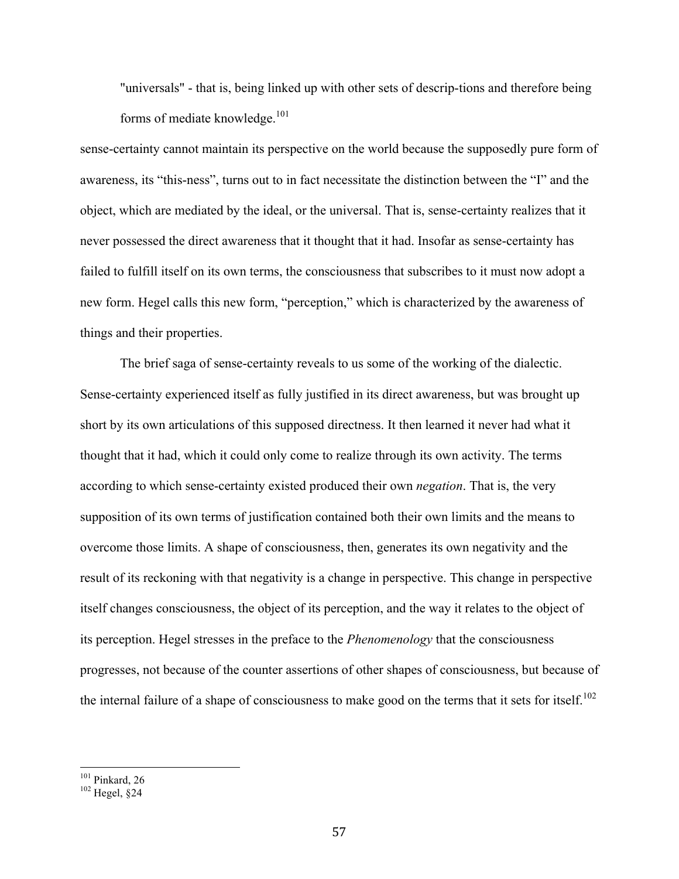> "universals" - that is, being linked up with other sets of descrip-tions and therefore being forms of mediate knowledge.[101]

sense-certainty cannot maintain its perspective on the world because the supposedly pure form of awareness, its "this-ness", turns out to in fact necessitate the distinction between the "I" and the object, which are mediated by the ideal, or the universal. That is, sense-certainty realizes that it never possessed the direct awareness that it thought that it had. Insofar as sense-certainty has failed to fulfill itself on its own terms, the consciousness that subscribes to it must now adopt a new form. Hegel calls this new form, "perception," which is characterized by the awareness of things and their properties.

The brief saga of sense-certainty reveals to us some of the working of the dialectic. Sense-certainty experienced itself as fully justified in its direct awareness, but was brought up short by its own articulations of this supposed directness. It then learned it never had what it thought that it had, which it could only come to realize through its own activity. The terms according to which sense-certainty existed produced their own *negation*. That is, the very supposition of its own terms of justification contained both their own limits and the means to overcome those limits. A shape of consciousness, then, generates its own negativity and the result of its reckoning with that negativity is a change in perspective. This change in perspective itself changes consciousness, the object of its perception, and the way it relates to the object of its perception. Hegel stresses in the preface to the *Phenomenology* that the consciousness progresses, not because of the counter assertions of other shapes of consciousness, but because of the internal failure of a shape of consciousness to make good on the terms that it sets for itself.[102]

---

[101] Pinkard, 26

[102] Hegel, §24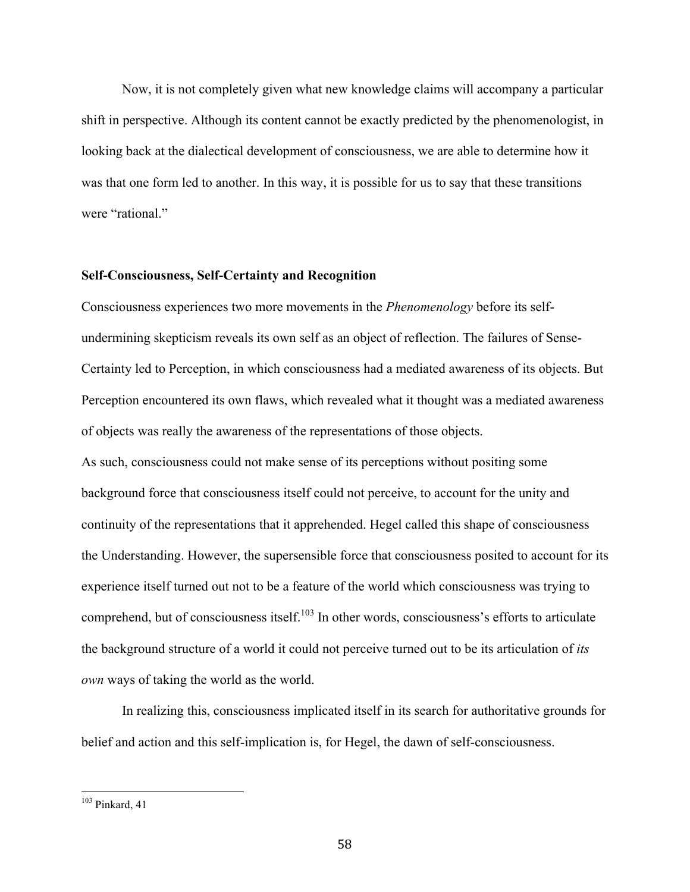Now, it is not completely given what new knowledge claims will accompany a particular shift in perspective. Although its content cannot be exactly predicted by the phenomenologist, in looking back at the dialectical development of consciousness, we are able to determine how it was that one form led to another. In this way, it is possible for us to say that these transitions were "rational."

**Self-Consciousness, Self-Certainty and Recognition**

Consciousness experiences two more movements in the *Phenomenology* before its self-undermining skepticism reveals its own self as an object of reflection. The failures of Sense-Certainty led to Perception, in which consciousness had a mediated awareness of its objects. But Perception encountered its own flaws, which revealed what it thought was a mediated awareness of objects was really the awareness of the representations of those objects.

As such, consciousness could not make sense of its perceptions without positing some background force that consciousness itself could not perceive, to account for the unity and continuity of the representations that it apprehended. Hegel called this shape of consciousness the Understanding. However, the supersensible force that consciousness posited to account for its experience itself turned out not to be a feature of the world which consciousness was trying to comprehend, but of consciousness itself.[103] In other words, consciousness's efforts to articulate the background structure of a world it could not perceive turned out to be its articulation of *its own* ways of taking the world as the world.

In realizing this, consciousness implicated itself in its search for authoritative grounds for belief and action and this self-implication is, for Hegel, the dawn of self-consciousness.

---

[103] Pinkard, 41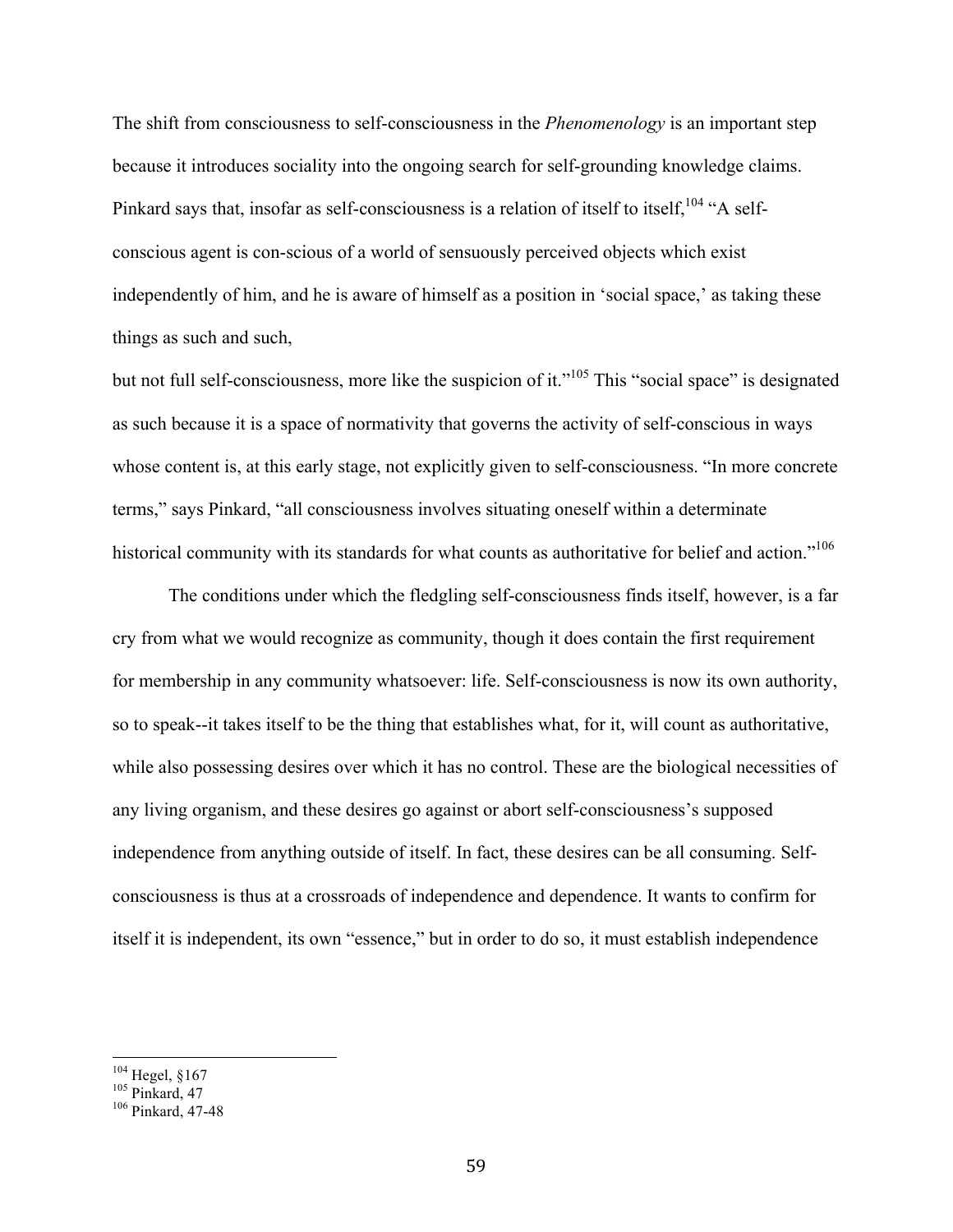The shift from consciousness to self-consciousness in the *Phenomenology* is an important step because it introduces sociality into the ongoing search for self-grounding knowledge claims. Pinkard says that, insofar as self-consciousness is a relation of itself to itself,[104] "A self-conscious agent is con-scious of a world of sensuously perceived objects which exist independently of him, and he is aware of himself as a position in 'social space,' as taking these things as such and such,

but not full self-consciousness, more like the suspicion of it."[105] This "social space" is designated as such because it is a space of normativity that governs the activity of self-conscious in ways whose content is, at this early stage, not explicitly given to self-consciousness. "In more concrete terms," says Pinkard, "all consciousness involves situating oneself within a determinate historical community with its standards for what counts as authoritative for belief and action."[106]

The conditions under which the fledgling self-consciousness finds itself, however, is a far cry from what we would recognize as community, though it does contain the first requirement for membership in any community whatsoever: life. Self-consciousness is now its own authority, so to speak--it takes itself to be the thing that establishes what, for it, will count as authoritative, while also possessing desires over which it has no control. These are the biological necessities of any living organism, and these desires go against or abort self-consciousness's supposed independence from anything outside of itself. In fact, these desires can be all consuming. Self-consciousness is thus at a crossroads of independence and dependence. It wants to confirm for itself it is independent, its own "essence," but in order to do so, it must establish independence

---

[104] Hegel, §167

[105] Pinkard, 47

[106] Pinkard, 47-48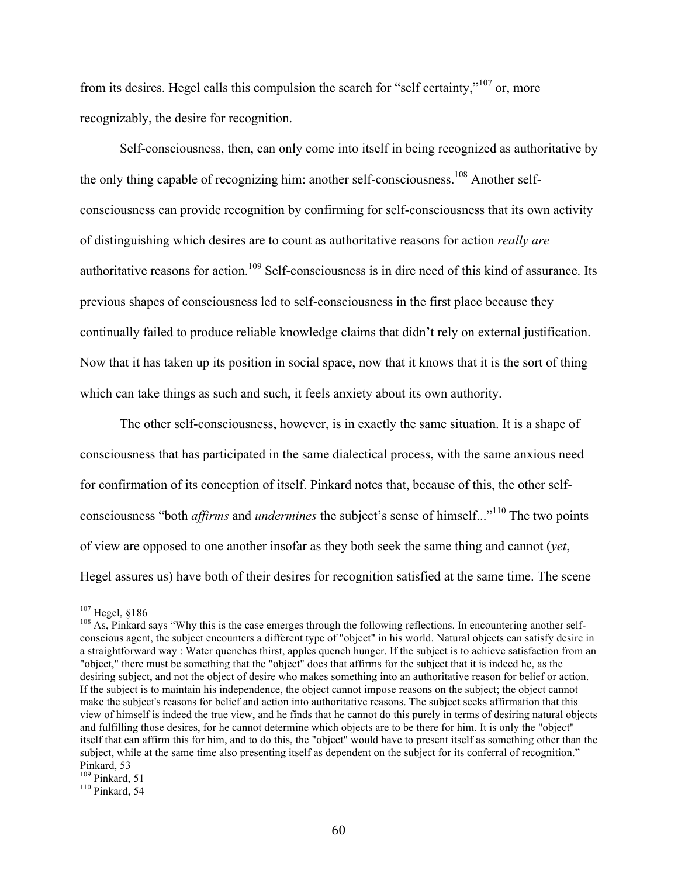from its desires. Hegel calls this compulsion the search for "self certainty,"[107] or, more recognizably, the desire for recognition.

Self-consciousness, then, can only come into itself in being recognized as authoritative by the only thing capable of recognizing him: another self-consciousness.[108] Another self-consciousness can provide recognition by confirming for self-consciousness that its own activity of distinguishing which desires are to count as authoritative reasons for action *really are* authoritative reasons for action.[109] Self-consciousness is in dire need of this kind of assurance. Its previous shapes of consciousness led to self-consciousness in the first place because they continually failed to produce reliable knowledge claims that didn't rely on external justification. Now that it has taken up its position in social space, now that it knows that it is the sort of thing which can take things as such and such, it feels anxiety about its own authority.

The other self-consciousness, however, is in exactly the same situation. It is a shape of consciousness that has participated in the same dialectical process, with the same anxious need for confirmation of its conception of itself. Pinkard notes that, because of this, the other self-consciousness "both *affirms* and *undermines* the subject's sense of himself..."[110] The two points of view are opposed to one another insofar as they both seek the same thing and cannot (*yet*, Hegel assures us) have both of their desires for recognition satisfied at the same time. The scene

---

[107] Hegel, §186

[108] As, Pinkard says "Why this is the case emerges through the following reflections. In encountering another self-conscious agent, the subject encounters a different type of "object" in his world. Natural objects can satisfy desire in a straightforward way : Water quenches thirst, apples quench hunger. If the subject is to achieve satisfaction from an "object," there must be something that the "object" does that affirms for the subject that it is indeed he, as the desiring subject, and not the object of desire who makes something into an authoritative reason for belief or action. If the subject is to maintain his independence, the object cannot impose reasons on the subject; the object cannot make the subject's reasons for belief and action into authoritative reasons. The subject seeks affirmation that this view of himself is indeed the true view, and he finds that he cannot do this purely in terms of desiring natural objects and fulfilling those desires, for he cannot determine which objects are to be there for him. It is only the "object" itself that can affirm this for him, and to do this, the "object" would have to present itself as something other than the subject, while at the same time also presenting itself as dependent on the subject for its conferral of recognition." Pinkard, 53

[109] Pinkard, 51

[110] Pinkard, 54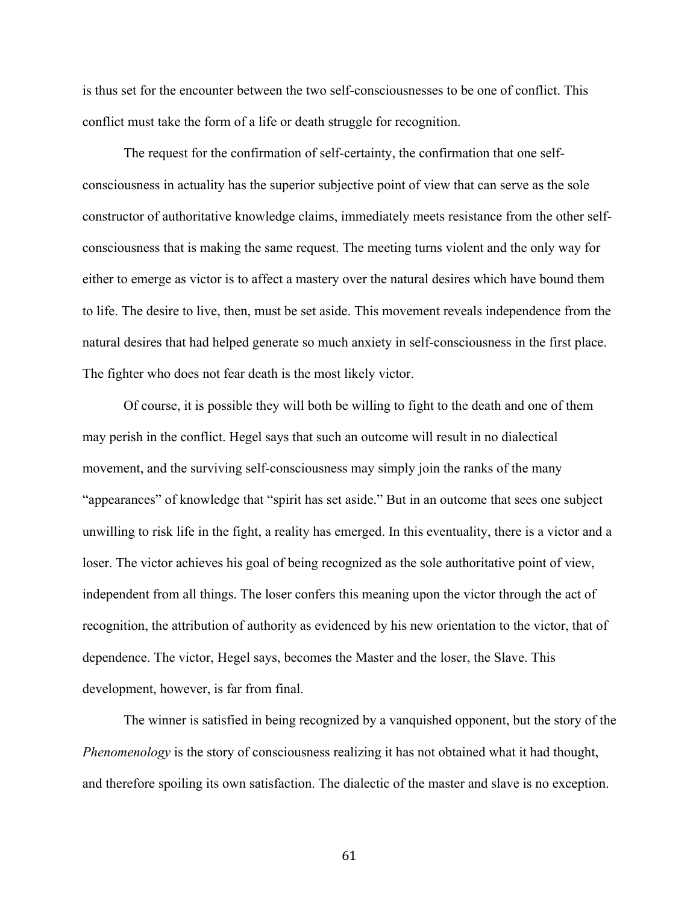is thus set for the encounter between the two self-consciousnesses to be one of conflict. This conflict must take the form of a life or death struggle for recognition.

The request for the confirmation of self-certainty, the confirmation that one self-consciousness in actuality has the superior subjective point of view that can serve as the sole constructor of authoritative knowledge claims, immediately meets resistance from the other self-consciousness that is making the same request. The meeting turns violent and the only way for either to emerge as victor is to affect a mastery over the natural desires which have bound them to life. The desire to live, then, must be set aside. This movement reveals independence from the natural desires that had helped generate so much anxiety in self-consciousness in the first place. The fighter who does not fear death is the most likely victor.

Of course, it is possible they will both be willing to fight to the death and one of them may perish in the conflict. Hegel says that such an outcome will result in no dialectical movement, and the surviving self-consciousness may simply join the ranks of the many "appearances" of knowledge that "spirit has set aside." But in an outcome that sees one subject unwilling to risk life in the fight, a reality has emerged. In this eventuality, there is a victor and a loser. The victor achieves his goal of being recognized as the sole authoritative point of view, independent from all things. The loser confers this meaning upon the victor through the act of recognition, the attribution of authority as evidenced by his new orientation to the victor, that of dependence. The victor, Hegel says, becomes the Master and the loser, the Slave. This development, however, is far from final.

The winner is satisfied in being recognized by a vanquished opponent, but the story of the *Phenomenology* is the story of consciousness realizing it has not obtained what it had thought, and therefore spoiling its own satisfaction. The dialectic of the master and slave is no exception.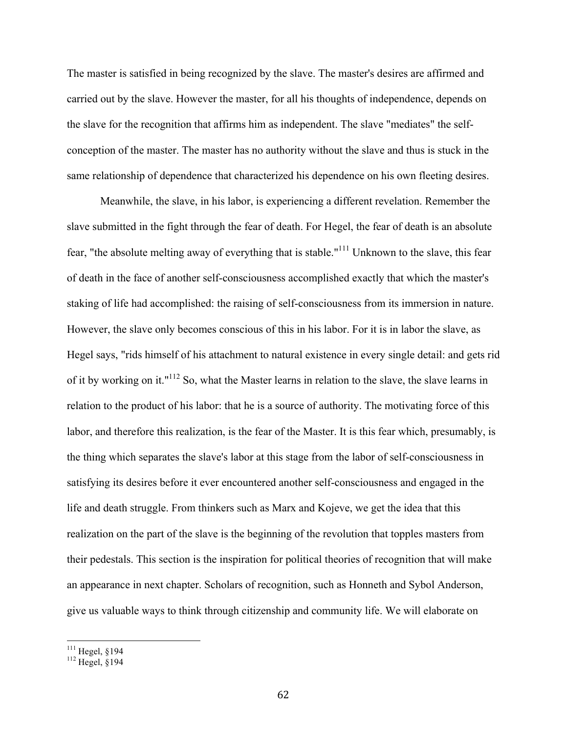The master is satisfied in being recognized by the slave. The master's desires are affirmed and carried out by the slave. However the master, for all his thoughts of independence, depends on the slave for the recognition that affirms him as independent. The slave "mediates" the self-conception of the master. The master has no authority without the slave and thus is stuck in the same relationship of dependence that characterized his dependence on his own fleeting desires.

Meanwhile, the slave, in his labor, is experiencing a different revelation. Remember the slave submitted in the fight through the fear of death. For Hegel, the fear of death is an absolute fear, "the absolute melting away of everything that is stable."[111] Unknown to the slave, this fear of death in the face of another self-consciousness accomplished exactly that which the master's staking of life had accomplished: the raising of self-consciousness from its immersion in nature. However, the slave only becomes conscious of this in his labor. For it is in labor the slave, as Hegel says, "rids himself of his attachment to natural existence in every single detail: and gets rid of it by working on it."[112] So, what the Master learns in relation to the slave, the slave learns in relation to the product of his labor: that he is a source of authority. The motivating force of this labor, and therefore this realization, is the fear of the Master. It is this fear which, presumably, is the thing which separates the slave's labor at this stage from the labor of self-consciousness in satisfying its desires before it ever encountered another self-consciousness and engaged in the life and death struggle. From thinkers such as Marx and Kojeve, we get the idea that this realization on the part of the slave is the beginning of the revolution that topples masters from their pedestals. This section is the inspiration for political theories of recognition that will make an appearance in next chapter. Scholars of recognition, such as Honneth and Sybol Anderson, give us valuable ways to think through citizenship and community life. We will elaborate on

[111] Hegel, §194

[112] Hegel, §194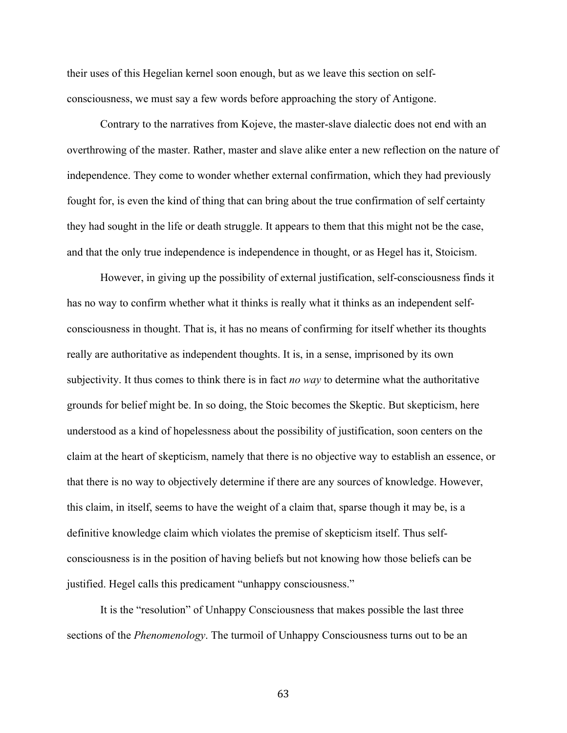their uses of this Hegelian kernel soon enough, but as we leave this section on self-consciousness, we must say a few words before approaching the story of Antigone.

Contrary to the narratives from Kojeve, the master-slave dialectic does not end with an overthrowing of the master. Rather, master and slave alike enter a new reflection on the nature of independence. They come to wonder whether external confirmation, which they had previously fought for, is even the kind of thing that can bring about the true confirmation of self certainty they had sought in the life or death struggle. It appears to them that this might not be the case, and that the only true independence is independence in thought, or as Hegel has it, Stoicism.

However, in giving up the possibility of external justification, self-consciousness finds it has no way to confirm whether what it thinks is really what it thinks as an independent self-consciousness in thought. That is, it has no means of confirming for itself whether its thoughts really are authoritative as independent thoughts. It is, in a sense, imprisoned by its own subjectivity. It thus comes to think there is in fact *no way* to determine what the authoritative grounds for belief might be. In so doing, the Stoic becomes the Skeptic. But skepticism, here understood as a kind of hopelessness about the possibility of justification, soon centers on the claim at the heart of skepticism, namely that there is no objective way to establish an essence, or that there is no way to objectively determine if there are any sources of knowledge. However, this claim, in itself, seems to have the weight of a claim that, sparse though it may be, is a definitive knowledge claim which violates the premise of skepticism itself. Thus self-consciousness is in the position of having beliefs but not knowing how those beliefs can be justified. Hegel calls this predicament "unhappy consciousness."

It is the "resolution" of Unhappy Consciousness that makes possible the last three sections of the *Phenomenology*. The turmoil of Unhappy Consciousness turns out to be an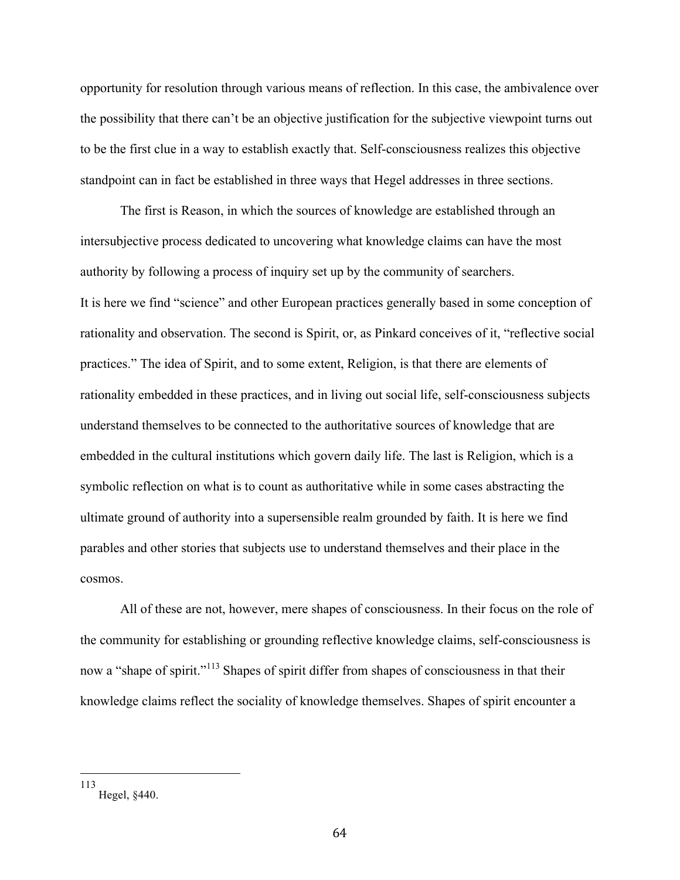opportunity for resolution through various means of reflection. In this case, the ambivalence over the possibility that there can't be an objective justification for the subjective viewpoint turns out to be the first clue in a way to establish exactly that. Self-consciousness realizes this objective standpoint can in fact be established in three ways that Hegel addresses in three sections.

The first is Reason, in which the sources of knowledge are established through an intersubjective process dedicated to uncovering what knowledge claims can have the most authority by following a process of inquiry set up by the community of searchers.
It is here we find "science" and other European practices generally based in some conception of rationality and observation. The second is Spirit, or, as Pinkard conceives of it, "reflective social practices." The idea of Spirit, and to some extent, Religion, is that there are elements of rationality embedded in these practices, and in living out social life, self-consciousness subjects understand themselves to be connected to the authoritative sources of knowledge that are embedded in the cultural institutions which govern daily life. The last is Religion, which is a symbolic reflection on what is to count as authoritative while in some cases abstracting the ultimate ground of authority into a supersensible realm grounded by faith. It is here we find parables and other stories that subjects use to understand themselves and their place in the cosmos.

All of these are not, however, mere shapes of consciousness. In their focus on the role of the community for establishing or grounding reflective knowledge claims, self-consciousness is now a "shape of spirit."[113] Shapes of spirit differ from shapes of consciousness in that their knowledge claims reflect the sociality of knowledge themselves. Shapes of spirit encounter a

[113] Hegel, §440.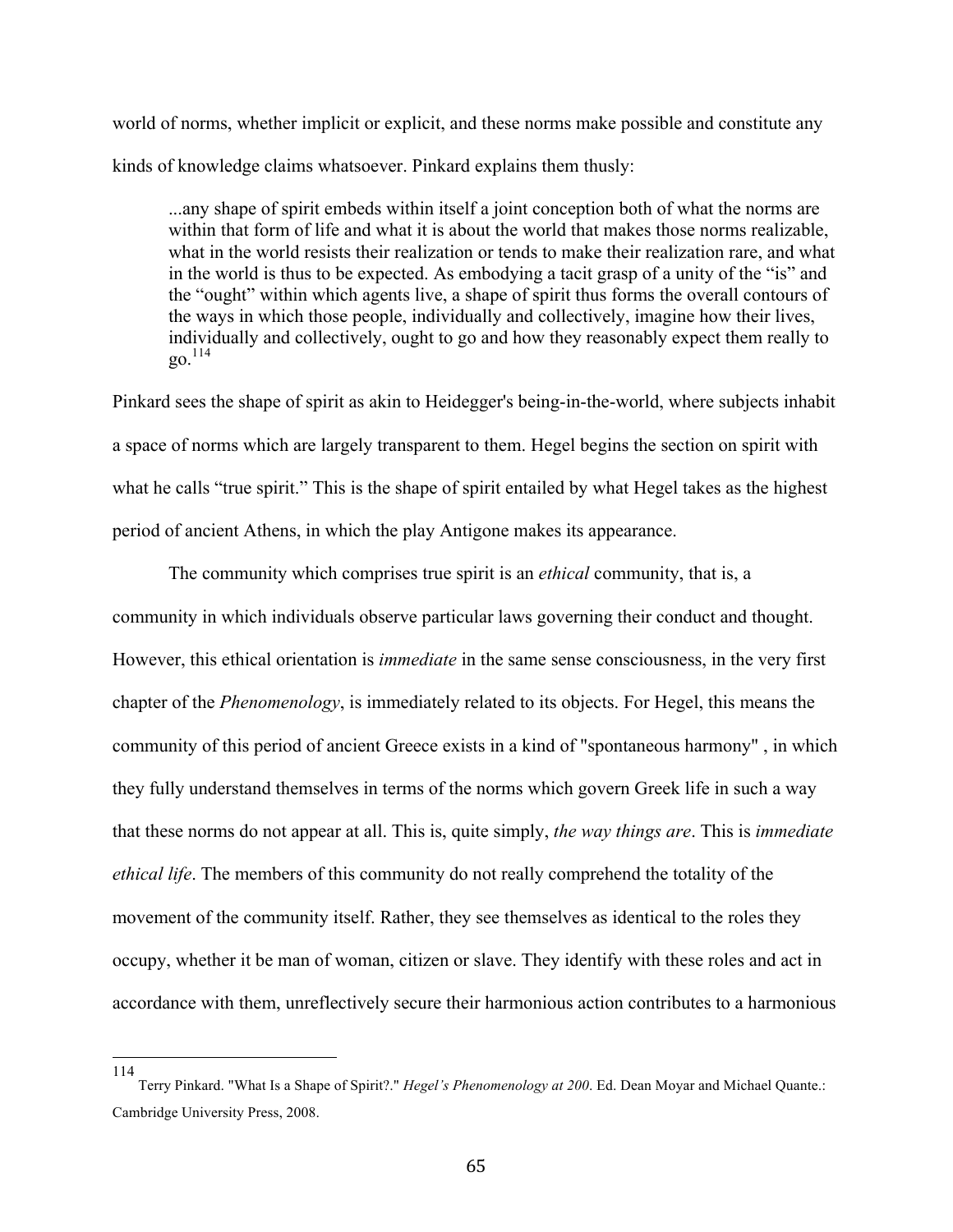world of norms, whether implicit or explicit, and these norms make possible and constitute any kinds of knowledge claims whatsoever. Pinkard explains them thusly:

> ...any shape of spirit embeds within itself a joint conception both of what the norms are within that form of life and what it is about the world that makes those norms realizable, what in the world resists their realization or tends to make their realization rare, and what in the world is thus to be expected. As embodying a tacit grasp of a unity of the "is" and the "ought" within which agents live, a shape of spirit thus forms the overall contours of the ways in which those people, individually and collectively, imagine how their lives, individually and collectively, ought to go and how they reasonably expect them really to go.[114]

Pinkard sees the shape of spirit as akin to Heidegger's being-in-the-world, where subjects inhabit a space of norms which are largely transparent to them. Hegel begins the section on spirit with what he calls "true spirit." This is the shape of spirit entailed by what Hegel takes as the highest period of ancient Athens, in which the play Antigone makes its appearance.

The community which comprises true spirit is an *ethical* community, that is, a community in which individuals observe particular laws governing their conduct and thought. However, this ethical orientation is *immediate* in the same sense consciousness, in the very first chapter of the *Phenomenology*, is immediately related to its objects. For Hegel, this means the community of this period of ancient Greece exists in a kind of "spontaneous harmony" , in which they fully understand themselves in terms of the norms which govern Greek life in such a way that these norms do not appear at all. This is, quite simply, *the way things are*. This is *immediate ethical life*. The members of this community do not really comprehend the totality of the movement of the community itself. Rather, they see themselves as identical to the roles they occupy, whether it be man of woman, citizen or slave. They identify with these roles and act in accordance with them, unreflectively secure their harmonious action contributes to a harmonious

---

114 Terry Pinkard. "What Is a Shape of Spirit?." *Hegel's Phenomenology at 200*. Ed. Dean Moyar and Michael Quante.: Cambridge University Press, 2008.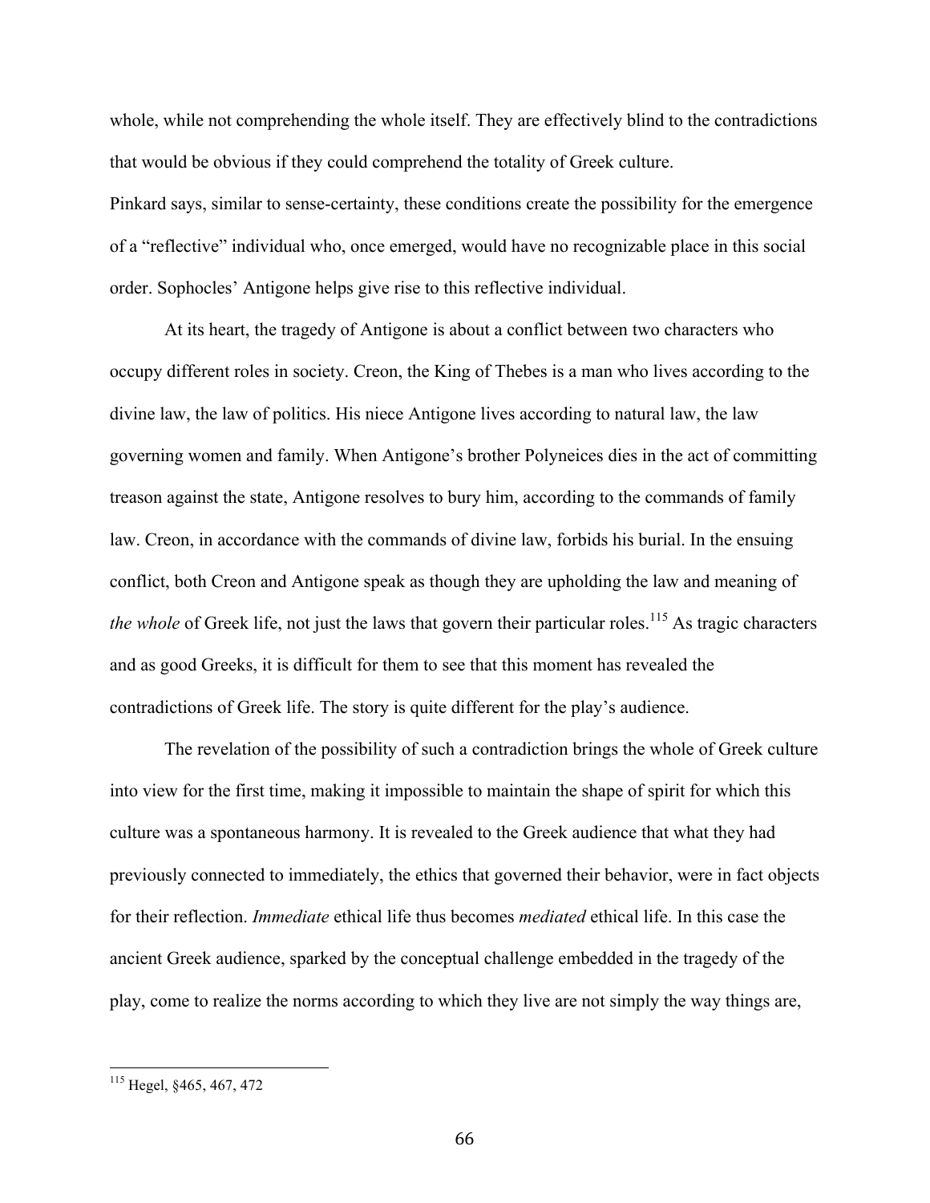whole, while not comprehending the whole itself. They are effectively blind to the contradictions that would be obvious if they could comprehend the totality of Greek culture.

Pinkard says, similar to sense-certainty, these conditions create the possibility for the emergence of a "reflective" individual who, once emerged, would have no recognizable place in this social order. Sophocles' Antigone helps give rise to this reflective individual.

At its heart, the tragedy of Antigone is about a conflict between two characters who occupy different roles in society. Creon, the King of Thebes is a man who lives according to the divine law, the law of politics. His niece Antigone lives according to natural law, the law governing women and family. When Antigone's brother Polyneices dies in the act of committing treason against the state, Antigone resolves to bury him, according to the commands of family law. Creon, in accordance with the commands of divine law, forbids his burial. In the ensuing conflict, both Creon and Antigone speak as though they are upholding the law and meaning of *the whole* of Greek life, not just the laws that govern their particular roles.[115] As tragic characters and as good Greeks, it is difficult for them to see that this moment has revealed the contradictions of Greek life. The story is quite different for the play's audience.

The revelation of the possibility of such a contradiction brings the whole of Greek culture into view for the first time, making it impossible to maintain the shape of spirit for which this culture was a spontaneous harmony. It is revealed to the Greek audience that what they had previously connected to immediately, the ethics that governed their behavior, were in fact objects for their reflection. *Immediate* ethical life thus becomes *mediated* ethical life. In this case the ancient Greek audience, sparked by the conceptual challenge embedded in the tragedy of the play, come to realize the norms according to which they live are not simply the way things are,

[115] Hegel, §465, 467, 472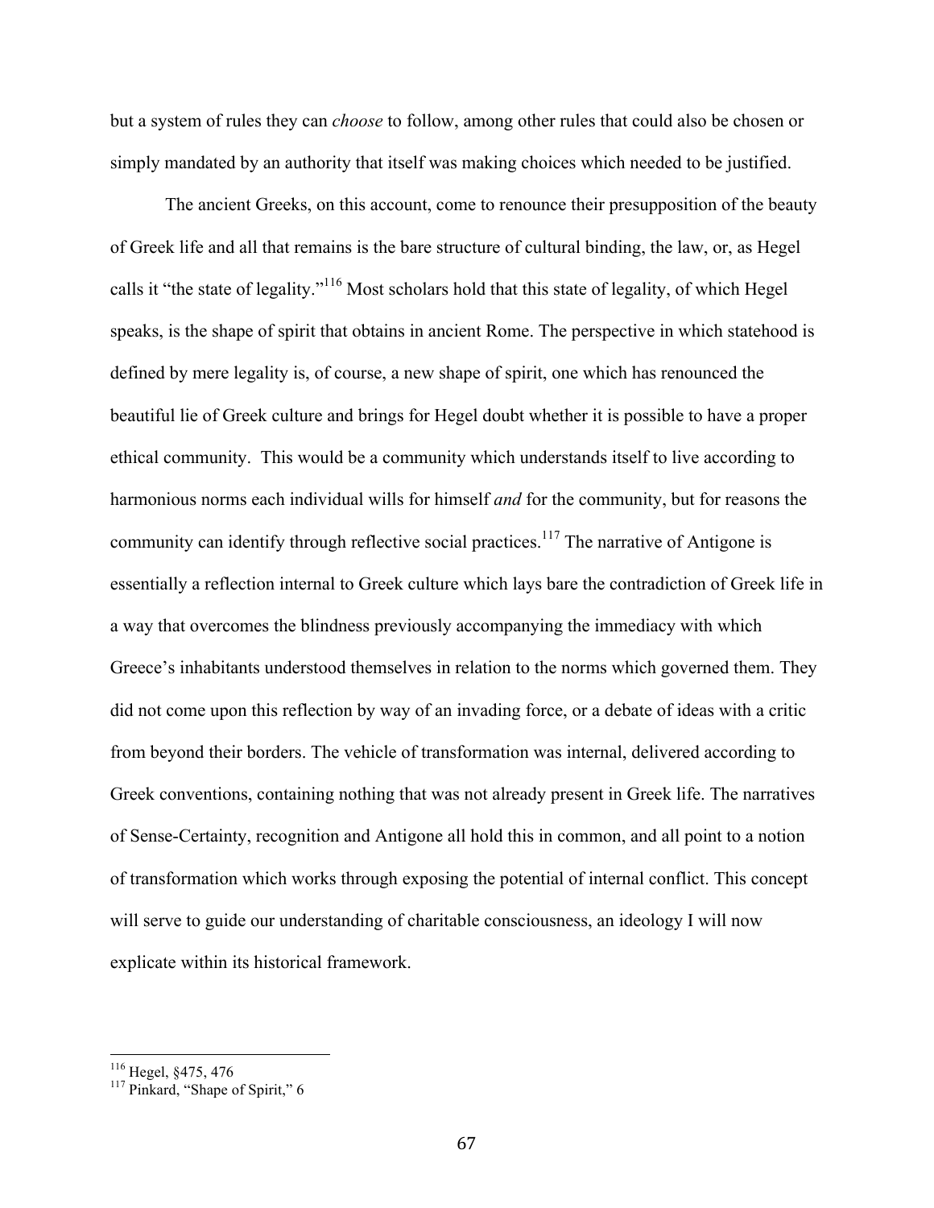but a system of rules they can *choose* to follow, among other rules that could also be chosen or simply mandated by an authority that itself was making choices which needed to be justified.

The ancient Greeks, on this account, come to renounce their presupposition of the beauty of Greek life and all that remains is the bare structure of cultural binding, the law, or, as Hegel calls it "the state of legality."[116] Most scholars hold that this state of legality, of which Hegel speaks, is the shape of spirit that obtains in ancient Rome. The perspective in which statehood is defined by mere legality is, of course, a new shape of spirit, one which has renounced the beautiful lie of Greek culture and brings for Hegel doubt whether it is possible to have a proper ethical community. This would be a community which understands itself to live according to harmonious norms each individual wills for himself *and* for the community, but for reasons the community can identify through reflective social practices.[117] The narrative of Antigone is essentially a reflection internal to Greek culture which lays bare the contradiction of Greek life in a way that overcomes the blindness previously accompanying the immediacy with which Greece's inhabitants understood themselves in relation to the norms which governed them. They did not come upon this reflection by way of an invading force, or a debate of ideas with a critic from beyond their borders. The vehicle of transformation was internal, delivered according to Greek conventions, containing nothing that was not already present in Greek life. The narratives of Sense-Certainty, recognition and Antigone all hold this in common, and all point to a notion of transformation which works through exposing the potential of internal conflict. This concept will serve to guide our understanding of charitable consciousness, an ideology I will now explicate within its historical framework.

---

[116] Hegel, §475, 476

[117] Pinkard, "Shape of Spirit," 6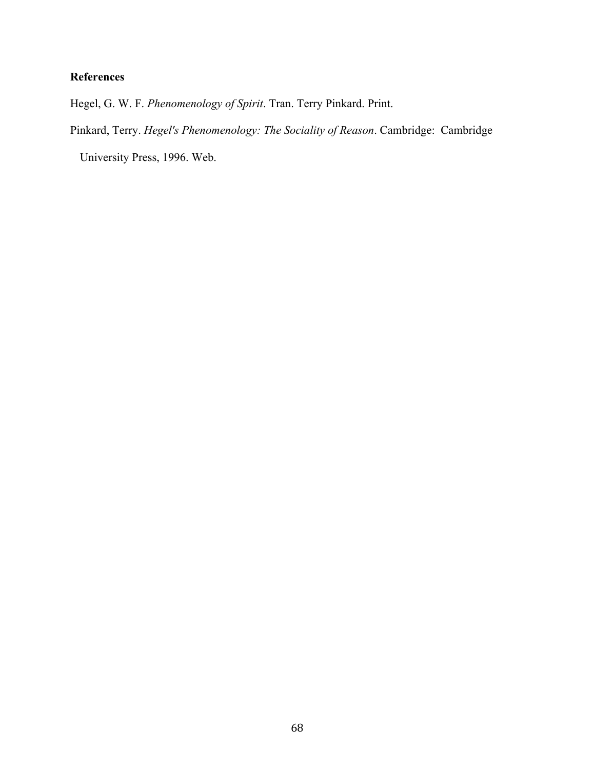**References**

Hegel, G. W. F. *Phenomenology of Spirit*. Tran. Terry Pinkard. Print.

Pinkard, Terry. *Hegel's Phenomenology: The Sociality of Reason*. Cambridge: Cambridge University Press, 1996. Web.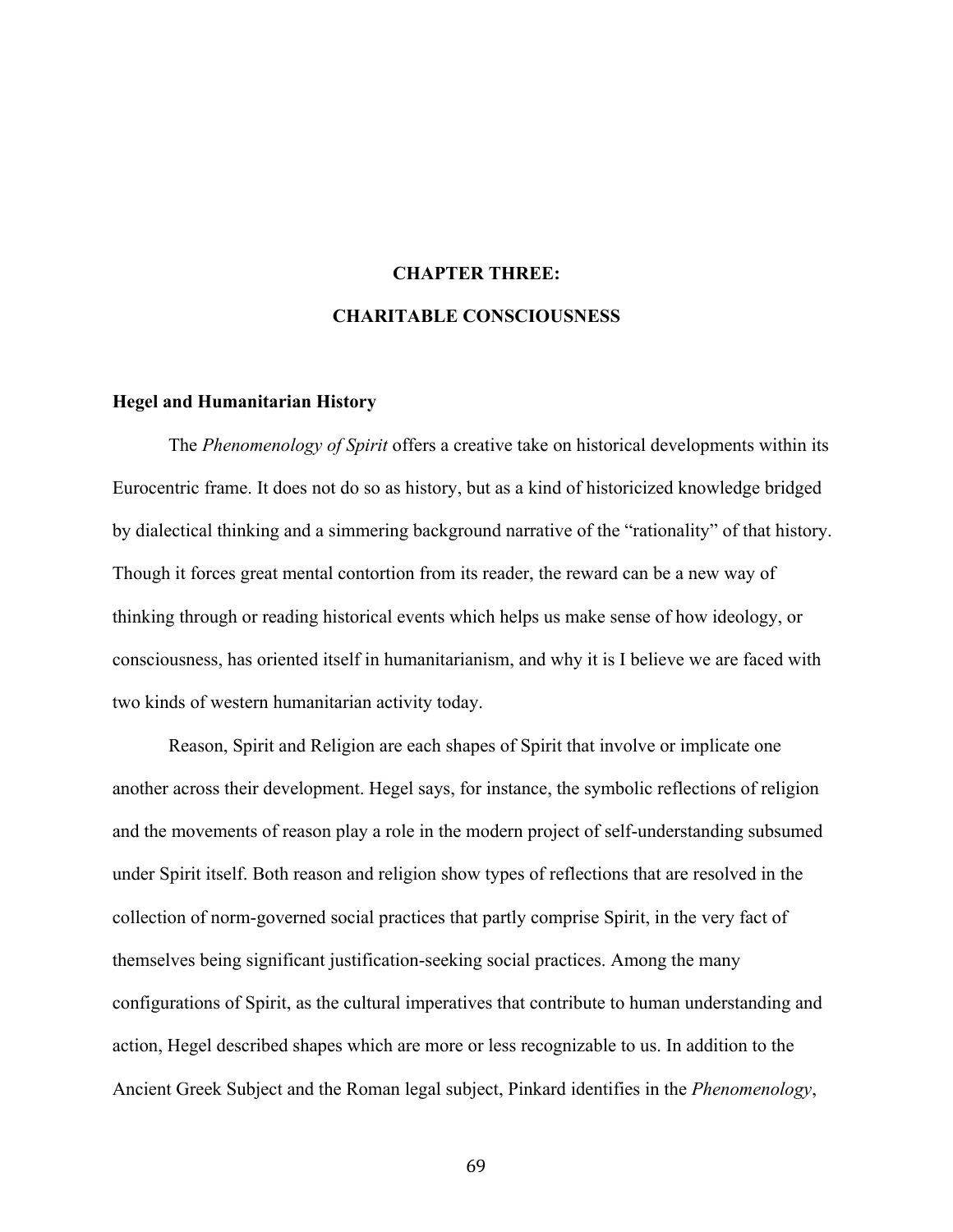# CHAPTER THREE:

# CHARITABLE CONSCIOUSNESS

## Hegel and Humanitarian History

The *Phenomenology of Spirit* offers a creative take on historical developments within its Eurocentric frame. It does not do so as history, but as a kind of historicized knowledge bridged by dialectical thinking and a simmering background narrative of the "rationality" of that history. Though it forces great mental contortion from its reader, the reward can be a new way of thinking through or reading historical events which helps us make sense of how ideology, or consciousness, has oriented itself in humanitarianism, and why it is I believe we are faced with two kinds of western humanitarian activity today.

Reason, Spirit and Religion are each shapes of Spirit that involve or implicate one another across their development. Hegel says, for instance, the symbolic reflections of religion and the movements of reason play a role in the modern project of self-understanding subsumed under Spirit itself. Both reason and religion show types of reflections that are resolved in the collection of norm-governed social practices that partly comprise Spirit, in the very fact of themselves being significant justification-seeking social practices. Among the many configurations of Spirit, as the cultural imperatives that contribute to human understanding and action, Hegel described shapes which are more or less recognizable to us. In addition to the Ancient Greek Subject and the Roman legal subject, Pinkard identifies in the *Phenomenology*,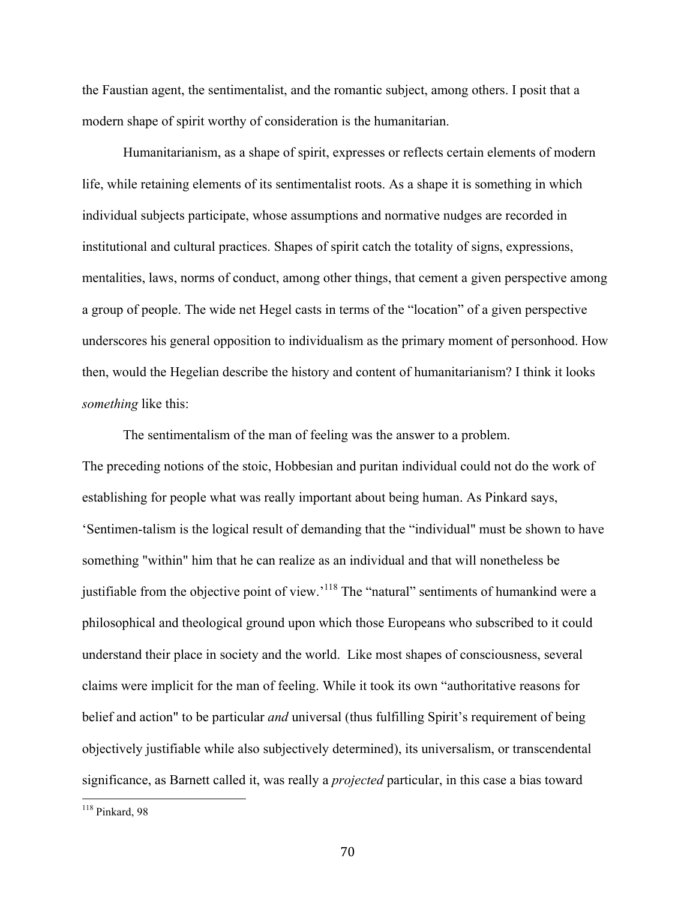the Faustian agent, the sentimentalist, and the romantic subject, among others. I posit that a modern shape of spirit worthy of consideration is the humanitarian.

Humanitarianism, as a shape of spirit, expresses or reflects certain elements of modern life, while retaining elements of its sentimentalist roots. As a shape it is something in which individual subjects participate, whose assumptions and normative nudges are recorded in institutional and cultural practices. Shapes of spirit catch the totality of signs, expressions, mentalities, laws, norms of conduct, among other things, that cement a given perspective among a group of people. The wide net Hegel casts in terms of the "location" of a given perspective underscores his general opposition to individualism as the primary moment of personhood. How then, would the Hegelian describe the history and content of humanitarianism? I think it looks *something* like this:

The sentimentalism of the man of feeling was the answer to a problem.
The preceding notions of the stoic, Hobbesian and puritan individual could not do the work of establishing for people what was really important about being human. As Pinkard says, 'Sentimen-talism is the logical result of demanding that the "individual" must be shown to have something "within" him that he can realize as an individual and that will nonetheless be justifiable from the objective point of view.'[118] The "natural" sentiments of humankind were a philosophical and theological ground upon which those Europeans who subscribed to it could understand their place in society and the world. Like most shapes of consciousness, several claims were implicit for the man of feeling. While it took its own "authoritative reasons for belief and action" to be particular *and* universal (thus fulfilling Spirit's requirement of being objectively justifiable while also subjectively determined), its universalism, or transcendental significance, as Barnett called it, was really a *projected* particular, in this case a bias toward

[118] Pinkard, 98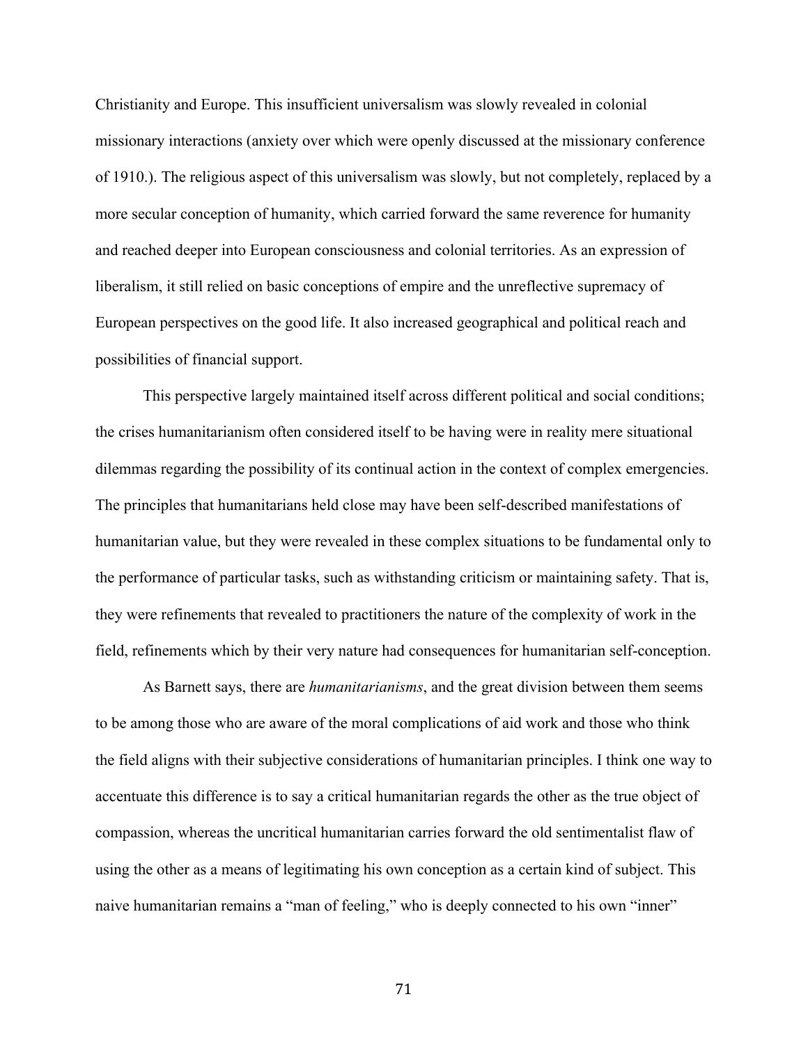Christianity and Europe. This insufficient universalism was slowly revealed in colonial missionary interactions (anxiety over which were openly discussed at the missionary conference of 1910.). The religious aspect of this universalism was slowly, but not completely, replaced by a more secular conception of humanity, which carried forward the same reverence for humanity and reached deeper into European consciousness and colonial territories. As an expression of liberalism, it still relied on basic conceptions of empire and the unreflective supremacy of European perspectives on the good life. It also increased geographical and political reach and possibilities of financial support.

This perspective largely maintained itself across different political and social conditions; the crises humanitarianism often considered itself to be having were in reality mere situational dilemmas regarding the possibility of its continual action in the context of complex emergencies. The principles that humanitarians held close may have been self-described manifestations of humanitarian value, but they were revealed in these complex situations to be fundamental only to the performance of particular tasks, such as withstanding criticism or maintaining safety. That is, they were refinements that revealed to practitioners the nature of the complexity of work in the field, refinements which by their very nature had consequences for humanitarian self-conception.

As Barnett says, there are *humanitarianisms*, and the great division between them seems to be among those who are aware of the moral complications of aid work and those who think the field aligns with their subjective considerations of humanitarian principles. I think one way to accentuate this difference is to say a critical humanitarian regards the other as the true object of compassion, whereas the uncritical humanitarian carries forward the old sentimentalist flaw of using the other as a means of legitimating his own conception as a certain kind of subject. This naive humanitarian remains a "man of feeling," who is deeply connected to his own "inner"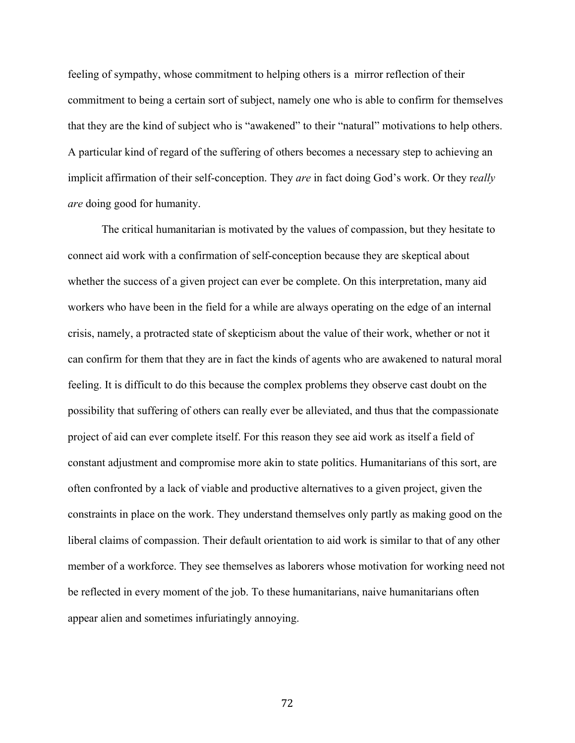feeling of sympathy, whose commitment to helping others is a mirror reflection of their commitment to being a certain sort of subject, namely one who is able to confirm for themselves that they are the kind of subject who is "awakened" to their "natural" motivations to help others. A particular kind of regard of the suffering of others becomes a necessary step to achieving an implicit affirmation of their self-conception. They *are* in fact doing God's work. Or they r*eally are* doing good for humanity.

The critical humanitarian is motivated by the values of compassion, but they hesitate to connect aid work with a confirmation of self-conception because they are skeptical about whether the success of a given project can ever be complete. On this interpretation, many aid workers who have been in the field for a while are always operating on the edge of an internal crisis, namely, a protracted state of skepticism about the value of their work, whether or not it can confirm for them that they are in fact the kinds of agents who are awakened to natural moral feeling. It is difficult to do this because the complex problems they observe cast doubt on the possibility that suffering of others can really ever be alleviated, and thus that the compassionate project of aid can ever complete itself. For this reason they see aid work as itself a field of constant adjustment and compromise more akin to state politics. Humanitarians of this sort, are often confronted by a lack of viable and productive alternatives to a given project, given the constraints in place on the work. They understand themselves only partly as making good on the liberal claims of compassion. Their default orientation to aid work is similar to that of any other member of a workforce. They see themselves as laborers whose motivation for working need not be reflected in every moment of the job. To these humanitarians, naive humanitarians often appear alien and sometimes infuriatingly annoying.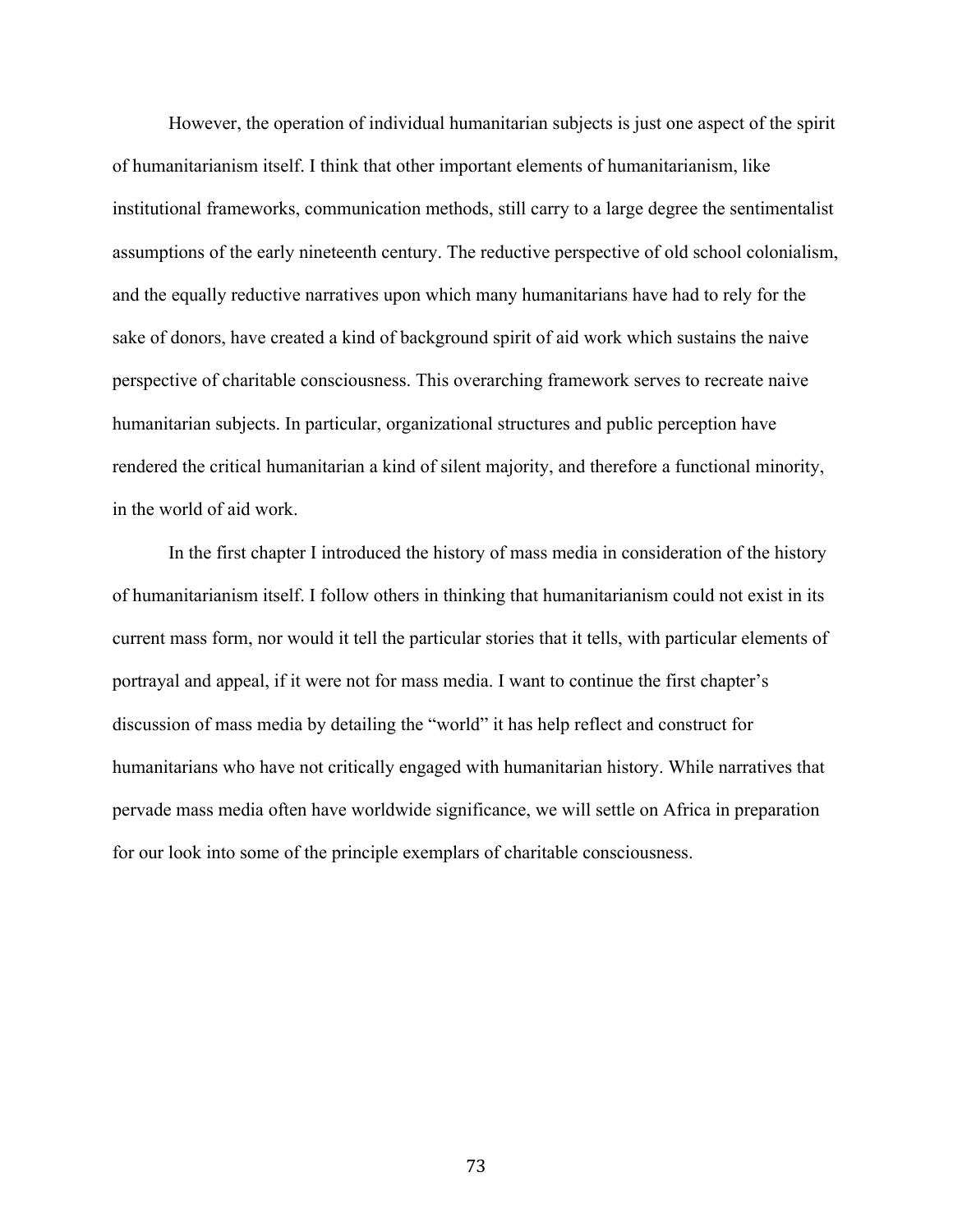However, the operation of individual humanitarian subjects is just one aspect of the spirit of humanitarianism itself. I think that other important elements of humanitarianism, like institutional frameworks, communication methods, still carry to a large degree the sentimentalist assumptions of the early nineteenth century. The reductive perspective of old school colonialism, and the equally reductive narratives upon which many humanitarians have had to rely for the sake of donors, have created a kind of background spirit of aid work which sustains the naive perspective of charitable consciousness. This overarching framework serves to recreate naive humanitarian subjects. In particular, organizational structures and public perception have rendered the critical humanitarian a kind of silent majority, and therefore a functional minority, in the world of aid work.

In the first chapter I introduced the history of mass media in consideration of the history of humanitarianism itself. I follow others in thinking that humanitarianism could not exist in its current mass form, nor would it tell the particular stories that it tells, with particular elements of portrayal and appeal, if it were not for mass media. I want to continue the first chapter's discussion of mass media by detailing the "world" it has help reflect and construct for humanitarians who have not critically engaged with humanitarian history. While narratives that pervade mass media often have worldwide significance, we will settle on Africa in preparation for our look into some of the principle exemplars of charitable consciousness.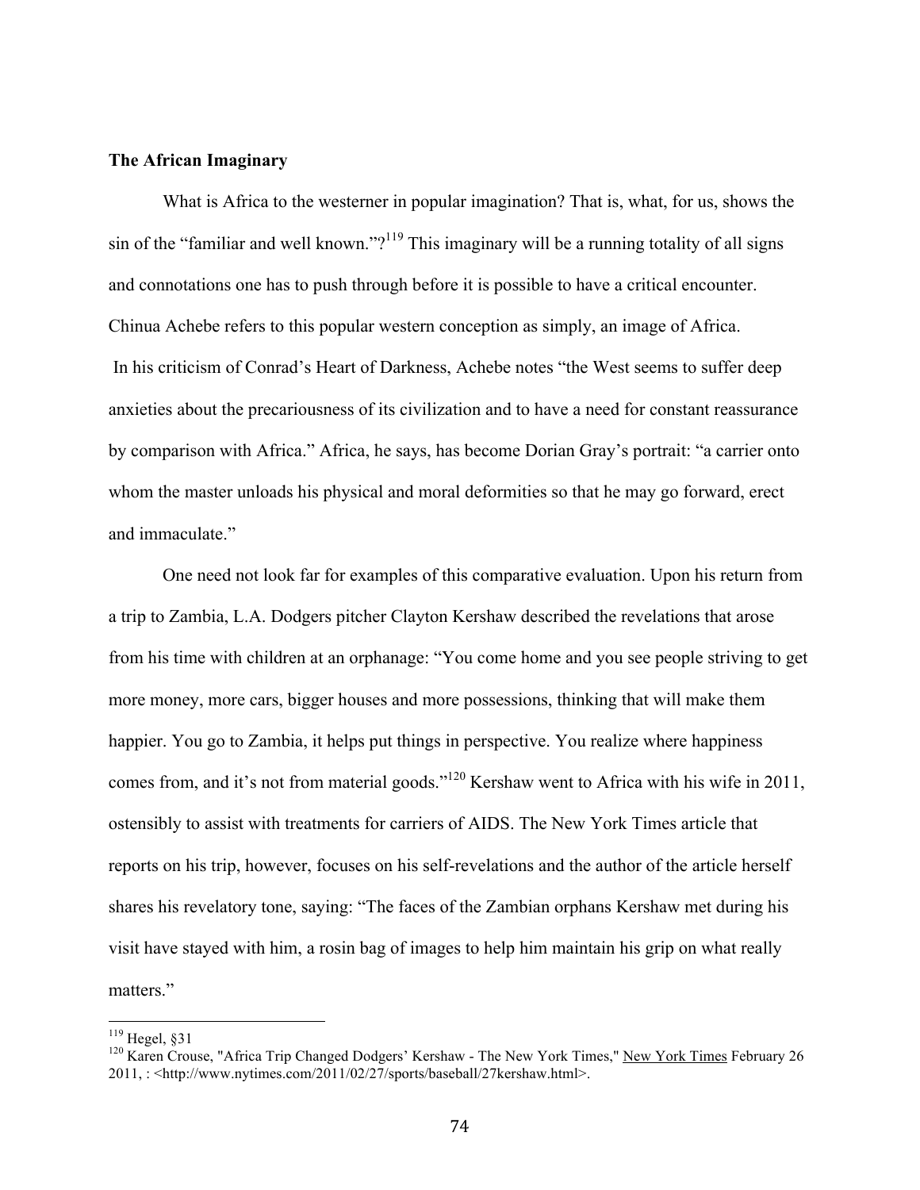**The African Imaginary**

What is Africa to the westerner in popular imagination? That is, what, for us, shows the sin of the "familiar and well known."?[119] This imaginary will be a running totality of all signs and connotations one has to push through before it is possible to have a critical encounter. Chinua Achebe refers to this popular western conception as simply, an image of Africa. In his criticism of Conrad's Heart of Darkness, Achebe notes "the West seems to suffer deep anxieties about the precariousness of its civilization and to have a need for constant reassurance by comparison with Africa." Africa, he says, has become Dorian Gray's portrait: "a carrier onto whom the master unloads his physical and moral deformities so that he may go forward, erect and immaculate."

One need not look far for examples of this comparative evaluation. Upon his return from a trip to Zambia, L.A. Dodgers pitcher Clayton Kershaw described the revelations that arose from his time with children at an orphanage: "You come home and you see people striving to get more money, more cars, bigger houses and more possessions, thinking that will make them happier. You go to Zambia, it helps put things in perspective. You realize where happiness comes from, and it's not from material goods."[120] Kershaw went to Africa with his wife in 2011, ostensibly to assist with treatments for carriers of AIDS. The New York Times article that reports on his trip, however, focuses on his self-revelations and the author of the article herself shares his revelatory tone, saying: "The faces of the Zambian orphans Kershaw met during his visit have stayed with him, a rosin bag of images to help him maintain his grip on what really matters."

---

[119] Hegel, §31

[120] Karen Crouse, "Africa Trip Changed Dodgers' Kershaw - The New York Times," New York Times February 26 2011, : <http://www.nytimes.com/2011/02/27/sports/baseball/27kershaw.html>.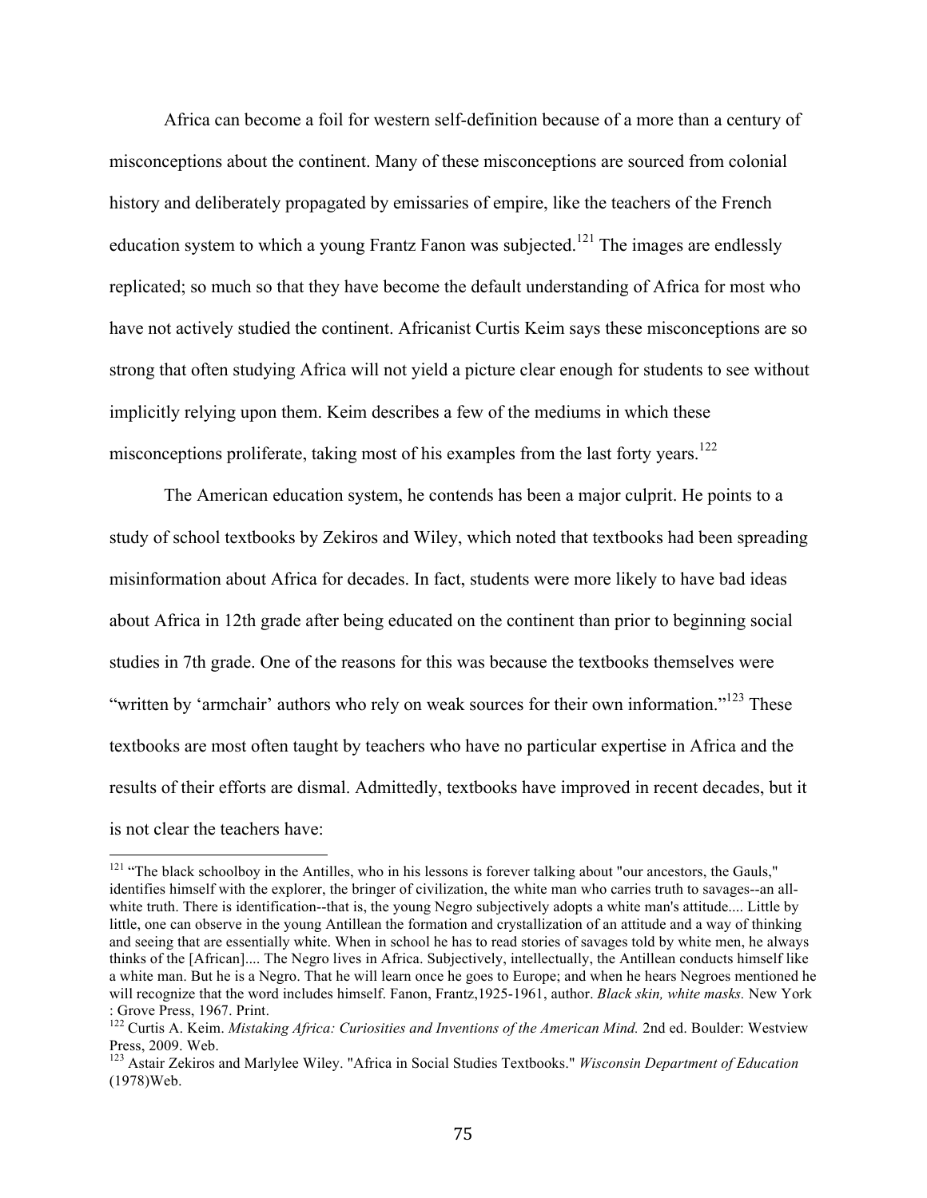Africa can become a foil for western self-definition because of a more than a century of misconceptions about the continent. Many of these misconceptions are sourced from colonial history and deliberately propagated by emissaries of empire, like the teachers of the French education system to which a young Frantz Fanon was subjected.[121] The images are endlessly replicated; so much so that they have become the default understanding of Africa for most who have not actively studied the continent. Africanist Curtis Keim says these misconceptions are so strong that often studying Africa will not yield a picture clear enough for students to see without implicitly relying upon them. Keim describes a few of the mediums in which these misconceptions proliferate, taking most of his examples from the last forty years.[122]

The American education system, he contends has been a major culprit. He points to a study of school textbooks by Zekiros and Wiley, which noted that textbooks had been spreading misinformation about Africa for decades. In fact, students were more likely to have bad ideas about Africa in 12th grade after being educated on the continent than prior to beginning social studies in 7th grade. One of the reasons for this was because the textbooks themselves were "written by 'armchair' authors who rely on weak sources for their own information."[123] These textbooks are most often taught by teachers who have no particular expertise in Africa and the results of their efforts are dismal. Admittedly, textbooks have improved in recent decades, but it is not clear the teachers have:

---

[121] "The black schoolboy in the Antilles, who in his lessons is forever talking about "our ancestors, the Gauls," identifies himself with the explorer, the bringer of civilization, the white man who carries truth to savages--an all-white truth. There is identification--that is, the young Negro subjectively adopts a white man's attitude.... Little by little, one can observe in the young Antillean the formation and crystallization of an attitude and a way of thinking and seeing that are essentially white. When in school he has to read stories of savages told by white men, he always thinks of the [African].... The Negro lives in Africa. Subjectively, intellectually, the Antillean conducts himself like a white man. But he is a Negro. That he will learn once he goes to Europe; and when he hears Negroes mentioned he will recognize that the word includes himself. Fanon, Frantz,1925-1961, author. *Black skin, white masks.* New York : Grove Press, 1967. Print.

[122] Curtis A. Keim. *Mistaking Africa: Curiosities and Inventions of the American Mind.* 2nd ed. Boulder: Westview Press, 2009. Web.

[123] Astair Zekiros and Marlylee Wiley. "Africa in Social Studies Textbooks." *Wisconsin Department of Education* (1978)Web.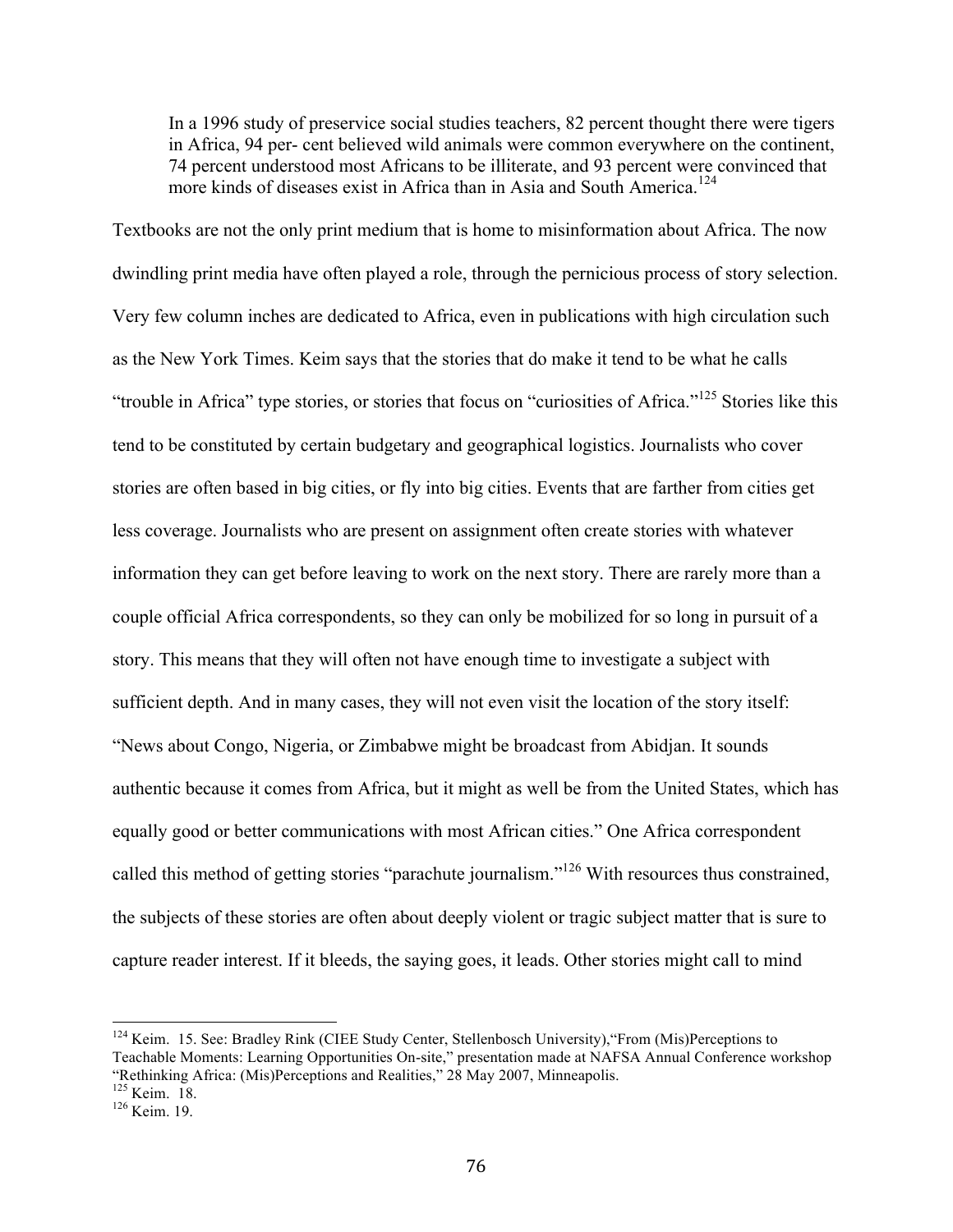> In a 1996 study of preservice social studies teachers, 82 percent thought there were tigers in Africa, 94 per- cent believed wild animals were common everywhere on the continent, 74 percent understood most Africans to be illiterate, and 93 percent were convinced that more kinds of diseases exist in Africa than in Asia and South America.[124]

Textbooks are not the only print medium that is home to misinformation about Africa. The now dwindling print media have often played a role, through the pernicious process of story selection. Very few column inches are dedicated to Africa, even in publications with high circulation such as the New York Times. Keim says that the stories that do make it tend to be what he calls "trouble in Africa" type stories, or stories that focus on "curiosities of Africa."[125] Stories like this tend to be constituted by certain budgetary and geographical logistics. Journalists who cover stories are often based in big cities, or fly into big cities. Events that are farther from cities get less coverage. Journalists who are present on assignment often create stories with whatever information they can get before leaving to work on the next story. There are rarely more than a couple official Africa correspondents, so they can only be mobilized for so long in pursuit of a story. This means that they will often not have enough time to investigate a subject with sufficient depth. And in many cases, they will not even visit the location of the story itself: "News about Congo, Nigeria, or Zimbabwe might be broadcast from Abidjan. It sounds authentic because it comes from Africa, but it might as well be from the United States, which has equally good or better communications with most African cities." One Africa correspondent called this method of getting stories "parachute journalism."[126] With resources thus constrained, the subjects of these stories are often about deeply violent or tragic subject matter that is sure to capture reader interest. If it bleeds, the saying goes, it leads. Other stories might call to mind

---

[124] Keim. 15. See: Bradley Rink (CIEE Study Center, Stellenbosch University),"From (Mis)Perceptions to Teachable Moments: Learning Opportunities On-site," presentation made at NAFSA Annual Conference workshop "Rethinking Africa: (Mis)Perceptions and Realities," 28 May 2007, Minneapolis.

[125] Keim. 18.

[126] Keim. 19.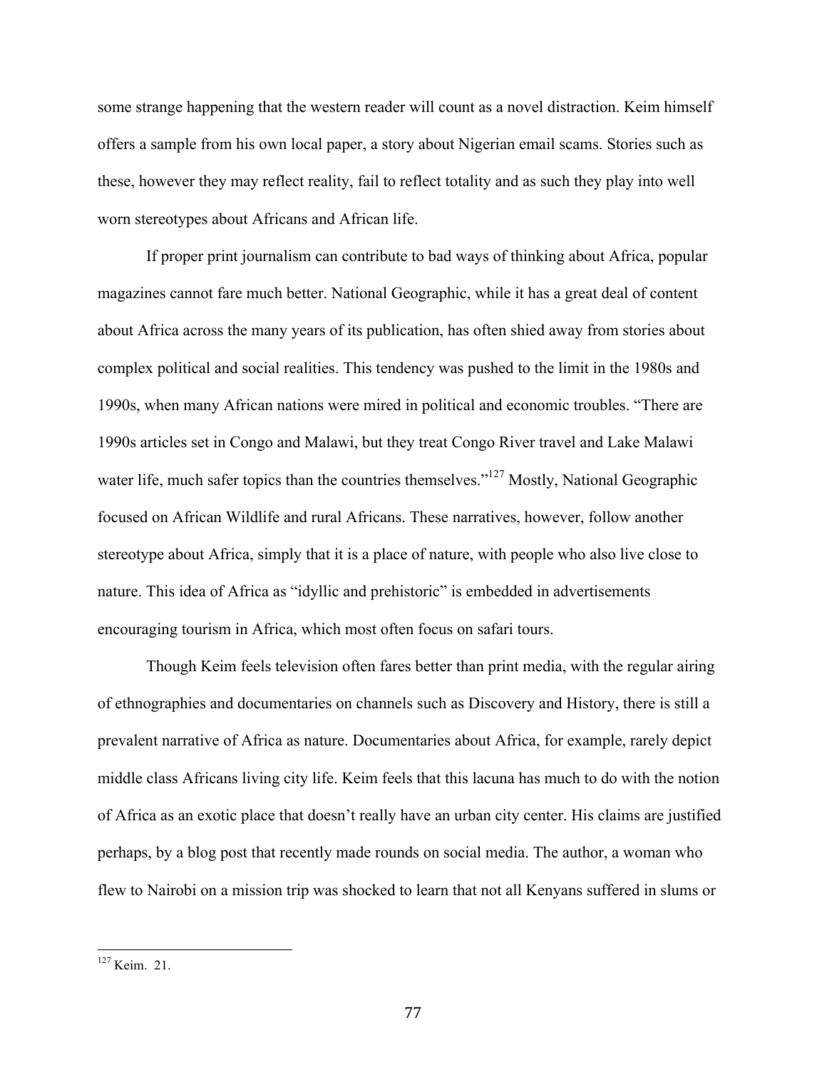some strange happening that the western reader will count as a novel distraction. Keim himself offers a sample from his own local paper, a story about Nigerian email scams. Stories such as these, however they may reflect reality, fail to reflect totality and as such they play into well worn stereotypes about Africans and African life.

If proper print journalism can contribute to bad ways of thinking about Africa, popular magazines cannot fare much better. National Geographic, while it has a great deal of content about Africa across the many years of its publication, has often shied away from stories about complex political and social realities. This tendency was pushed to the limit in the 1980s and 1990s, when many African nations were mired in political and economic troubles. "There are 1990s articles set in Congo and Malawi, but they treat Congo River travel and Lake Malawi water life, much safer topics than the countries themselves."[127] Mostly, National Geographic focused on African Wildlife and rural Africans. These narratives, however, follow another stereotype about Africa, simply that it is a place of nature, with people who also live close to nature. This idea of Africa as "idyllic and prehistoric" is embedded in advertisements encouraging tourism in Africa, which most often focus on safari tours.

Though Keim feels television often fares better than print media, with the regular airing of ethnographies and documentaries on channels such as Discovery and History, there is still a prevalent narrative of Africa as nature. Documentaries about Africa, for example, rarely depict middle class Africans living city life. Keim feels that this lacuna has much to do with the notion of Africa as an exotic place that doesn't really have an urban city center. His claims are justified perhaps, by a blog post that recently made rounds on social media. The author, a woman who flew to Nairobi on a mission trip was shocked to learn that not all Kenyans suffered in slums or

---

[127] Keim. 21.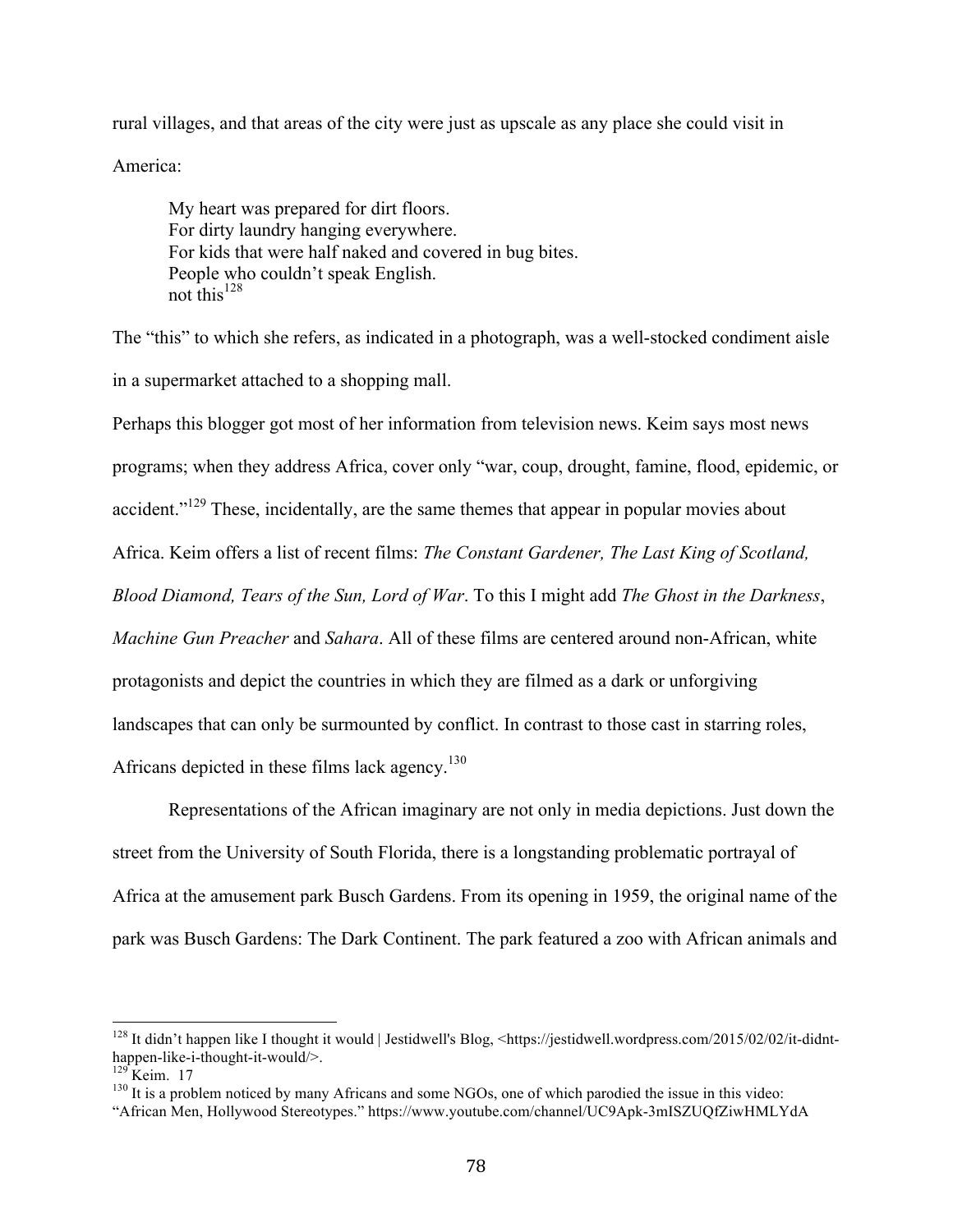rural villages, and that areas of the city were just as upscale as any place she could visit in America:

> My heart was prepared for dirt floors.
> For dirty laundry hanging everywhere.
> For kids that were half naked and covered in bug bites.
> People who couldn't speak English.
> not this[128]

The "this" to which she refers, as indicated in a photograph, was a well-stocked condiment aisle in a supermarket attached to a shopping mall.

Perhaps this blogger got most of her information from television news. Keim says most news programs; when they address Africa, cover only "war, coup, drought, famine, flood, epidemic, or accident."[129] These, incidentally, are the same themes that appear in popular movies about Africa. Keim offers a list of recent films: *The Constant Gardener, The Last King of Scotland, Blood Diamond, Tears of the Sun, Lord of War*. To this I might add *The Ghost in the Darkness*, *Machine Gun Preacher* and *Sahara*. All of these films are centered around non-African, white protagonists and depict the countries in which they are filmed as a dark or unforgiving landscapes that can only be surmounted by conflict. In contrast to those cast in starring roles, Africans depicted in these films lack agency.[130]

Representations of the African imaginary are not only in media depictions. Just down the street from the University of South Florida, there is a longstanding problematic portrayal of Africa at the amusement park Busch Gardens. From its opening in 1959, the original name of the park was Busch Gardens: The Dark Continent. The park featured a zoo with African animals and

---

[128] It didn't happen like I thought it would | Jestidwell's Blog, <https://jestidwell.wordpress.com/2015/02/02/it-didnt-happen-like-i-thought-it-would/>.

[129] Keim. 17

[130] It is a problem noticed by many Africans and some NGOs, one of which parodied the issue in this video: "African Men, Hollywood Stereotypes." https://www.youtube.com/channel/UC9Apk-3mISZUQfZiwHMLYdA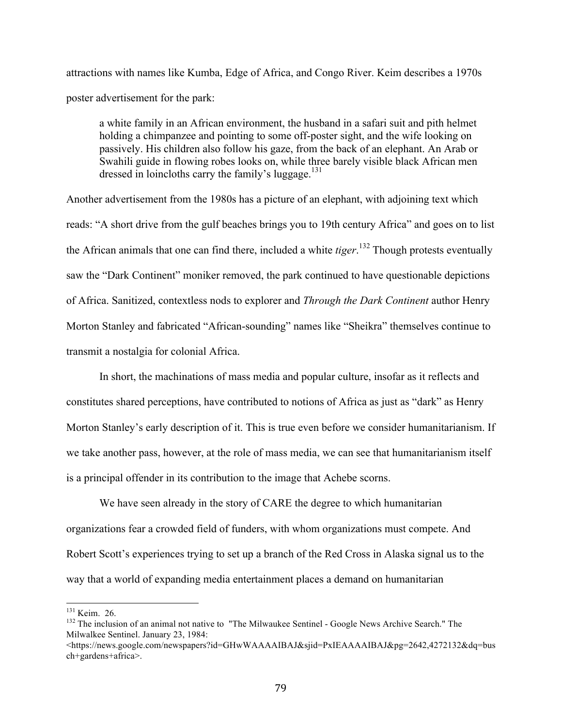attractions with names like Kumba, Edge of Africa, and Congo River. Keim describes a 1970s poster advertisement for the park:

> a white family in an African environment, the husband in a safari suit and pith helmet holding a chimpanzee and pointing to some off-poster sight, and the wife looking on passively. His children also follow his gaze, from the back of an elephant. An Arab or Swahili guide in flowing robes looks on, while three barely visible black African men dressed in loincloths carry the family's luggage.[131]

Another advertisement from the 1980s has a picture of an elephant, with adjoining text which reads: "A short drive from the gulf beaches brings you to 19th century Africa" and goes on to list the African animals that one can find there, included a white *tiger*.[132] Though protests eventually saw the "Dark Continent" moniker removed, the park continued to have questionable depictions of Africa. Sanitized, contextless nods to explorer and *Through the Dark Continent* author Henry Morton Stanley and fabricated "African-sounding" names like "Sheikra" themselves continue to transmit a nostalgia for colonial Africa.

In short, the machinations of mass media and popular culture, insofar as it reflects and constitutes shared perceptions, have contributed to notions of Africa as just as "dark" as Henry Morton Stanley's early description of it. This is true even before we consider humanitarianism. If we take another pass, however, at the role of mass media, we can see that humanitarianism itself is a principal offender in its contribution to the image that Achebe scorns.

We have seen already in the story of CARE the degree to which humanitarian organizations fear a crowded field of funders, with whom organizations must compete. And Robert Scott's experiences trying to set up a branch of the Red Cross in Alaska signal us to the way that a world of expanding media entertainment places a demand on humanitarian

---

[131] Keim. 26.

[132] The inclusion of an animal not native to "The Milwaukee Sentinel - Google News Archive Search." The Milwalkee Sentinel. January 23, 1984: <https://news.google.com/newspapers?id=GHwWAAAAIBAJ&sjid=PxIEAAAAIBAJ&pg=2642,4272132&dq=busch+gardens+africa>.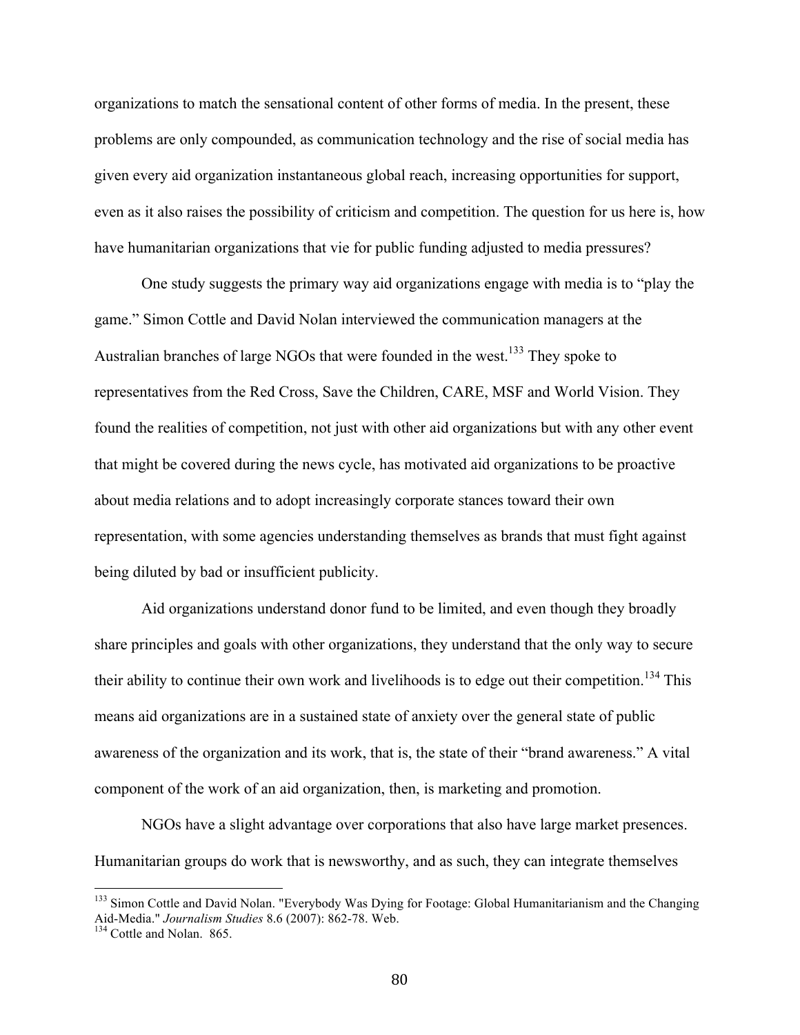organizations to match the sensational content of other forms of media. In the present, these problems are only compounded, as communication technology and the rise of social media has given every aid organization instantaneous global reach, increasing opportunities for support, even as it also raises the possibility of criticism and competition. The question for us here is, how have humanitarian organizations that vie for public funding adjusted to media pressures?

One study suggests the primary way aid organizations engage with media is to "play the game." Simon Cottle and David Nolan interviewed the communication managers at the Australian branches of large NGOs that were founded in the west.[133] They spoke to representatives from the Red Cross, Save the Children, CARE, MSF and World Vision. They found the realities of competition, not just with other aid organizations but with any other event that might be covered during the news cycle, has motivated aid organizations to be proactive about media relations and to adopt increasingly corporate stances toward their own representation, with some agencies understanding themselves as brands that must fight against being diluted by bad or insufficient publicity.

Aid organizations understand donor fund to be limited, and even though they broadly share principles and goals with other organizations, they understand that the only way to secure their ability to continue their own work and livelihoods is to edge out their competition.[134] This means aid organizations are in a sustained state of anxiety over the general state of public awareness of the organization and its work, that is, the state of their "brand awareness." A vital component of the work of an aid organization, then, is marketing and promotion.

NGOs have a slight advantage over corporations that also have large market presences. Humanitarian groups do work that is newsworthy, and as such, they can integrate themselves

---

[133] Simon Cottle and David Nolan. "Everybody Was Dying for Footage: Global Humanitarianism and the Changing Aid-Media." *Journalism Studies* 8.6 (2007): 862-78. Web.

[134] Cottle and Nolan. 865.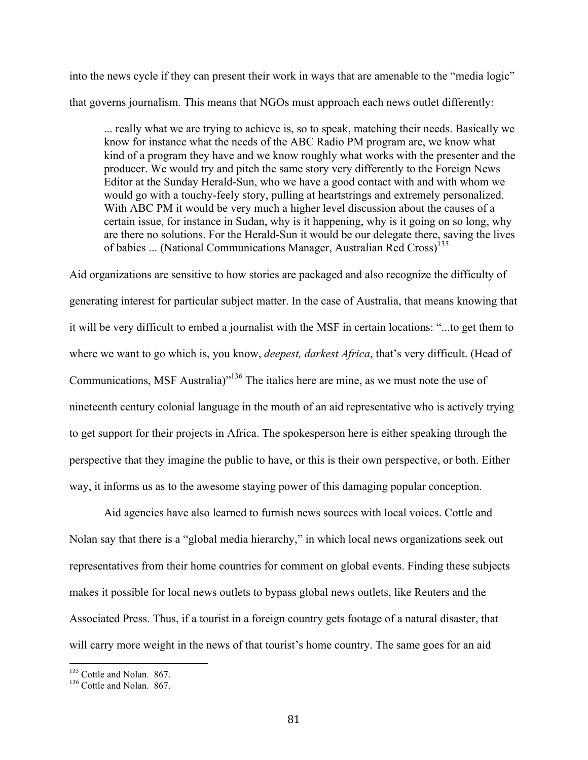into the news cycle if they can present their work in ways that are amenable to the "media logic" that governs journalism. This means that NGOs must approach each news outlet differently:

> ... really what we are trying to achieve is, so to speak, matching their needs. Basically we know for instance what the needs of the ABC Radio PM program are, we know what kind of a program they have and we know roughly what works with the presenter and the producer. We would try and pitch the same story very differently to the Foreign News Editor at the Sunday Herald-Sun, who we have a good contact with and with whom we would go with a touchy-feely story, pulling at heartstrings and extremely personalized. With ABC PM it would be very much a higher level discussion about the causes of a certain issue, for instance in Sudan, why is it happening, why is it going on so long, why are there no solutions. For the Herald-Sun it would be our delegate there, saving the lives of babies ... (National Communications Manager, Australian Red Cross)[135]

Aid organizations are sensitive to how stories are packaged and also recognize the difficulty of generating interest for particular subject matter. In the case of Australia, that means knowing that it will be very difficult to embed a journalist with the MSF in certain locations: "...to get them to where we want to go which is, you know, *deepest, darkest Africa*, that's very difficult. (Head of Communications, MSF Australia)"[136] The italics here are mine, as we must note the use of nineteenth century colonial language in the mouth of an aid representative who is actively trying to get support for their projects in Africa. The spokesperson here is either speaking through the perspective that they imagine the public to have, or this is their own perspective, or both. Either way, it informs us as to the awesome staying power of this damaging popular conception.

Aid agencies have also learned to furnish news sources with local voices. Cottle and Nolan say that there is a "global media hierarchy," in which local news organizations seek out representatives from their home countries for comment on global events. Finding these subjects makes it possible for local news outlets to bypass global news outlets, like Reuters and the Associated Press. Thus, if a tourist in a foreign country gets footage of a natural disaster, that will carry more weight in the news of that tourist's home country. The same goes for an aid

---

[135] Cottle and Nolan. 867.

[136] Cottle and Nolan. 867.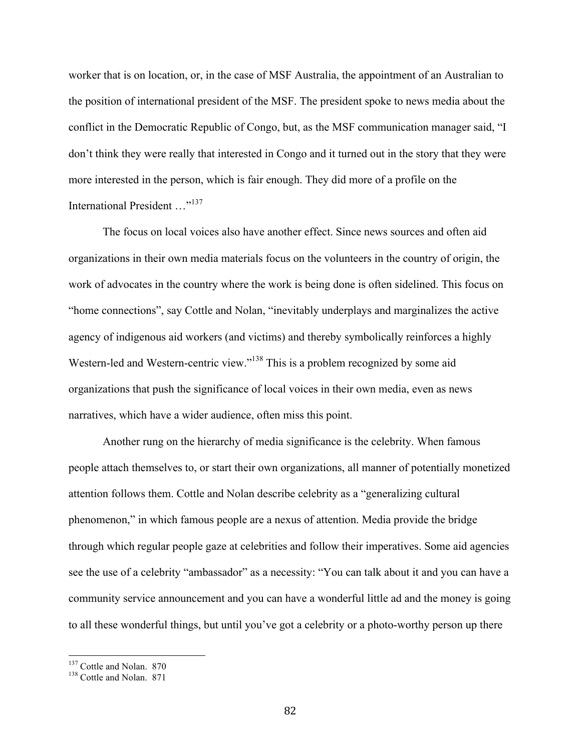worker that is on location, or, in the case of MSF Australia, the appointment of an Australian to the position of international president of the MSF. The president spoke to news media about the conflict in the Democratic Republic of Congo, but, as the MSF communication manager said, "I don't think they were really that interested in Congo and it turned out in the story that they were more interested in the person, which is fair enough. They did more of a profile on the International President …"[137]

The focus on local voices also have another effect. Since news sources and often aid organizations in their own media materials focus on the volunteers in the country of origin, the work of advocates in the country where the work is being done is often sidelined. This focus on "home connections", say Cottle and Nolan, "inevitably underplays and marginalizes the active agency of indigenous aid workers (and victims) and thereby symbolically reinforces a highly Western-led and Western-centric view."[138] This is a problem recognized by some aid organizations that push the significance of local voices in their own media, even as news narratives, which have a wider audience, often miss this point.

Another rung on the hierarchy of media significance is the celebrity. When famous people attach themselves to, or start their own organizations, all manner of potentially monetized attention follows them. Cottle and Nolan describe celebrity as a "generalizing cultural phenomenon," in which famous people are a nexus of attention. Media provide the bridge through which regular people gaze at celebrities and follow their imperatives. Some aid agencies see the use of a celebrity "ambassador" as a necessity: "You can talk about it and you can have a community service announcement and you can have a wonderful little ad and the money is going to all these wonderful things, but until you've got a celebrity or a photo-worthy person up there

---

[137] Cottle and Nolan. 870

[138] Cottle and Nolan. 871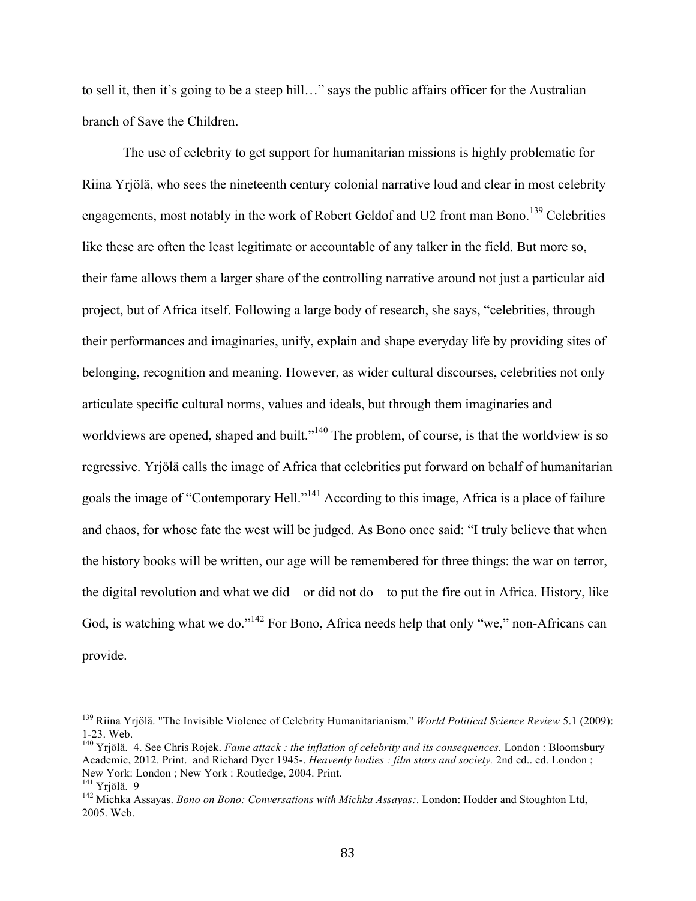to sell it, then it's going to be a steep hill…" says the public affairs officer for the Australian branch of Save the Children.

The use of celebrity to get support for humanitarian missions is highly problematic for Riina Yrjölä, who sees the nineteenth century colonial narrative loud and clear in most celebrity engagements, most notably in the work of Robert Geldof and U2 front man Bono.[139] Celebrities like these are often the least legitimate or accountable of any talker in the field. But more so, their fame allows them a larger share of the controlling narrative around not just a particular aid project, but of Africa itself. Following a large body of research, she says, "celebrities, through their performances and imaginaries, unify, explain and shape everyday life by providing sites of belonging, recognition and meaning. However, as wider cultural discourses, celebrities not only articulate specific cultural norms, values and ideals, but through them imaginaries and worldviews are opened, shaped and built."[140] The problem, of course, is that the worldview is so regressive. Yrjölä calls the image of Africa that celebrities put forward on behalf of humanitarian goals the image of "Contemporary Hell."[141] According to this image, Africa is a place of failure and chaos, for whose fate the west will be judged. As Bono once said: "I truly believe that when the history books will be written, our age will be remembered for three things: the war on terror, the digital revolution and what we did – or did not do – to put the fire out in Africa. History, like God, is watching what we do."[142] For Bono, Africa needs help that only "we," non-Africans can provide.

---

[139] Riina Yrjölä. "The Invisible Violence of Celebrity Humanitarianism." *World Political Science Review* 5.1 (2009): 1-23. Web.

[140] Yrjölä. 4. See Chris Rojek. *Fame attack : the inflation of celebrity and its consequences.* London : Bloomsbury Academic, 2012. Print. and Richard Dyer 1945-. *Heavenly bodies : film stars and society.* 2nd ed.. ed. London ; New York: London ; New York : Routledge, 2004. Print.

[141] Yrjölä. 9

[142] Michka Assayas. *Bono on Bono: Conversations with Michka Assayas:*. London: Hodder and Stoughton Ltd, 2005. Web.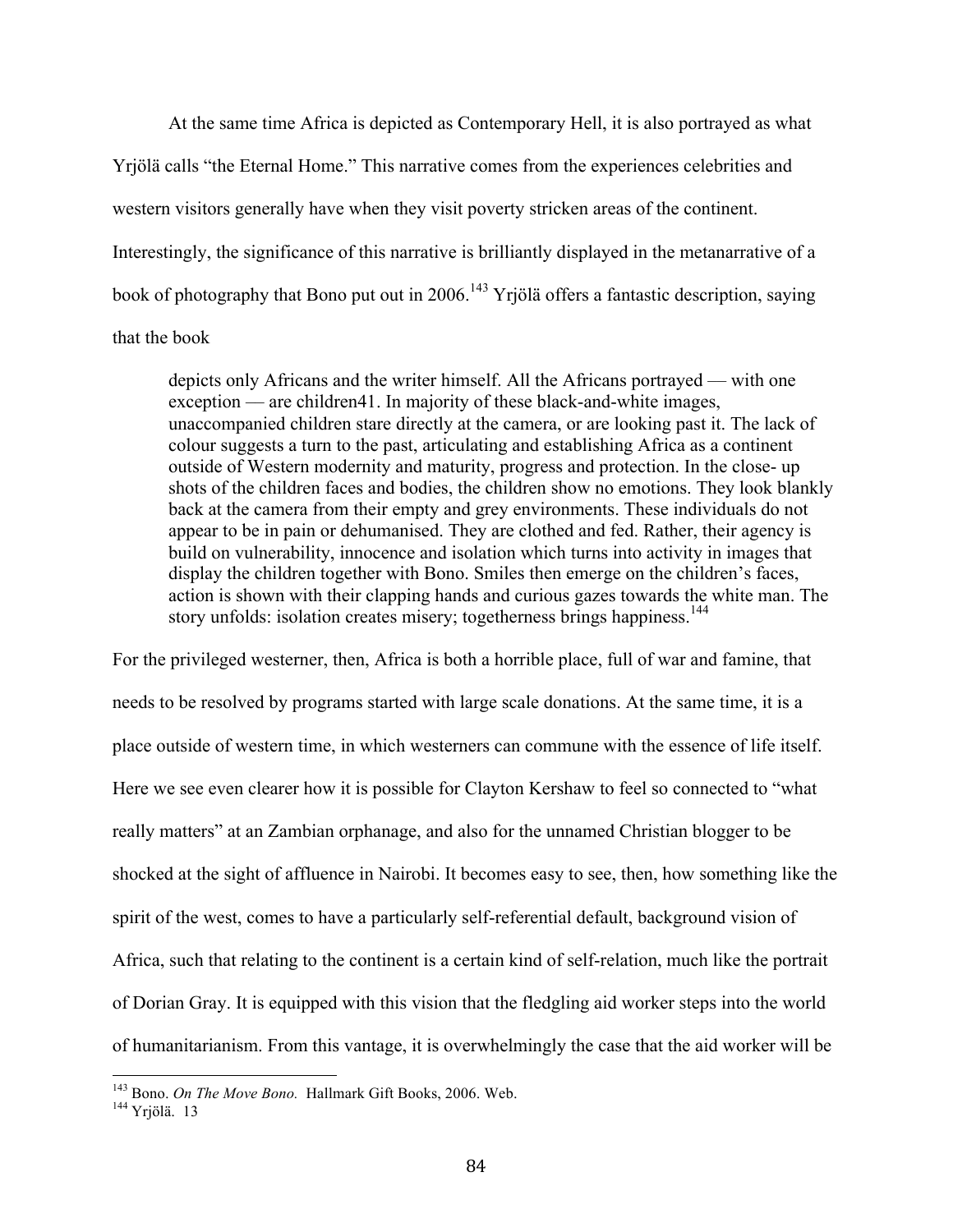At the same time Africa is depicted as Contemporary Hell, it is also portrayed as what Yrjölä calls "the Eternal Home." This narrative comes from the experiences celebrities and western visitors generally have when they visit poverty stricken areas of the continent. Interestingly, the significance of this narrative is brilliantly displayed in the metanarrative of a book of photography that Bono put out in 2006.[143] Yrjölä offers a fantastic description, saying that the book

> depicts only Africans and the writer himself. All the Africans portrayed — with one exception — are children41. In majority of these black-and-white images, unaccompanied children stare directly at the camera, or are looking past it. The lack of colour suggests a turn to the past, articulating and establishing Africa as a continent outside of Western modernity and maturity, progress and protection. In the close- up shots of the children faces and bodies, the children show no emotions. They look blankly back at the camera from their empty and grey environments. These individuals do not appear to be in pain or dehumanised. They are clothed and fed. Rather, their agency is build on vulnerability, innocence and isolation which turns into activity in images that display the children together with Bono. Smiles then emerge on the children's faces, action is shown with their clapping hands and curious gazes towards the white man. The story unfolds: isolation creates misery; togetherness brings happiness.[144]

For the privileged westerner, then, Africa is both a horrible place, full of war and famine, that needs to be resolved by programs started with large scale donations. At the same time, it is a place outside of western time, in which westerners can commune with the essence of life itself. Here we see even clearer how it is possible for Clayton Kershaw to feel so connected to "what really matters" at an Zambian orphanage, and also for the unnamed Christian blogger to be shocked at the sight of affluence in Nairobi. It becomes easy to see, then, how something like the spirit of the west, comes to have a particularly self-referential default, background vision of Africa, such that relating to the continent is a certain kind of self-relation, much like the portrait of Dorian Gray. It is equipped with this vision that the fledgling aid worker steps into the world of humanitarianism. From this vantage, it is overwhelmingly the case that the aid worker will be

---

[143] Bono. *On The Move Bono.* Hallmark Gift Books, 2006. Web.

[144] Yrjölä. 13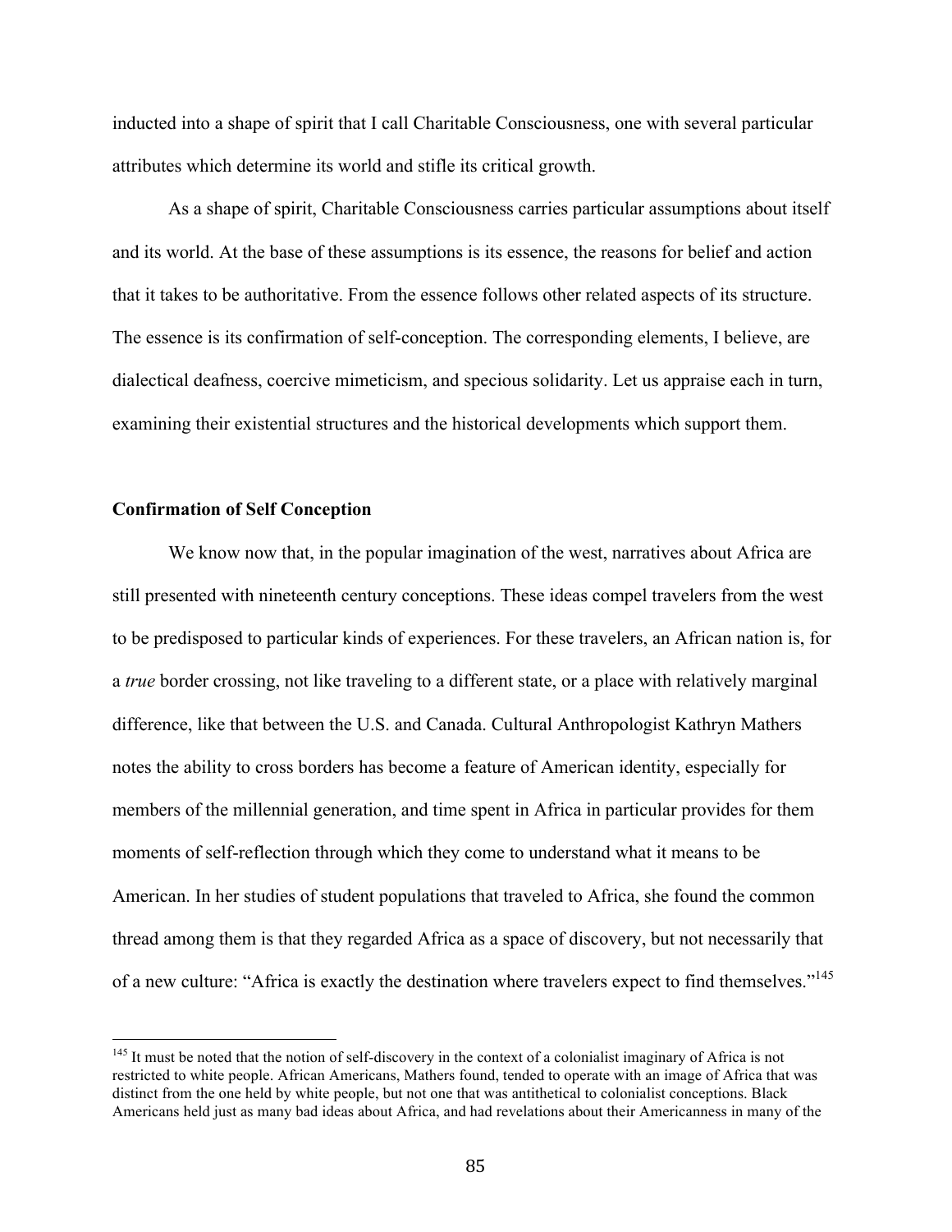inducted into a shape of spirit that I call Charitable Consciousness, one with several particular attributes which determine its world and stifle its critical growth.

As a shape of spirit, Charitable Consciousness carries particular assumptions about itself and its world. At the base of these assumptions is its essence, the reasons for belief and action that it takes to be authoritative. From the essence follows other related aspects of its structure. The essence is its confirmation of self-conception. The corresponding elements, I believe, are dialectical deafness, coercive mimeticism, and specious solidarity. Let us appraise each in turn, examining their existential structures and the historical developments which support them.

### Confirmation of Self Conception

We know now that, in the popular imagination of the west, narratives about Africa are still presented with nineteenth century conceptions. These ideas compel travelers from the west to be predisposed to particular kinds of experiences. For these travelers, an African nation is, for a *true* border crossing, not like traveling to a different state, or a place with relatively marginal difference, like that between the U.S. and Canada. Cultural Anthropologist Kathryn Mathers notes the ability to cross borders has become a feature of American identity, especially for members of the millennial generation, and time spent in Africa in particular provides for them moments of self-reflection through which they come to understand what it means to be American. In her studies of student populations that traveled to Africa, she found the common thread among them is that they regarded Africa as a space of discovery, but not necessarily that of a new culture: "Africa is exactly the destination where travelers expect to find themselves."[145]

---

[145] It must be noted that the notion of self-discovery in the context of a colonialist imaginary of Africa is not restricted to white people. African Americans, Mathers found, tended to operate with an image of Africa that was distinct from the one held by white people, but not one that was antithetical to colonialist conceptions. Black Americans held just as many bad ideas about Africa, and had revelations about their Americanness in many of the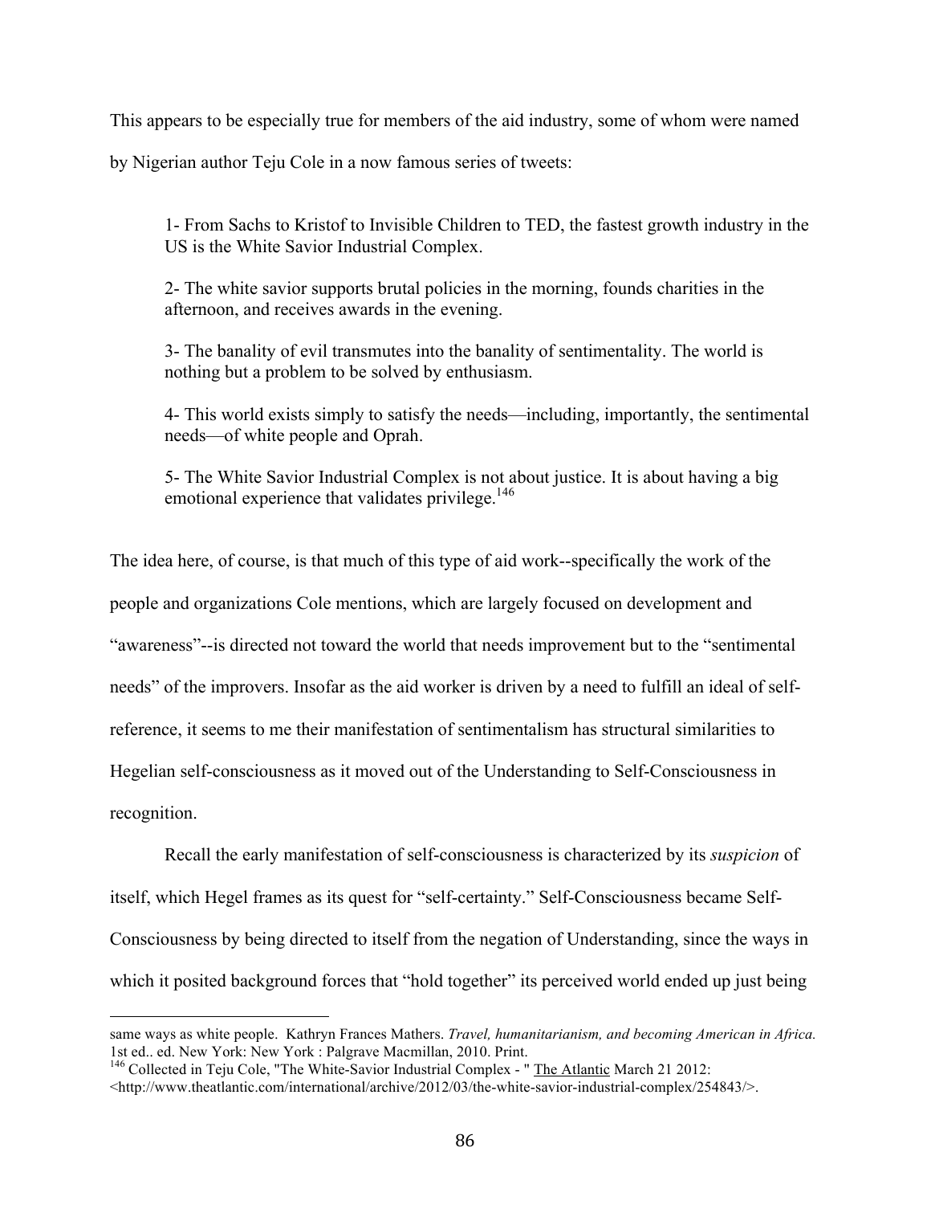This appears to be especially true for members of the aid industry, some of whom were named by Nigerian author Teju Cole in a now famous series of tweets:

> 1- From Sachs to Kristof to Invisible Children to TED, the fastest growth industry in the US is the White Savior Industrial Complex.
>
> 2- The white savior supports brutal policies in the morning, founds charities in the afternoon, and receives awards in the evening.
>
> 3- The banality of evil transmutes into the banality of sentimentality. The world is nothing but a problem to be solved by enthusiasm.
>
> 4- This world exists simply to satisfy the needs—including, importantly, the sentimental needs—of white people and Oprah.
>
> 5- The White Savior Industrial Complex is not about justice. It is about having a big emotional experience that validates privilege.[146]

The idea here, of course, is that much of this type of aid work--specifically the work of the people and organizations Cole mentions, which are largely focused on development and "awareness"--is directed not toward the world that needs improvement but to the "sentimental needs" of the improvers. Insofar as the aid worker is driven by a need to fulfill an ideal of self-reference, it seems to me their manifestation of sentimentalism has structural similarities to Hegelian self-consciousness as it moved out of the Understanding to Self-Consciousness in recognition.

Recall the early manifestation of self-consciousness is characterized by its *suspicion* of itself, which Hegel frames as its quest for "self-certainty." Self-Consciousness became Self-Consciousness by being directed to itself from the negation of Understanding, since the ways in which it posited background forces that "hold together" its perceived world ended up just being

---

same ways as white people. Kathryn Frances Mathers. *Travel, humanitarianism, and becoming American in Africa.* 1st ed.. ed. New York: New York : Palgrave Macmillan, 2010. Print.

[146] Collected in Teju Cole, "The White-Savior Industrial Complex - " The Atlantic March 21 2012: <http://www.theatlantic.com/international/archive/2012/03/the-white-savior-industrial-complex/254843/>.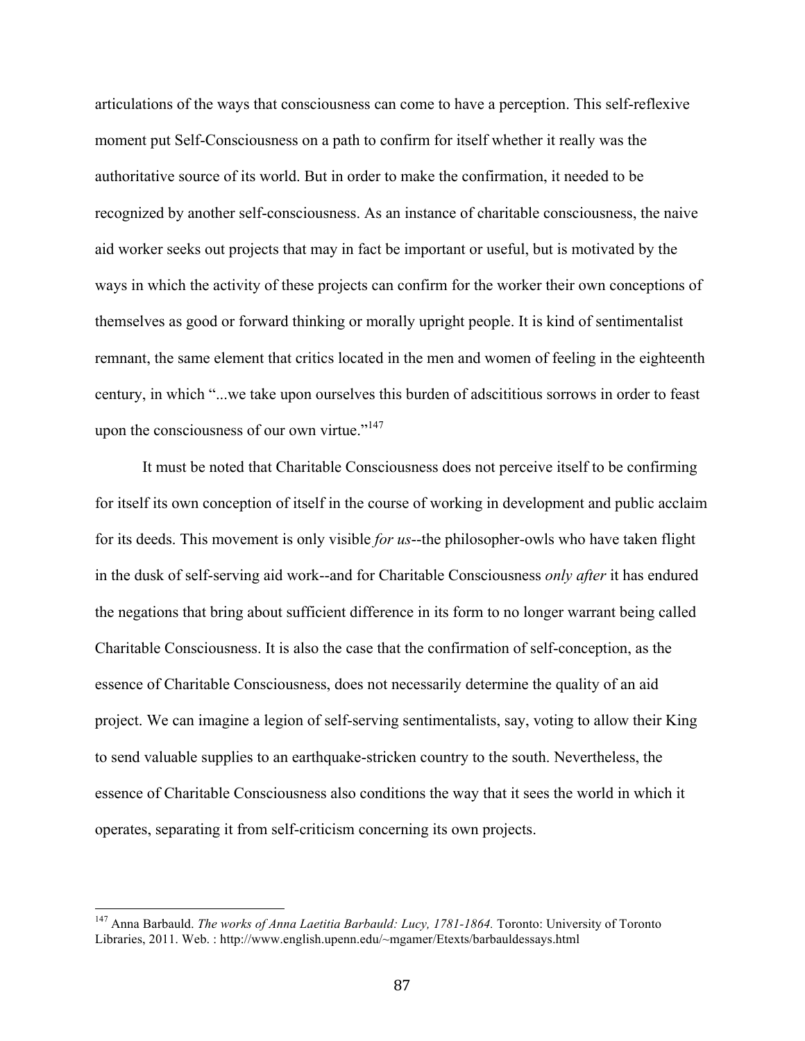articulations of the ways that consciousness can come to have a perception. This self-reflexive moment put Self-Consciousness on a path to confirm for itself whether it really was the authoritative source of its world. But in order to make the confirmation, it needed to be recognized by another self-consciousness. As an instance of charitable consciousness, the naive aid worker seeks out projects that may in fact be important or useful, but is motivated by the ways in which the activity of these projects can confirm for the worker their own conceptions of themselves as good or forward thinking or morally upright people. It is kind of sentimentalist remnant, the same element that critics located in the men and women of feeling in the eighteenth century, in which "...we take upon ourselves this burden of adscititious sorrows in order to feast upon the consciousness of our own virtue."[147]

It must be noted that Charitable Consciousness does not perceive itself to be confirming for itself its own conception of itself in the course of working in development and public acclaim for its deeds. This movement is only visible *for us*--the philosopher-owls who have taken flight in the dusk of self-serving aid work--and for Charitable Consciousness *only after* it has endured the negations that bring about sufficient difference in its form to no longer warrant being called Charitable Consciousness. It is also the case that the confirmation of self-conception, as the essence of Charitable Consciousness, does not necessarily determine the quality of an aid project. We can imagine a legion of self-serving sentimentalists, say, voting to allow their King to send valuable supplies to an earthquake-stricken country to the south. Nevertheless, the essence of Charitable Consciousness also conditions the way that it sees the world in which it operates, separating it from self-criticism concerning its own projects.

---

[147] Anna Barbauld. *The works of Anna Laetitia Barbauld: Lucy, 1781-1864.* Toronto: University of Toronto Libraries, 2011. Web. : http://www.english.upenn.edu/~mgamer/Etexts/barbauldessays.html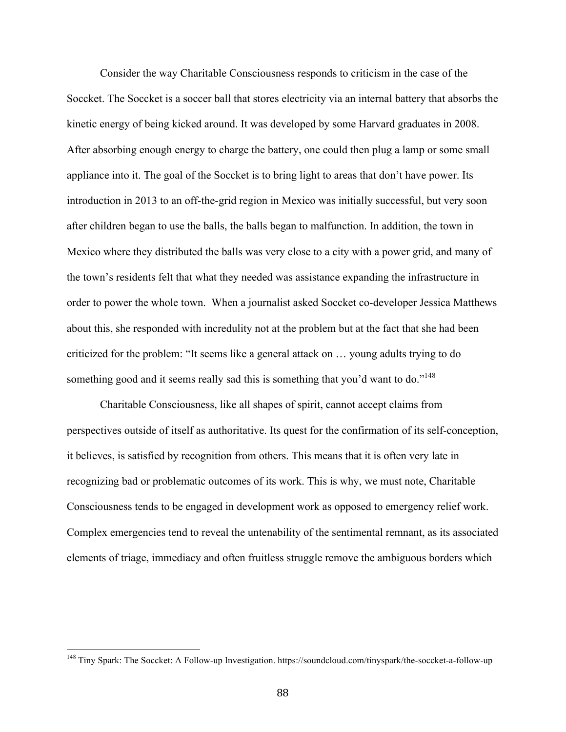Consider the way Charitable Consciousness responds to criticism in the case of the Soccket. The Soccket is a soccer ball that stores electricity via an internal battery that absorbs the kinetic energy of being kicked around. It was developed by some Harvard graduates in 2008. After absorbing enough energy to charge the battery, one could then plug a lamp or some small appliance into it. The goal of the Soccket is to bring light to areas that don't have power. Its introduction in 2013 to an off-the-grid region in Mexico was initially successful, but very soon after children began to use the balls, the balls began to malfunction. In addition, the town in Mexico where they distributed the balls was very close to a city with a power grid, and many of the town's residents felt that what they needed was assistance expanding the infrastructure in order to power the whole town. When a journalist asked Soccket co-developer Jessica Matthews about this, she responded with incredulity not at the problem but at the fact that she had been criticized for the problem: "It seems like a general attack on … young adults trying to do something good and it seems really sad this is something that you'd want to do."[148]

Charitable Consciousness, like all shapes of spirit, cannot accept claims from perspectives outside of itself as authoritative. Its quest for the confirmation of its self-conception, it believes, is satisfied by recognition from others. This means that it is often very late in recognizing bad or problematic outcomes of its work. This is why, we must note, Charitable Consciousness tends to be engaged in development work as opposed to emergency relief work. Complex emergencies tend to reveal the untenability of the sentimental remnant, as its associated elements of triage, immediacy and often fruitless struggle remove the ambiguous borders which

---

[148] Tiny Spark: The Soccket: A Follow-up Investigation. https://soundcloud.com/tinyspark/the-soccket-a-follow-up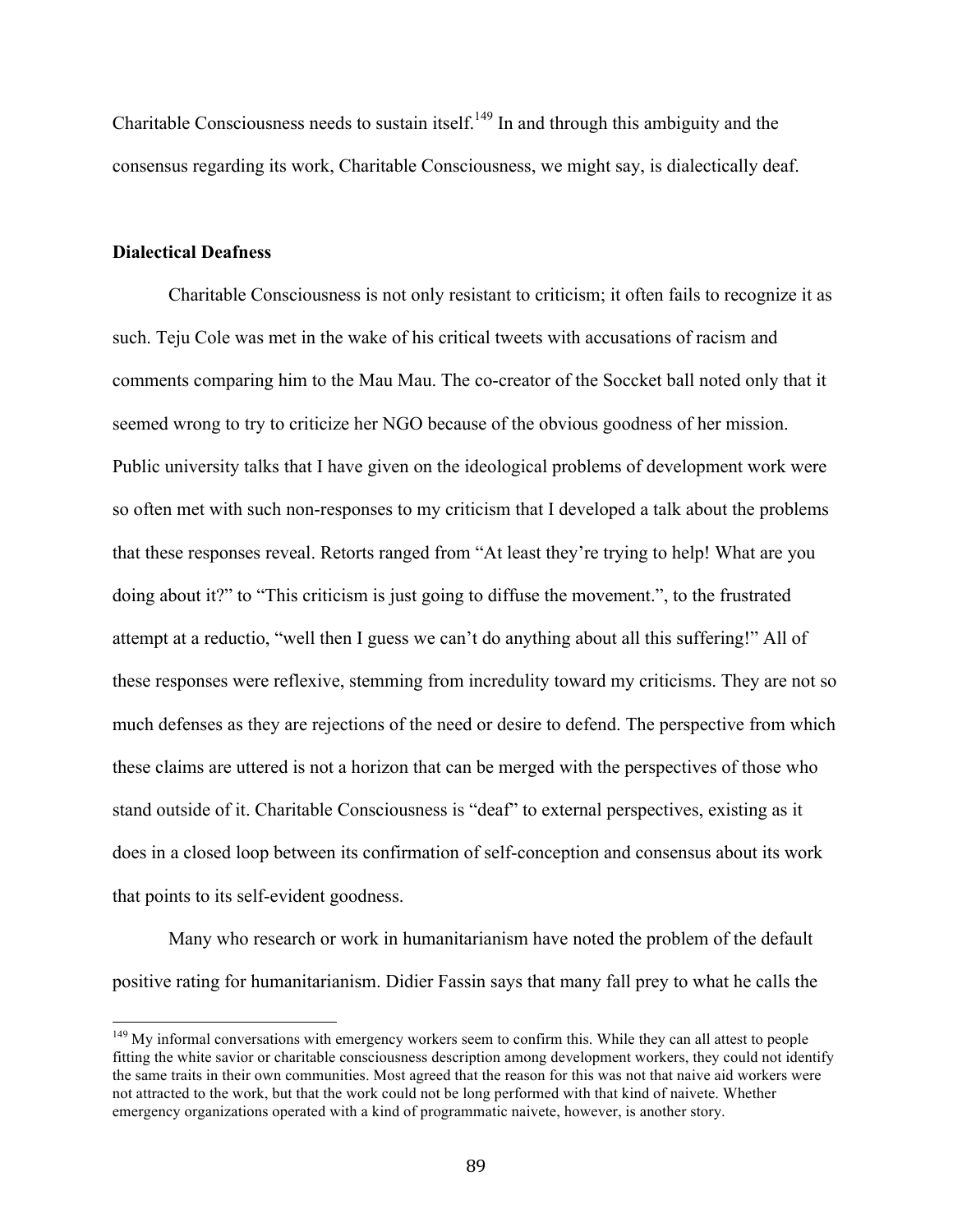Charitable Consciousness needs to sustain itself.[149] In and through this ambiguity and the consensus regarding its work, Charitable Consciousness, we might say, is dialectically deaf.

**Dialectical Deafness**

Charitable Consciousness is not only resistant to criticism; it often fails to recognize it as such. Teju Cole was met in the wake of his critical tweets with accusations of racism and comments comparing him to the Mau Mau. The co-creator of the Soccket ball noted only that it seemed wrong to try to criticize her NGO because of the obvious goodness of her mission. Public university talks that I have given on the ideological problems of development work were so often met with such non-responses to my criticism that I developed a talk about the problems that these responses reveal. Retorts ranged from "At least they're trying to help! What are you doing about it?" to "This criticism is just going to diffuse the movement.", to the frustrated attempt at a reductio, "well then I guess we can't do anything about all this suffering!" All of these responses were reflexive, stemming from incredulity toward my criticisms. They are not so much defenses as they are rejections of the need or desire to defend. The perspective from which these claims are uttered is not a horizon that can be merged with the perspectives of those who stand outside of it. Charitable Consciousness is "deaf" to external perspectives, existing as it does in a closed loop between its confirmation of self-conception and consensus about its work that points to its self-evident goodness.

Many who research or work in humanitarianism have noted the problem of the default positive rating for humanitarianism. Didier Fassin says that many fall prey to what he calls the

[149] My informal conversations with emergency workers seem to confirm this. While they can all attest to people fitting the white savior or charitable consciousness description among development workers, they could not identify the same traits in their own communities. Most agreed that the reason for this was not that naive aid workers were not attracted to the work, but that the work could not be long performed with that kind of naivete. Whether emergency organizations operated with a kind of programmatic naivete, however, is another story.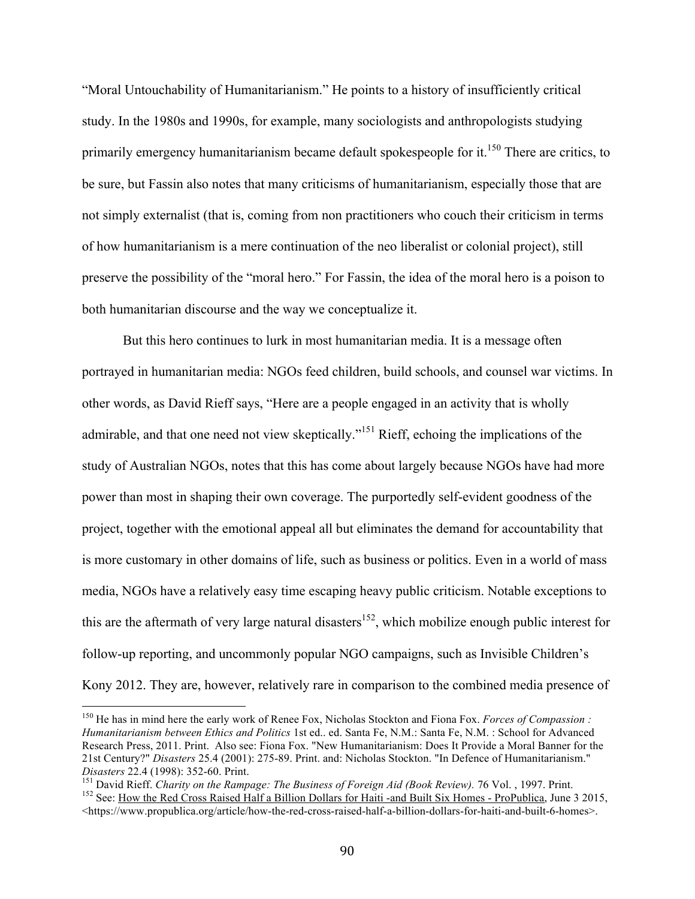"Moral Untouchability of Humanitarianism." He points to a history of insufficiently critical study. In the 1980s and 1990s, for example, many sociologists and anthropologists studying primarily emergency humanitarianism became default spokespeople for it.[150] There are critics, to be sure, but Fassin also notes that many criticisms of humanitarianism, especially those that are not simply externalist (that is, coming from non practitioners who couch their criticism in terms of how humanitarianism is a mere continuation of the neo liberalist or colonial project), still preserve the possibility of the "moral hero." For Fassin, the idea of the moral hero is a poison to both humanitarian discourse and the way we conceptualize it.

But this hero continues to lurk in most humanitarian media. It is a message often portrayed in humanitarian media: NGOs feed children, build schools, and counsel war victims. In other words, as David Rieff says, "Here are a people engaged in an activity that is wholly admirable, and that one need not view skeptically."[151] Rieff, echoing the implications of the study of Australian NGOs, notes that this has come about largely because NGOs have had more power than most in shaping their own coverage. The purportedly self-evident goodness of the project, together with the emotional appeal all but eliminates the demand for accountability that is more customary in other domains of life, such as business or politics. Even in a world of mass media, NGOs have a relatively easy time escaping heavy public criticism. Notable exceptions to this are the aftermath of very large natural disasters[152], which mobilize enough public interest for follow-up reporting, and uncommonly popular NGO campaigns, such as Invisible Children's Kony 2012. They are, however, relatively rare in comparison to the combined media presence of

---

[150] He has in mind here the early work of Renee Fox, Nicholas Stockton and Fiona Fox. *Forces of Compassion : Humanitarianism between Ethics and Politics* 1st ed.. ed. Santa Fe, N.M.: Santa Fe, N.M. : School for Advanced Research Press, 2011. Print. Also see: Fiona Fox. "New Humanitarianism: Does It Provide a Moral Banner for the 21st Century?" *Disasters* 25.4 (2001): 275-89. Print. and: Nicholas Stockton. "In Defence of Humanitarianism." *Disasters* 22.4 (1998): 352-60. Print.

[151] David Rieff. *Charity on the Rampage: The Business of Foreign Aid (Book Review).* 76 Vol. , 1997. Print.

[152] See: How the Red Cross Raised Half a Billion Dollars for Haiti -and Built Six Homes - ProPublica, June 3 2015, <https://www.propublica.org/article/how-the-red-cross-raised-half-a-billion-dollars-for-haiti-and-built-6-homes>.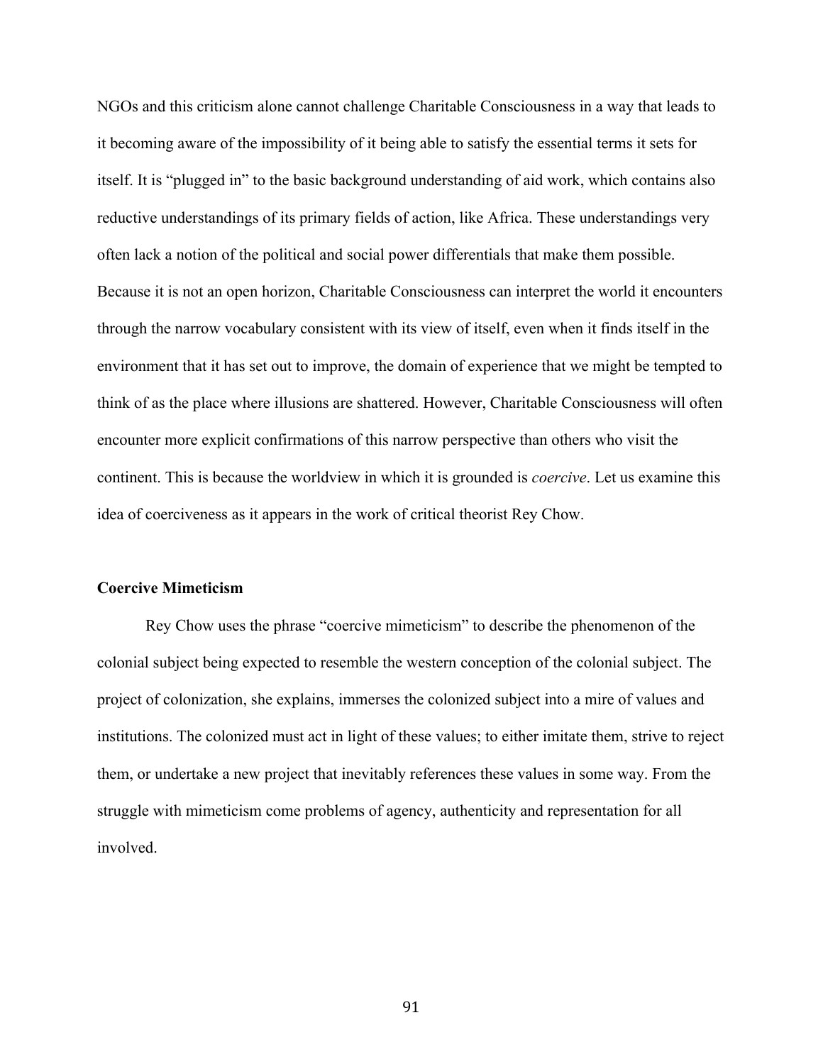NGOs and this criticism alone cannot challenge Charitable Consciousness in a way that leads to it becoming aware of the impossibility of it being able to satisfy the essential terms it sets for itself. It is "plugged in" to the basic background understanding of aid work, which contains also reductive understandings of its primary fields of action, like Africa. These understandings very often lack a notion of the political and social power differentials that make them possible. Because it is not an open horizon, Charitable Consciousness can interpret the world it encounters through the narrow vocabulary consistent with its view of itself, even when it finds itself in the environment that it has set out to improve, the domain of experience that we might be tempted to think of as the place where illusions are shattered. However, Charitable Consciousness will often encounter more explicit confirmations of this narrow perspective than others who visit the continent. This is because the worldview in which it is grounded is *coercive*. Let us examine this idea of coerciveness as it appears in the work of critical theorist Rey Chow.

### Coercive Mimeticism

Rey Chow uses the phrase "coercive mimeticism" to describe the phenomenon of the colonial subject being expected to resemble the western conception of the colonial subject. The project of colonization, she explains, immerses the colonized subject into a mire of values and institutions. The colonized must act in light of these values; to either imitate them, strive to reject them, or undertake a new project that inevitably references these values in some way. From the struggle with mimeticism come problems of agency, authenticity and representation for all involved.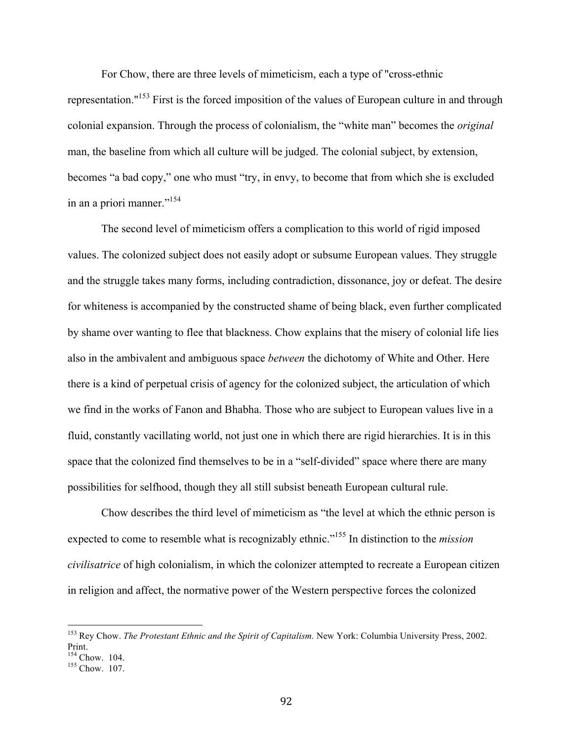For Chow, there are three levels of mimeticism, each a type of "cross-ethnic representation."[153] First is the forced imposition of the values of European culture in and through colonial expansion. Through the process of colonialism, the "white man" becomes the *original* man, the baseline from which all culture will be judged. The colonial subject, by extension, becomes "a bad copy," one who must "try, in envy, to become that from which she is excluded in an a priori manner."[154]

The second level of mimeticism offers a complication to this world of rigid imposed values. The colonized subject does not easily adopt or subsume European values. They struggle and the struggle takes many forms, including contradiction, dissonance, joy or defeat. The desire for whiteness is accompanied by the constructed shame of being black, even further complicated by shame over wanting to flee that blackness. Chow explains that the misery of colonial life lies also in the ambivalent and ambiguous space *between* the dichotomy of White and Other. Here there is a kind of perpetual crisis of agency for the colonized subject, the articulation of which we find in the works of Fanon and Bhabha. Those who are subject to European values live in a fluid, constantly vacillating world, not just one in which there are rigid hierarchies. It is in this space that the colonized find themselves to be in a "self-divided" space where there are many possibilities for selfhood, though they all still subsist beneath European cultural rule.

Chow describes the third level of mimeticism as "the level at which the ethnic person is expected to come to resemble what is recognizably ethnic."[155] In distinction to the *mission civilisatrice* of high colonialism, in which the colonizer attempted to recreate a European citizen in religion and affect, the normative power of the Western perspective forces the colonized

---

[153] Rey Chow. *The Protestant Ethnic and the Spirit of Capitalism.* New York: Columbia University Press, 2002. Print.

[154] Chow. 104.

[155] Chow. 107.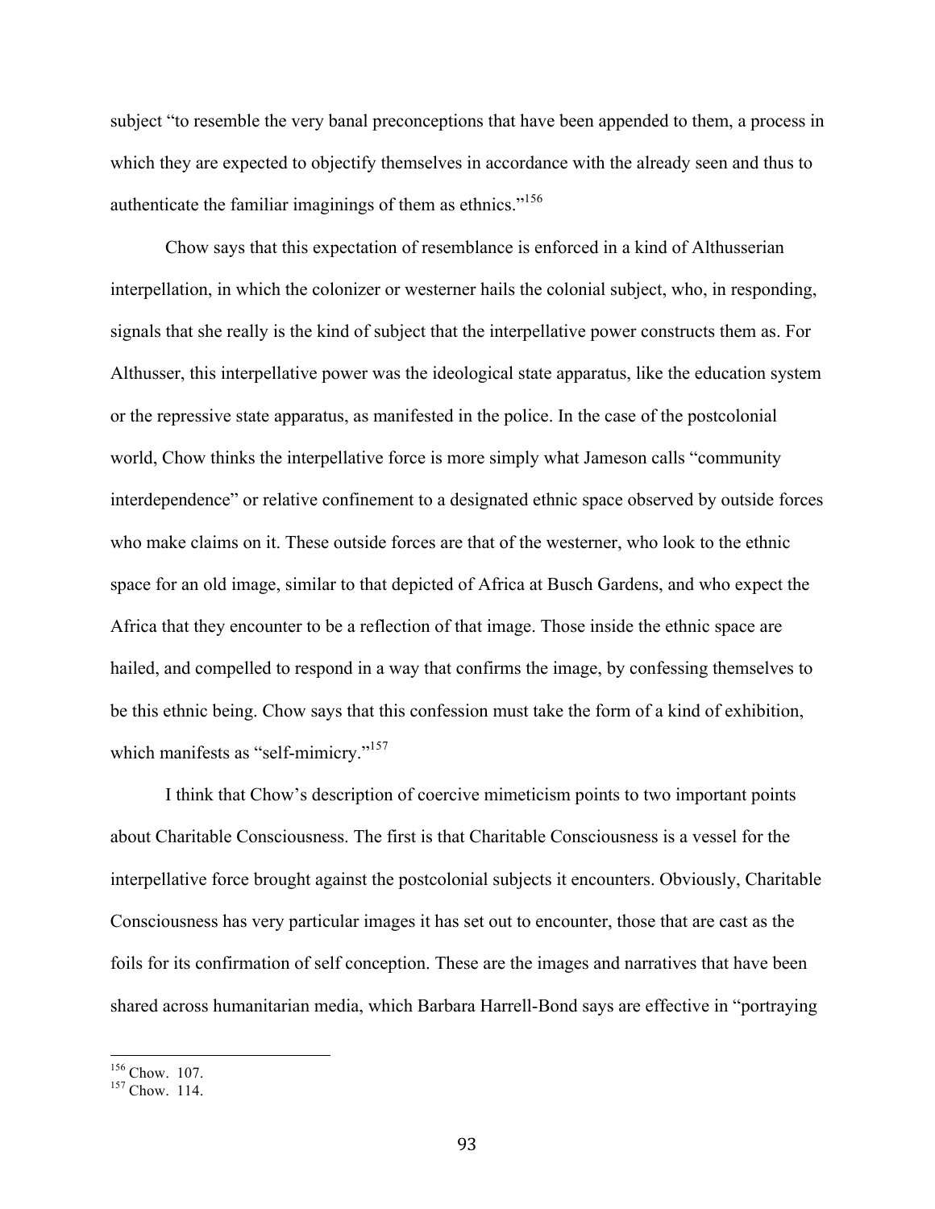subject "to resemble the very banal preconceptions that have been appended to them, a process in which they are expected to objectify themselves in accordance with the already seen and thus to authenticate the familiar imaginings of them as ethnics."[156]

Chow says that this expectation of resemblance is enforced in a kind of Althusserian interpellation, in which the colonizer or westerner hails the colonial subject, who, in responding, signals that she really is the kind of subject that the interpellative power constructs them as. For Althusser, this interpellative power was the ideological state apparatus, like the education system or the repressive state apparatus, as manifested in the police. In the case of the postcolonial world, Chow thinks the interpellative force is more simply what Jameson calls "community interdependence" or relative confinement to a designated ethnic space observed by outside forces who make claims on it. These outside forces are that of the westerner, who look to the ethnic space for an old image, similar to that depicted of Africa at Busch Gardens, and who expect the Africa that they encounter to be a reflection of that image. Those inside the ethnic space are hailed, and compelled to respond in a way that confirms the image, by confessing themselves to be this ethnic being. Chow says that this confession must take the form of a kind of exhibition, which manifests as "self-mimicry."[157]

I think that Chow's description of coercive mimeticism points to two important points about Charitable Consciousness. The first is that Charitable Consciousness is a vessel for the interpellative force brought against the postcolonial subjects it encounters. Obviously, Charitable Consciousness has very particular images it has set out to encounter, those that are cast as the foils for its confirmation of self conception. These are the images and narratives that have been shared across humanitarian media, which Barbara Harrell-Bond says are effective in "portraying

[156] Chow. 107.

[157] Chow. 114.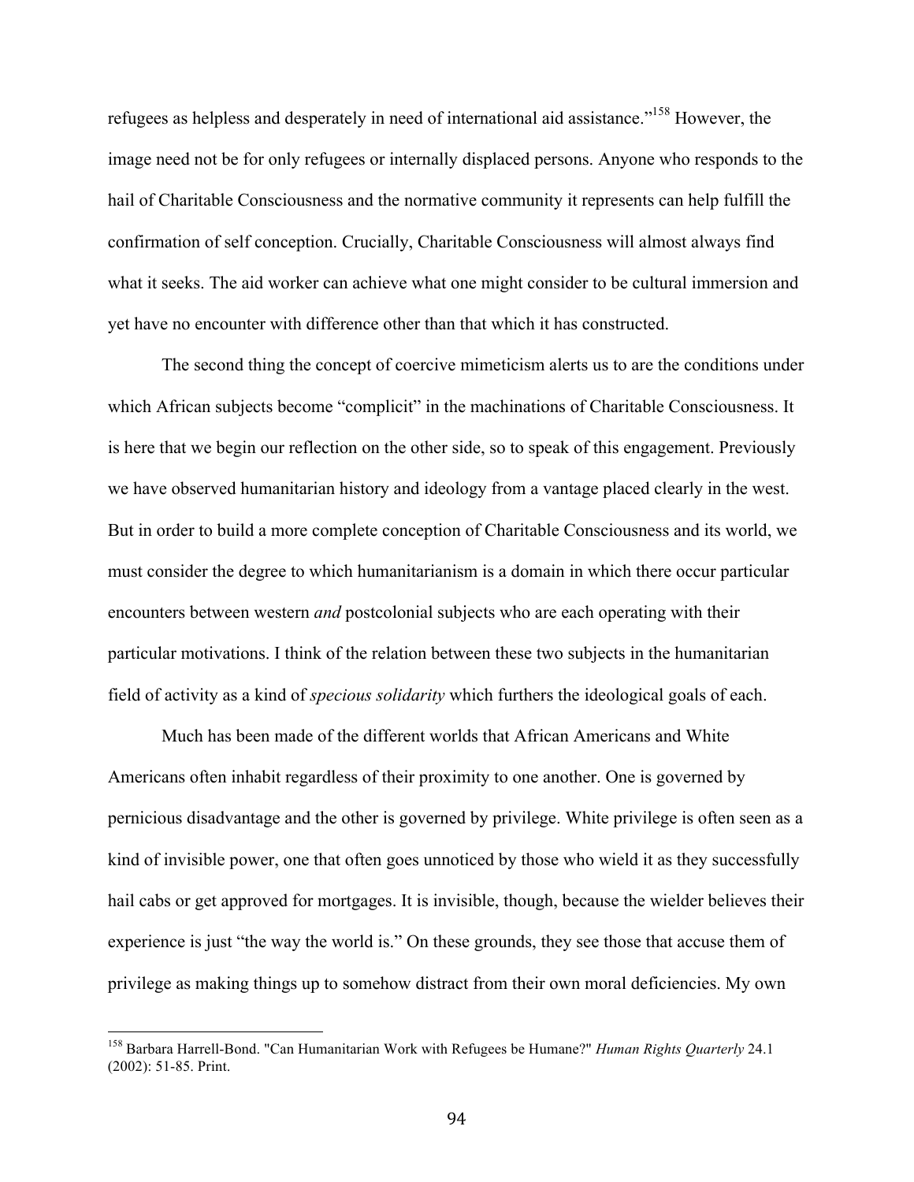refugees as helpless and desperately in need of international aid assistance."[158] However, the image need not be for only refugees or internally displaced persons. Anyone who responds to the hail of Charitable Consciousness and the normative community it represents can help fulfill the confirmation of self conception. Crucially, Charitable Consciousness will almost always find what it seeks. The aid worker can achieve what one might consider to be cultural immersion and yet have no encounter with difference other than that which it has constructed.

The second thing the concept of coercive mimeticism alerts us to are the conditions under which African subjects become "complicit" in the machinations of Charitable Consciousness. It is here that we begin our reflection on the other side, so to speak of this engagement. Previously we have observed humanitarian history and ideology from a vantage placed clearly in the west. But in order to build a more complete conception of Charitable Consciousness and its world, we must consider the degree to which humanitarianism is a domain in which there occur particular encounters between western *and* postcolonial subjects who are each operating with their particular motivations. I think of the relation between these two subjects in the humanitarian field of activity as a kind of *specious solidarity* which furthers the ideological goals of each.

Much has been made of the different worlds that African Americans and White Americans often inhabit regardless of their proximity to one another. One is governed by pernicious disadvantage and the other is governed by privilege. White privilege is often seen as a kind of invisible power, one that often goes unnoticed by those who wield it as they successfully hail cabs or get approved for mortgages. It is invisible, though, because the wielder believes their experience is just "the way the world is." On these grounds, they see those that accuse them of privilege as making things up to somehow distract from their own moral deficiencies. My own

---

[158] Barbara Harrell-Bond. "Can Humanitarian Work with Refugees be Humane?" *Human Rights Quarterly* 24.1 (2002): 51-85. Print.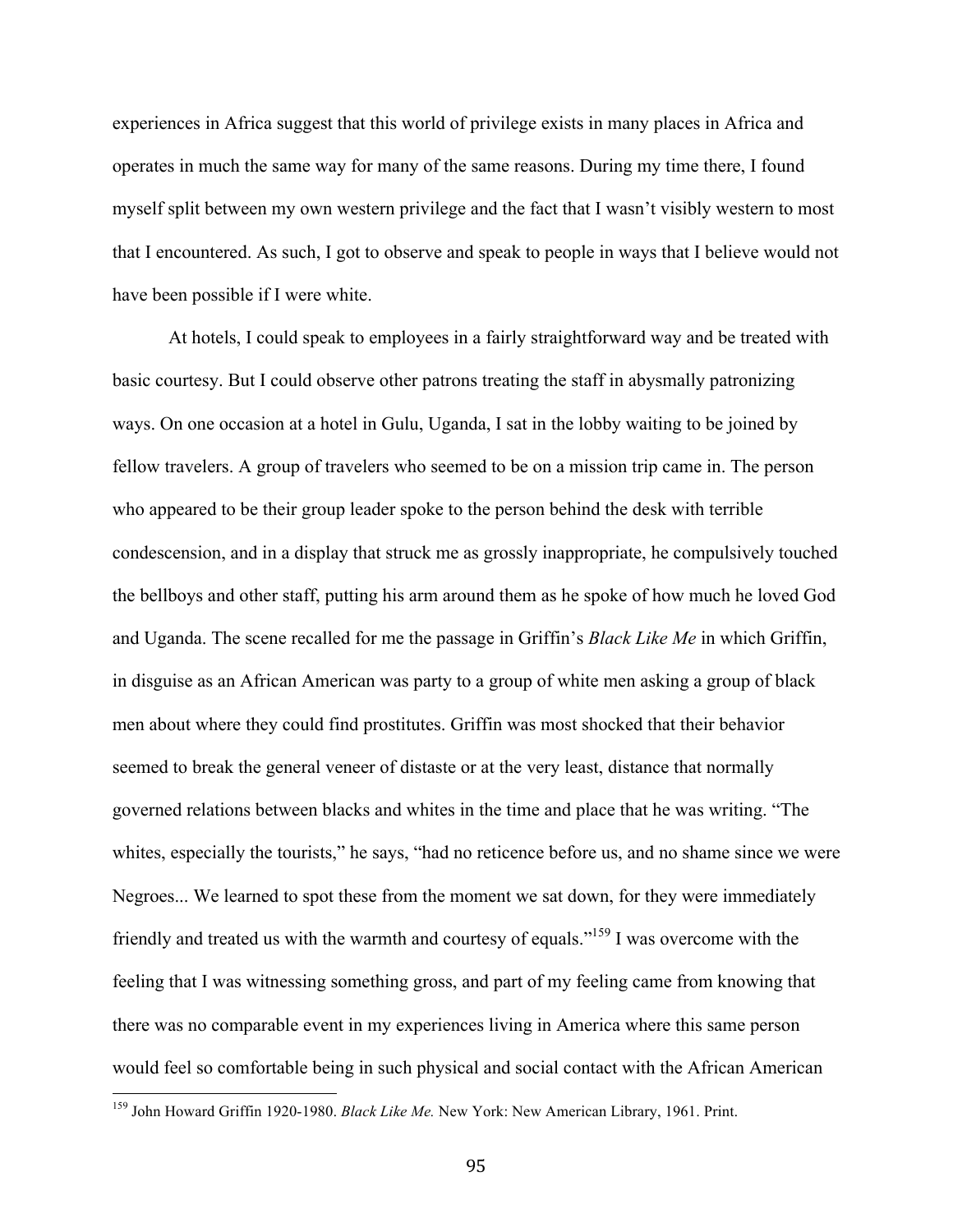experiences in Africa suggest that this world of privilege exists in many places in Africa and operates in much the same way for many of the same reasons. During my time there, I found myself split between my own western privilege and the fact that I wasn't visibly western to most that I encountered. As such, I got to observe and speak to people in ways that I believe would not have been possible if I were white.

At hotels, I could speak to employees in a fairly straightforward way and be treated with basic courtesy. But I could observe other patrons treating the staff in abysmally patronizing ways. On one occasion at a hotel in Gulu, Uganda, I sat in the lobby waiting to be joined by fellow travelers. A group of travelers who seemed to be on a mission trip came in. The person who appeared to be their group leader spoke to the person behind the desk with terrible condescension, and in a display that struck me as grossly inappropriate, he compulsively touched the bellboys and other staff, putting his arm around them as he spoke of how much he loved God and Uganda. The scene recalled for me the passage in Griffin's *Black Like Me* in which Griffin, in disguise as an African American was party to a group of white men asking a group of black men about where they could find prostitutes. Griffin was most shocked that their behavior seemed to break the general veneer of distaste or at the very least, distance that normally governed relations between blacks and whites in the time and place that he was writing. "The whites, especially the tourists," he says, "had no reticence before us, and no shame since we were Negroes... We learned to spot these from the moment we sat down, for they were immediately friendly and treated us with the warmth and courtesy of equals."[159] I was overcome with the feeling that I was witnessing something gross, and part of my feeling came from knowing that there was no comparable event in my experiences living in America where this same person would feel so comfortable being in such physical and social contact with the African American

[159] John Howard Griffin 1920-1980. *Black Like Me.* New York: New American Library, 1961. Print.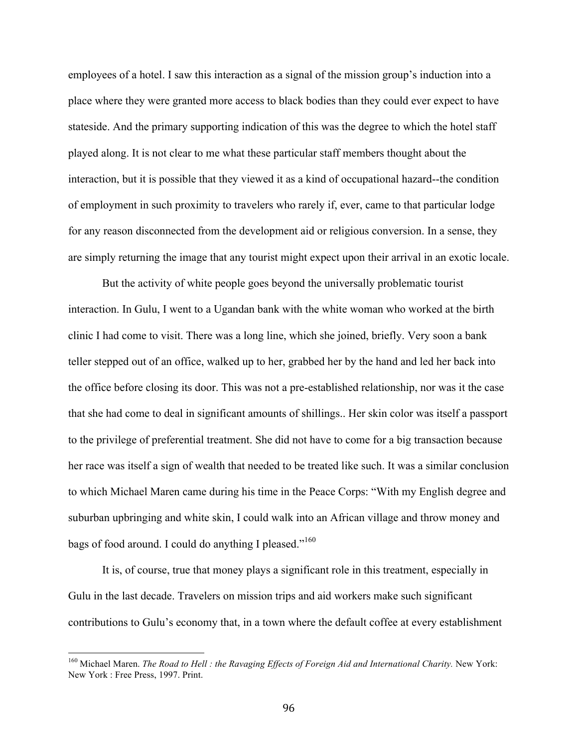employees of a hotel. I saw this interaction as a signal of the mission group's induction into a place where they were granted more access to black bodies than they could ever expect to have stateside. And the primary supporting indication of this was the degree to which the hotel staff played along. It is not clear to me what these particular staff members thought about the interaction, but it is possible that they viewed it as a kind of occupational hazard--the condition of employment in such proximity to travelers who rarely if, ever, came to that particular lodge for any reason disconnected from the development aid or religious conversion. In a sense, they are simply returning the image that any tourist might expect upon their arrival in an exotic locale.

But the activity of white people goes beyond the universally problematic tourist interaction. In Gulu, I went to a Ugandan bank with the white woman who worked at the birth clinic I had come to visit. There was a long line, which she joined, briefly. Very soon a bank teller stepped out of an office, walked up to her, grabbed her by the hand and led her back into the office before closing its door. This was not a pre-established relationship, nor was it the case that she had come to deal in significant amounts of shillings.. Her skin color was itself a passport to the privilege of preferential treatment. She did not have to come for a big transaction because her race was itself a sign of wealth that needed to be treated like such. It was a similar conclusion to which Michael Maren came during his time in the Peace Corps: "With my English degree and suburban upbringing and white skin, I could walk into an African village and throw money and bags of food around. I could do anything I pleased."[160]

It is, of course, true that money plays a significant role in this treatment, especially in Gulu in the last decade. Travelers on mission trips and aid workers make such significant contributions to Gulu's economy that, in a town where the default coffee at every establishment

---

[160] Michael Maren. *The Road to Hell : the Ravaging Effects of Foreign Aid and International Charity.* New York: New York : Free Press, 1997. Print.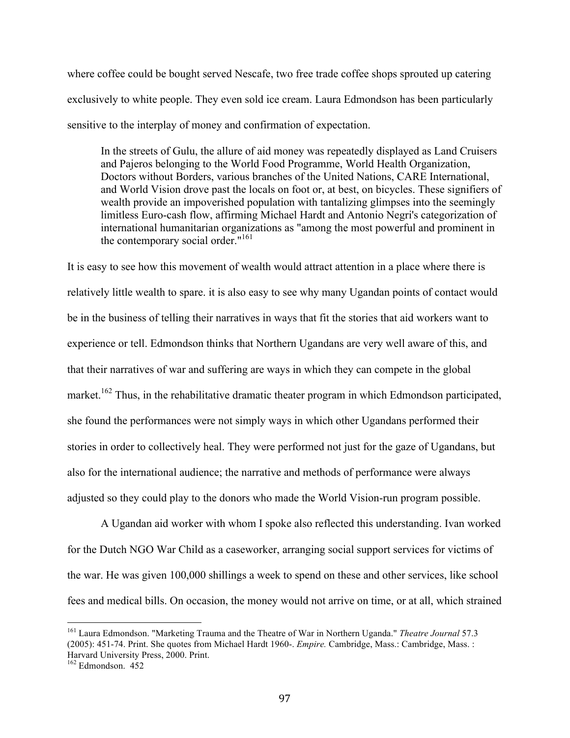where coffee could be bought served Nescafe, two free trade coffee shops sprouted up catering exclusively to white people. They even sold ice cream. Laura Edmondson has been particularly sensitive to the interplay of money and confirmation of expectation.

> In the streets of Gulu, the allure of aid money was repeatedly displayed as Land Cruisers and Pajeros belonging to the World Food Programme, World Health Organization, Doctors without Borders, various branches of the United Nations, CARE International, and World Vision drove past the locals on foot or, at best, on bicycles. These signifiers of wealth provide an impoverished population with tantalizing glimpses into the seemingly limitless Euro-cash flow, affirming Michael Hardt and Antonio Negri's categorization of international humanitarian organizations as "among the most powerful and prominent in the contemporary social order."[161]

It is easy to see how this movement of wealth would attract attention in a place where there is relatively little wealth to spare. it is also easy to see why many Ugandan points of contact would be in the business of telling their narratives in ways that fit the stories that aid workers want to experience or tell. Edmondson thinks that Northern Ugandans are very well aware of this, and that their narratives of war and suffering are ways in which they can compete in the global market.[162] Thus, in the rehabilitative dramatic theater program in which Edmondson participated, she found the performances were not simply ways in which other Ugandans performed their stories in order to collectively heal. They were performed not just for the gaze of Ugandans, but also for the international audience; the narrative and methods of performance were always adjusted so they could play to the donors who made the World Vision-run program possible.

A Ugandan aid worker with whom I spoke also reflected this understanding. Ivan worked for the Dutch NGO War Child as a caseworker, arranging social support services for victims of the war. He was given 100,000 shillings a week to spend on these and other services, like school fees and medical bills. On occasion, the money would not arrive on time, or at all, which strained

---

[161] Laura Edmondson. "Marketing Trauma and the Theatre of War in Northern Uganda." *Theatre Journal* 57.3 (2005): 451-74. Print. She quotes from Michael Hardt 1960-. *Empire.* Cambridge, Mass.: Cambridge, Mass. : Harvard University Press, 2000. Print.

[162] Edmondson. 452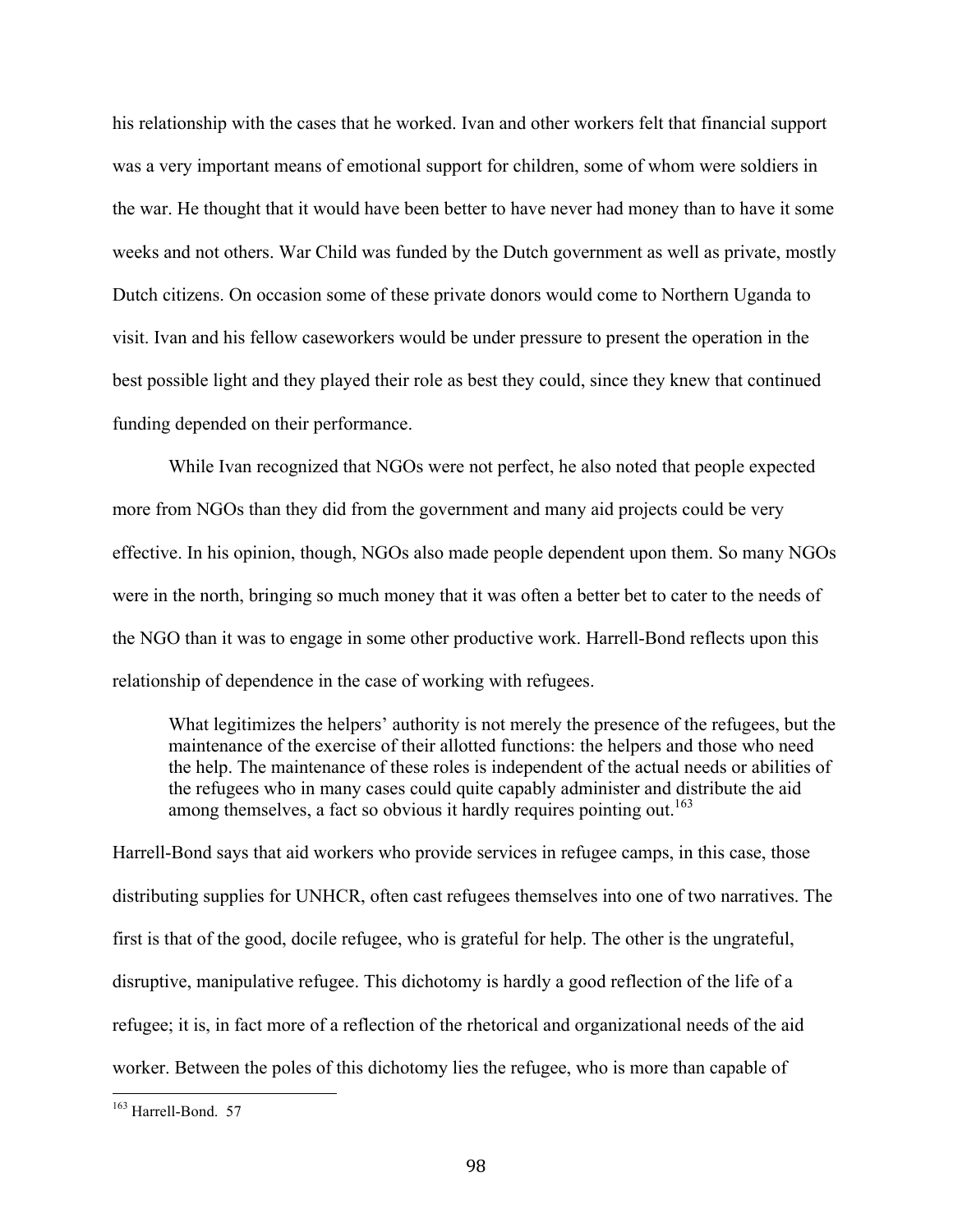his relationship with the cases that he worked. Ivan and other workers felt that financial support was a very important means of emotional support for children, some of whom were soldiers in the war. He thought that it would have been better to have never had money than to have it some weeks and not others. War Child was funded by the Dutch government as well as private, mostly Dutch citizens. On occasion some of these private donors would come to Northern Uganda to visit. Ivan and his fellow caseworkers would be under pressure to present the operation in the best possible light and they played their role as best they could, since they knew that continued funding depended on their performance.

While Ivan recognized that NGOs were not perfect, he also noted that people expected more from NGOs than they did from the government and many aid projects could be very effective. In his opinion, though, NGOs also made people dependent upon them. So many NGOs were in the north, bringing so much money that it was often a better bet to cater to the needs of the NGO than it was to engage in some other productive work. Harrell-Bond reflects upon this relationship of dependence in the case of working with refugees.

> What legitimizes the helpers' authority is not merely the presence of the refugees, but the maintenance of the exercise of their allotted functions: the helpers and those who need the help. The maintenance of these roles is independent of the actual needs or abilities of the refugees who in many cases could quite capably administer and distribute the aid among themselves, a fact so obvious it hardly requires pointing out.[163]

Harrell-Bond says that aid workers who provide services in refugee camps, in this case, those distributing supplies for UNHCR, often cast refugees themselves into one of two narratives. The first is that of the good, docile refugee, who is grateful for help. The other is the ungrateful, disruptive, manipulative refugee. This dichotomy is hardly a good reflection of the life of a refugee; it is, in fact more of a reflection of the rhetorical and organizational needs of the aid worker. Between the poles of this dichotomy lies the refugee, who is more than capable of

---

[163] Harrell-Bond. 57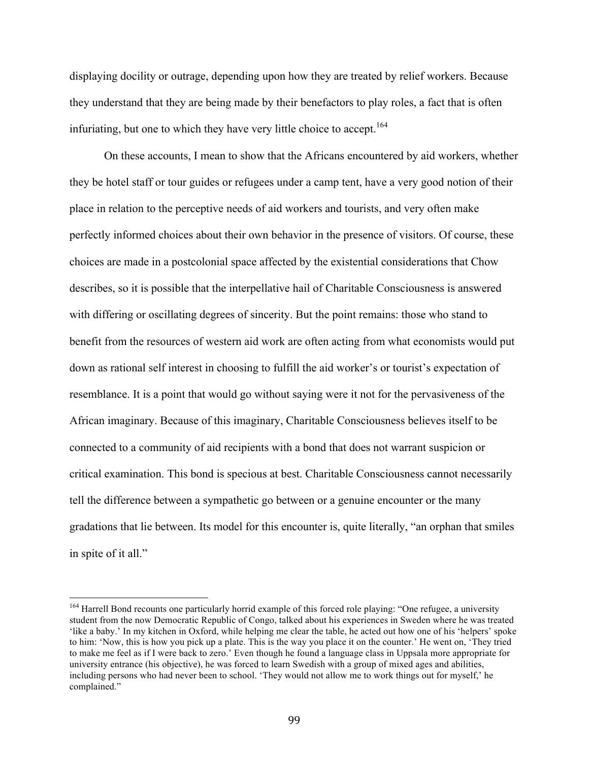displaying docility or outrage, depending upon how they are treated by relief workers. Because they understand that they are being made by their benefactors to play roles, a fact that is often infuriating, but one to which they have very little choice to accept.[164]

On these accounts, I mean to show that the Africans encountered by aid workers, whether they be hotel staff or tour guides or refugees under a camp tent, have a very good notion of their place in relation to the perceptive needs of aid workers and tourists, and very often make perfectly informed choices about their own behavior in the presence of visitors. Of course, these choices are made in a postcolonial space affected by the existential considerations that Chow describes, so it is possible that the interpellative hail of Charitable Consciousness is answered with differing or oscillating degrees of sincerity. But the point remains: those who stand to benefit from the resources of western aid work are often acting from what economists would put down as rational self interest in choosing to fulfill the aid worker's or tourist's expectation of resemblance. It is a point that would go without saying were it not for the pervasiveness of the African imaginary. Because of this imaginary, Charitable Consciousness believes itself to be connected to a community of aid recipients with a bond that does not warrant suspicion or critical examination. This bond is specious at best. Charitable Consciousness cannot necessarily tell the difference between a sympathetic go between or a genuine encounter or the many gradations that lie between. Its model for this encounter is, quite literally, "an orphan that smiles in spite of it all."

---

[164] Harrell Bond recounts one particularly horrid example of this forced role playing: "One refugee, a university student from the now Democratic Republic of Congo, talked about his experiences in Sweden where he was treated 'like a baby.' In my kitchen in Oxford, while helping me clear the table, he acted out how one of his 'helpers' spoke to him: 'Now, this is how you pick up a plate. This is the way you place it on the counter.' He went on, 'They tried to make me feel as if I were back to zero.' Even though he found a language class in Uppsala more appropriate for university entrance (his objective), he was forced to learn Swedish with a group of mixed ages and abilities, including persons who had never been to school. 'They would not allow me to work things out for myself,' he complained."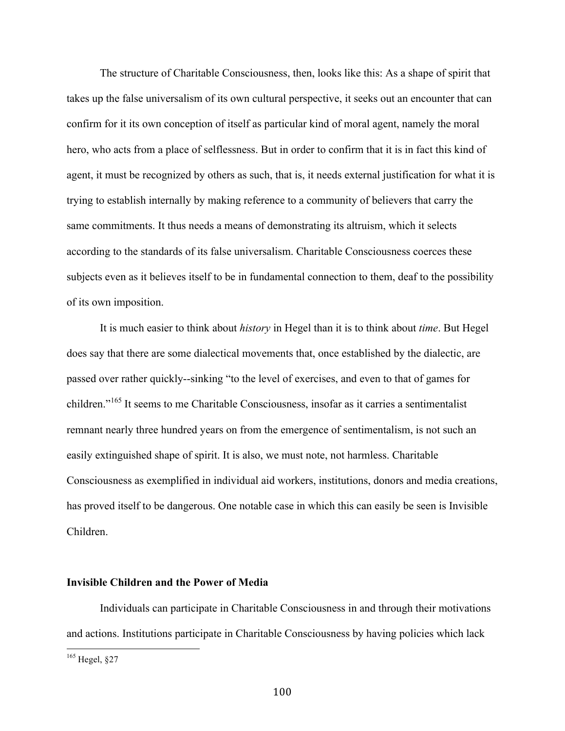The structure of Charitable Consciousness, then, looks like this: As a shape of spirit that takes up the false universalism of its own cultural perspective, it seeks out an encounter that can confirm for it its own conception of itself as particular kind of moral agent, namely the moral hero, who acts from a place of selflessness. But in order to confirm that it is in fact this kind of agent, it must be recognized by others as such, that is, it needs external justification for what it is trying to establish internally by making reference to a community of believers that carry the same commitments. It thus needs a means of demonstrating its altruism, which it selects according to the standards of its false universalism. Charitable Consciousness coerces these subjects even as it believes itself to be in fundamental connection to them, deaf to the possibility of its own imposition.

It is much easier to think about *history* in Hegel than it is to think about *time*. But Hegel does say that there are some dialectical movements that, once established by the dialectic, are passed over rather quickly--sinking "to the level of exercises, and even to that of games for children."[165] It seems to me Charitable Consciousness, insofar as it carries a sentimentalist remnant nearly three hundred years on from the emergence of sentimentalism, is not such an easily extinguished shape of spirit. It is also, we must note, not harmless. Charitable Consciousness as exemplified in individual aid workers, institutions, donors and media creations, has proved itself to be dangerous. One notable case in which this can easily be seen is Invisible Children.

**Invisible Children and the Power of Media**

Individuals can participate in Charitable Consciousness in and through their motivations and actions. Institutions participate in Charitable Consciousness by having policies which lack

[165] Hegel, §27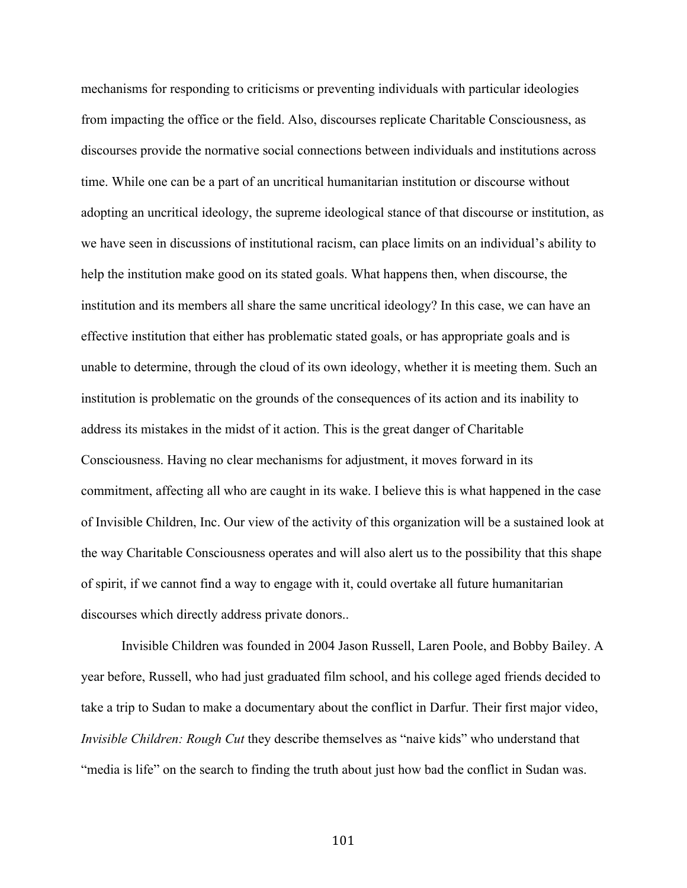mechanisms for responding to criticisms or preventing individuals with particular ideologies from impacting the office or the field. Also, discourses replicate Charitable Consciousness, as discourses provide the normative social connections between individuals and institutions across time. While one can be a part of an uncritical humanitarian institution or discourse without adopting an uncritical ideology, the supreme ideological stance of that discourse or institution, as we have seen in discussions of institutional racism, can place limits on an individual's ability to help the institution make good on its stated goals. What happens then, when discourse, the institution and its members all share the same uncritical ideology? In this case, we can have an effective institution that either has problematic stated goals, or has appropriate goals and is unable to determine, through the cloud of its own ideology, whether it is meeting them. Such an institution is problematic on the grounds of the consequences of its action and its inability to address its mistakes in the midst of it action. This is the great danger of Charitable Consciousness. Having no clear mechanisms for adjustment, it moves forward in its commitment, affecting all who are caught in its wake. I believe this is what happened in the case of Invisible Children, Inc. Our view of the activity of this organization will be a sustained look at the way Charitable Consciousness operates and will also alert us to the possibility that this shape of spirit, if we cannot find a way to engage with it, could overtake all future humanitarian discourses which directly address private donors..

Invisible Children was founded in 2004 Jason Russell, Laren Poole, and Bobby Bailey. A year before, Russell, who had just graduated film school, and his college aged friends decided to take a trip to Sudan to make a documentary about the conflict in Darfur. Their first major video, *Invisible Children: Rough Cut* they describe themselves as "naive kids" who understand that "media is life" on the search to finding the truth about just how bad the conflict in Sudan was.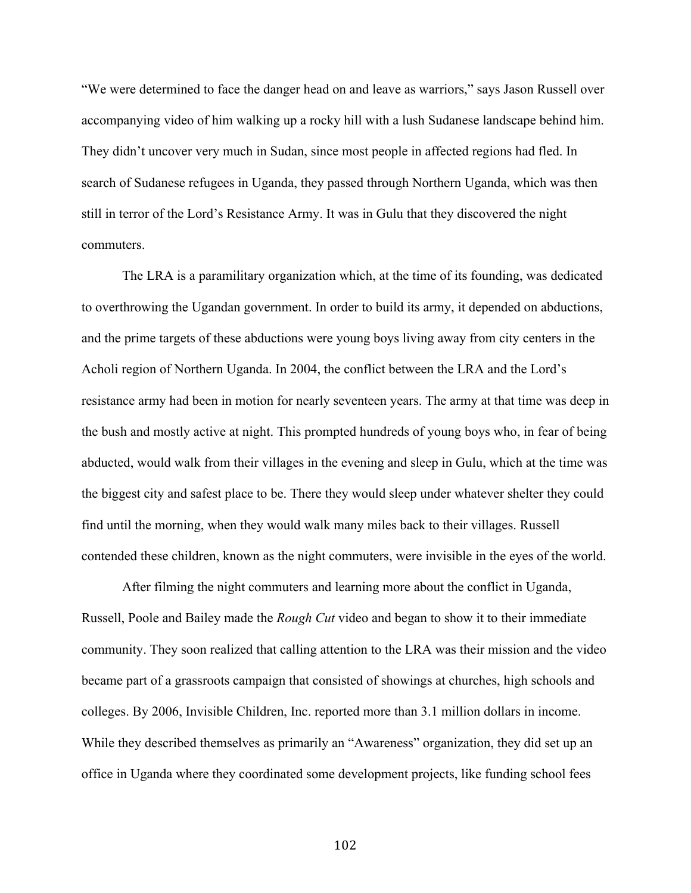"We were determined to face the danger head on and leave as warriors," says Jason Russell over accompanying video of him walking up a rocky hill with a lush Sudanese landscape behind him. They didn't uncover very much in Sudan, since most people in affected regions had fled. In search of Sudanese refugees in Uganda, they passed through Northern Uganda, which was then still in terror of the Lord's Resistance Army. It was in Gulu that they discovered the night commuters.

The LRA is a paramilitary organization which, at the time of its founding, was dedicated to overthrowing the Ugandan government. In order to build its army, it depended on abductions, and the prime targets of these abductions were young boys living away from city centers in the Acholi region of Northern Uganda. In 2004, the conflict between the LRA and the Lord's resistance army had been in motion for nearly seventeen years. The army at that time was deep in the bush and mostly active at night. This prompted hundreds of young boys who, in fear of being abducted, would walk from their villages in the evening and sleep in Gulu, which at the time was the biggest city and safest place to be. There they would sleep under whatever shelter they could find until the morning, when they would walk many miles back to their villages. Russell contended these children, known as the night commuters, were invisible in the eyes of the world.

After filming the night commuters and learning more about the conflict in Uganda, Russell, Poole and Bailey made the *Rough Cut* video and began to show it to their immediate community. They soon realized that calling attention to the LRA was their mission and the video became part of a grassroots campaign that consisted of showings at churches, high schools and colleges. By 2006, Invisible Children, Inc. reported more than 3.1 million dollars in income. While they described themselves as primarily an "Awareness" organization, they did set up an office in Uganda where they coordinated some development projects, like funding school fees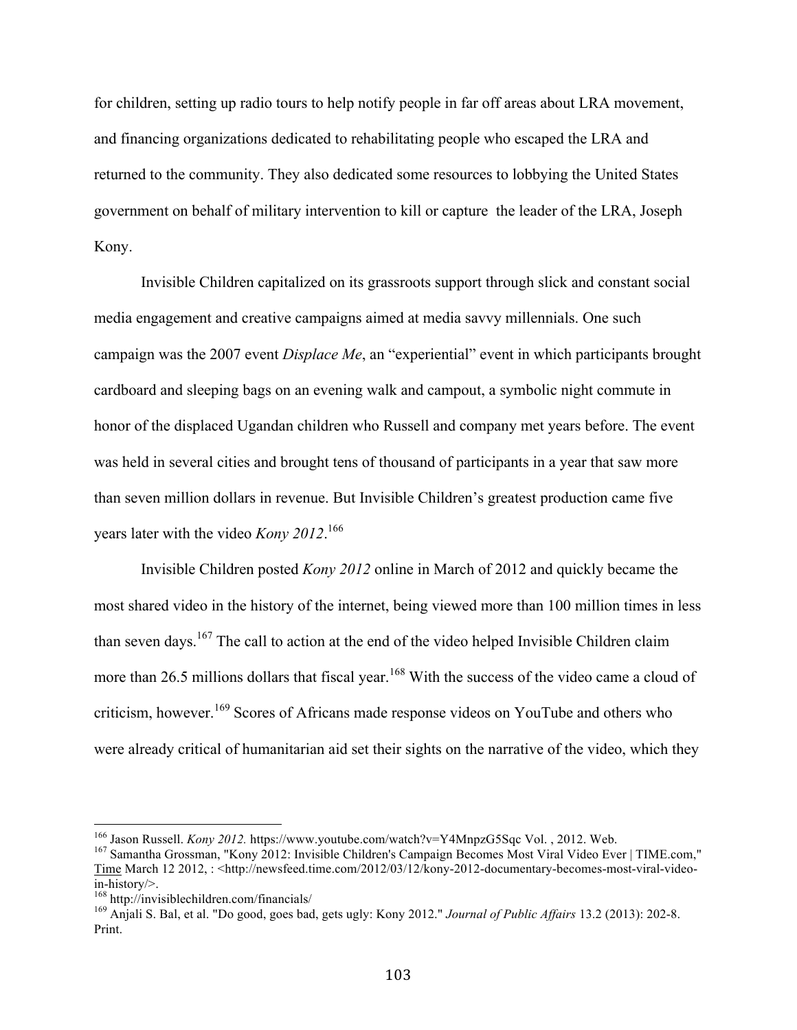for children, setting up radio tours to help notify people in far off areas about LRA movement, and financing organizations dedicated to rehabilitating people who escaped the LRA and returned to the community. They also dedicated some resources to lobbying the United States government on behalf of military intervention to kill or capture the leader of the LRA, Joseph Kony.

Invisible Children capitalized on its grassroots support through slick and constant social media engagement and creative campaigns aimed at media savvy millennials. One such campaign was the 2007 event *Displace Me*, an "experiential" event in which participants brought cardboard and sleeping bags on an evening walk and campout, a symbolic night commute in honor of the displaced Ugandan children who Russell and company met years before. The event was held in several cities and brought tens of thousand of participants in a year that saw more than seven million dollars in revenue. But Invisible Children's greatest production came five years later with the video *Kony 2012*.[166]

Invisible Children posted *Kony 2012* online in March of 2012 and quickly became the most shared video in the history of the internet, being viewed more than 100 million times in less than seven days.[167] The call to action at the end of the video helped Invisible Children claim more than 26.5 millions dollars that fiscal year.[168] With the success of the video came a cloud of criticism, however.[169] Scores of Africans made response videos on YouTube and others who were already critical of humanitarian aid set their sights on the narrative of the video, which they

---

[166] Jason Russell. *Kony 2012.* https://www.youtube.com/watch?v=Y4MnpzG5Sqc Vol. , 2012. Web.

[167] Samantha Grossman, "Kony 2012: Invisible Children's Campaign Becomes Most Viral Video Ever | TIME.com," Time March 12 2012, : <http://newsfeed.time.com/2012/03/12/kony-2012-documentary-becomes-most-viral-video-in-history/>.

[168] http://invisiblechildren.com/financials/

[169] Anjali S. Bal, et al. "Do good, goes bad, gets ugly: Kony 2012." *Journal of Public Affairs* 13.2 (2013): 202-8. Print.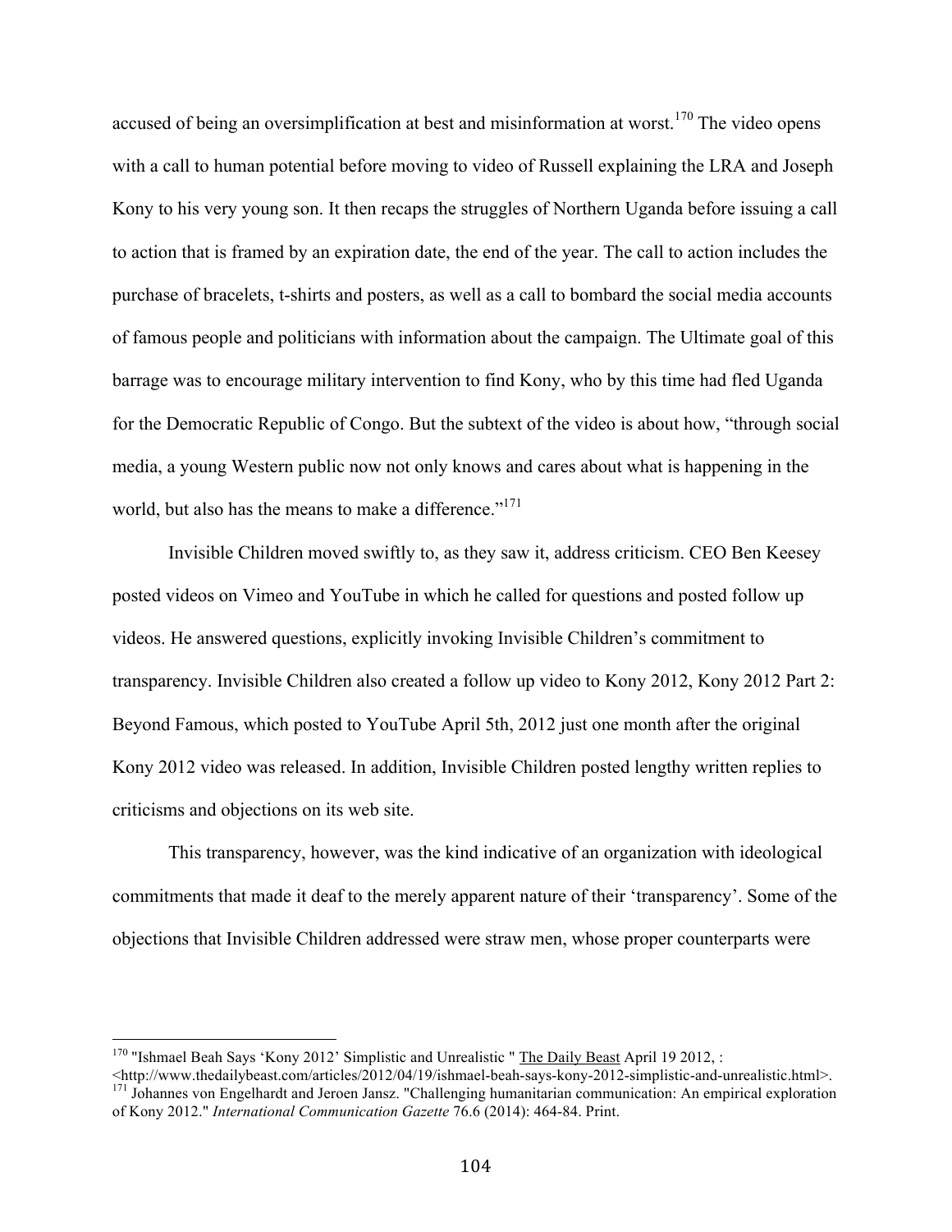accused of being an oversimplification at best and misinformation at worst.[170] The video opens with a call to human potential before moving to video of Russell explaining the LRA and Joseph Kony to his very young son. It then recaps the struggles of Northern Uganda before issuing a call to action that is framed by an expiration date, the end of the year. The call to action includes the purchase of bracelets, t-shirts and posters, as well as a call to bombard the social media accounts of famous people and politicians with information about the campaign. The Ultimate goal of this barrage was to encourage military intervention to find Kony, who by this time had fled Uganda for the Democratic Republic of Congo. But the subtext of the video is about how, "through social media, a young Western public now not only knows and cares about what is happening in the world, but also has the means to make a difference."[171]

Invisible Children moved swiftly to, as they saw it, address criticism. CEO Ben Keesey posted videos on Vimeo and YouTube in which he called for questions and posted follow up videos. He answered questions, explicitly invoking Invisible Children's commitment to transparency. Invisible Children also created a follow up video to Kony 2012, Kony 2012 Part 2: Beyond Famous, which posted to YouTube April 5th, 2012 just one month after the original Kony 2012 video was released. In addition, Invisible Children posted lengthy written replies to criticisms and objections on its web site.

This transparency, however, was the kind indicative of an organization with ideological commitments that made it deaf to the merely apparent nature of their 'transparency'. Some of the objections that Invisible Children addressed were straw men, whose proper counterparts were

---

[170] "Ishmael Beah Says 'Kony 2012' Simplistic and Unrealistic " The Daily Beast April 19 2012, : <http://www.thedailybeast.com/articles/2012/04/19/ishmael-beah-says-kony-2012-simplistic-and-unrealistic.html>.

[171] Johannes von Engelhardt and Jeroen Jansz. "Challenging humanitarian communication: An empirical exploration of Kony 2012." *International Communication Gazette* 76.6 (2014): 464-84. Print.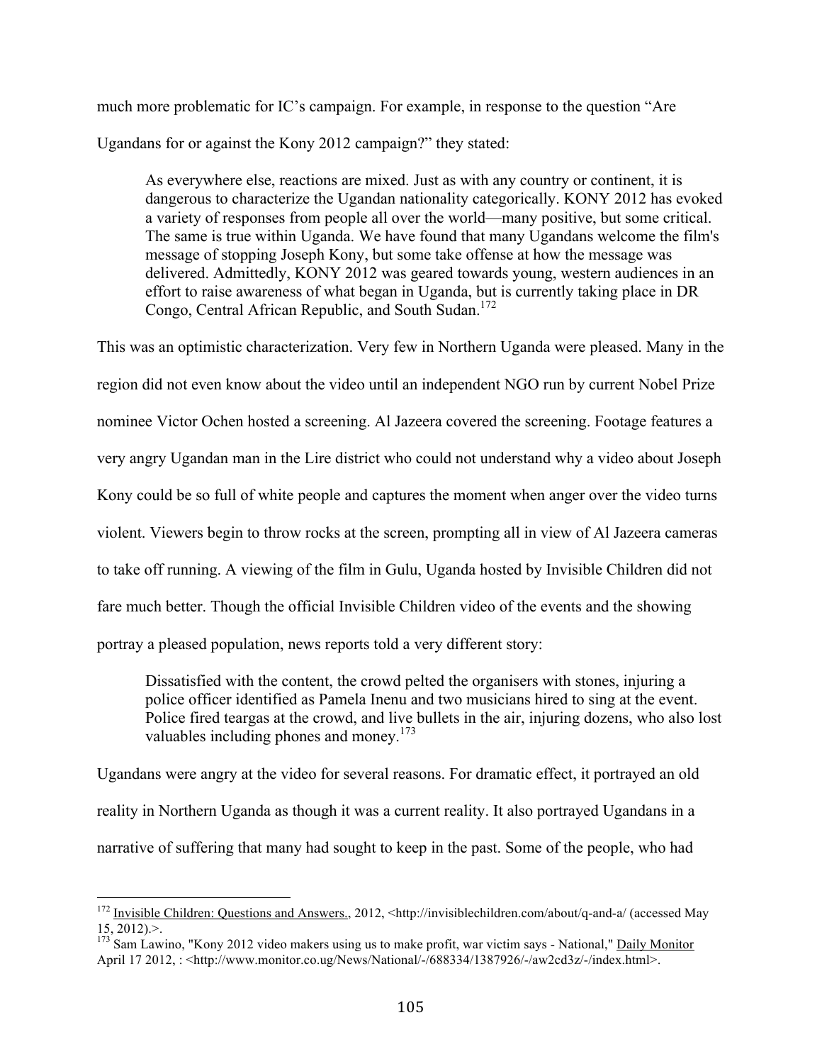much more problematic for IC's campaign. For example, in response to the question "Are Ugandans for or against the Kony 2012 campaign?" they stated:

> As everywhere else, reactions are mixed. Just as with any country or continent, it is dangerous to characterize the Ugandan nationality categorically. KONY 2012 has evoked a variety of responses from people all over the world—many positive, but some critical. The same is true within Uganda. We have found that many Ugandans welcome the film's message of stopping Joseph Kony, but some take offense at how the message was delivered. Admittedly, KONY 2012 was geared towards young, western audiences in an effort to raise awareness of what began in Uganda, but is currently taking place in DR Congo, Central African Republic, and South Sudan.[172]

This was an optimistic characterization. Very few in Northern Uganda were pleased. Many in the region did not even know about the video until an independent NGO run by current Nobel Prize nominee Victor Ochen hosted a screening. Al Jazeera covered the screening. Footage features a very angry Ugandan man in the Lire district who could not understand why a video about Joseph Kony could be so full of white people and captures the moment when anger over the video turns violent. Viewers begin to throw rocks at the screen, prompting all in view of Al Jazeera cameras to take off running. A viewing of the film in Gulu, Uganda hosted by Invisible Children did not fare much better. Though the official Invisible Children video of the events and the showing portray a pleased population, news reports told a very different story:

> Dissatisfied with the content, the crowd pelted the organisers with stones, injuring a police officer identified as Pamela Inenu and two musicians hired to sing at the event. Police fired teargas at the crowd, and live bullets in the air, injuring dozens, who also lost valuables including phones and money.[173]

Ugandans were angry at the video for several reasons. For dramatic effect, it portrayed an old reality in Northern Uganda as though it was a current reality. It also portrayed Ugandans in a narrative of suffering that many had sought to keep in the past. Some of the people, who had

---

[172] Invisible Children: Questions and Answers., 2012, <http://invisiblechildren.com/about/q-and-a/ (accessed May 15, 2012).>.

[173] Sam Lawino, "Kony 2012 video makers using us to make profit, war victim says - National," Daily Monitor April 17 2012, : <http://www.monitor.co.ug/News/National/-/688334/1387926/-/aw2cd3z/-/index.html>.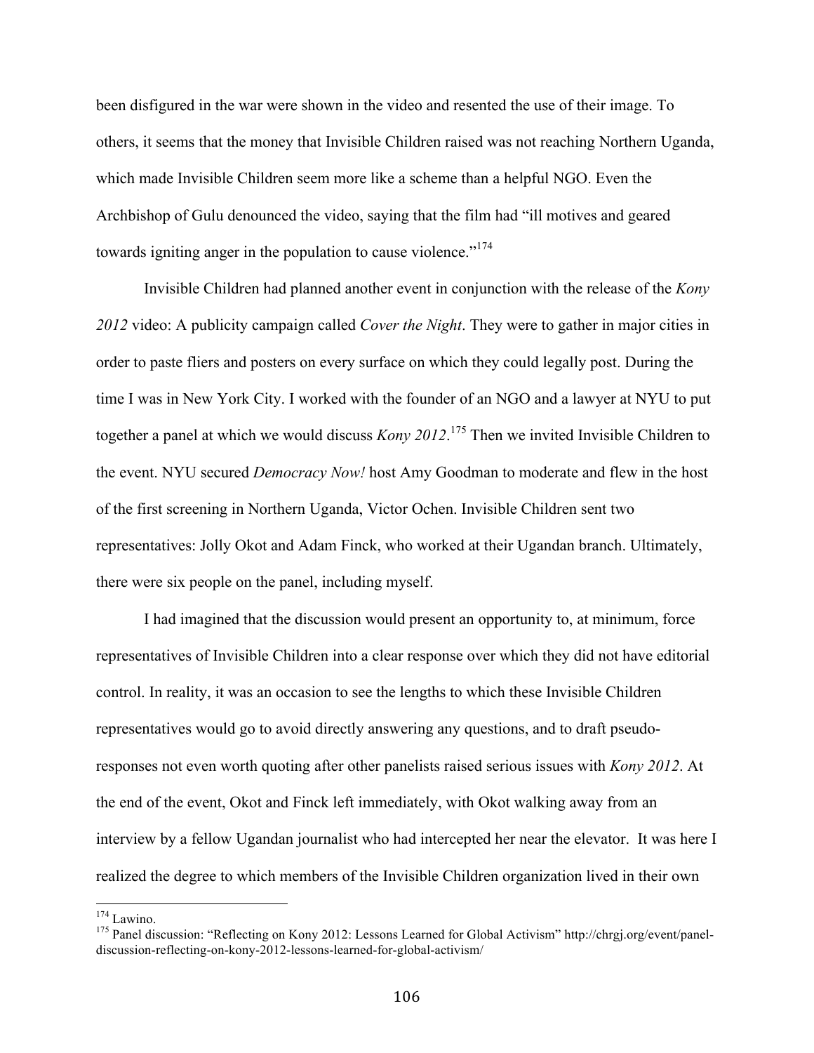been disfigured in the war were shown in the video and resented the use of their image. To others, it seems that the money that Invisible Children raised was not reaching Northern Uganda, which made Invisible Children seem more like a scheme than a helpful NGO. Even the Archbishop of Gulu denounced the video, saying that the film had "ill motives and geared towards igniting anger in the population to cause violence."[174]

Invisible Children had planned another event in conjunction with the release of the *Kony 2012* video: A publicity campaign called *Cover the Night*. They were to gather in major cities in order to paste fliers and posters on every surface on which they could legally post. During the time I was in New York City. I worked with the founder of an NGO and a lawyer at NYU to put together a panel at which we would discuss *Kony 2012*.[175] Then we invited Invisible Children to the event. NYU secured *Democracy Now!* host Amy Goodman to moderate and flew in the host of the first screening in Northern Uganda, Victor Ochen. Invisible Children sent two representatives: Jolly Okot and Adam Finck, who worked at their Ugandan branch. Ultimately, there were six people on the panel, including myself.

I had imagined that the discussion would present an opportunity to, at minimum, force representatives of Invisible Children into a clear response over which they did not have editorial control. In reality, it was an occasion to see the lengths to which these Invisible Children representatives would go to avoid directly answering any questions, and to draft pseudo-responses not even worth quoting after other panelists raised serious issues with *Kony 2012*. At the end of the event, Okot and Finck left immediately, with Okot walking away from an interview by a fellow Ugandan journalist who had intercepted her near the elevator. It was here I realized the degree to which members of the Invisible Children organization lived in their own

---

[174] Lawino.

[175] Panel discussion: "Reflecting on Kony 2012: Lessons Learned for Global Activism" http://chrgj.org/event/panel-discussion-reflecting-on-kony-2012-lessons-learned-for-global-activism/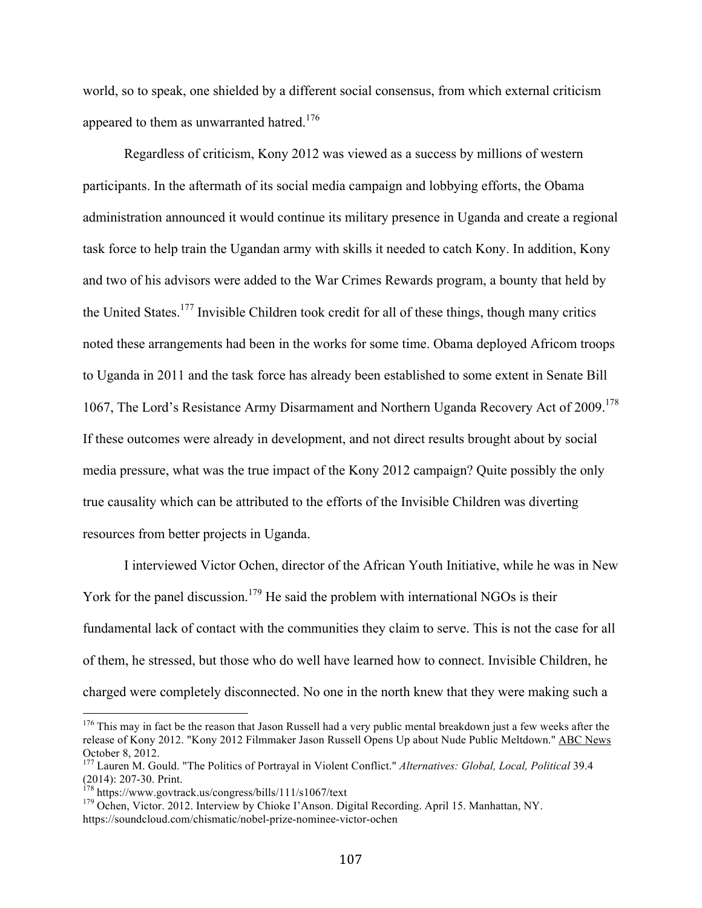world, so to speak, one shielded by a different social consensus, from which external criticism appeared to them as unwarranted hatred.[176]

Regardless of criticism, Kony 2012 was viewed as a success by millions of western participants. In the aftermath of its social media campaign and lobbying efforts, the Obama administration announced it would continue its military presence in Uganda and create a regional task force to help train the Ugandan army with skills it needed to catch Kony. In addition, Kony and two of his advisors were added to the War Crimes Rewards program, a bounty that held by the United States.[177] Invisible Children took credit for all of these things, though many critics noted these arrangements had been in the works for some time. Obama deployed Africom troops to Uganda in 2011 and the task force has already been established to some extent in Senate Bill 1067, The Lord's Resistance Army Disarmament and Northern Uganda Recovery Act of 2009.[178] If these outcomes were already in development, and not direct results brought about by social media pressure, what was the true impact of the Kony 2012 campaign? Quite possibly the only true causality which can be attributed to the efforts of the Invisible Children was diverting resources from better projects in Uganda.

I interviewed Victor Ochen, director of the African Youth Initiative, while he was in New York for the panel discussion.[179] He said the problem with international NGOs is their fundamental lack of contact with the communities they claim to serve. This is not the case for all of them, he stressed, but those who do well have learned how to connect. Invisible Children, he charged were completely disconnected. No one in the north knew that they were making such a

---

[176] This may in fact be the reason that Jason Russell had a very public mental breakdown just a few weeks after the release of Kony 2012. "Kony 2012 Filmmaker Jason Russell Opens Up about Nude Public Meltdown." ABC News October 8, 2012.

[177] Lauren M. Gould. "The Politics of Portrayal in Violent Conflict." *Alternatives: Global, Local, Political* 39.4 (2014): 207-30. Print.

[178] https://www.govtrack.us/congress/bills/111/s1067/text

[179] Ochen, Victor. 2012. Interview by Chioke I'Anson. Digital Recording. April 15. Manhattan, NY. https://soundcloud.com/chismatic/nobel-prize-nominee-victor-ochen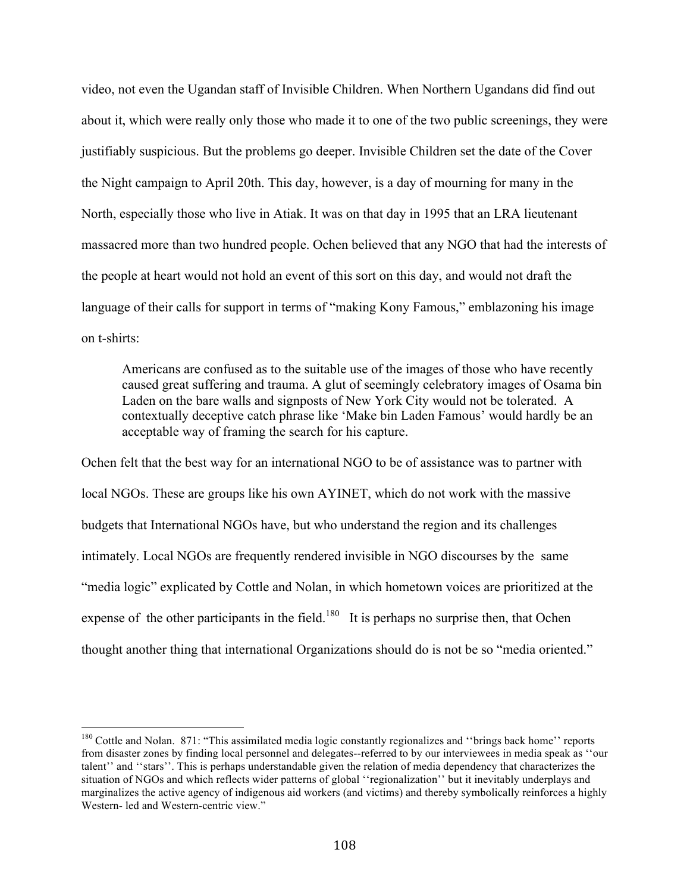video, not even the Ugandan staff of Invisible Children. When Northern Ugandans did find out about it, which were really only those who made it to one of the two public screenings, they were justifiably suspicious. But the problems go deeper. Invisible Children set the date of the Cover the Night campaign to April 20th. This day, however, is a day of mourning for many in the North, especially those who live in Atiak. It was on that day in 1995 that an LRA lieutenant massacred more than two hundred people. Ochen believed that any NGO that had the interests of the people at heart would not hold an event of this sort on this day, and would not draft the language of their calls for support in terms of "making Kony Famous," emblazoning his image on t-shirts:

> Americans are confused as to the suitable use of the images of those who have recently caused great suffering and trauma. A glut of seemingly celebratory images of Osama bin Laden on the bare walls and signposts of New York City would not be tolerated. A contextually deceptive catch phrase like 'Make bin Laden Famous' would hardly be an acceptable way of framing the search for his capture.

Ochen felt that the best way for an international NGO to be of assistance was to partner with local NGOs. These are groups like his own AYINET, which do not work with the massive budgets that International NGOs have, but who understand the region and its challenges intimately. Local NGOs are frequently rendered invisible in NGO discourses by the same "media logic" explicated by Cottle and Nolan, in which hometown voices are prioritized at the expense of the other participants in the field.[180] It is perhaps no surprise then, that Ochen thought another thing that international Organizations should do is not be so "media oriented."

---

[180] Cottle and Nolan. 871: "This assimilated media logic constantly regionalizes and ''brings back home'' reports from disaster zones by finding local personnel and delegates--referred to by our interviewees in media speak as ''our talent'' and ''stars''. This is perhaps understandable given the relation of media dependency that characterizes the situation of NGOs and which reflects wider patterns of global ''regionalization'' but it inevitably underplays and marginalizes the active agency of indigenous aid workers (and victims) and thereby symbolically reinforces a highly Western- led and Western-centric view."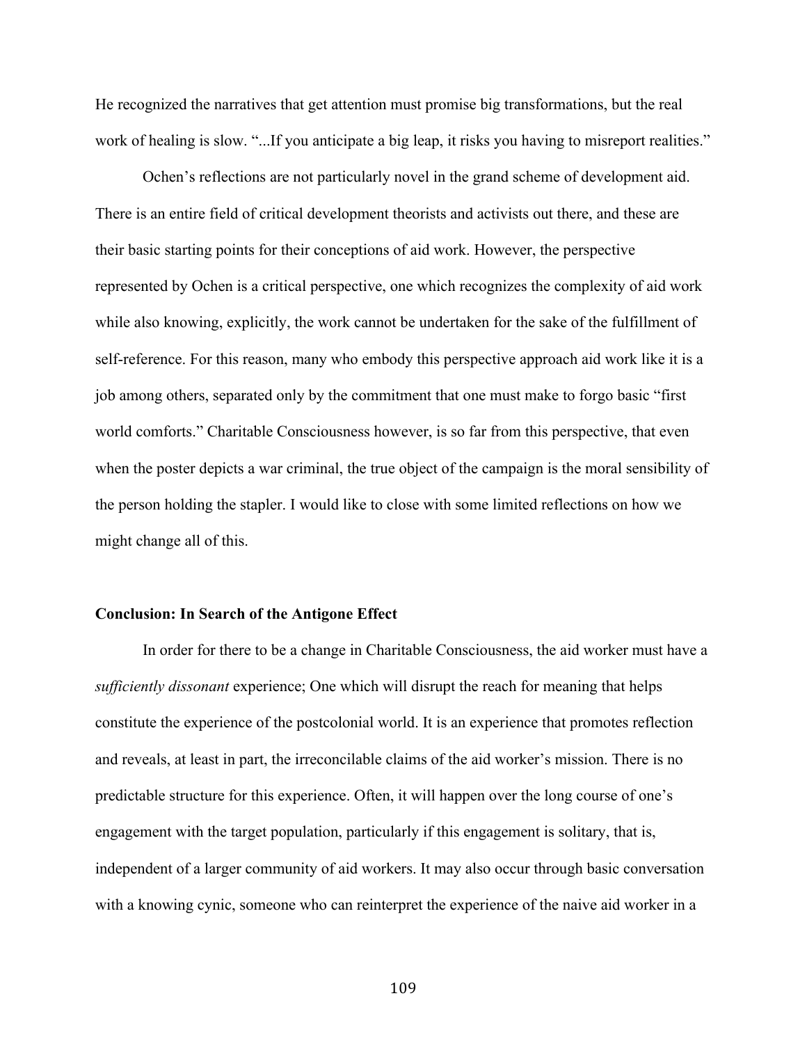He recognized the narratives that get attention must promise big transformations, but the real work of healing is slow. "...If you anticipate a big leap, it risks you having to misreport realities."

Ochen's reflections are not particularly novel in the grand scheme of development aid. There is an entire field of critical development theorists and activists out there, and these are their basic starting points for their conceptions of aid work. However, the perspective represented by Ochen is a critical perspective, one which recognizes the complexity of aid work while also knowing, explicitly, the work cannot be undertaken for the sake of the fulfillment of self-reference. For this reason, many who embody this perspective approach aid work like it is a job among others, separated only by the commitment that one must make to forgo basic "first world comforts." Charitable Consciousness however, is so far from this perspective, that even when the poster depicts a war criminal, the true object of the campaign is the moral sensibility of the person holding the stapler. I would like to close with some limited reflections on how we might change all of this.

**Conclusion: In Search of the Antigone Effect**

In order for there to be a change in Charitable Consciousness, the aid worker must have a *sufficiently dissonant* experience; One which will disrupt the reach for meaning that helps constitute the experience of the postcolonial world. It is an experience that promotes reflection and reveals, at least in part, the irreconcilable claims of the aid worker's mission. There is no predictable structure for this experience. Often, it will happen over the long course of one's engagement with the target population, particularly if this engagement is solitary, that is, independent of a larger community of aid workers. It may also occur through basic conversation with a knowing cynic, someone who can reinterpret the experience of the naive aid worker in a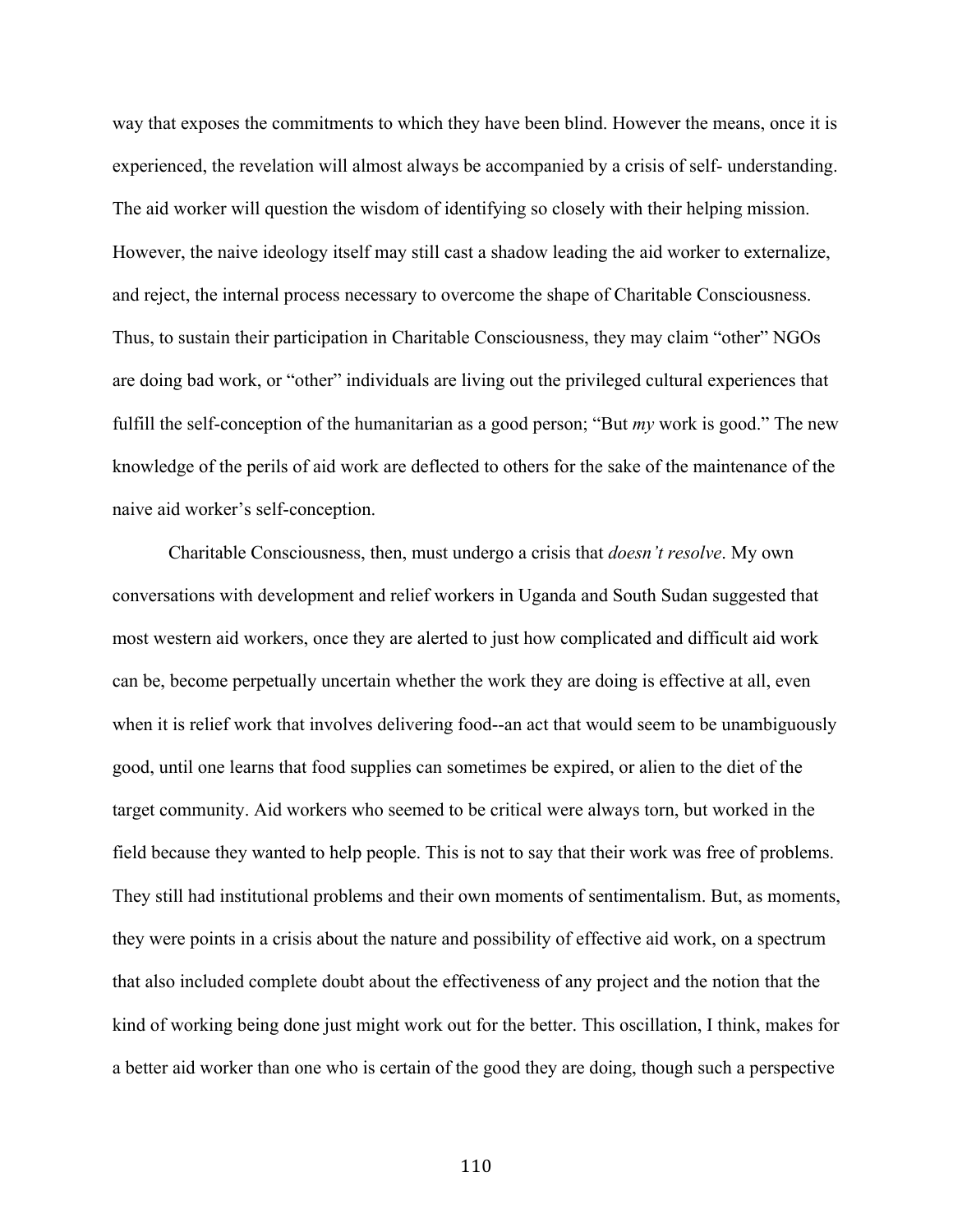way that exposes the commitments to which they have been blind. However the means, once it is experienced, the revelation will almost always be accompanied by a crisis of self- understanding. The aid worker will question the wisdom of identifying so closely with their helping mission. However, the naive ideology itself may still cast a shadow leading the aid worker to externalize, and reject, the internal process necessary to overcome the shape of Charitable Consciousness. Thus, to sustain their participation in Charitable Consciousness, they may claim "other" NGOs are doing bad work, or "other" individuals are living out the privileged cultural experiences that fulfill the self-conception of the humanitarian as a good person; "But *my* work is good." The new knowledge of the perils of aid work are deflected to others for the sake of the maintenance of the naive aid worker's self-conception.

Charitable Consciousness, then, must undergo a crisis that *doesn't resolve*. My own conversations with development and relief workers in Uganda and South Sudan suggested that most western aid workers, once they are alerted to just how complicated and difficult aid work can be, become perpetually uncertain whether the work they are doing is effective at all, even when it is relief work that involves delivering food--an act that would seem to be unambiguously good, until one learns that food supplies can sometimes be expired, or alien to the diet of the target community. Aid workers who seemed to be critical were always torn, but worked in the field because they wanted to help people. This is not to say that their work was free of problems. They still had institutional problems and their own moments of sentimentalism. But, as moments, they were points in a crisis about the nature and possibility of effective aid work, on a spectrum that also included complete doubt about the effectiveness of any project and the notion that the kind of working being done just might work out for the better. This oscillation, I think, makes for a better aid worker than one who is certain of the good they are doing, though such a perspective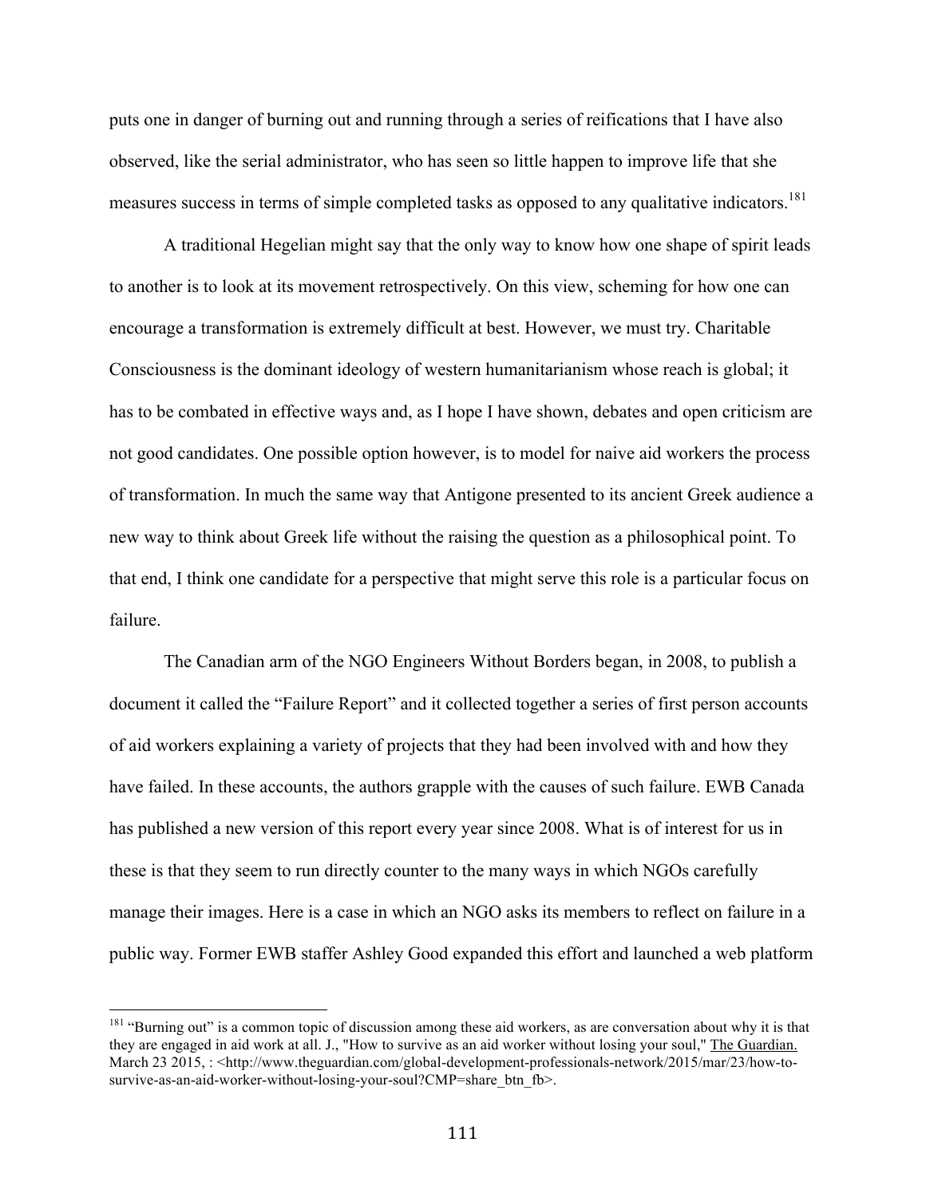puts one in danger of burning out and running through a series of reifications that I have also observed, like the serial administrator, who has seen so little happen to improve life that she measures success in terms of simple completed tasks as opposed to any qualitative indicators.[181]

A traditional Hegelian might say that the only way to know how one shape of spirit leads to another is to look at its movement retrospectively. On this view, scheming for how one can encourage a transformation is extremely difficult at best. However, we must try. Charitable Consciousness is the dominant ideology of western humanitarianism whose reach is global; it has to be combated in effective ways and, as I hope I have shown, debates and open criticism are not good candidates. One possible option however, is to model for naive aid workers the process of transformation. In much the same way that Antigone presented to its ancient Greek audience a new way to think about Greek life without the raising the question as a philosophical point. To that end, I think one candidate for a perspective that might serve this role is a particular focus on failure.

The Canadian arm of the NGO Engineers Without Borders began, in 2008, to publish a document it called the "Failure Report" and it collected together a series of first person accounts of aid workers explaining a variety of projects that they had been involved with and how they have failed. In these accounts, the authors grapple with the causes of such failure. EWB Canada has published a new version of this report every year since 2008. What is of interest for us in these is that they seem to run directly counter to the many ways in which NGOs carefully manage their images. Here is a case in which an NGO asks its members to reflect on failure in a public way. Former EWB staffer Ashley Good expanded this effort and launched a web platform

---

[181] "Burning out" is a common topic of discussion among these aid workers, as are conversation about why it is that they are engaged in aid work at all. J., "How to survive as an aid worker without losing your soul," The Guardian. March 23 2015, : <http://www.theguardian.com/global-development-professionals-network/2015/mar/23/how-to-survive-as-an-aid-worker-without-losing-your-soul?CMP=share_btn_fb>.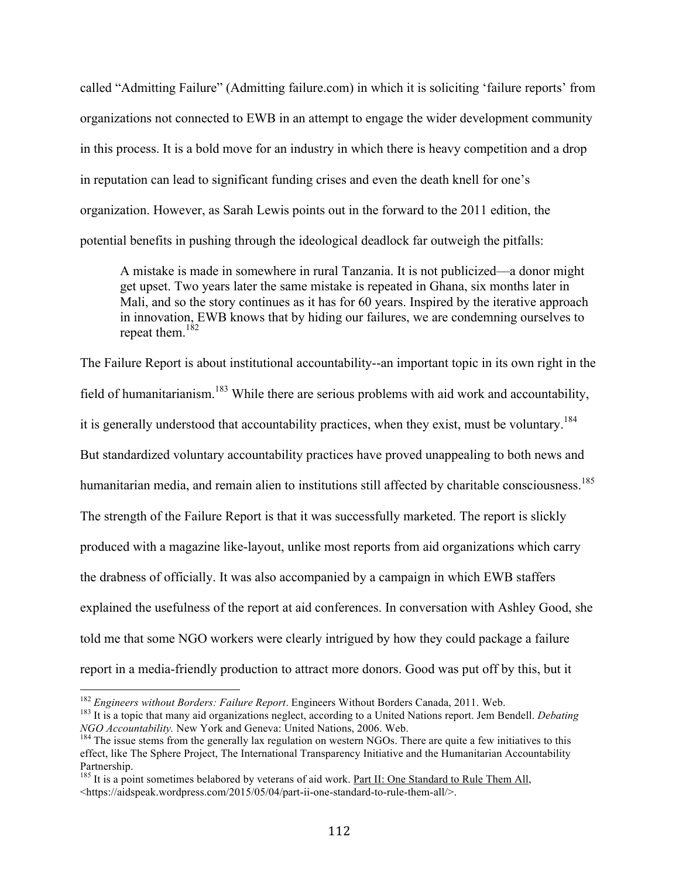called "Admitting Failure" (Admitting failure.com) in which it is soliciting 'failure reports' from organizations not connected to EWB in an attempt to engage the wider development community in this process. It is a bold move for an industry in which there is heavy competition and a drop in reputation can lead to significant funding crises and even the death knell for one's organization. However, as Sarah Lewis points out in the forward to the 2011 edition, the potential benefits in pushing through the ideological deadlock far outweigh the pitfalls:

> A mistake is made in somewhere in rural Tanzania. It is not publicized—a donor might get upset. Two years later the same mistake is repeated in Ghana, six months later in Mali, and so the story continues as it has for 60 years. Inspired by the iterative approach in innovation, EWB knows that by hiding our failures, we are condemning ourselves to repeat them.[182]

The Failure Report is about institutional accountability--an important topic in its own right in the field of humanitarianism.[183] While there are serious problems with aid work and accountability, it is generally understood that accountability practices, when they exist, must be voluntary.[184] But standardized voluntary accountability practices have proved unappealing to both news and humanitarian media, and remain alien to institutions still affected by charitable consciousness.[185] The strength of the Failure Report is that it was successfully marketed. The report is slickly produced with a magazine like-layout, unlike most reports from aid organizations which carry the drabness of officially. It was also accompanied by a campaign in which EWB staffers explained the usefulness of the report at aid conferences. In conversation with Ashley Good, she told me that some NGO workers were clearly intrigued by how they could package a failure report in a media-friendly production to attract more donors. Good was put off by this, but it

---

[182] *Engineers without Borders: Failure Report*. Engineers Without Borders Canada, 2011. Web.

[183] It is a topic that many aid organizations neglect, according to a United Nations report. Jem Bendell. *Debating NGO Accountability.* New York and Geneva: United Nations, 2006. Web.

[184] The issue stems from the generally lax regulation on western NGOs. There are quite a few initiatives to this effect, like The Sphere Project, The International Transparency Initiative and the Humanitarian Accountability Partnership.

[185] It is a point sometimes belabored by veterans of aid work. Part II: One Standard to Rule Them All, <https://aidspeak.wordpress.com/2015/05/04/part-ii-one-standard-to-rule-them-all/>.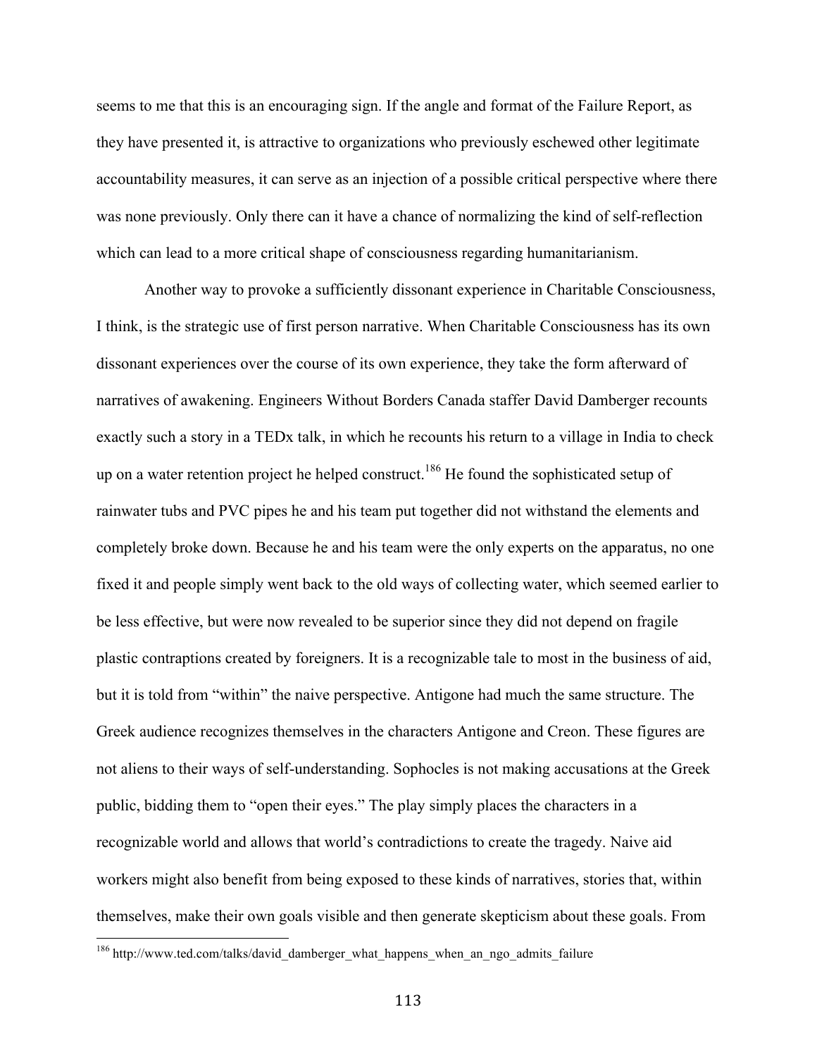seems to me that this is an encouraging sign. If the angle and format of the Failure Report, as they have presented it, is attractive to organizations who previously eschewed other legitimate accountability measures, it can serve as an injection of a possible critical perspective where there was none previously. Only there can it have a chance of normalizing the kind of self-reflection which can lead to a more critical shape of consciousness regarding humanitarianism.

Another way to provoke a sufficiently dissonant experience in Charitable Consciousness, I think, is the strategic use of first person narrative. When Charitable Consciousness has its own dissonant experiences over the course of its own experience, they take the form afterward of narratives of awakening. Engineers Without Borders Canada staffer David Damberger recounts exactly such a story in a TEDx talk, in which he recounts his return to a village in India to check up on a water retention project he helped construct.[186] He found the sophisticated setup of rainwater tubs and PVC pipes he and his team put together did not withstand the elements and completely broke down. Because he and his team were the only experts on the apparatus, no one fixed it and people simply went back to the old ways of collecting water, which seemed earlier to be less effective, but were now revealed to be superior since they did not depend on fragile plastic contraptions created by foreigners. It is a recognizable tale to most in the business of aid, but it is told from "within" the naive perspective. Antigone had much the same structure. The Greek audience recognizes themselves in the characters Antigone and Creon. These figures are not aliens to their ways of self-understanding. Sophocles is not making accusations at the Greek public, bidding them to "open their eyes." The play simply places the characters in a recognizable world and allows that world's contradictions to create the tragedy. Naive aid workers might also benefit from being exposed to these kinds of narratives, stories that, within themselves, make their own goals visible and then generate skepticism about these goals. From

[186] http://www.ted.com/talks/david_damberger_what_happens_when_an_ngo_admits_failure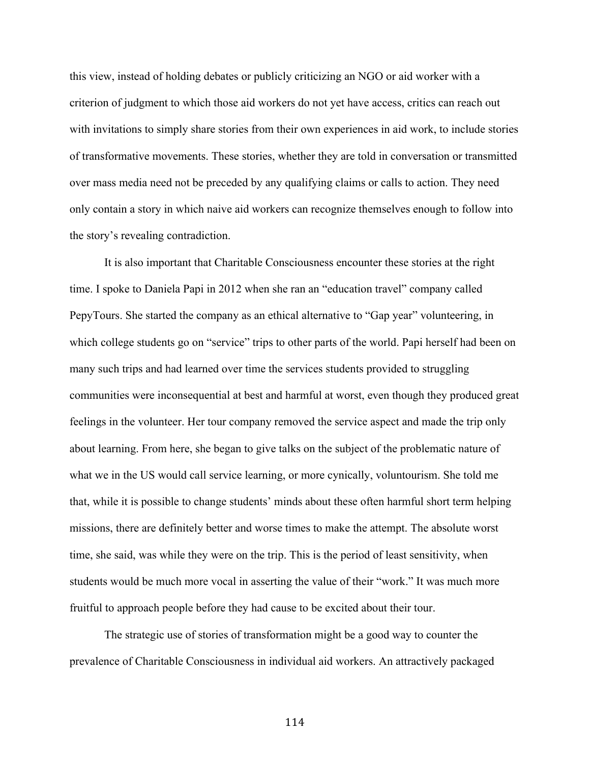this view, instead of holding debates or publicly criticizing an NGO or aid worker with a criterion of judgment to which those aid workers do not yet have access, critics can reach out with invitations to simply share stories from their own experiences in aid work, to include stories of transformative movements. These stories, whether they are told in conversation or transmitted over mass media need not be preceded by any qualifying claims or calls to action. They need only contain a story in which naive aid workers can recognize themselves enough to follow into the story's revealing contradiction.

It is also important that Charitable Consciousness encounter these stories at the right time. I spoke to Daniela Papi in 2012 when she ran an "education travel" company called PepyTours. She started the company as an ethical alternative to "Gap year" volunteering, in which college students go on "service" trips to other parts of the world. Papi herself had been on many such trips and had learned over time the services students provided to struggling communities were inconsequential at best and harmful at worst, even though they produced great feelings in the volunteer. Her tour company removed the service aspect and made the trip only about learning. From here, she began to give talks on the subject of the problematic nature of what we in the US would call service learning, or more cynically, voluntourism. She told me that, while it is possible to change students' minds about these often harmful short term helping missions, there are definitely better and worse times to make the attempt. The absolute worst time, she said, was while they were on the trip. This is the period of least sensitivity, when students would be much more vocal in asserting the value of their "work." It was much more fruitful to approach people before they had cause to be excited about their tour.

The strategic use of stories of transformation might be a good way to counter the prevalence of Charitable Consciousness in individual aid workers. An attractively packaged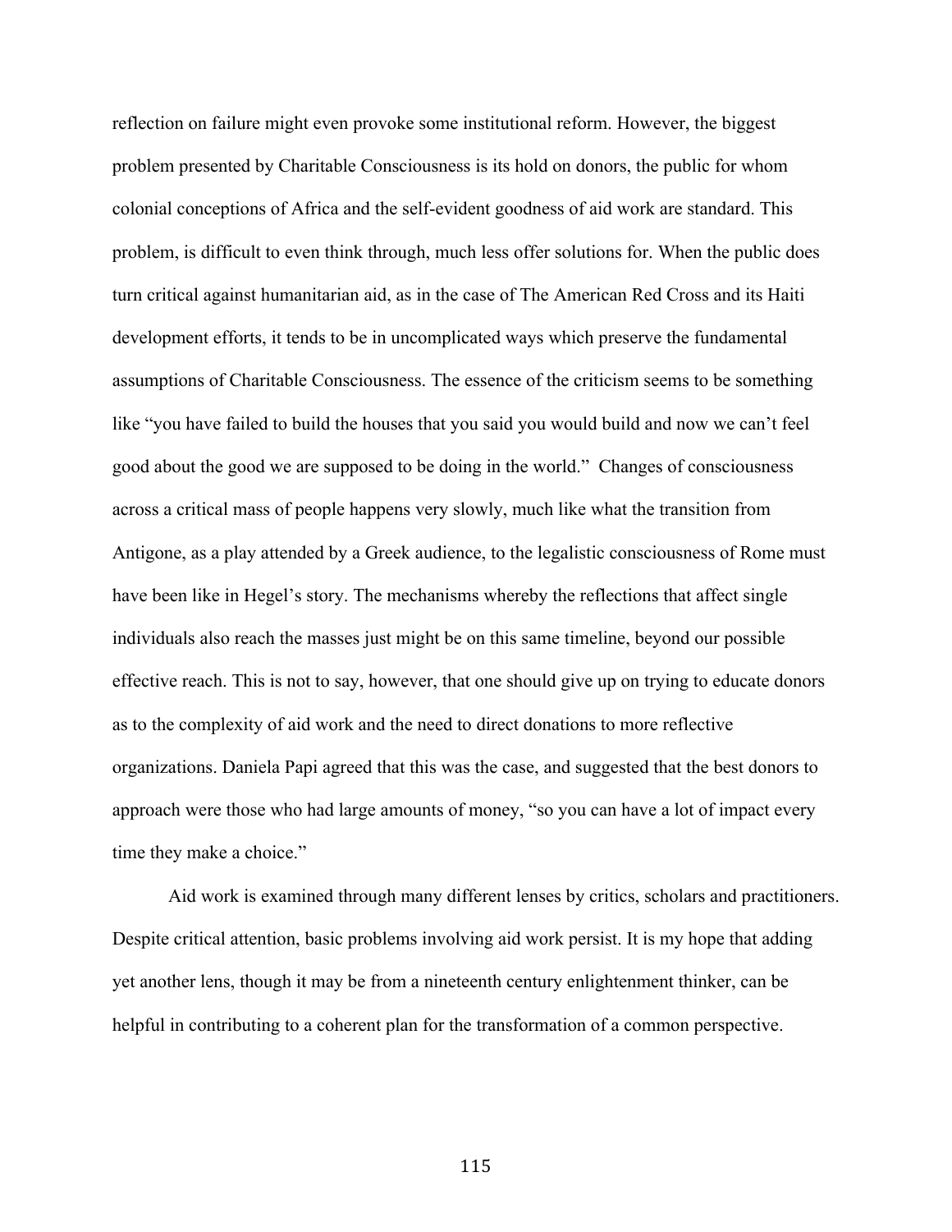reflection on failure might even provoke some institutional reform. However, the biggest problem presented by Charitable Consciousness is its hold on donors, the public for whom colonial conceptions of Africa and the self-evident goodness of aid work are standard. This problem, is difficult to even think through, much less offer solutions for. When the public does turn critical against humanitarian aid, as in the case of The American Red Cross and its Haiti development efforts, it tends to be in uncomplicated ways which preserve the fundamental assumptions of Charitable Consciousness. The essence of the criticism seems to be something like "you have failed to build the houses that you said you would build and now we can't feel good about the good we are supposed to be doing in the world." Changes of consciousness across a critical mass of people happens very slowly, much like what the transition from Antigone, as a play attended by a Greek audience, to the legalistic consciousness of Rome must have been like in Hegel's story. The mechanisms whereby the reflections that affect single individuals also reach the masses just might be on this same timeline, beyond our possible effective reach. This is not to say, however, that one should give up on trying to educate donors as to the complexity of aid work and the need to direct donations to more reflective organizations. Daniela Papi agreed that this was the case, and suggested that the best donors to approach were those who had large amounts of money, "so you can have a lot of impact every time they make a choice."

Aid work is examined through many different lenses by critics, scholars and practitioners. Despite critical attention, basic problems involving aid work persist. It is my hope that adding yet another lens, though it may be from a nineteenth century enlightenment thinker, can be helpful in contributing to a coherent plan for the transformation of a common perspective.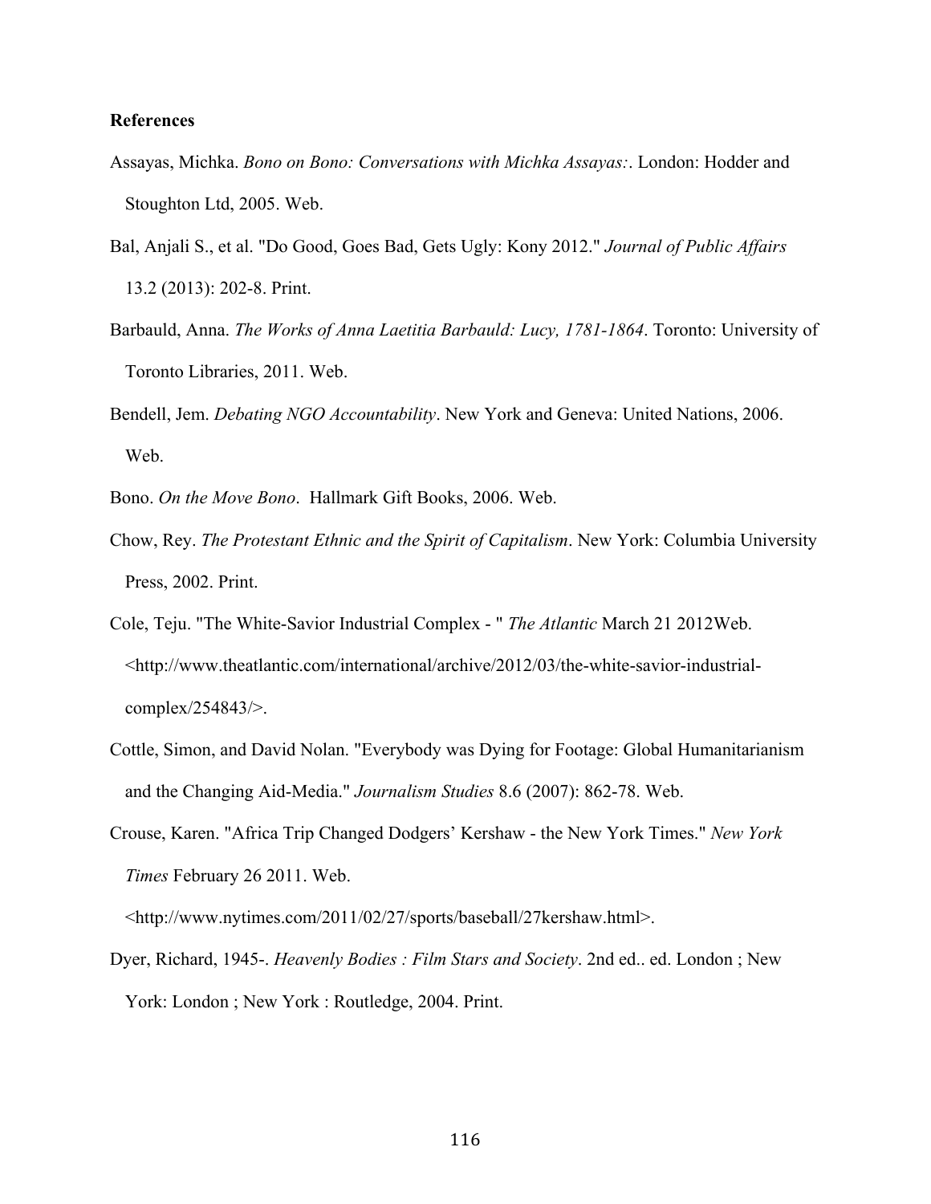**References**

Assayas, Michka. *Bono on Bono: Conversations with Michka Assayas:*. London: Hodder and Stoughton Ltd, 2005. Web.

Bal, Anjali S., et al. "Do Good, Goes Bad, Gets Ugly: Kony 2012." *Journal of Public Affairs* 13.2 (2013): 202-8. Print.

Barbauld, Anna. *The Works of Anna Laetitia Barbauld: Lucy, 1781-1864*. Toronto: University of Toronto Libraries, 2011. Web.

Bendell, Jem. *Debating NGO Accountability*. New York and Geneva: United Nations, 2006. Web.

Bono. *On the Move Bono*. Hallmark Gift Books, 2006. Web.

Chow, Rey. *The Protestant Ethnic and the Spirit of Capitalism*. New York: Columbia University Press, 2002. Print.

Cole, Teju. "The White-Savior Industrial Complex - " *The Atlantic* March 21 2012Web. <http://www.theatlantic.com/international/archive/2012/03/the-white-savior-industrial-complex/254843/>.

Cottle, Simon, and David Nolan. "Everybody was Dying for Footage: Global Humanitarianism and the Changing Aid-Media." *Journalism Studies* 8.6 (2007): 862-78. Web.

Crouse, Karen. "Africa Trip Changed Dodgers' Kershaw - the New York Times." *New York Times* February 26 2011. Web. <http://www.nytimes.com/2011/02/27/sports/baseball/27kershaw.html>.

Dyer, Richard, 1945-. *Heavenly Bodies : Film Stars and Society*. 2nd ed.. ed. London ; New York: London ; New York : Routledge, 2004. Print.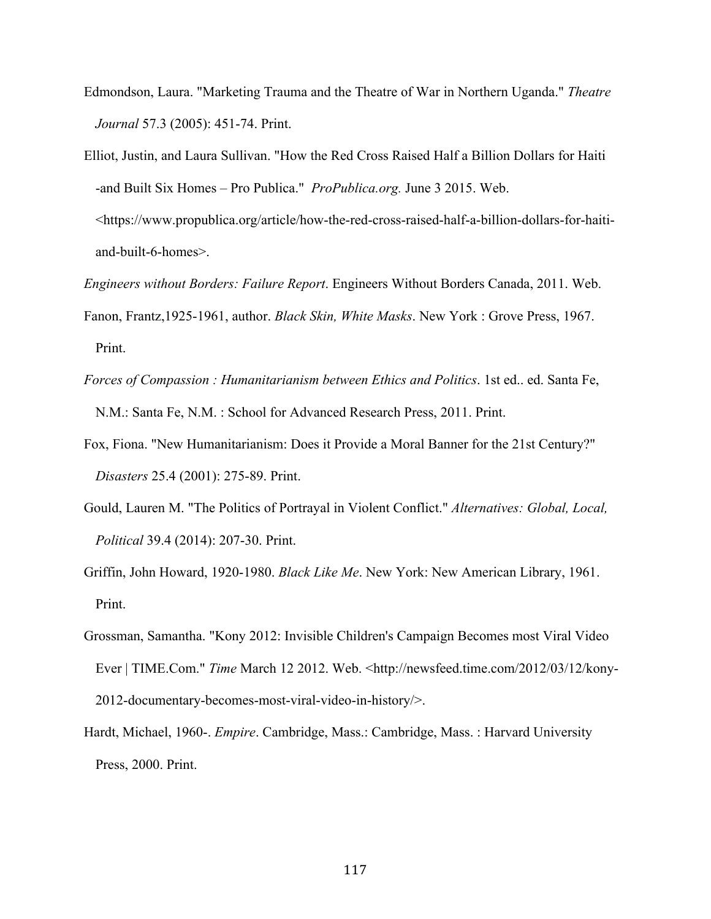Edmondson, Laura. "Marketing Trauma and the Theatre of War in Northern Uganda." *Theatre Journal* 57.3 (2005): 451-74. Print.

Elliot, Justin, and Laura Sullivan. "How the Red Cross Raised Half a Billion Dollars for Haiti -and Built Six Homes – Pro Publica." *ProPublica.org.* June 3 2015. Web. <https://www.propublica.org/article/how-the-red-cross-raised-half-a-billion-dollars-for-haiti-and-built-6-homes>.

*Engineers without Borders: Failure Report*. Engineers Without Borders Canada, 2011. Web.

Fanon, Frantz,1925-1961, author. *Black Skin, White Masks*. New York : Grove Press, 1967. Print.

*Forces of Compassion : Humanitarianism between Ethics and Politics*. 1st ed.. ed. Santa Fe, N.M.: Santa Fe, N.M. : School for Advanced Research Press, 2011. Print.

Fox, Fiona. "New Humanitarianism: Does it Provide a Moral Banner for the 21st Century?" *Disasters* 25.4 (2001): 275-89. Print.

Gould, Lauren M. "The Politics of Portrayal in Violent Conflict." *Alternatives: Global, Local, Political* 39.4 (2014): 207-30. Print.

Griffin, John Howard, 1920-1980. *Black Like Me*. New York: New American Library, 1961. Print.

Grossman, Samantha. "Kony 2012: Invisible Children's Campaign Becomes most Viral Video Ever | TIME.Com." *Time* March 12 2012. Web. <http://newsfeed.time.com/2012/03/12/kony-2012-documentary-becomes-most-viral-video-in-history/>.

Hardt, Michael, 1960-. *Empire*. Cambridge, Mass.: Cambridge, Mass. : Harvard University Press, 2000. Print.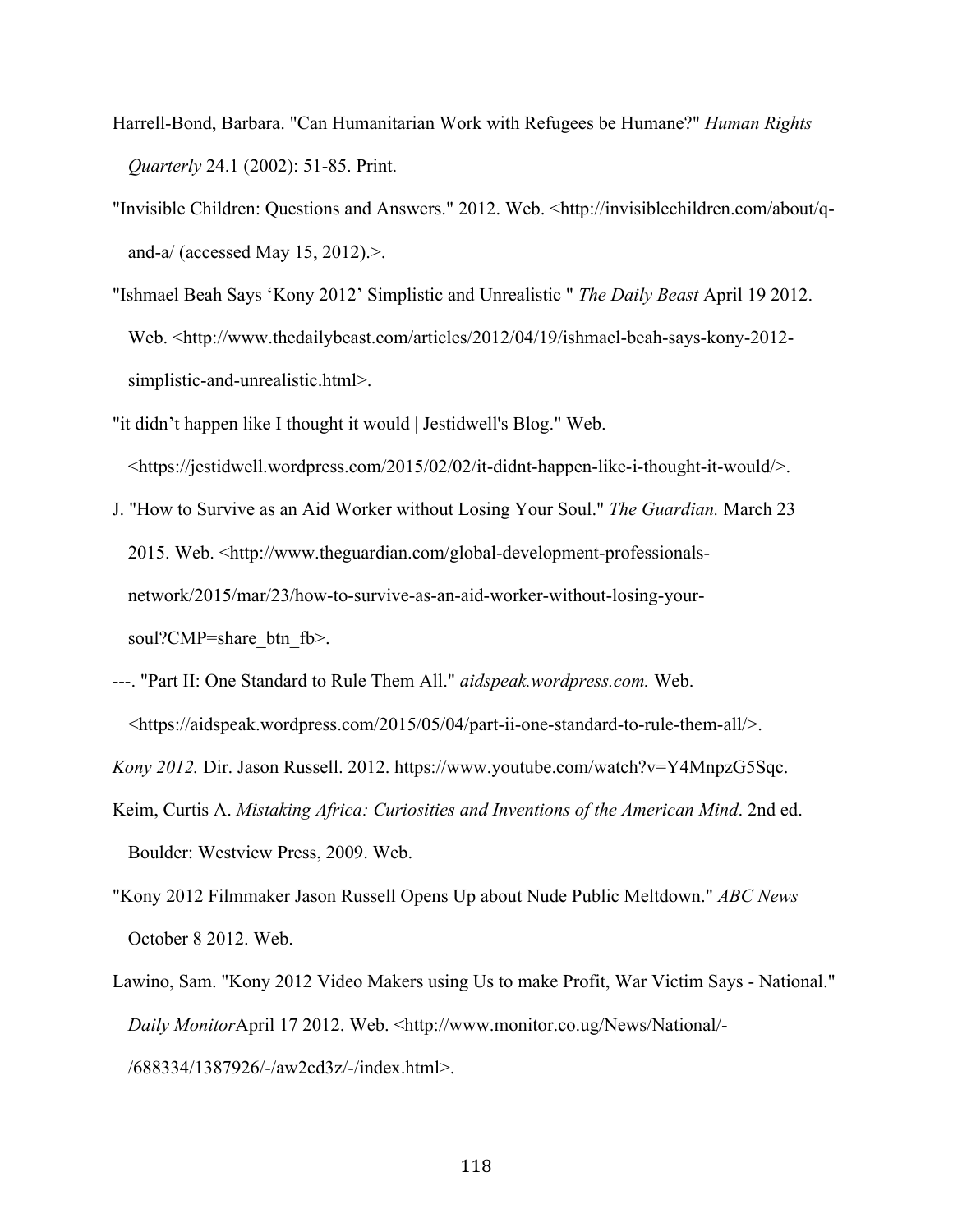Harrell-Bond, Barbara. "Can Humanitarian Work with Refugees be Humane?" *Human Rights Quarterly* 24.1 (2002): 51-85. Print.

"Invisible Children: Questions and Answers." 2012. Web. <http://invisiblechildren.com/about/q-and-a/ (accessed May 15, 2012).>.

"Ishmael Beah Says 'Kony 2012' Simplistic and Unrealistic " *The Daily Beast* April 19 2012. Web. <http://www.thedailybeast.com/articles/2012/04/19/ishmael-beah-says-kony-2012-simplistic-and-unrealistic.html>.

"it didn't happen like I thought it would | Jestidwell's Blog." Web. <https://jestidwell.wordpress.com/2015/02/02/it-didnt-happen-like-i-thought-it-would/>.

J. "How to Survive as an Aid Worker without Losing Your Soul." *The Guardian.* March 23 2015. Web. <http://www.theguardian.com/global-development-professionals-network/2015/mar/23/how-to-survive-as-an-aid-worker-without-losing-your-soul?CMP=share_btn_fb>.

---. "Part II: One Standard to Rule Them All." *aidspeak.wordpress.com.* Web. <https://aidspeak.wordpress.com/2015/05/04/part-ii-one-standard-to-rule-them-all/>.

*Kony 2012.* Dir. Jason Russell. 2012. https://www.youtube.com/watch?v=Y4MnpzG5Sqc.

Keim, Curtis A. *Mistaking Africa: Curiosities and Inventions of the American Mind*. 2nd ed. Boulder: Westview Press, 2009. Web.

"Kony 2012 Filmmaker Jason Russell Opens Up about Nude Public Meltdown." *ABC News* October 8 2012. Web.

Lawino, Sam. "Kony 2012 Video Makers using Us to make Profit, War Victim Says - National." *Daily Monitor*April 17 2012. Web. <http://www.monitor.co.ug/News/National/-/688334/1387926/-/aw2cd3z/-/index.html>.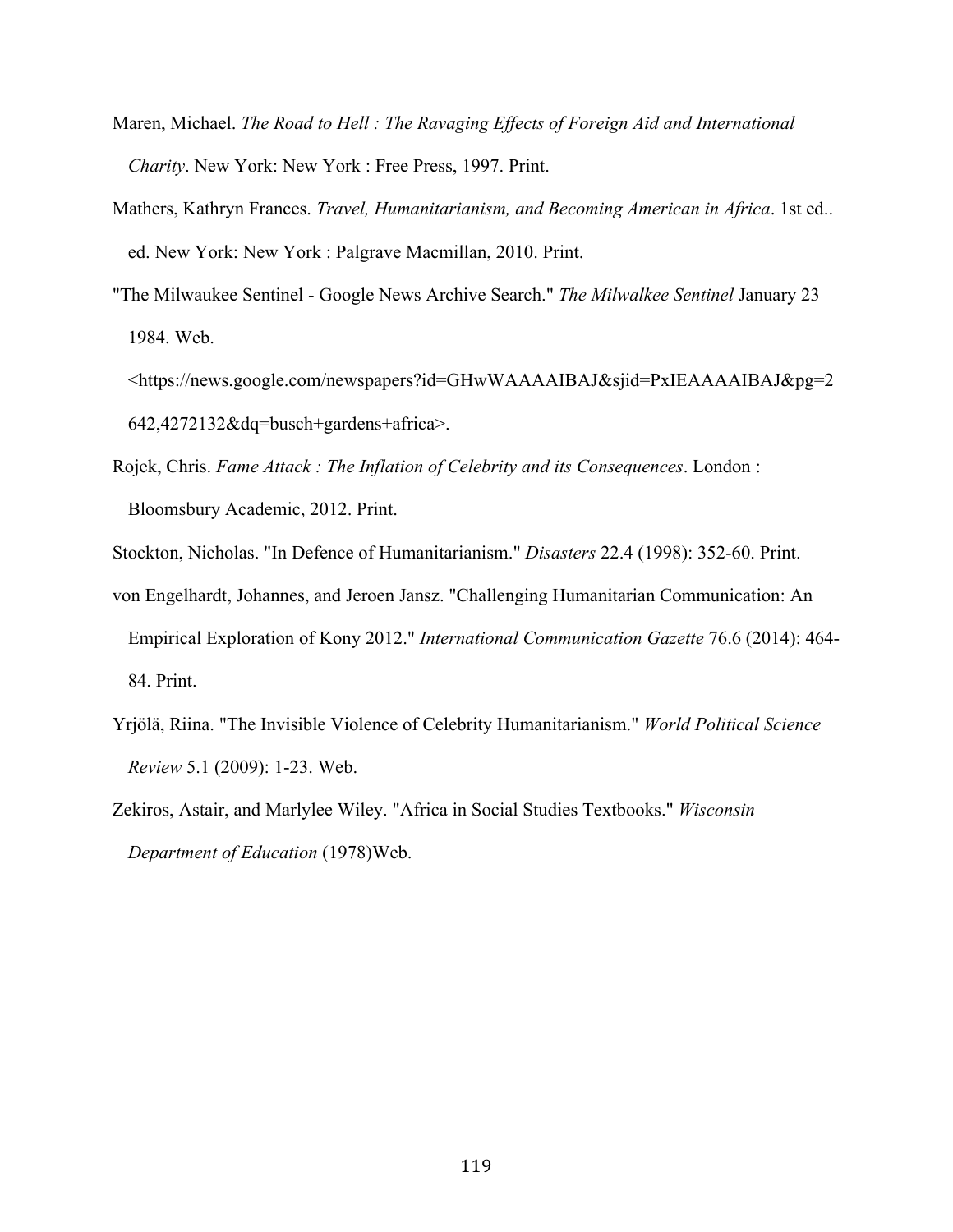Maren, Michael. *The Road to Hell : The Ravaging Effects of Foreign Aid and International Charity*. New York: New York : Free Press, 1997. Print.

Mathers, Kathryn Frances. *Travel, Humanitarianism, and Becoming American in Africa*. 1st ed.. ed. New York: New York : Palgrave Macmillan, 2010. Print.

"The Milwaukee Sentinel - Google News Archive Search." *The Milwalkee Sentinel* January 23 1984. Web. <https://news.google.com/newspapers?id=GHwWAAAAIBAJ&sjid=PxIEAAAAIBAJ&pg=2642,4272132&dq=busch+gardens+africa>.

Rojek, Chris. *Fame Attack : The Inflation of Celebrity and its Consequences*. London : Bloomsbury Academic, 2012. Print.

Stockton, Nicholas. "In Defence of Humanitarianism." *Disasters* 22.4 (1998): 352-60. Print.

von Engelhardt, Johannes, and Jeroen Jansz. "Challenging Humanitarian Communication: An Empirical Exploration of Kony 2012." *International Communication Gazette* 76.6 (2014): 464-84. Print.

Yrjölä, Riina. "The Invisible Violence of Celebrity Humanitarianism." *World Political Science Review* 5.1 (2009): 1-23. Web.

Zekiros, Astair, and Marlylee Wiley. "Africa in Social Studies Textbooks." *Wisconsin Department of Education* (1978)Web.